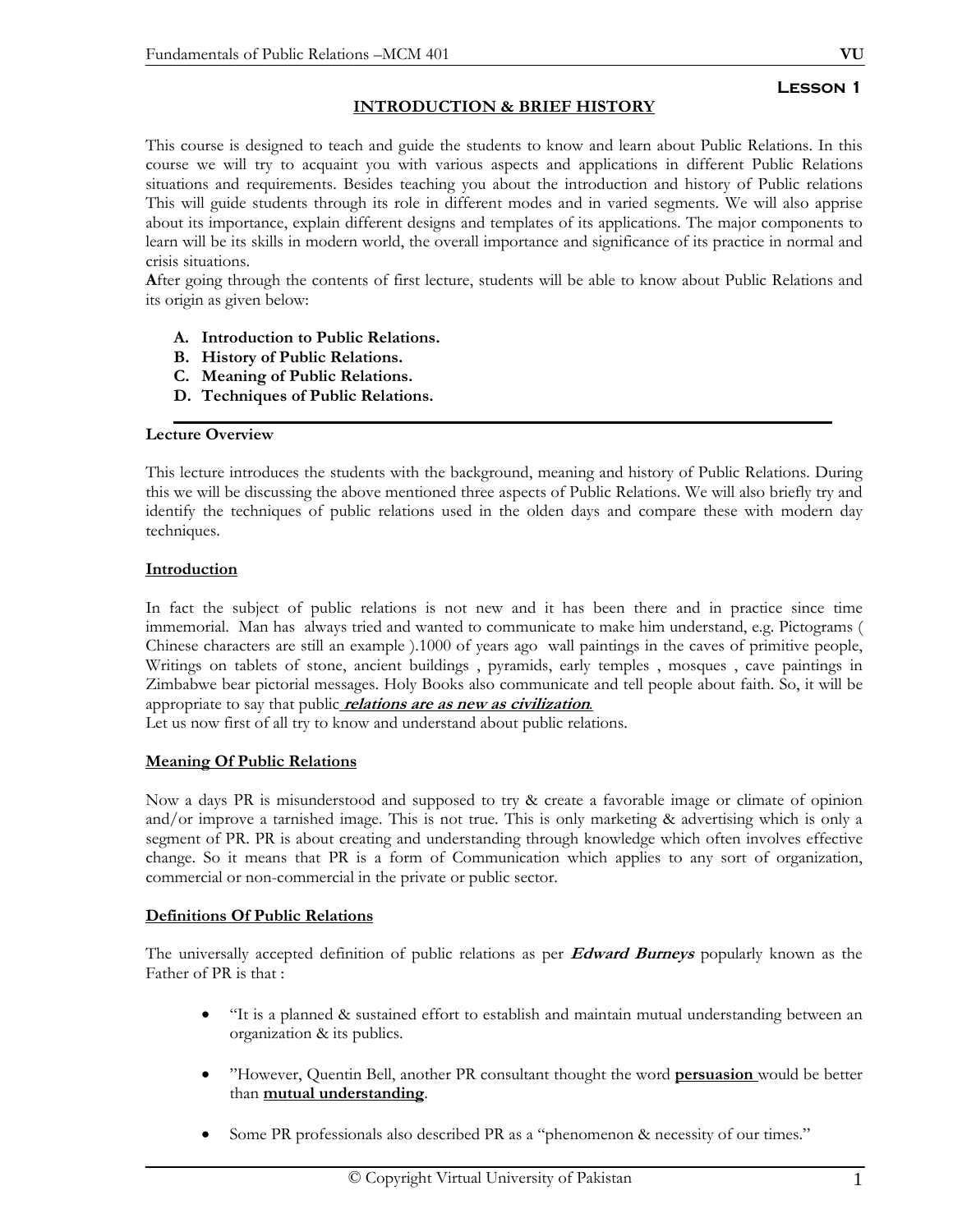**Lesson 1**

## INTRODUCTION & BRIEF HISTORY

This course is designed to teach and guide the students to know and learn about Public Relations. In this course we will try to acquaint you with various aspects and applications in different Public Relations situations and requirements. Besides teaching you about the introduction and history of Public relations This will guide students through its role in different modes and in varied segments. We will also apprise about its importance, explain different designs and templates of its applications. The major components to learn will be its skills in modern world, the overall importance and significance of its practice in normal and crisis situations.

**A**fter going through the contents of first lecture, students will be able to know about Public Relations and its origin as given below:

- **A. Introduction to Public Relations.**
- **B. History of Public Relations.**
- **C. Meaning of Public Relations.**
- **D. Techniques of Public Relations.**

---

### Lecture Overview

This lecture introduces the students with the background, meaning and history of Public Relations. During this we will be discussing the above mentioned three aspects of Public Relations. We will also briefly try and identify the techniques of public relations used in the olden days and compare these with modern day techniques.

### Introduction

In fact the subject of public relations is not new and it has been there and in practice since time immemorial. Man has always tried and wanted to communicate to make him understand, e.g. Pictograms ( Chinese characters are still an example ).1000 of years ago wall paintings in the caves of primitive people, Writings on tablets of stone, ancient buildings , pyramids, early temples , mosques , cave paintings in Zimbabwe bear pictorial messages. Holy Books also communicate and tell people about faith. So, it will be appropriate to say that public ***relations are as new as civilization***.

Let us now first of all try to know and understand about public relations.

### Meaning Of Public Relations

Now a days PR is misunderstood and supposed to try & create a favorable image or climate of opinion and/or improve a tarnished image. This is not true. This is only marketing & advertising which is only a segment of PR. PR is about creating and understanding through knowledge which often involves effective change. So it means that PR is a form of Communication which applies to any sort of organization, commercial or non-commercial in the private or public sector.

### Definitions Of Public Relations

The universally accepted definition of public relations as per ***Edward Burneys*** popularly known as the Father of PR is that :

- "It is a planned & sustained effort to establish and maintain mutual understanding between an organization & its publics.
- "However, Quentin Bell, another PR consultant thought the word **persuasion** would be better than **mutual understanding**.
- Some PR professionals also described PR as a "phenomenon & necessity of our times."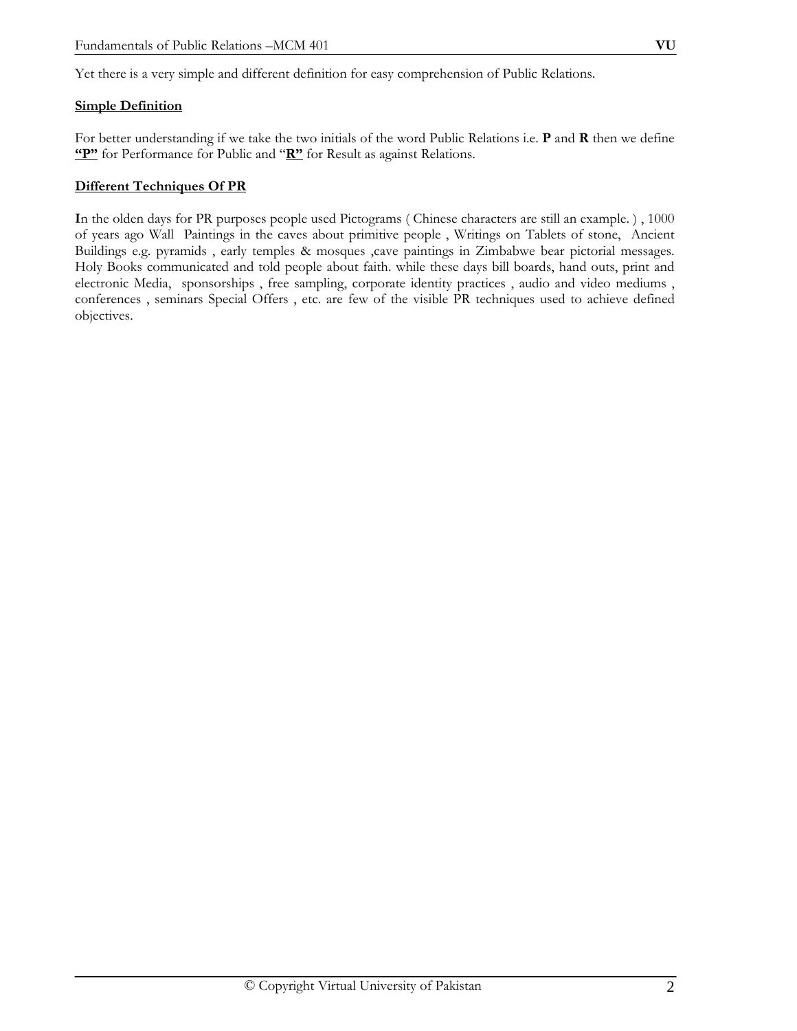Yet there is a very simple and different definition for easy comprehension of Public Relations.

**Simple Definition**

For better understanding if we take the two initials of the word Public Relations i.e. **P** and **R** then we define **"P"** for Performance for Public and "**R"** for Result as against Relations.

**Different Techniques Of PR**

**I**n the olden days for PR purposes people used Pictograms ( Chinese characters are still an example. ) , 1000 of years ago Wall Paintings in the caves about primitive people , Writings on Tablets of stone, Ancient Buildings e.g. pyramids , early temples & mosques ,cave paintings in Zimbabwe bear pictorial messages. Holy Books communicated and told people about faith. while these days bill boards, hand outs, print and electronic Media, sponsorships , free sampling, corporate identity practices , audio and video mediums , conferences , seminars Special Offers , etc. are few of the visible PR techniques used to achieve defined objectives.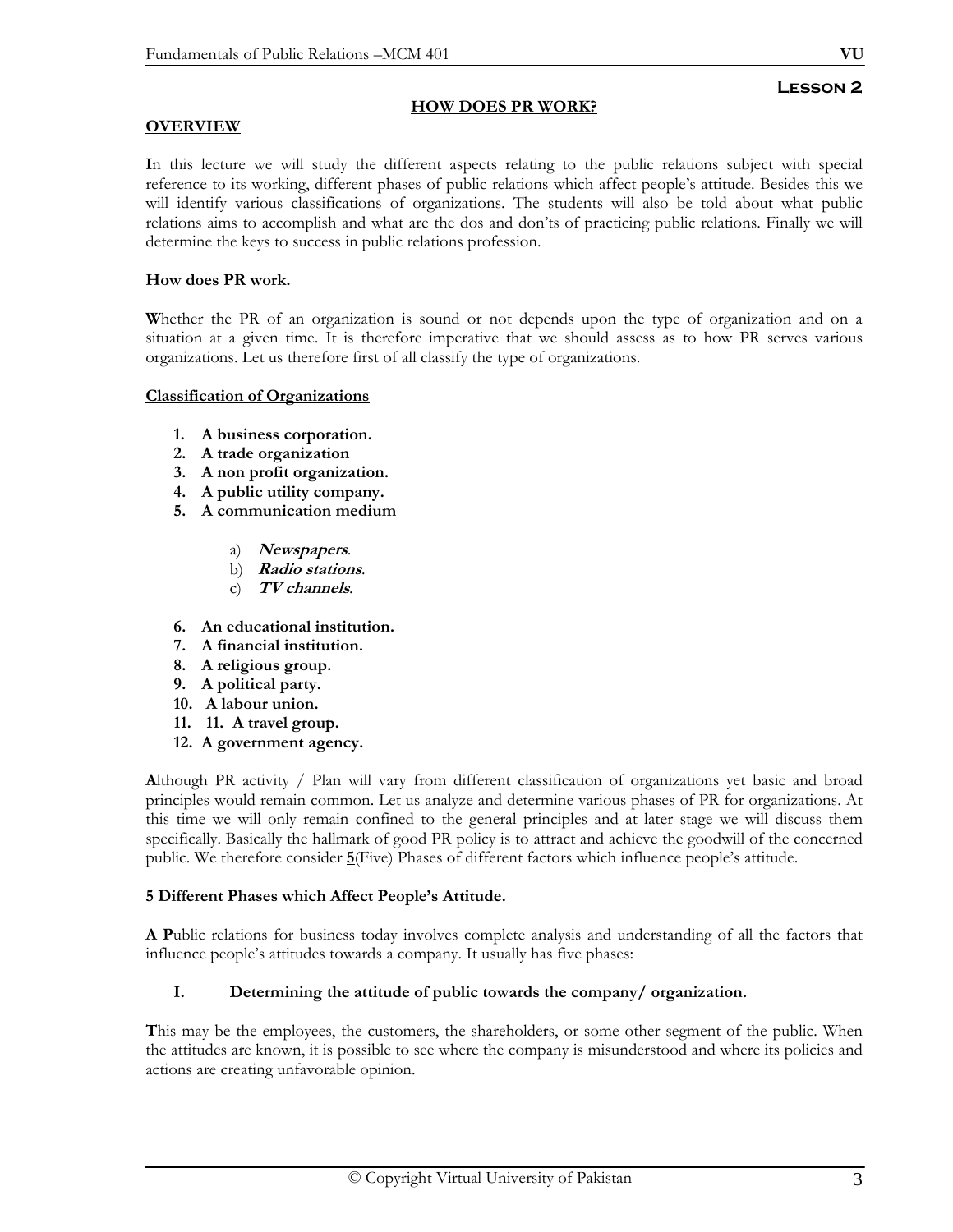## Lesson 2

### HOW DOES PR WORK?

**OVERVIEW**

In this lecture we will study the different aspects relating to the public relations subject with special reference to its working, different phases of public relations which affect people's attitude. Besides this we will identify various classifications of organizations. The students will also be told about what public relations aims to accomplish and what are the dos and don'ts of practicing public relations. Finally we will determine the keys to success in public relations profession.

**How does PR work.**

Whether the PR of an organization is sound or not depends upon the type of organization and on a situation at a given time. It is therefore imperative that we should assess as to how PR serves various organizations. Let us therefore first of all classify the type of organizations.

**Classification of Organizations**

1. **A business corporation.**
2. **A trade organization**
3. **A non profit organization.**
4. **A public utility company.**
5. **A communication medium**
   a) ***Newspapers***.
   b) ***Radio stations***.
   c) ***TV channels***.
6. **An educational institution.**
7. **A financial institution.**
8. **A religious group.**
9. **A political party.**
10. **A labour union.**
11. **11. A travel group.**
12. **A government agency.**

Although PR activity / Plan will vary from different classification of organizations yet basic and broad principles would remain common. Let us analyze and determine various phases of PR for organizations. At this time we will only remain confined to the general principles and at later stage we will discuss them specifically. Basically the hallmark of good PR policy is to attract and achieve the goodwill of the concerned public. We therefore consider **5**(Five) Phases of different factors which influence people's attitude.

**5 Different Phases which Affect People's Attitude.**

A Public relations for business today involves complete analysis and understanding of all the factors that influence people's attitudes towards a company. It usually has five phases:

**I. Determining the attitude of public towards the company/ organization.**

This may be the employees, the customers, the shareholders, or some other segment of the public. When the attitudes are known, it is possible to see where the company is misunderstood and where its policies and actions are creating unfavorable opinion.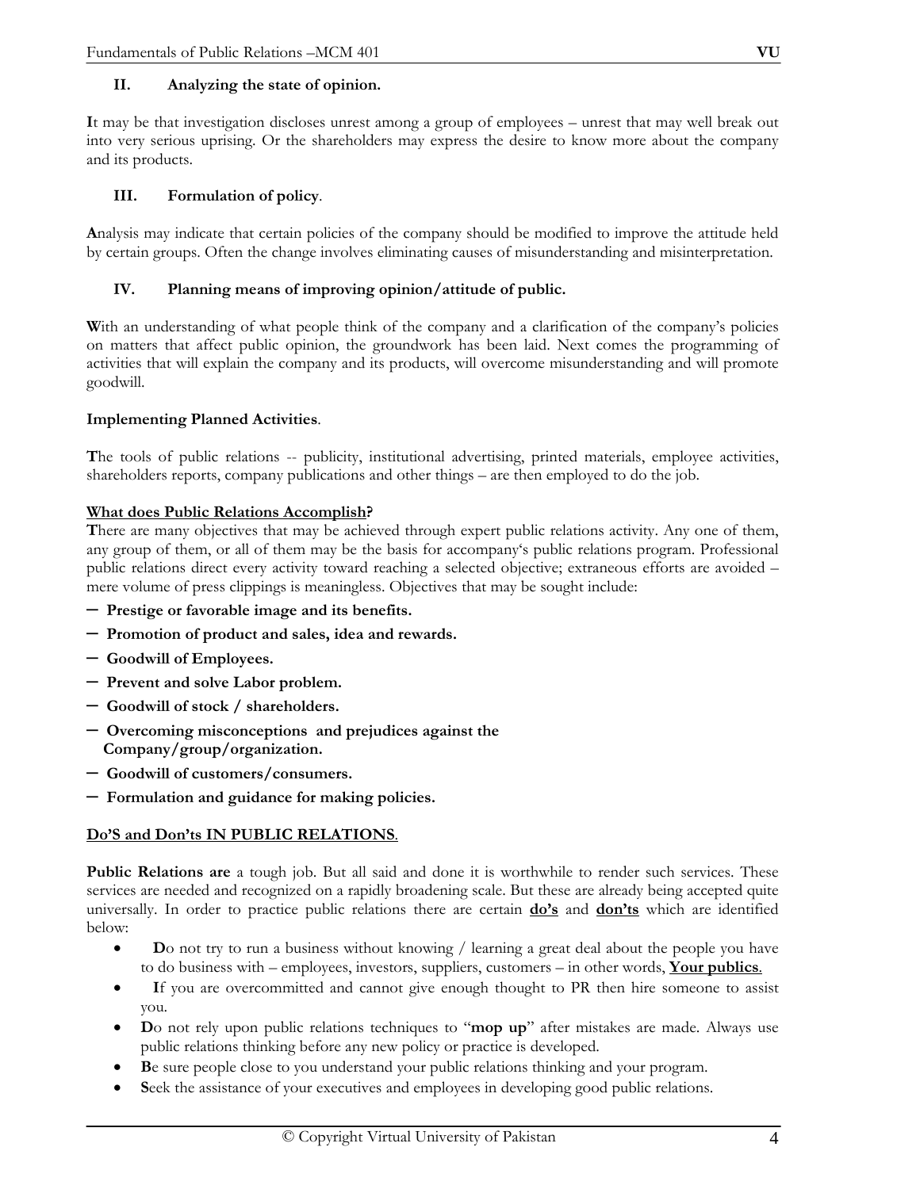### II. Analyzing the state of opinion.

**I**t may be that investigation discloses unrest among a group of employees – unrest that may well break out into very serious uprising. Or the shareholders may express the desire to know more about the company and its products.

### III. Formulation of policy.

**A**nalysis may indicate that certain policies of the company should be modified to improve the attitude held by certain groups. Often the change involves eliminating causes of misunderstanding and misinterpretation.

### IV. Planning means of improving opinion/attitude of public.

**W**ith an understanding of what people think of the company and a clarification of the company's policies on matters that affect public opinion, the groundwork has been laid. Next comes the programming of activities that will explain the company and its products, will overcome misunderstanding and will promote goodwill.

**Implementing Planned Activities**.

**T**he tools of public relations -- publicity, institutional advertising, printed materials, employee activities, shareholders reports, company publications and other things – are then employed to do the job.

**<u>What does Public Relations Accomplish</u>?**

**T**here are many objectives that may be achieved through expert public relations activity. Any one of them, any group of them, or all of them may be the basis for accompany's public relations program. Professional public relations direct every activity toward reaching a selected objective; extraneous efforts are avoided – mere volume of press clippings is meaningless. Objectives that may be sought include:

- **Prestige or favorable image and its benefits.**
- **Promotion of product and sales, idea and rewards.**
- **Goodwill of Employees.**
- **Prevent and solve Labor problem.**
- **Goodwill of stock / shareholders.**
- **Overcoming misconceptions and prejudices against the Company/group/organization.**
- **Goodwill of customers/consumers.**
- **Formulation and guidance for making policies.**

**<u>Do'S and Don'ts IN PUBLIC RELATIONS</u>**.

**Public Relations are** a tough job. But all said and done it is worthwhile to render such services. These services are needed and recognized on a rapidly broadening scale. But these are already being accepted quite universally. In order to practice public relations there are certain **<u>do's</u>** and **<u>don'ts</u>** which are identified below:

- **D**o not try to run a business without knowing / learning a great deal about the people you have to do business with – employees, investors, suppliers, customers – in other words, **<u>Your publics</u>**.
- **I**f you are overcommitted and cannot give enough thought to PR then hire someone to assist you.
- **D**o not rely upon public relations techniques to "**mop up**" after mistakes are made. Always use public relations thinking before any new policy or practice is developed.
- **B**e sure people close to you understand your public relations thinking and your program.
- **S**eek the assistance of your executives and employees in developing good public relations.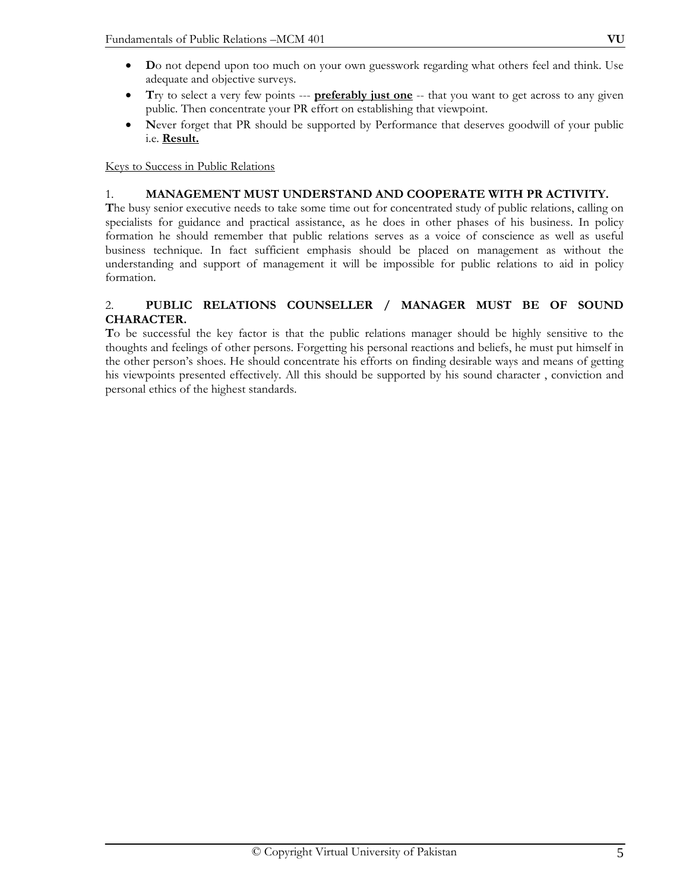- **D**o not depend upon too much on your own guesswork regarding what others feel and think. Use adequate and objective surveys.
- **T**ry to select a very few points --- **<u>preferably just one</u>** -- that you want to get across to any given public. Then concentrate your PR effort on establishing that viewpoint.
- **N**ever forget that PR should be supported by Performance that deserves goodwill of your public i.e. **<u>Result.</u>**

<u>Keys to Success in Public Relations</u>

1. **MANAGEMENT MUST UNDERSTAND AND COOPERATE WITH PR ACTIVITY.**

**T**he busy senior executive needs to take some time out for concentrated study of public relations, calling on specialists for guidance and practical assistance, as he does in other phases of his business. In policy formation he should remember that public relations serves as a voice of conscience as well as useful business technique. In fact sufficient emphasis should be placed on management as without the understanding and support of management it will be impossible for public relations to aid in policy formation.

2. **PUBLIC RELATIONS COUNSELLER / MANAGER MUST BE OF SOUND CHARACTER.**

**T**o be successful the key factor is that the public relations manager should be highly sensitive to the thoughts and feelings of other persons. Forgetting his personal reactions and beliefs, he must put himself in the other person's shoes. He should concentrate his efforts on finding desirable ways and means of getting his viewpoints presented effectively. All this should be supported by his sound character , conviction and personal ethics of the highest standards.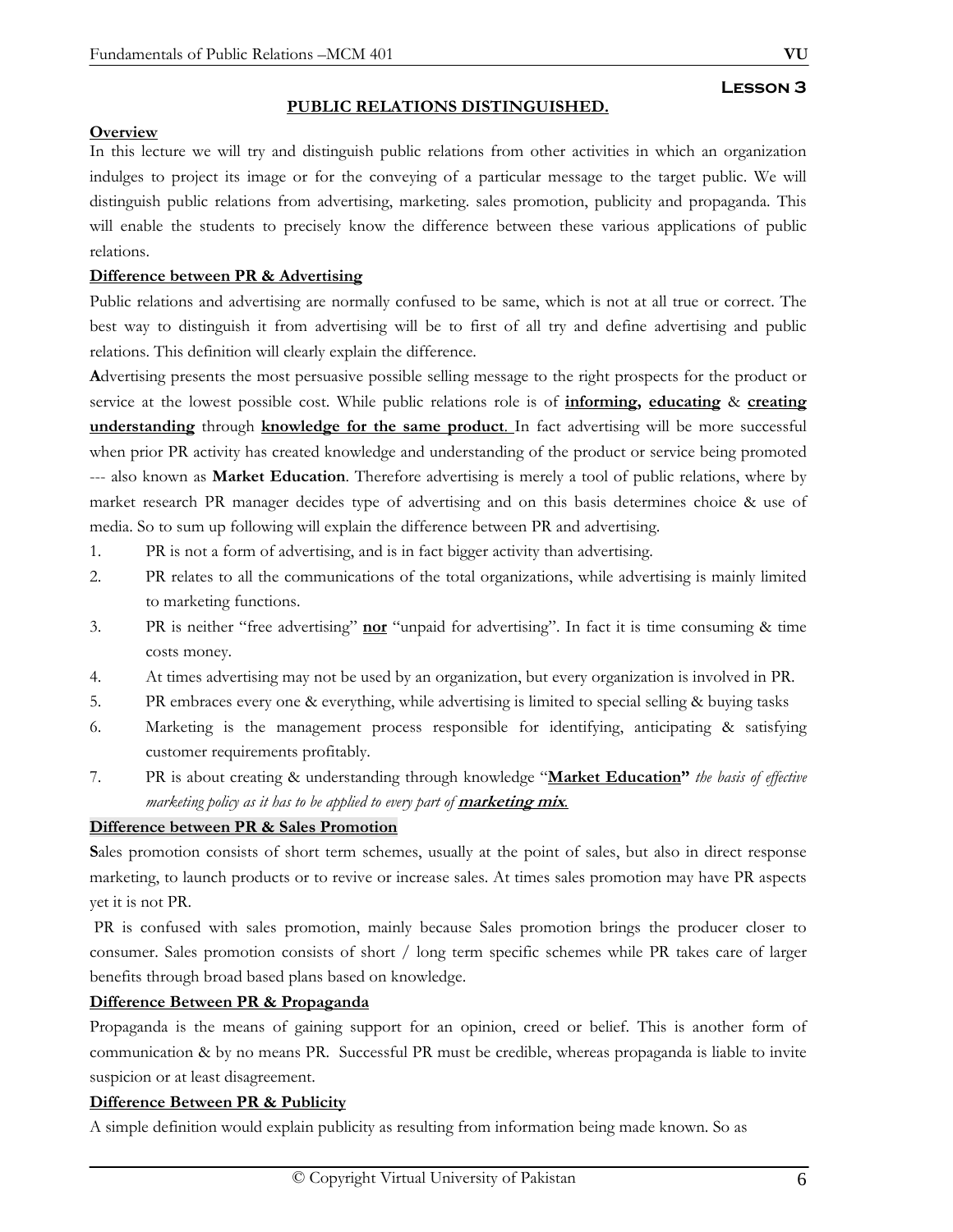## Lesson 3

### PUBLIC RELATIONS DISTINGUISHED.

**Overview**

In this lecture we will try and distinguish public relations from other activities in which an organization indulges to project its image or for the conveying of a particular message to the target public. We will distinguish public relations from advertising, marketing. sales promotion, publicity and propaganda. This will enable the students to precisely know the difference between these various applications of public relations.

**Difference between PR & Advertising**

Public relations and advertising are normally confused to be same, which is not at all true or correct. The best way to distinguish it from advertising will be to first of all try and define advertising and public relations. This definition will clearly explain the difference.

**A**dvertising presents the most persuasive possible selling message to the right prospects for the product or service at the lowest possible cost. While public relations role is of **informing, educating** & **creating understanding** through **knowledge for the same product**. In fact advertising will be more successful when prior PR activity has created knowledge and understanding of the product or service being promoted --- also known as **Market Education**. Therefore advertising is merely a tool of public relations, where by market research PR manager decides type of advertising and on this basis determines choice & use of media. So to sum up following will explain the difference between PR and advertising.

1. PR is not a form of advertising, and is in fact bigger activity than advertising.
2. PR relates to all the communications of the total organizations, while advertising is mainly limited to marketing functions.
3. PR is neither "free advertising" **nor** "unpaid for advertising". In fact it is time consuming & time costs money.
4. At times advertising may not be used by an organization, but every organization is involved in PR.
5. PR embraces every one & everything, while advertising is limited to special selling & buying tasks
6. Marketing is the management process responsible for identifying, anticipating & satisfying customer requirements profitably.
7. PR is about creating & understanding through knowledge "**Market Education"** *the basis of effective marketing policy as it has to be applied to every part of* ***marketing mix****.*

**Difference between PR & Sales Promotion**

**S**ales promotion consists of short term schemes, usually at the point of sales, but also in direct response marketing, to launch products or to revive or increase sales. At times sales promotion may have PR aspects yet it is not PR.

PR is confused with sales promotion, mainly because Sales promotion brings the producer closer to consumer. Sales promotion consists of short / long term specific schemes while PR takes care of larger benefits through broad based plans based on knowledge.

**Difference Between PR & Propaganda**

Propaganda is the means of gaining support for an opinion, creed or belief. This is another form of communication & by no means PR. Successful PR must be credible, whereas propaganda is liable to invite suspicion or at least disagreement.

**Difference Between PR & Publicity**

A simple definition would explain publicity as resulting from information being made known. So as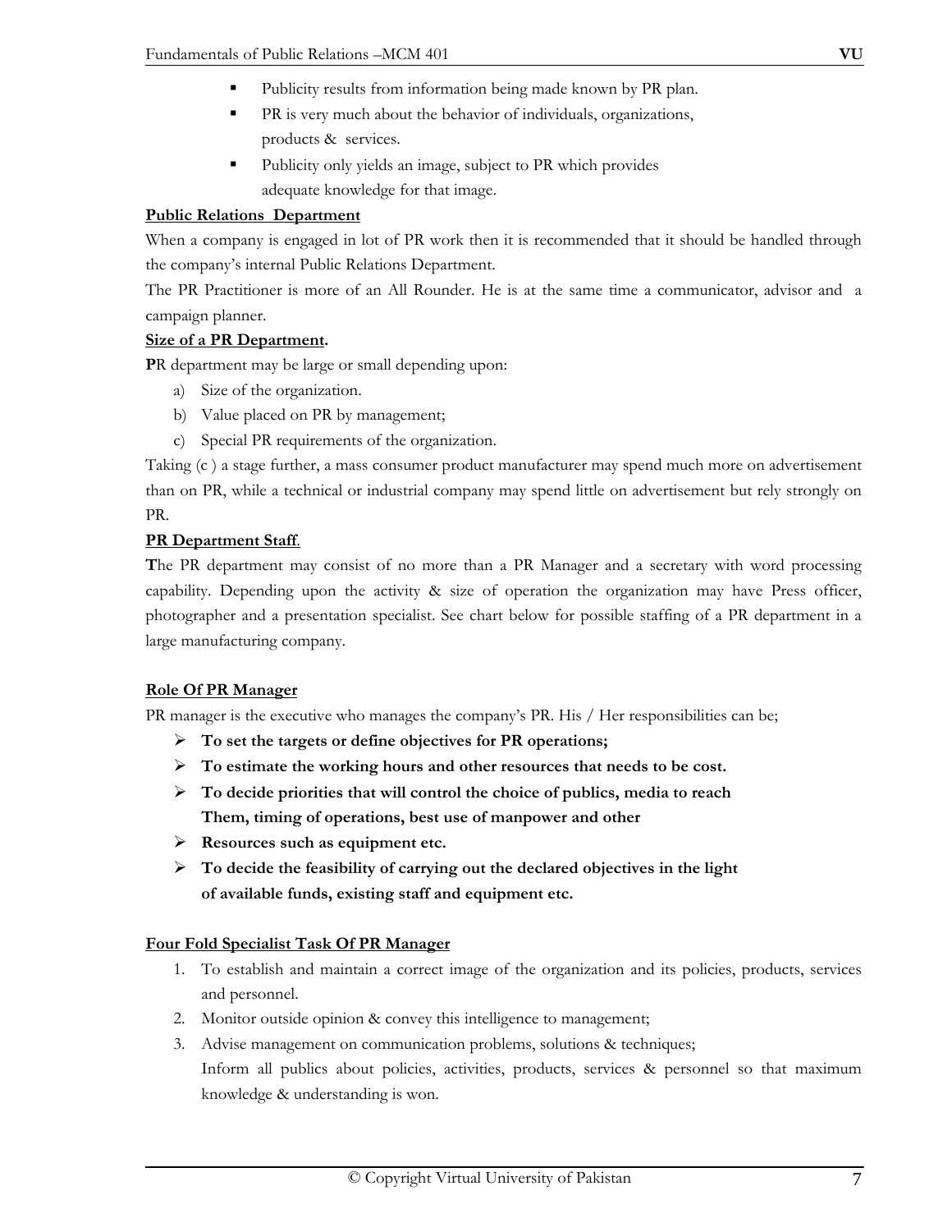- Publicity results from information being made known by PR plan.
- PR is very much about the behavior of individuals, organizations, products & services.
- Publicity only yields an image, subject to PR which provides adequate knowledge for that image.

**Public Relations Department**

When a company is engaged in lot of PR work then it is recommended that it should be handled through the company's internal Public Relations Department.

The PR Practitioner is more of an All Rounder. He is at the same time a communicator, advisor and a campaign planner.

**Size of a PR Department.**

**P**R department may be large or small depending upon:

a) Size of the organization.
b) Value placed on PR by management;
c) Special PR requirements of the organization.

Taking (c ) a stage further, a mass consumer product manufacturer may spend much more on advertisement than on PR, while a technical or industrial company may spend little on advertisement but rely strongly on PR.

**PR Department Staff.**

**T**he PR department may consist of no more than a PR Manager and a secretary with word processing capability. Depending upon the activity & size of operation the organization may have Press officer, photographer and a presentation specialist. See chart below for possible staffing of a PR department in a large manufacturing company.

**Role Of PR Manager**

PR manager is the executive who manages the company's PR. His / Her responsibilities can be;

- **To set the targets or define objectives for PR operations;**
- **To estimate the working hours and other resources that needs to be cost.**
- **To decide priorities that will control the choice of publics, media to reach Them, timing of operations, best use of manpower and other**
- **Resources such as equipment etc.**
- **To decide the feasibility of carrying out the declared objectives in the light of available funds, existing staff and equipment etc.**

**Four Fold Specialist Task Of PR Manager**

1. To establish and maintain a correct image of the organization and its policies, products, services and personnel.
2. Monitor outside opinion & convey this intelligence to management;
3. Advise management on communication problems, solutions & techniques;
   Inform all publics about policies, activities, products, services & personnel so that maximum knowledge & understanding is won.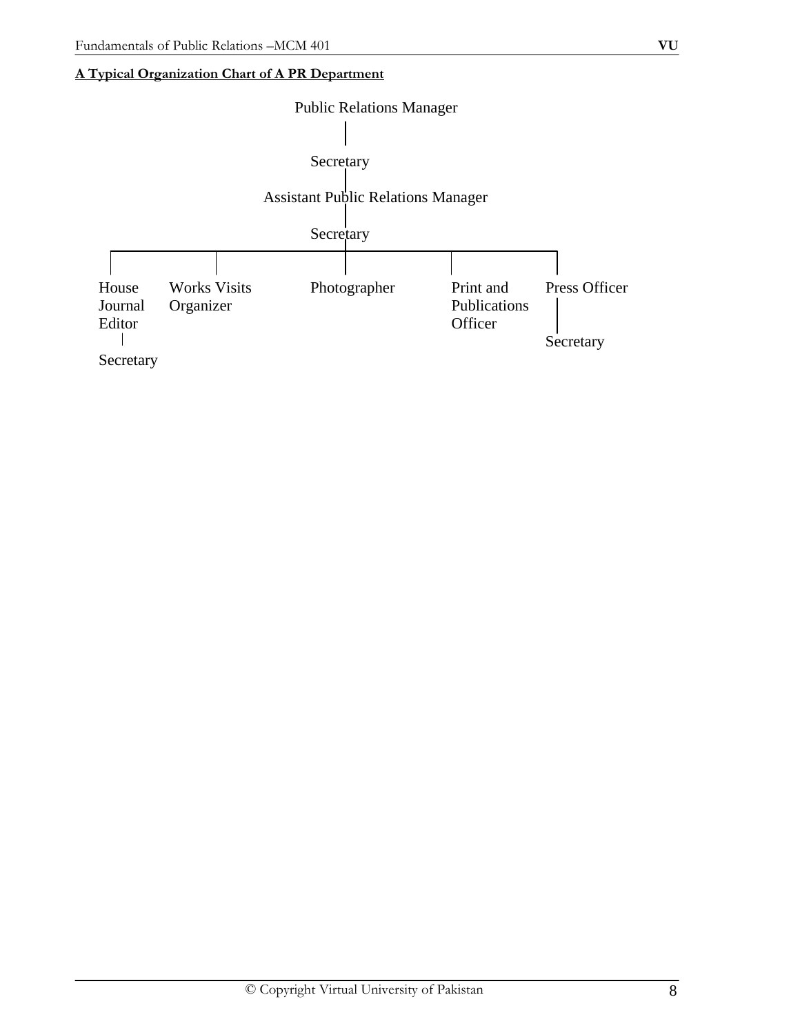**A Typical Organization Chart of A PR Department**

Public Relations Manager

Secretary

Assistant Public Relations Manager

Secretary

- House Journal Editor
  - Secretary
- Works Visits Organizer
- Photographer
- Print and Publications Officer
- Press Officer
  - Secretary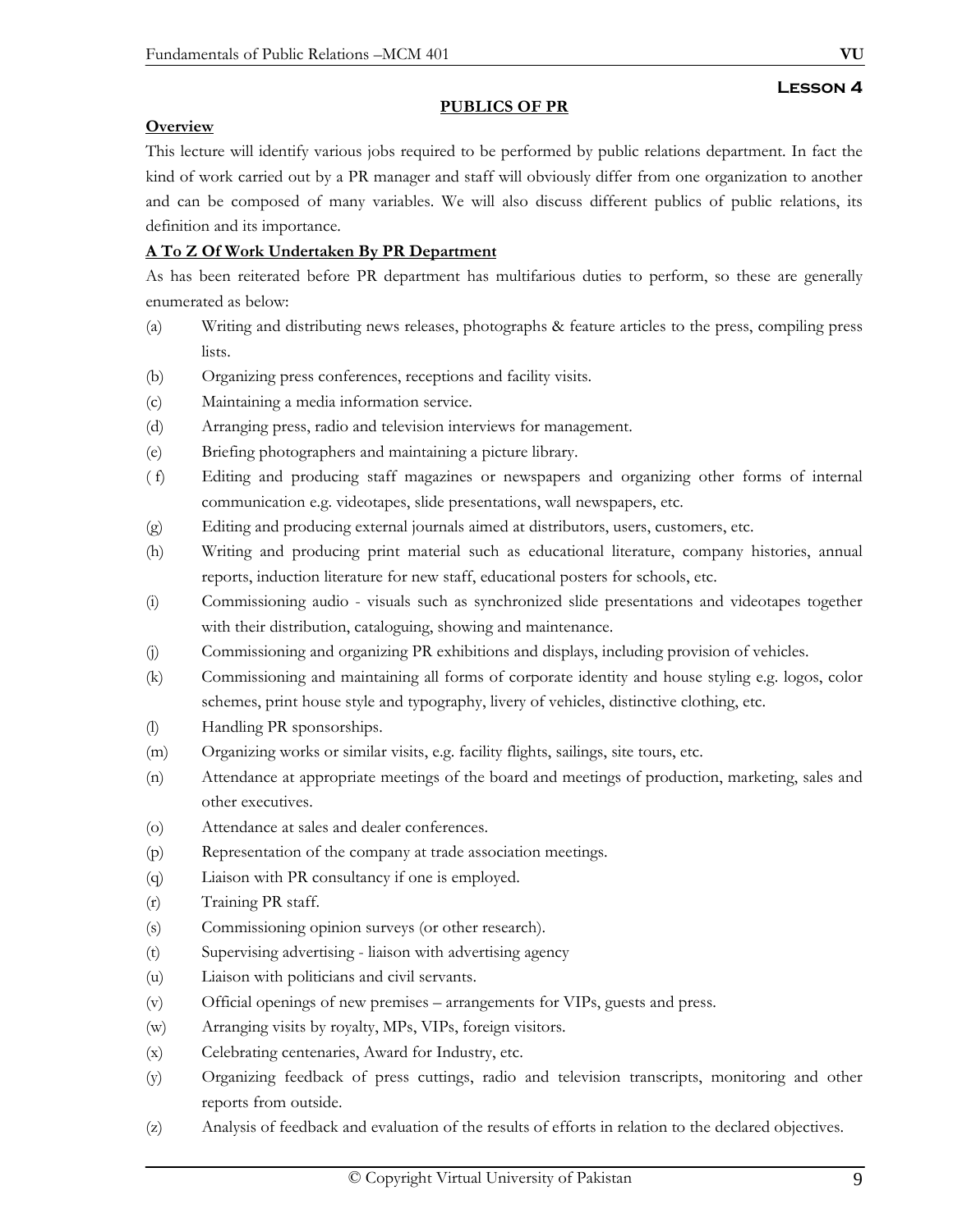**Lesson 4**

## PUBLICS OF PR

### Overview

This lecture will identify various jobs required to be performed by public relations department. In fact the kind of work carried out by a PR manager and staff will obviously differ from one organization to another and can be composed of many variables. We will also discuss different publics of public relations, its definition and its importance.

### A To Z Of Work Undertaken By PR Department

As has been reiterated before PR department has multifarious duties to perform, so these are generally enumerated as below:

(a) Writing and distributing news releases, photographs & feature articles to the press, compiling press lists.

(b) Organizing press conferences, receptions and facility visits.

(c) Maintaining a media information service.

(d) Arranging press, radio and television interviews for management.

(e) Briefing photographers and maintaining a picture library.

( f) Editing and producing staff magazines or newspapers and organizing other forms of internal communication e.g. videotapes, slide presentations, wall newspapers, etc.

(g) Editing and producing external journals aimed at distributors, users, customers, etc.

(h) Writing and producing print material such as educational literature, company histories, annual reports, induction literature for new staff, educational posters for schools, etc.

(i) Commissioning audio - visuals such as synchronized slide presentations and videotapes together with their distribution, cataloguing, showing and maintenance.

(j) Commissioning and organizing PR exhibitions and displays, including provision of vehicles.

(k) Commissioning and maintaining all forms of corporate identity and house styling e.g. logos, color schemes, print house style and typography, livery of vehicles, distinctive clothing, etc.

(l) Handling PR sponsorships.

(m) Organizing works or similar visits, e.g. facility flights, sailings, site tours, etc.

(n) Attendance at appropriate meetings of the board and meetings of production, marketing, sales and other executives.

(o) Attendance at sales and dealer conferences.

(p) Representation of the company at trade association meetings.

(q) Liaison with PR consultancy if one is employed.

(r) Training PR staff.

(s) Commissioning opinion surveys (or other research).

(t) Supervising advertising - liaison with advertising agency

(u) Liaison with politicians and civil servants.

(v) Official openings of new premises – arrangements for VIPs, guests and press.

(w) Arranging visits by royalty, MPs, VIPs, foreign visitors.

(x) Celebrating centenaries, Award for Industry, etc.

(y) Organizing feedback of press cuttings, radio and television transcripts, monitoring and other reports from outside.

(z) Analysis of feedback and evaluation of the results of efforts in relation to the declared objectives.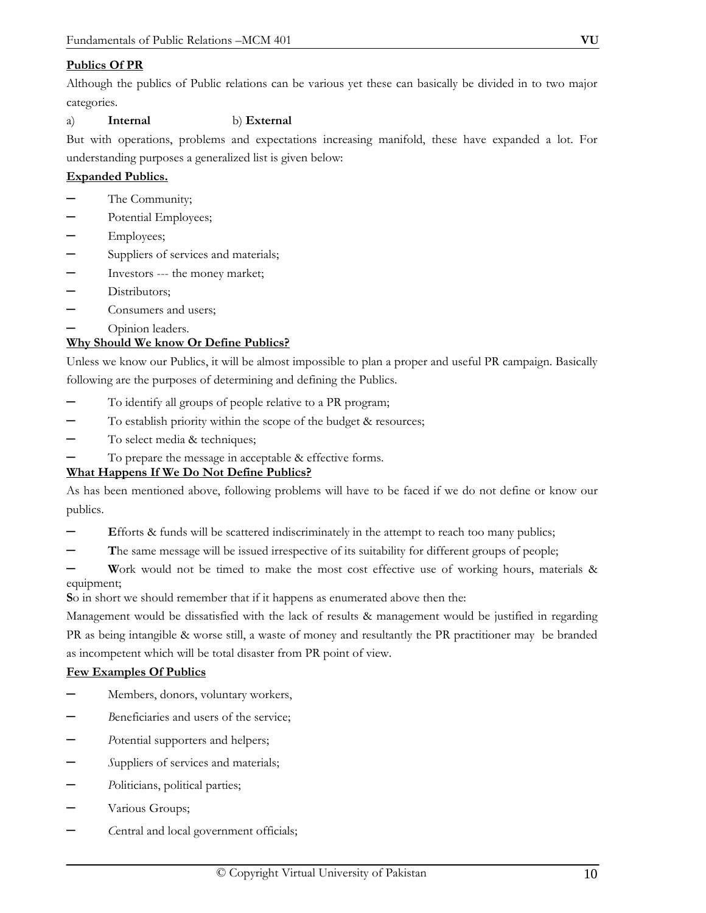**Publics Of PR**

Although the publics of Public relations can be various yet these can basically be divided in to two major categories.

a) **Internal** b) **External**

But with operations, problems and expectations increasing manifold, these have expanded a lot. For understanding purposes a generalized list is given below:

**Expanded Publics.**

- The Community;
- Potential Employees;
- Employees;
- Suppliers of services and materials;
- Investors --- the money market;
- Distributors;
- Consumers and users;
- Opinion leaders.

**Why Should We know Or Define Publics?**

Unless we know our Publics, it will be almost impossible to plan a proper and useful PR campaign. Basically following are the purposes of determining and defining the Publics.

- To identify all groups of people relative to a PR program;
- To establish priority within the scope of the budget & resources;
- To select media & techniques;
- To prepare the message in acceptable & effective forms.

**What Happens If We Do Not Define Publics?**

As has been mentioned above, following problems will have to be faced if we do not define or know our publics.

- **E**fforts & funds will be scattered indiscriminately in the attempt to reach too many publics;
- **T**he same message will be issued irrespective of its suitability for different groups of people;
- **W**ork would not be timed to make the most cost effective use of working hours, materials & equipment;

**S**o in short we should remember that if it happens as enumerated above then the:

Management would be dissatisfied with the lack of results & management would be justified in regarding PR as being intangible & worse still, a waste of money and resultantly the PR practitioner may be branded as incompetent which will be total disaster from PR point of view.

**Few Examples Of Publics**

- Members, donors, voluntary workers,
- *B*eneficiaries and users of the service;
- *P*otential supporters and helpers;
- *S*uppliers of services and materials;
- *P*oliticians, political parties;
- Various Groups;
- *C*entral and local government officials;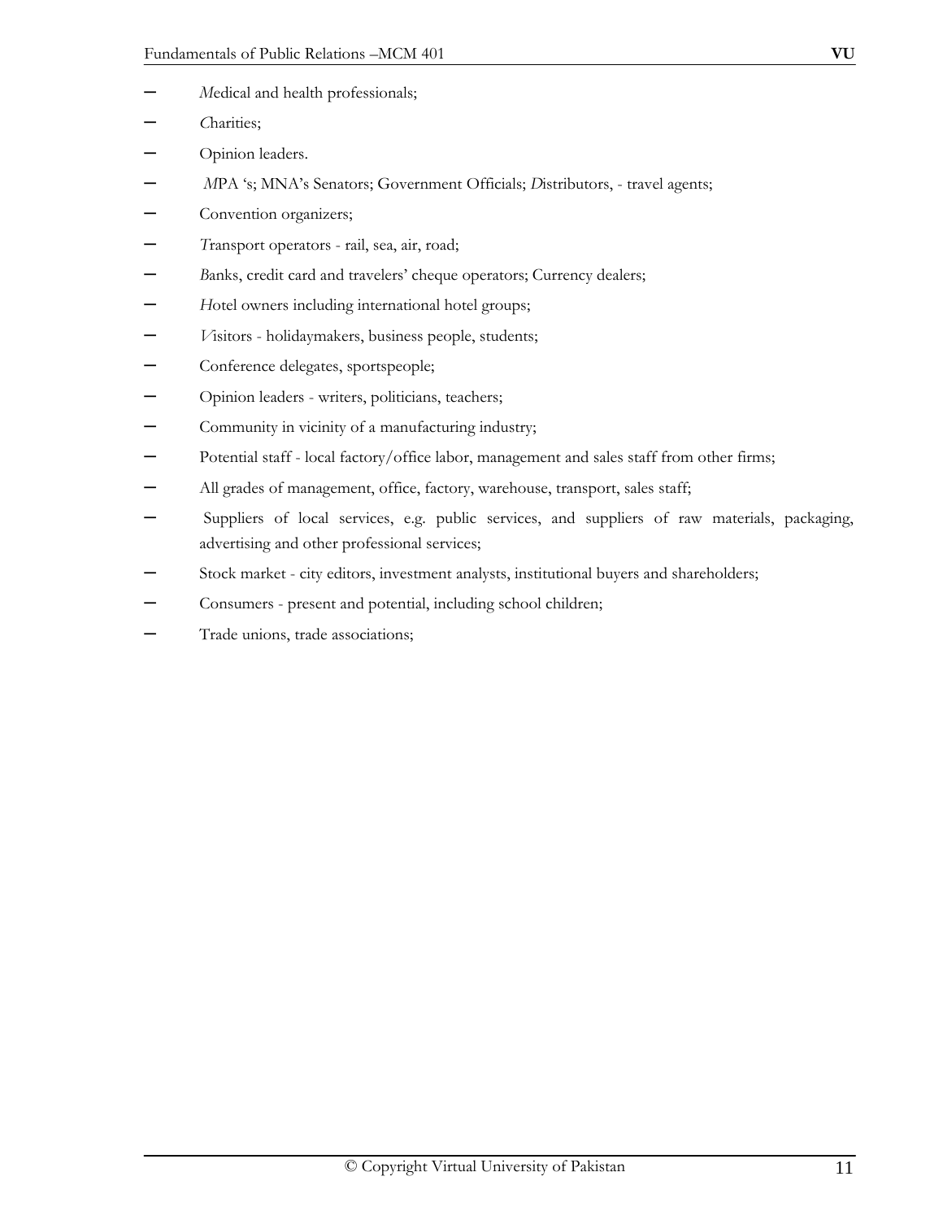- *M*edical and health professionals;
- *C*harities;
- Opinion leaders.
- *M*PA 's; MNA's Senators; Government Officials; *D*istributors, - travel agents;
- Convention organizers;
- *T*ransport operators - rail, sea, air, road;
- *B*anks, credit card and travelers' cheque operators; Currency dealers;
- *H*otel owners including international hotel groups;
- *V*isitors - holidaymakers, business people, students;
- Conference delegates, sportspeople;
- Opinion leaders - writers, politicians, teachers;
- Community in vicinity of a manufacturing industry;
- Potential staff - local factory/office labor, management and sales staff from other firms;
- All grades of management, office, factory, warehouse, transport, sales staff;
- Suppliers of local services, e.g. public services, and suppliers of raw materials, packaging, advertising and other professional services;
- Stock market - city editors, investment analysts, institutional buyers and shareholders;
- Consumers - present and potential, including school children;
- Trade unions, trade associations;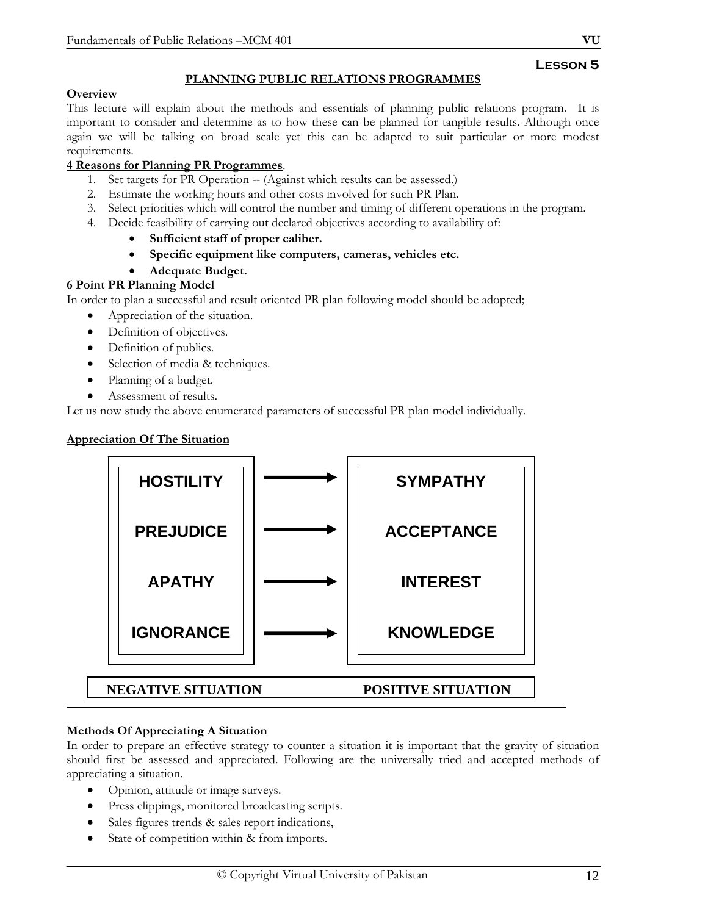**Lesson 5**

## PLANNING PUBLIC RELATIONS PROGRAMMES

**Overview**

This lecture will explain about the methods and essentials of planning public relations program. It is important to consider and determine as to how these can be planned for tangible results. Although once again we will be talking on broad scale yet this can be adapted to suit particular or more modest requirements.

**4 Reasons for Planning PR Programmes**.

1. Set targets for PR Operation -- (Against which results can be assessed.)
2. Estimate the working hours and other costs involved for such PR Plan.
3. Select priorities which will control the number and timing of different operations in the program.
4. Decide feasibility of carrying out declared objectives according to availability of:
   - **Sufficient staff of proper caliber.**
   - **Specific equipment like computers, cameras, vehicles etc.**
   - **Adequate Budget.**

**6 Point PR Planning Model**

In order to plan a successful and result oriented PR plan following model should be adopted;

- Appreciation of the situation.
- Definition of objectives.
- Definition of publics.
- Selection of media & techniques.
- Planning of a budget.
- Assessment of results.

Let us now study the above enumerated parameters of successful PR plan model individually.

**Appreciation Of The Situation**

| NEGATIVE SITUATION | | POSITIVE SITUATION |
|---|---|---|
| HOSTILITY | → | SYMPATHY |
| PREJUDICE | → | ACCEPTANCE |
| APATHY | → | INTEREST |
| IGNORANCE | → | KNOWLEDGE |

**Methods Of Appreciating A Situation**

In order to prepare an effective strategy to counter a situation it is important that the gravity of situation should first be assessed and appreciated. Following are the universally tried and accepted methods of appreciating a situation.

- Opinion, attitude or image surveys.
- Press clippings, monitored broadcasting scripts.
- Sales figures trends & sales report indications,
- State of competition within & from imports.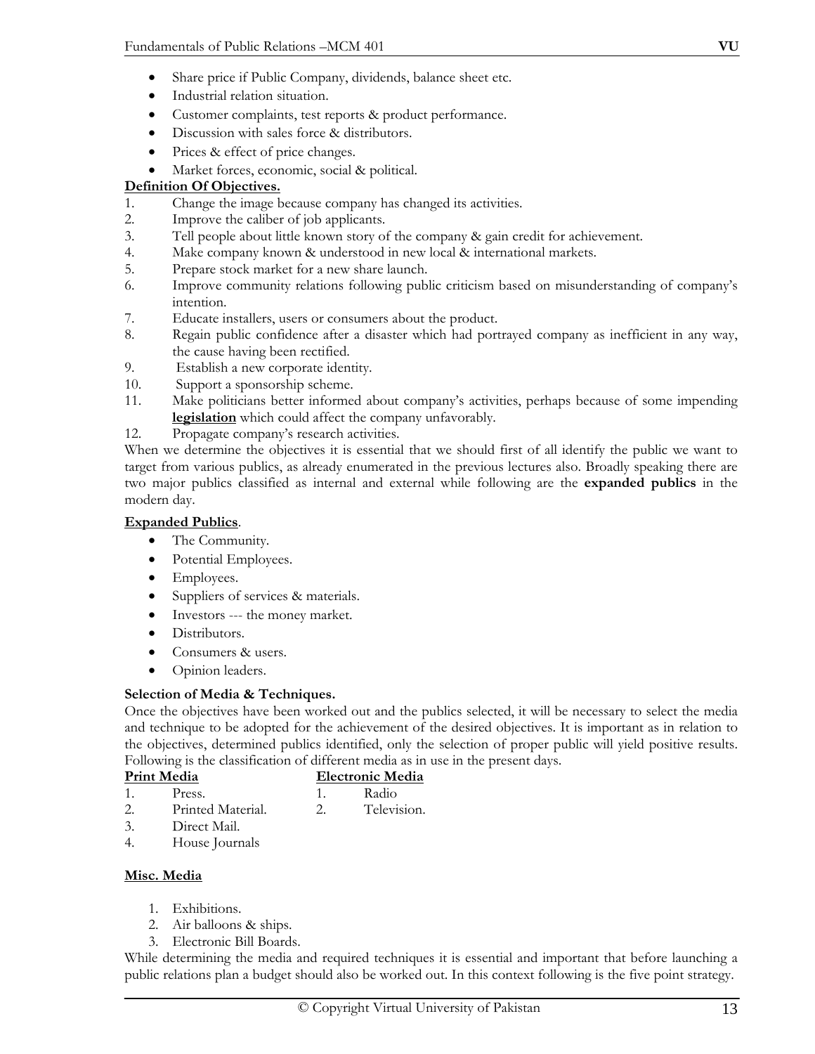- Share price if Public Company, dividends, balance sheet etc.
- Industrial relation situation.
- Customer complaints, test reports & product performance.
- Discussion with sales force & distributors.
- Prices & effect of price changes.
- Market forces, economic, social & political.

**Definition Of Objectives.**

1. Change the image because company has changed its activities.
2. Improve the caliber of job applicants.
3. Tell people about little known story of the company & gain credit for achievement.
4. Make company known & understood in new local & international markets.
5. Prepare stock market for a new share launch.
6. Improve community relations following public criticism based on misunderstanding of company's intention.
7. Educate installers, users or consumers about the product.
8. Regain public confidence after a disaster which had portrayed company as inefficient in any way, the cause having been rectified.
9. Establish a new corporate identity.
10. Support a sponsorship scheme.
11. Make politicians better informed about company's activities, perhaps because of some impending **legislation** which could affect the company unfavorably.
12. Propagate company's research activities.

When we determine the objectives it is essential that we should first of all identify the public we want to target from various publics, as already enumerated in the previous lectures also. Broadly speaking there are two major publics classified as internal and external while following are the **expanded publics** in the modern day.

**Expanded Publics**.

- The Community.
- Potential Employees.
- Employees.
- Suppliers of services & materials.
- Investors --- the money market.
- Distributors.
- Consumers & users.
- Opinion leaders.

**Selection of Media & Techniques.**

Once the objectives have been worked out and the publics selected, it will be necessary to select the media and technique to be adopted for the achievement of the desired objectives. It is important as in relation to the objectives, determined publics identified, only the selection of proper public will yield positive results. Following is the classification of different media as in use in the present days.

**Print Media**

1. Press.
2. Printed Material.
3. Direct Mail.
4. House Journals

**Electronic Media**

1. Radio
2. Television.

**Misc. Media**

1. Exhibitions.
2. Air balloons & ships.
3. Electronic Bill Boards.

While determining the media and required techniques it is essential and important that before launching a public relations plan a budget should also be worked out. In this context following is the five point strategy.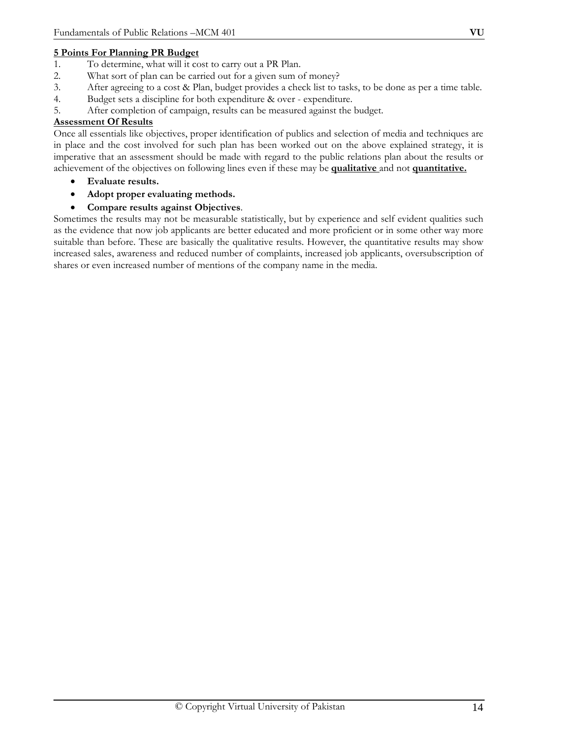**5 Points For Planning PR Budget**

1. To determine, what will it cost to carry out a PR Plan.
2. What sort of plan can be carried out for a given sum of money?
3. After agreeing to a cost & Plan, budget provides a check list to tasks, to be done as per a time table.
4. Budget sets a discipline for both expenditure & over - expenditure.
5. After completion of campaign, results can be measured against the budget.

**Assessment Of Results**

Once all essentials like objectives, proper identification of publics and selection of media and techniques are in place and the cost involved for such plan has been worked out on the above explained strategy, it is imperative that an assessment should be made with regard to the public relations plan about the results or achievement of the objectives on following lines even if these may be **qualitative** and not **quantitative.**

- **Evaluate results.**
- **Adopt proper evaluating methods.**
- **Compare results against Objectives**.

Sometimes the results may not be measurable statistically, but by experience and self evident qualities such as the evidence that now job applicants are better educated and more proficient or in some other way more suitable than before. These are basically the qualitative results. However, the quantitative results may show increased sales, awareness and reduced number of complaints, increased job applicants, oversubscription of shares or even increased number of mentions of the company name in the media.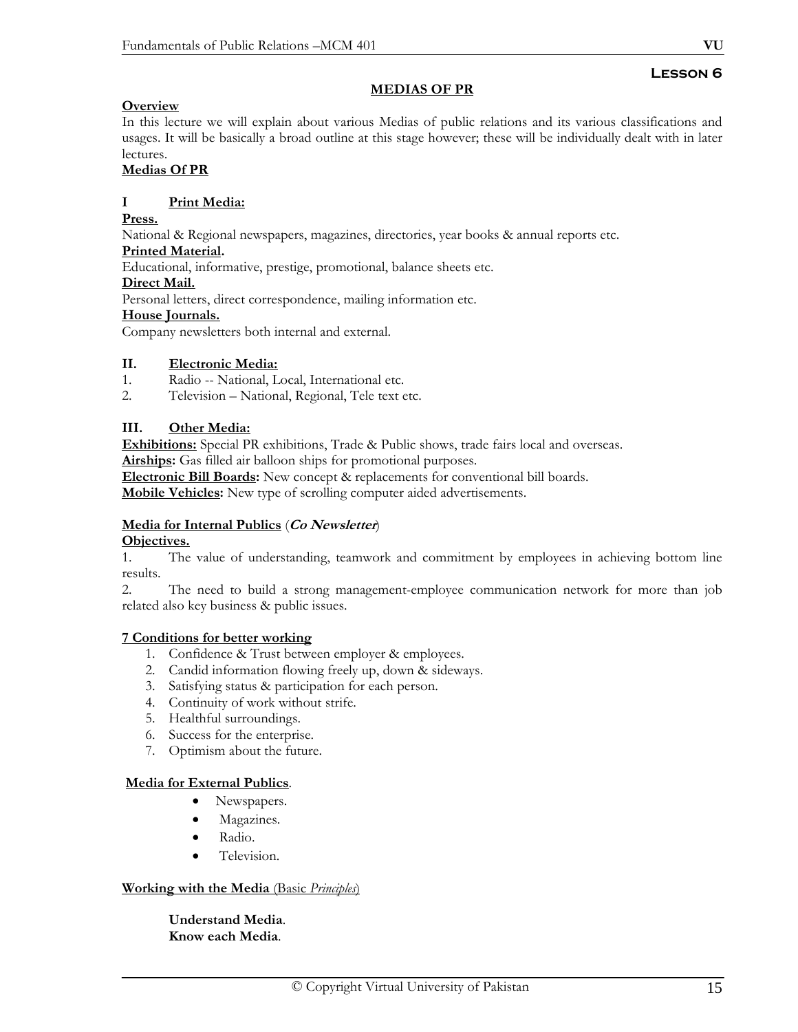## Lesson 6

### MEDIAS OF PR

**Overview**

In this lecture we will explain about various Medias of public relations and its various classifications and usages. It will be basically a broad outline at this stage however; these will be individually dealt with in later lectures.

**Medias Of PR**

**I Print Media:**

**Press.**

National & Regional newspapers, magazines, directories, year books & annual reports etc.

**Printed Material.**

Educational, informative, prestige, promotional, balance sheets etc.

**Direct Mail.**

Personal letters, direct correspondence, mailing information etc.

**House Journals.**

Company newsletters both internal and external.

**II. Electronic Media:**

1. Radio -- National, Local, International etc.
2. Television – National, Regional, Tele text etc.

**III. Other Media:**

**Exhibitions:** Special PR exhibitions, Trade & Public shows, trade fairs local and overseas.
**Airships:** Gas filled air balloon ships for promotional purposes.
**Electronic Bill Boards:** New concept & replacements for conventional bill boards.
**Mobile Vehicles:** New type of scrolling computer aided advertisements.

**Media for Internal Publics** (***Co Newsletter***)

**Objectives.**

1. The value of understanding, teamwork and commitment by employees in achieving bottom line results.
2. The need to build a strong management-employee communication network for more than job related also key business & public issues.

**7 Conditions for better working**

1. Confidence & Trust between employer & employees.
2. Candid information flowing freely up, down & sideways.
3. Satisfying status & participation for each person.
4. Continuity of work without strife.
5. Healthful surroundings.
6. Success for the enterprise.
7. Optimism about the future.

**Media for External Publics**.

- Newspapers.
- Magazines.
- Radio.
- Television.

**Working with the Media** (Basic *Principles*)

**Understand Media**.
**Know each Media**.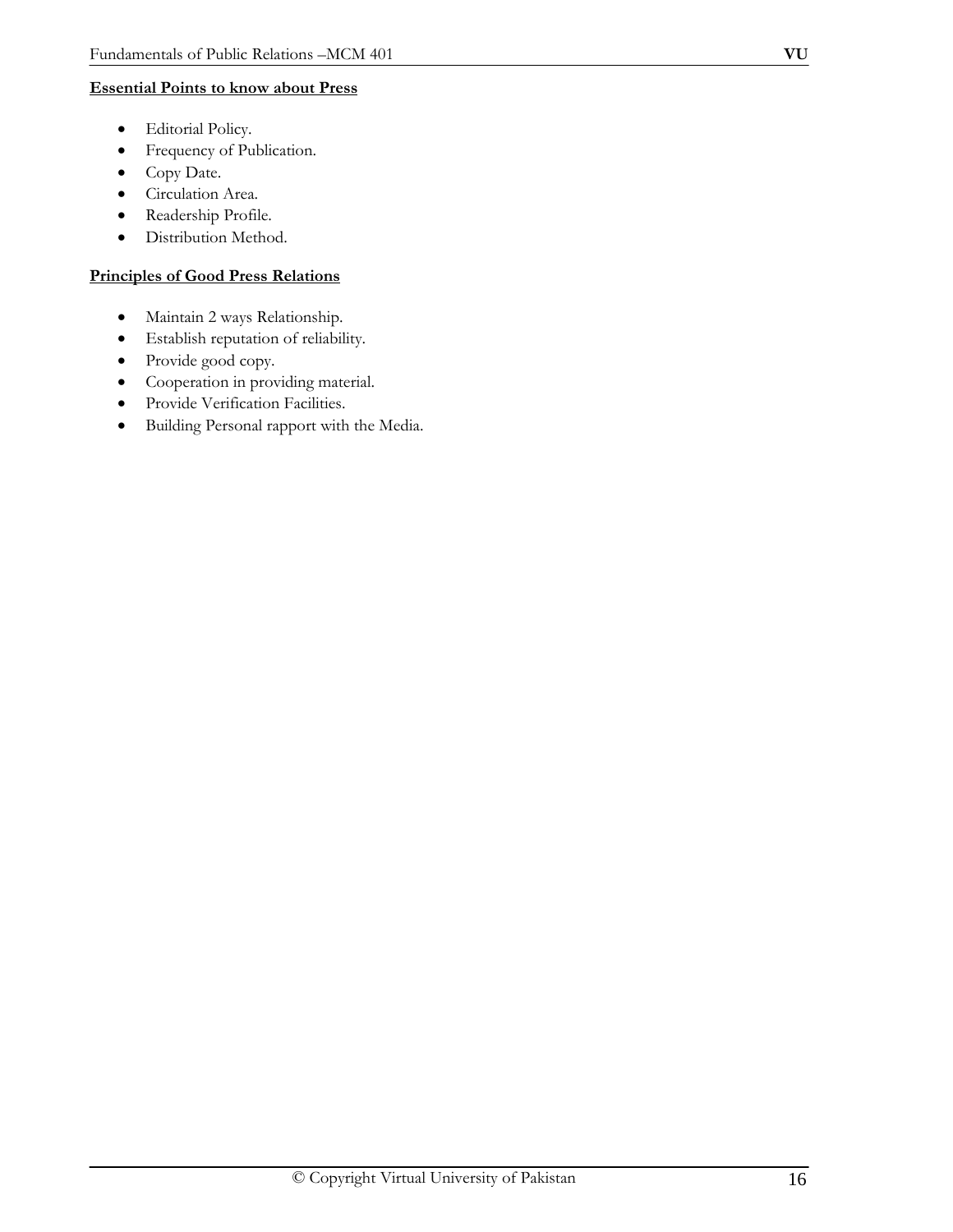**Essential Points to know about Press**

- Editorial Policy.
- Frequency of Publication.
- Copy Date.
- Circulation Area.
- Readership Profile.
- Distribution Method.

**Principles of Good Press Relations**

- Maintain 2 ways Relationship.
- Establish reputation of reliability.
- Provide good copy.
- Cooperation in providing material.
- Provide Verification Facilities.
- Building Personal rapport with the Media.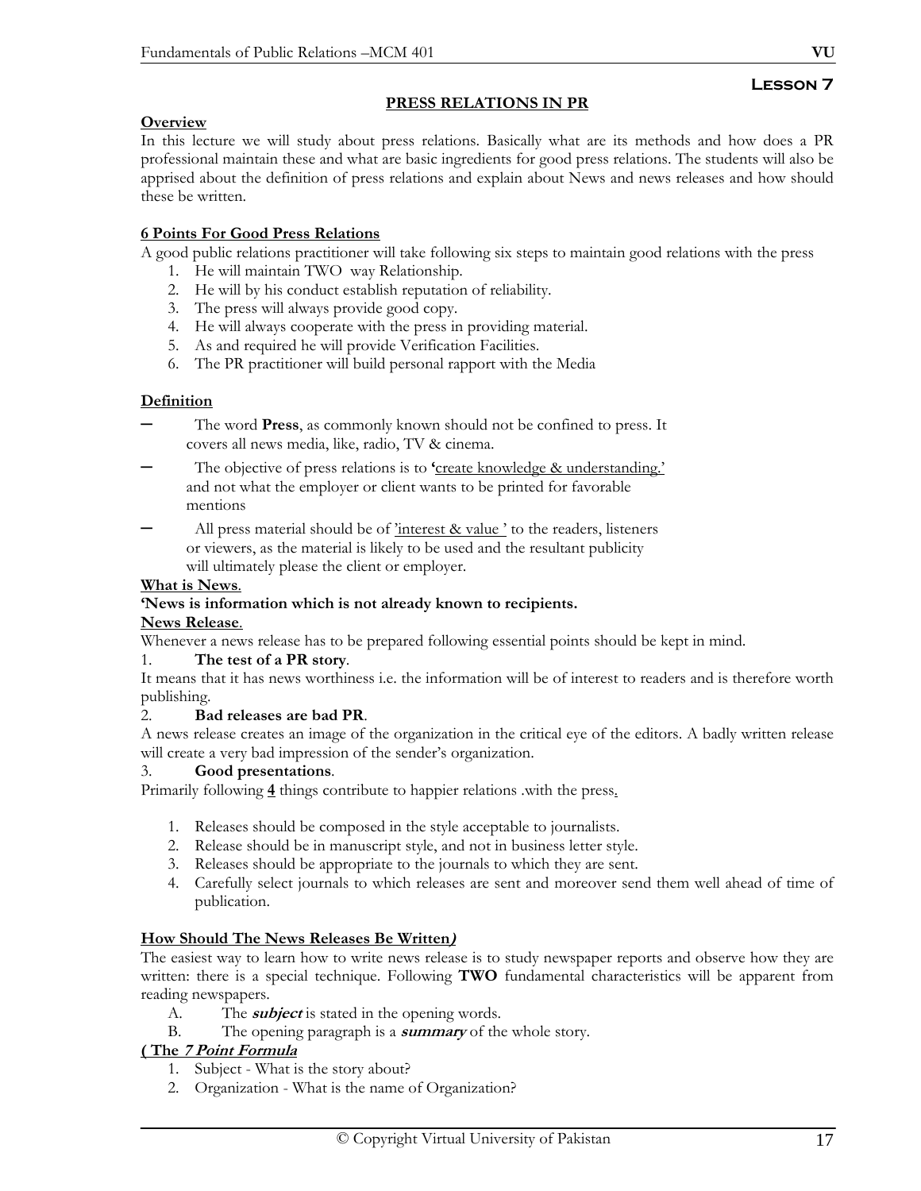**Lesson 7**

## PRESS RELATIONS IN PR

**Overview**

In this lecture we will study about press relations. Basically what are its methods and how does a PR professional maintain these and what are basic ingredients for good press relations. The students will also be apprised about the definition of press relations and explain about News and news releases and how should these be written.

**6 Points For Good Press Relations**

A good public relations practitioner will take following six steps to maintain good relations with the press

1. He will maintain TWO way Relationship.
2. He will by his conduct establish reputation of reliability.
3. The press will always provide good copy.
4. He will always cooperate with the press in providing material.
5. As and required he will provide Verification Facilities.
6. The PR practitioner will build personal rapport with the Media

**Definition**

- The word **Press**, as commonly known should not be confined to press. It covers all news media, like, radio, TV & cinema.
- The objective of press relations is to **'**create knowledge & understanding.' and not what the employer or client wants to be printed for favorable mentions
- All press material should be of 'interest & value ' to the readers, listeners or viewers, as the material is likely to be used and the resultant publicity will ultimately please the client or employer.

**What is News**.

**'News is information which is not already known to recipients.**

**News Release**.

Whenever a news release has to be prepared following essential points should be kept in mind.

1. **The test of a PR story**.

It means that it has news worthiness i.e. the information will be of interest to readers and is therefore worth publishing.

2. **Bad releases are bad PR**.

A news release creates an image of the organization in the critical eye of the editors. A badly written release will create a very bad impression of the sender's organization.

3. **Good presentations**.

Primarily following **4** things contribute to happier relations .with the press.

1. Releases should be composed in the style acceptable to journalists.
2. Release should be in manuscript style, and not in business letter style.
3. Releases should be appropriate to the journals to which they are sent.
4. Carefully select journals to which releases are sent and moreover send them well ahead of time of publication.

**How Should The News Releases Be Written*)***

The easiest way to learn how to write news release is to study newspaper reports and observe how they are written: there is a special technique. Following **TWO** fundamental characteristics will be apparent from reading newspapers.

A. The ***subject*** is stated in the opening words.

B. The opening paragraph is a ***summary*** of the whole story.

**( The *7 Point Formula***

1. Subject - What is the story about?
2. Organization - What is the name of Organization?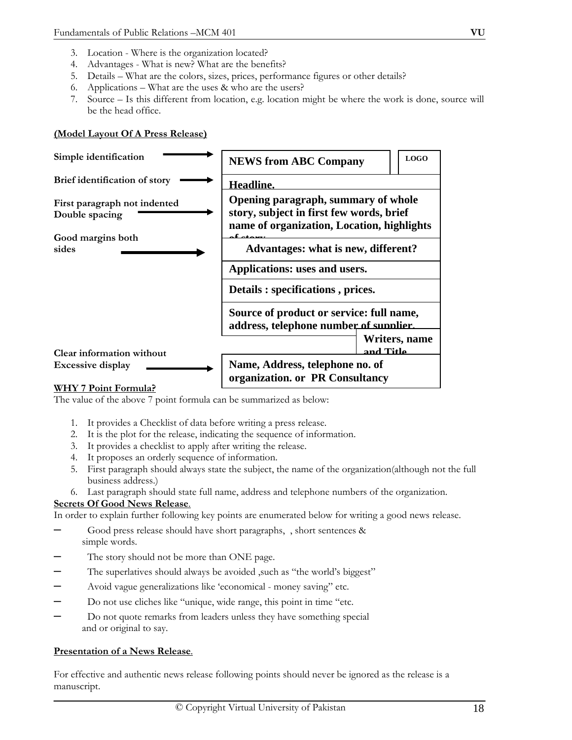3. Location - Where is the organization located?
4. Advantages - What is new? What are the benefits?
5. Details – What are the colors, sizes, prices, performance figures or other details?
6. Applications – What are the uses & who are the users?
7. Source – Is this different from location, e.g. location might be where the work is done, source will be the head office.

**(Model Layout Of A Press Release)**

| Label | Layout |
|---|---|
| **Simple identification** → | **NEWS from ABC Company** / **LOGO** |
| **Brief identification of story** → | **Headline.** |
| **First paragraph not indented Double spacing** → | **Opening paragraph, summary of whole story, subject in first few words, brief name of organization, Location, highlights of story** |
| **Good margins both sides** → | **Advantages: what is new, different?** |
| | **Applications: uses and users.** |
| | **Details : specifications , prices.** |
| | **Source of product or service: full name, address, telephone number of supplier.** |
| | **Writers, name and Title** |
| **Clear information without Excessive display** → | **Name, Address, telephone no. of organization. or PR Consultancy** |

**WHY 7 Point Formula?**

The value of the above 7 point formula can be summarized as below:

1. It provides a Checklist of data before writing a press release.
2. It is the plot for the release, indicating the sequence of information.
3. It provides a checklist to apply after writing the release.
4. It proposes an orderly sequence of information.
5. First paragraph should always state the subject, the name of the organization(although not the full business address.)
6. Last paragraph should state full name, address and telephone numbers of the organization.

**Secrets Of Good News Release**.

In order to explain further following key points are enumerated below for writing a good news release.

- Good press release should have short paragraphs, , short sentences & simple words.
- The story should not be more than ONE page.
- The superlatives should always be avoided ,such as "the world's biggest"
- Avoid vague generalizations like 'economical - money saving" etc.
- Do not use cliches like "unique, wide range, this point in time "etc.
- Do not quote remarks from leaders unless they have something special and or original to say.

**Presentation of a News Release**.

For effective and authentic news release following points should never be ignored as the release is a manuscript.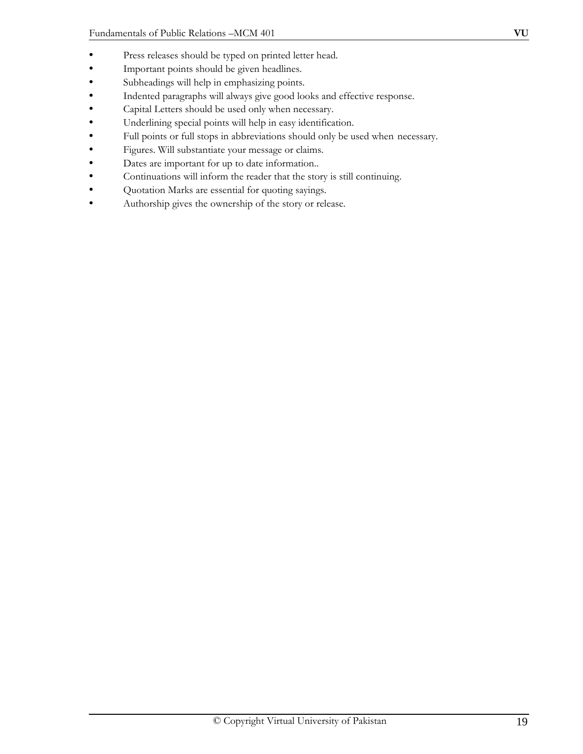- Press releases should be typed on printed letter head.
- Important points should be given headlines.
- Subheadings will help in emphasizing points.
- Indented paragraphs will always give good looks and effective response.
- Capital Letters should be used only when necessary.
- Underlining special points will help in easy identification.
- Full points or full stops in abbreviations should only be used when necessary.
- Figures. Will substantiate your message or claims.
- Dates are important for up to date information..
- Continuations will inform the reader that the story is still continuing.
- Quotation Marks are essential for quoting sayings.
- Authorship gives the ownership of the story or release.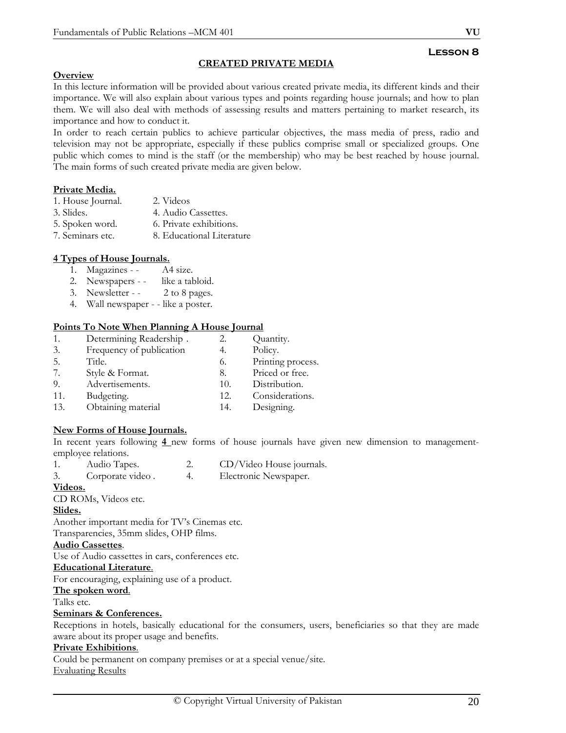## Lesson 8

### CREATED PRIVATE MEDIA

**Overview**

In this lecture information will be provided about various created private media, its different kinds and their importance. We will also explain about various types and points regarding house journals; and how to plan them. We will also deal with methods of assessing results and matters pertaining to market research, its importance and how to conduct it.

In order to reach certain publics to achieve particular objectives, the mass media of press, radio and television may not be appropriate, especially if these publics comprise small or specialized groups. One public which comes to mind is the staff (or the membership) who may be best reached by house journal. The main forms of such created private media are given below.

**Private Media.**

1. House Journal.
2. Videos
3. Slides.
4. Audio Cassettes.
5. Spoken word.
6. Private exhibitions.
7. Seminars etc.
8. Educational Literature

**4 Types of House Journals.**

1. Magazines - - A4 size.
2. Newspapers - - like a tabloid.
3. Newsletter - - 2 to 8 pages.
4. Wall newspaper - - like a poster.

**Points To Note When Planning A House Journal**

1. Determining Readership .
2. Quantity.
3. Frequency of publication
4. Policy.
5. Title.
6. Printing process.
7. Style & Format.
8. Priced or free.
9. Advertisements.
10. Distribution.
11. Budgeting.
12. Considerations.
13. Obtaining material
14. Designing.

**New Forms of House Journals.**

In recent years following **4** new forms of house journals have given new dimension to management-employee relations.

1. Audio Tapes.
2. CD/Video House journals.
3. Corporate video .
4. Electronic Newspaper.

**Videos.**

CD ROMs, Videos etc.

**Slides.**

Another important media for TV's Cinemas etc.
Transparencies, 35mm slides, OHP films.

**Audio Cassettes**.

Use of Audio cassettes in cars, conferences etc.

**Educational Literature**.

For encouraging, explaining use of a product.

**The spoken word**.

Talks etc.

**Seminars & Conferences.**

Receptions in hotels, basically educational for the consumers, users, beneficiaries so that they are made aware about its proper usage and benefits.

**Private Exhibitions**.

Could be permanent on company premises or at a special venue/site.

Evaluating Results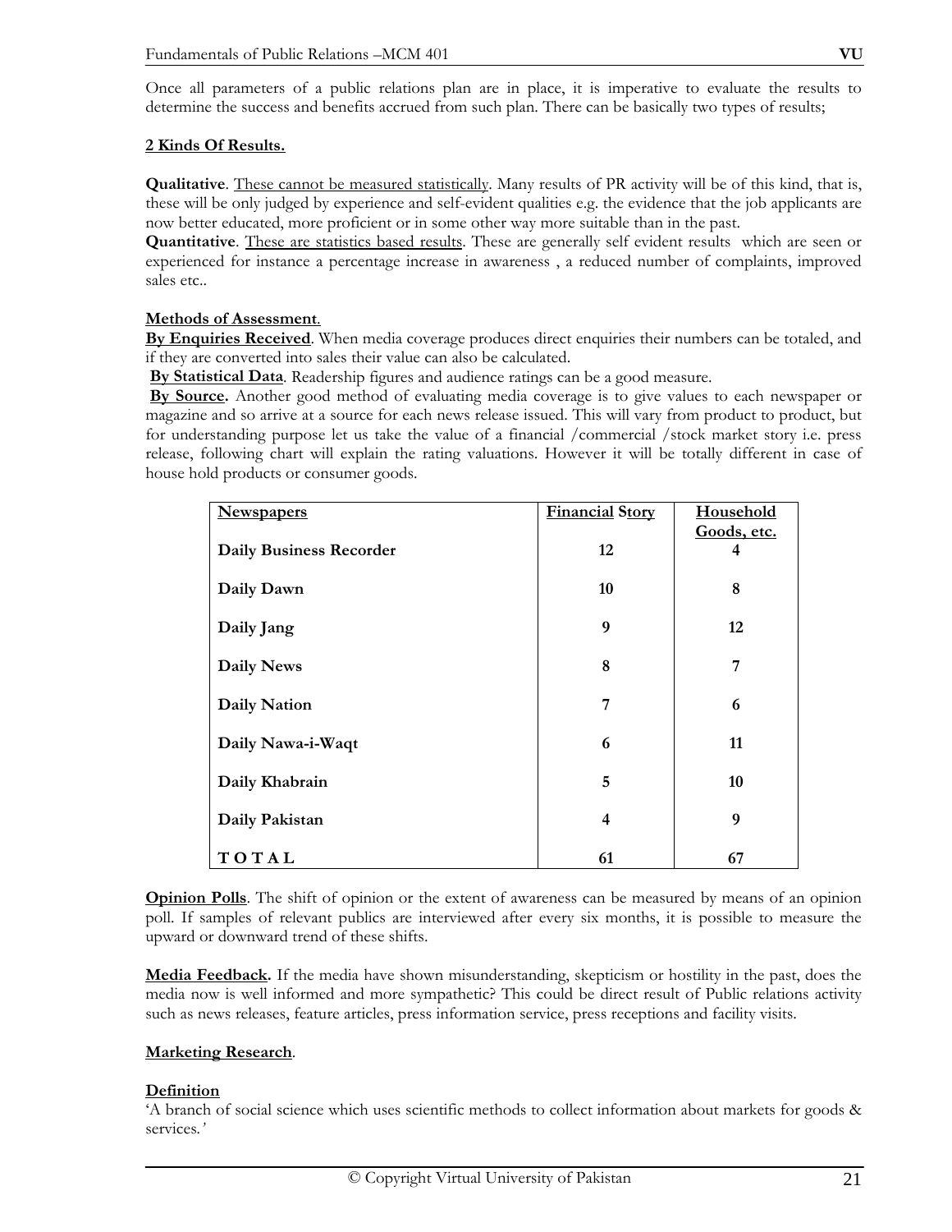Once all parameters of a public relations plan are in place, it is imperative to evaluate the results to determine the success and benefits accrued from such plan. There can be basically two types of results;

**2 Kinds Of Results.**

**Qualitative**. These cannot be measured statistically. Many results of PR activity will be of this kind, that is, these will be only judged by experience and self-evident qualities e.g. the evidence that the job applicants are now better educated, more proficient or in some other way more suitable than in the past.

**Quantitative**. These are statistics based results. These are generally self evident results which are seen or experienced for instance a percentage increase in awareness , a reduced number of complaints, improved sales etc..

**Methods of Assessment**.

**By Enquiries Received**. When media coverage produces direct enquiries their numbers can be totaled, and if they are converted into sales their value can also be calculated.

**By Statistical Data**. Readership figures and audience ratings can be a good measure.

**By Source.** Another good method of evaluating media coverage is to give values to each newspaper or magazine and so arrive at a source for each news release issued. This will vary from product to product, but for understanding purpose let us take the value of a financial /commercial /stock market story i.e. press release, following chart will explain the rating valuations. However it will be totally different in case of house hold products or consumer goods.

| Newspapers | Financial Story | Household Goods, etc. |
|---|---|---|
| Daily Business Recorder | 12 | 4 |
| Daily Dawn | 10 | 8 |
| Daily Jang | 9 | 12 |
| Daily News | 8 | 7 |
| Daily Nation | 7 | 6 |
| Daily Nawa-i-Waqt | 6 | 11 |
| Daily Khabrain | 5 | 10 |
| Daily Pakistan | 4 | 9 |
| TOTAL | 61 | 67 |

**Opinion Polls**. The shift of opinion or the extent of awareness can be measured by means of an opinion poll. If samples of relevant publics are interviewed after every six months, it is possible to measure the upward or downward trend of these shifts.

**Media Feedback.** If the media have shown misunderstanding, skepticism or hostility in the past, does the media now is well informed and more sympathetic? This could be direct result of Public relations activity such as news releases, feature articles, press information service, press receptions and facility visits.

**Marketing Research**.

**Definition**

'A branch of social science which uses scientific methods to collect information about markets for goods & services.'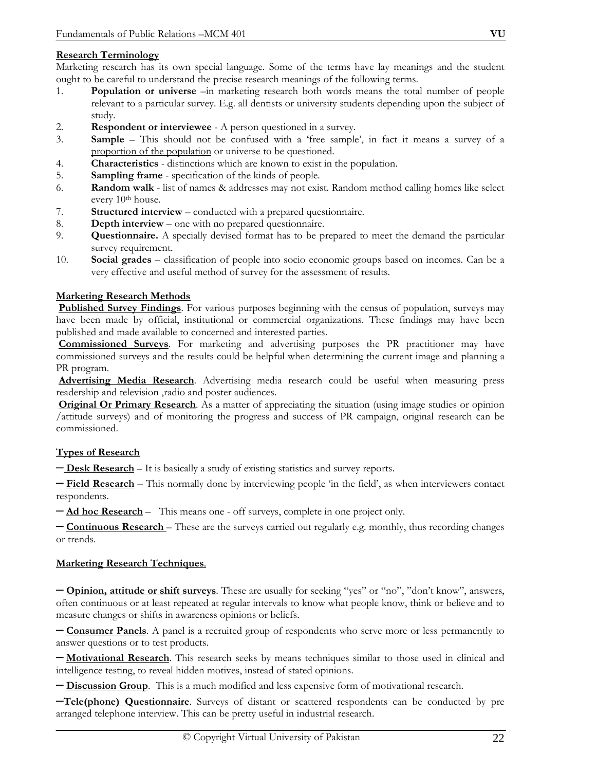**Research Terminology**

Marketing research has its own special language. Some of the terms have lay meanings and the student ought to be careful to understand the precise research meanings of the following terms.

1. **Population or universe** –in marketing research both words means the total number of people relevant to a particular survey. E.g. all dentists or university students depending upon the subject of study.
2. **Respondent or interviewee** - A person questioned in a survey.
3. **Sample** – This should not be confused with a 'free sample', in fact it means a survey of a proportion of the population or universe to be questioned.
4. **Characteristics** - distinctions which are known to exist in the population.
5. **Sampling frame** - specification of the kinds of people.
6. **Random walk** - list of names & addresses may not exist. Random method calling homes like select every 10th house.
7. **Structured interview** – conducted with a prepared questionnaire.
8. **Depth interview** – one with no prepared questionnaire.
9. **Questionnaire.** A specially devised format has to be prepared to meet the demand the particular survey requirement.
10. **Social grades** – classification of people into socio economic groups based on incomes. Can be a very effective and useful method of survey for the assessment of results.

**Marketing Research Methods**

**Published Survey Findings**. For various purposes beginning with the census of population, surveys may have been made by official, institutional or commercial organizations. These findings may have been published and made available to concerned and interested parties.

**Commissioned Surveys**. For marketing and advertising purposes the PR practitioner may have commissioned surveys and the results could be helpful when determining the current image and planning a PR program.

**Advertising Media Research**. Advertising media research could be useful when measuring press readership and television ,radio and poster audiences.

**Original Or Primary Research**. As a matter of appreciating the situation (using image studies or opinion /attitude surveys) and of monitoring the progress and success of PR campaign, original research can be commissioned.

**Types of Research**

– **Desk Research** – It is basically a study of existing statistics and survey reports.

– **Field Research** – This normally done by interviewing people 'in the field', as when interviewers contact respondents.

– **Ad hoc Research** – This means one - off surveys, complete in one project only.

– **Continuous Research** – These are the surveys carried out regularly e.g. monthly, thus recording changes or trends.

**Marketing Research Techniques**.

– **Opinion, attitude or shift surveys**. These are usually for seeking "yes" or "no", "don't know", answers, often continuous or at least repeated at regular intervals to know what people know, think or believe and to measure changes or shifts in awareness opinions or beliefs.

– **Consumer Panels**. A panel is a recruited group of respondents who serve more or less permanently to answer questions or to test products.

– **Motivational Research**. This research seeks by means techniques similar to those used in clinical and intelligence testing, to reveal hidden motives, instead of stated opinions.

– **Discussion Group**. This is a much modified and less expensive form of motivational research.

– **Tele(phone) Questionnaire**. Surveys of distant or scattered respondents can be conducted by pre arranged telephone interview. This can be pretty useful in industrial research.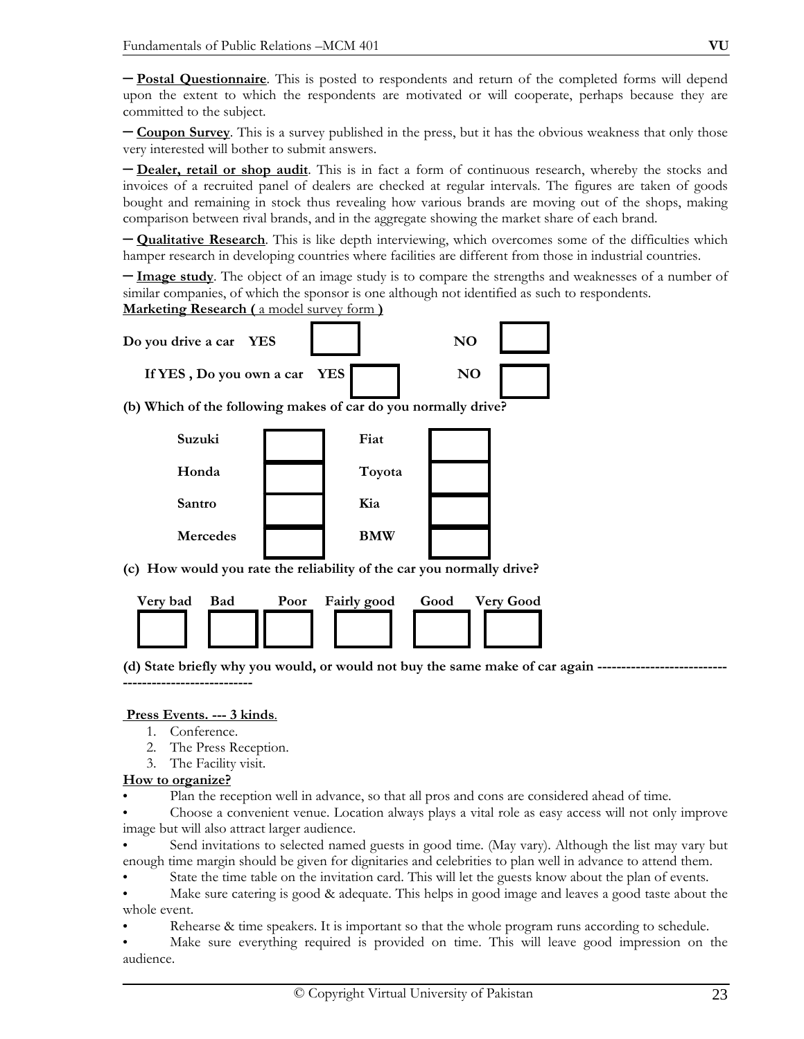– **Postal Questionnaire**. This is posted to respondents and return of the completed forms will depend upon the extent to which the respondents are motivated or will cooperate, perhaps because they are committed to the subject.

– **Coupon Survey**. This is a survey published in the press, but it has the obvious weakness that only those very interested will bother to submit answers.

– **Dealer, retail or shop audit**. This is in fact a form of continuous research, whereby the stocks and invoices of a recruited panel of dealers are checked at regular intervals. The figures are taken of goods bought and remaining in stock thus revealing how various brands are moving out of the shops, making comparison between rival brands, and in the aggregate showing the market share of each brand.

– **Qualitative Research**. This is like depth interviewing, which overcomes some of the difficulties which hamper research in developing countries where facilities are different from those in industrial countries.

– **Image study**. The object of an image study is to compare the strengths and weaknesses of a number of similar companies, of which the sponsor is one although not identified as such to respondents.

**Marketing Research (** a model survey form **)**

**Do you drive a car YES** ☐ **NO** ☐

**If YES , Do you own a car YES** ☐ **NO** ☐

**(b) Which of the following makes of car do you normally drive?**

| | | | |
|---|---|---|---|
| **Suzuki** | ☐ | **Fiat** | ☐ |
| **Honda** | ☐ | **Toyota** | ☐ |
| **Santro** | ☐ | **Kia** | ☐ |
| **Mercedes** | ☐ | **BMW** | ☐ |

**(c) How would you rate the reliability of the car you normally drive?**

| Very bad | Bad | Poor | Fairly good | Good | Very Good |
|---|---|---|---|---|---|
| ☐ | ☐ | ☐ | ☐ | ☐ | ☐ |

**(d) State briefly why you would, or would not buy the same make of car again ---------------------------------------------------**

**Press Events. --- 3 kinds**.

1. Conference.
2. The Press Reception.
3. The Facility visit.

**How to organize?**

- Plan the reception well in advance, so that all pros and cons are considered ahead of time.
- Choose a convenient venue. Location always plays a vital role as easy access will not only improve image but will also attract larger audience.
- Send invitations to selected named guests in good time. (May vary). Although the list may vary but enough time margin should be given for dignitaries and celebrities to plan well in advance to attend them.
- State the time table on the invitation card. This will let the guests know about the plan of events.
- Make sure catering is good & adequate. This helps in good image and leaves a good taste about the whole event.
- Rehearse & time speakers. It is important so that the whole program runs according to schedule.
- Make sure everything required is provided on time. This will leave good impression on the audience.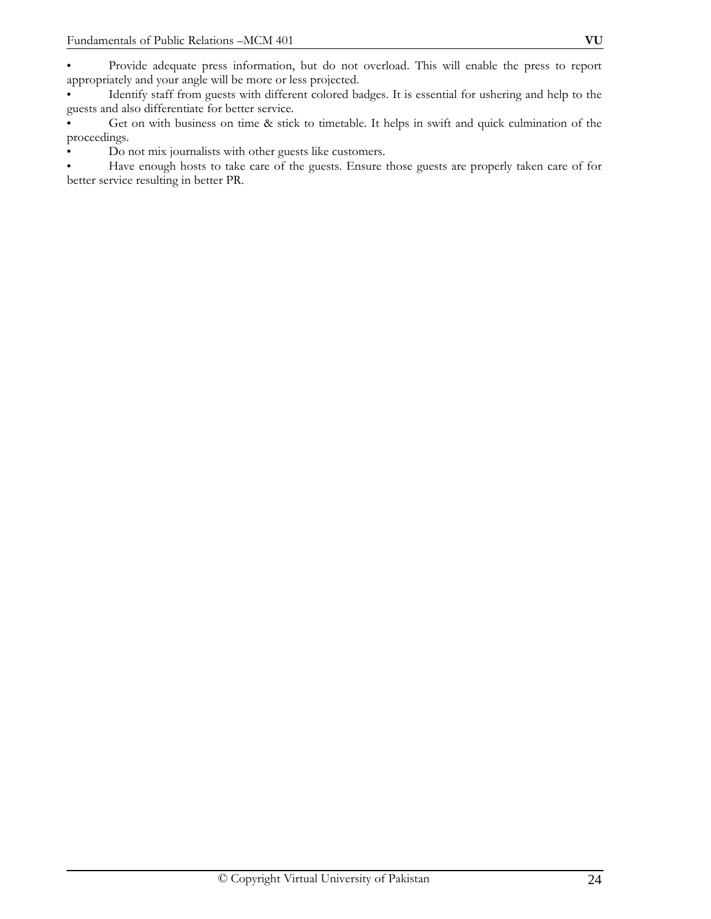- Provide adequate press information, but do not overload. This will enable the press to report appropriately and your angle will be more or less projected.
- Identify staff from guests with different colored badges. It is essential for ushering and help to the guests and also differentiate for better service.
- Get on with business on time & stick to timetable. It helps in swift and quick culmination of the proceedings.
- Do not mix journalists with other guests like customers.
- Have enough hosts to take care of the guests. Ensure those guests are properly taken care of for better service resulting in better PR.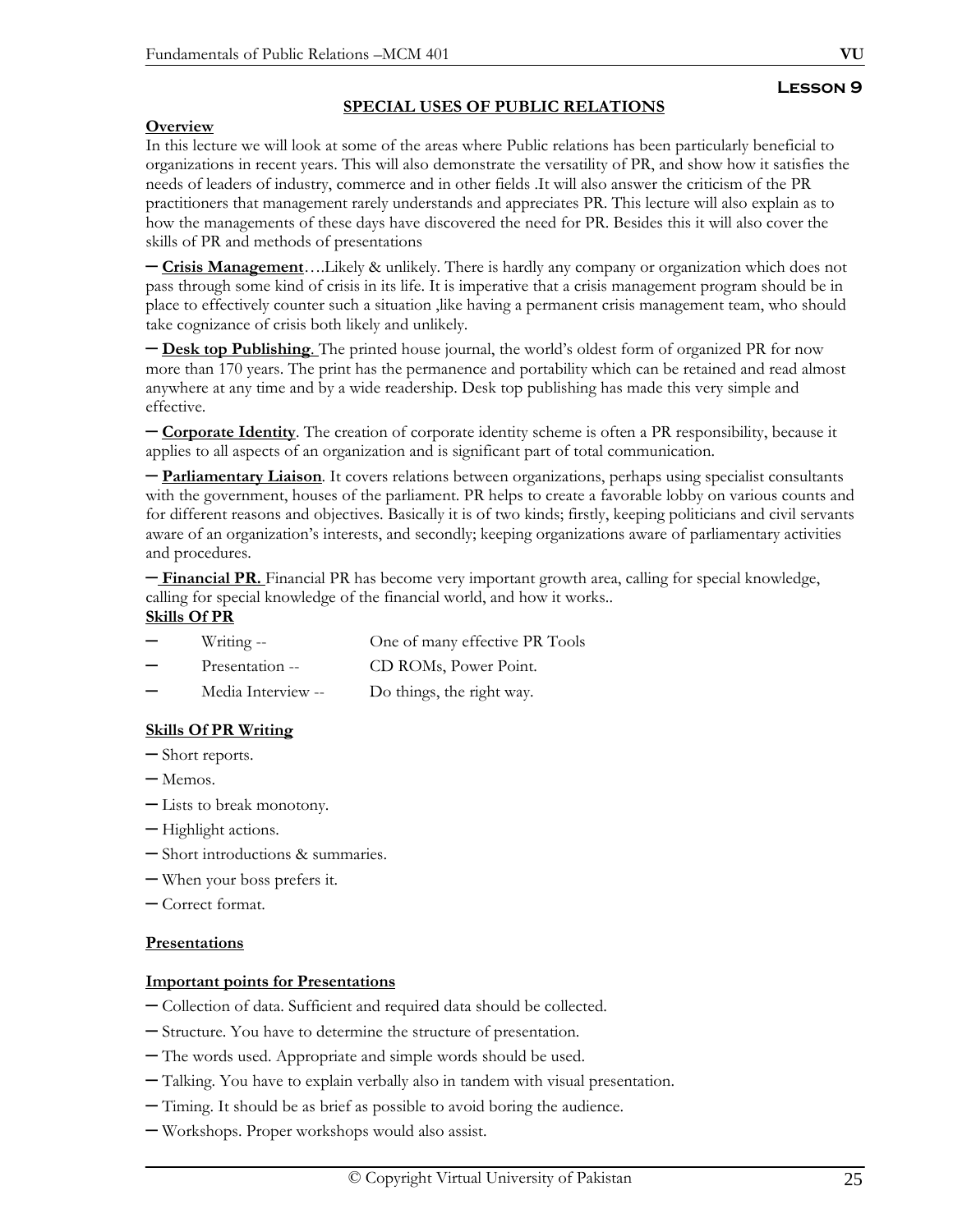**Lesson 9**

## SPECIAL USES OF PUBLIC RELATIONS

**Overview**

In this lecture we will look at some of the areas where Public relations has been particularly beneficial to organizations in recent years. This will also demonstrate the versatility of PR, and show how it satisfies the needs of leaders of industry, commerce and in other fields .It will also answer the criticism of the PR practitioners that management rarely understands and appreciates PR. This lecture will also explain as to how the managements of these days have discovered the need for PR. Besides this it will also cover the skills of PR and methods of presentations

– **Crisis Management**….Likely & unlikely. There is hardly any company or organization which does not pass through some kind of crisis in its life. It is imperative that a crisis management program should be in place to effectively counter such a situation ,like having a permanent crisis management team, who should take cognizance of crisis both likely and unlikely.

– **Desk top Publishing**. The printed house journal, the world's oldest form of organized PR for now more than 170 years. The print has the permanence and portability which can be retained and read almost anywhere at any time and by a wide readership. Desk top publishing has made this very simple and effective.

– **Corporate Identity**. The creation of corporate identity scheme is often a PR responsibility, because it applies to all aspects of an organization and is significant part of total communication.

– **Parliamentary Liaison**. It covers relations between organizations, perhaps using specialist consultants with the government, houses of the parliament. PR helps to create a favorable lobby on various counts and for different reasons and objectives. Basically it is of two kinds; firstly, keeping politicians and civil servants aware of an organization's interests, and secondly; keeping organizations aware of parliamentary activities and procedures.

– **Financial PR.** Financial PR has become very important growth area, calling for special knowledge, calling for special knowledge of the financial world, and how it works..

**Skills Of PR**

- Writing -- One of many effective PR Tools
- Presentation -- CD ROMs, Power Point.
- Media Interview -- Do things, the right way.

**Skills Of PR Writing**

- Short reports.
- Memos.
- Lists to break monotony.
- Highlight actions.
- Short introductions & summaries.
- When your boss prefers it.
- Correct format.

**Presentations**

**Important points for Presentations**

- Collection of data. Sufficient and required data should be collected.
- Structure. You have to determine the structure of presentation.
- The words used. Appropriate and simple words should be used.
- Talking. You have to explain verbally also in tandem with visual presentation.
- Timing. It should be as brief as possible to avoid boring the audience.
- Workshops. Proper workshops would also assist.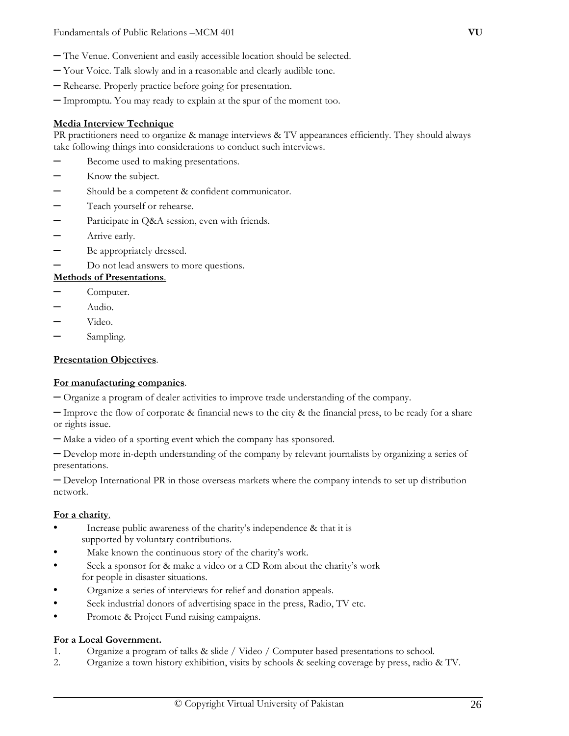– The Venue. Convenient and easily accessible location should be selected.

– Your Voice. Talk slowly and in a reasonable and clearly audible tone.

– Rehearse. Properly practice before going for presentation.

– Impromptu. You may ready to explain at the spur of the moment too.

**Media Interview Technique**

PR practitioners need to organize & manage interviews & TV appearances efficiently. They should always take following things into considerations to conduct such interviews.

- Become used to making presentations.
- Know the subject.
- Should be a competent & confident communicator.
- Teach yourself or rehearse.
- Participate in Q&A session, even with friends.
- Arrive early.
- Be appropriately dressed.
- Do not lead answers to more questions.

**Methods of Presentations**.

- Computer.
- Audio.
- Video.
- Sampling.

**Presentation Objectives**.

**For manufacturing companies**.

– Organize a program of dealer activities to improve trade understanding of the company.

– Improve the flow of corporate & financial news to the city & the financial press, to be ready for a share or rights issue.

– Make a video of a sporting event which the company has sponsored.

– Develop more in-depth understanding of the company by relevant journalists by organizing a series of presentations.

– Develop International PR in those overseas markets where the company intends to set up distribution network.

**For a charity**.

- Increase public awareness of the charity's independence & that it is supported by voluntary contributions.
- Make known the continuous story of the charity's work.
- Seek a sponsor for & make a video or a CD Rom about the charity's work for people in disaster situations.
- Organize a series of interviews for relief and donation appeals.
- Seek industrial donors of advertising space in the press, Radio, TV etc.
- Promote & Project Fund raising campaigns.

**For a Local Government.**

1. Organize a program of talks & slide / Video / Computer based presentations to school.
2. Organize a town history exhibition, visits by schools & seeking coverage by press, radio & TV.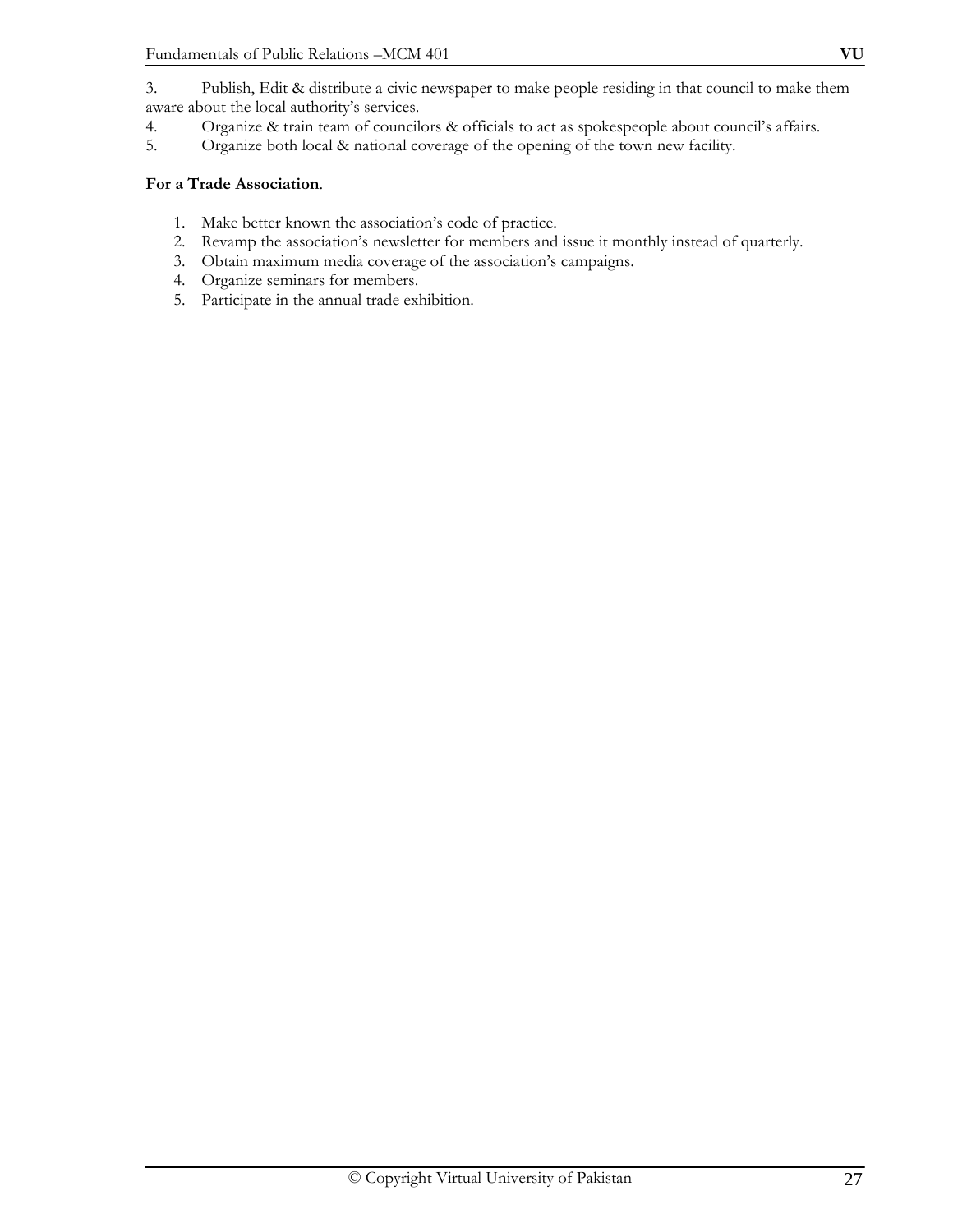3. Publish, Edit & distribute a civic newspaper to make people residing in that council to make them aware about the local authority's services.
4. Organize & train team of councilors & officials to act as spokespeople about council's affairs.
5. Organize both local & national coverage of the opening of the town new facility.

**<u>For a Trade Association</u>**.

1. Make better known the association's code of practice.
2. Revamp the association's newsletter for members and issue it monthly instead of quarterly.
3. Obtain maximum media coverage of the association's campaigns.
4. Organize seminars for members.
5. Participate in the annual trade exhibition.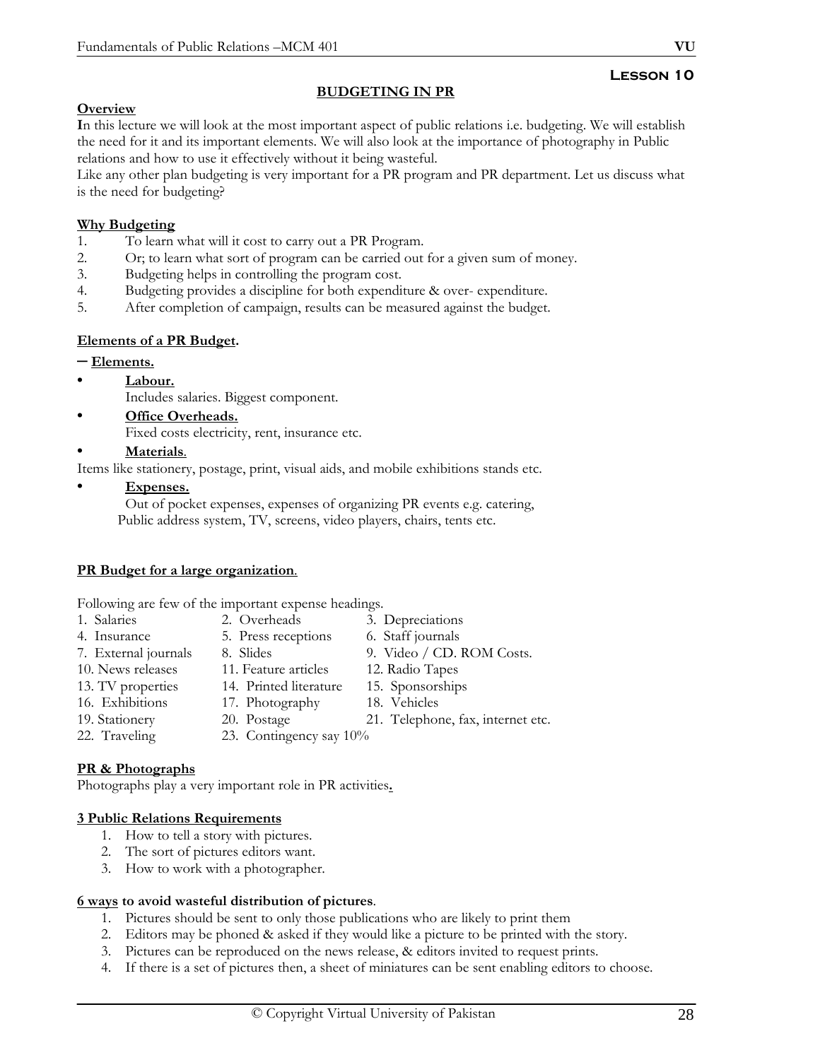## Lesson 10

### BUDGETING IN PR

**Overview**

**I**n this lecture we will look at the most important aspect of public relations i.e. budgeting. We will establish the need for it and its important elements. We will also look at the importance of photography in Public relations and how to use it effectively without it being wasteful.

Like any other plan budgeting is very important for a PR program and PR department. Let us discuss what is the need for budgeting?

**Why Budgeting**

1. To learn what will it cost to carry out a PR Program.
2. Or; to learn what sort of program can be carried out for a given sum of money.
3. Budgeting helps in controlling the program cost.
4. Budgeting provides a discipline for both expenditure & over- expenditure.
5. After completion of campaign, results can be measured against the budget.

**Elements of a PR Budget.**

– **Elements.**

- **Labour.**
  Includes salaries. Biggest component.
- **Office Overheads.**
  Fixed costs electricity, rent, insurance etc.
- **Materials**.
  Items like stationery, postage, print, visual aids, and mobile exhibitions stands etc.
- **Expenses.**
  Out of pocket expenses, expenses of organizing PR events e.g. catering, Public address system, TV, screens, video players, chairs, tents etc.

**PR Budget for a large organization**.

Following are few of the important expense headings.

| | | |
|---|---|---|
| 1. Salaries | 2. Overheads | 3. Depreciations |
| 4. Insurance | 5. Press receptions | 6. Staff journals |
| 7. External journals | 8. Slides | 9. Video / CD. ROM Costs. |
| 10. News releases | 11. Feature articles | 12. Radio Tapes |
| 13. TV properties | 14. Printed literature | 15. Sponsorships |
| 16. Exhibitions | 17. Photography | 18. Vehicles |
| 19. Stationery | 20. Postage | 21. Telephone, fax, internet etc. |
| 22. Traveling | 23. Contingency say 10% | |

**PR & Photographs**

Photographs play a very important role in PR activities.

**3 Public Relations Requirements**

1. How to tell a story with pictures.
2. The sort of pictures editors want.
3. How to work with a photographer.

**6 ways to avoid wasteful distribution of pictures**.

1. Pictures should be sent to only those publications who are likely to print them
2. Editors may be phoned & asked if they would like a picture to be printed with the story.
3. Pictures can be reproduced on the news release, & editors invited to request prints.
4. If there is a set of pictures then, a sheet of miniatures can be sent enabling editors to choose.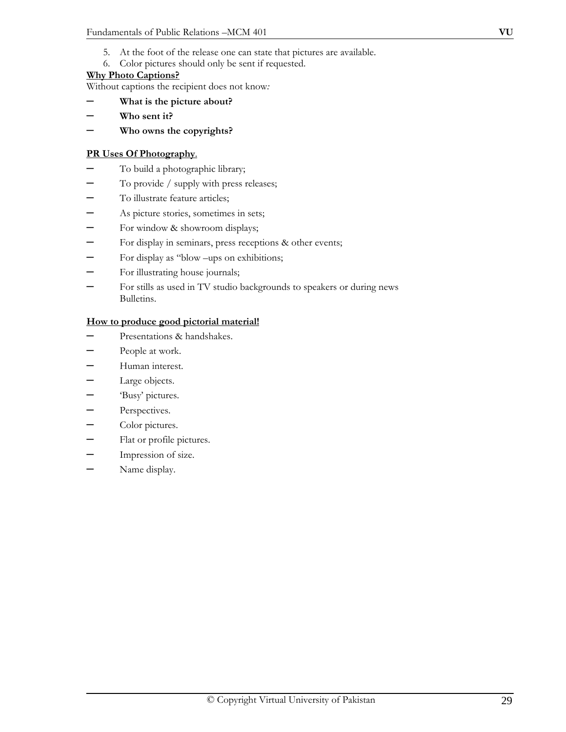5. At the foot of the release one can state that pictures are available.
6. Color pictures should only be sent if requested.

**Why Photo Captions?**

Without captions the recipient does not know*:*

- **What is the picture about?**
- **Who sent it?**
- **Who owns the copyrights?**

**PR Uses Of Photography**.

- To build a photographic library;
- To provide / supply with press releases;
- To illustrate feature articles;
- As picture stories, sometimes in sets;
- For window & showroom displays;
- For display in seminars, press receptions & other events;
- For display as "blow –ups on exhibitions;
- For illustrating house journals;
- For stills as used in TV studio backgrounds to speakers or during news Bulletins.

**How to produce good pictorial material!**

- Presentations & handshakes.
- People at work.
- Human interest.
- Large objects.
- 'Busy' pictures.
- Perspectives.
- Color pictures.
- Flat or profile pictures.
- Impression of size.
- Name display.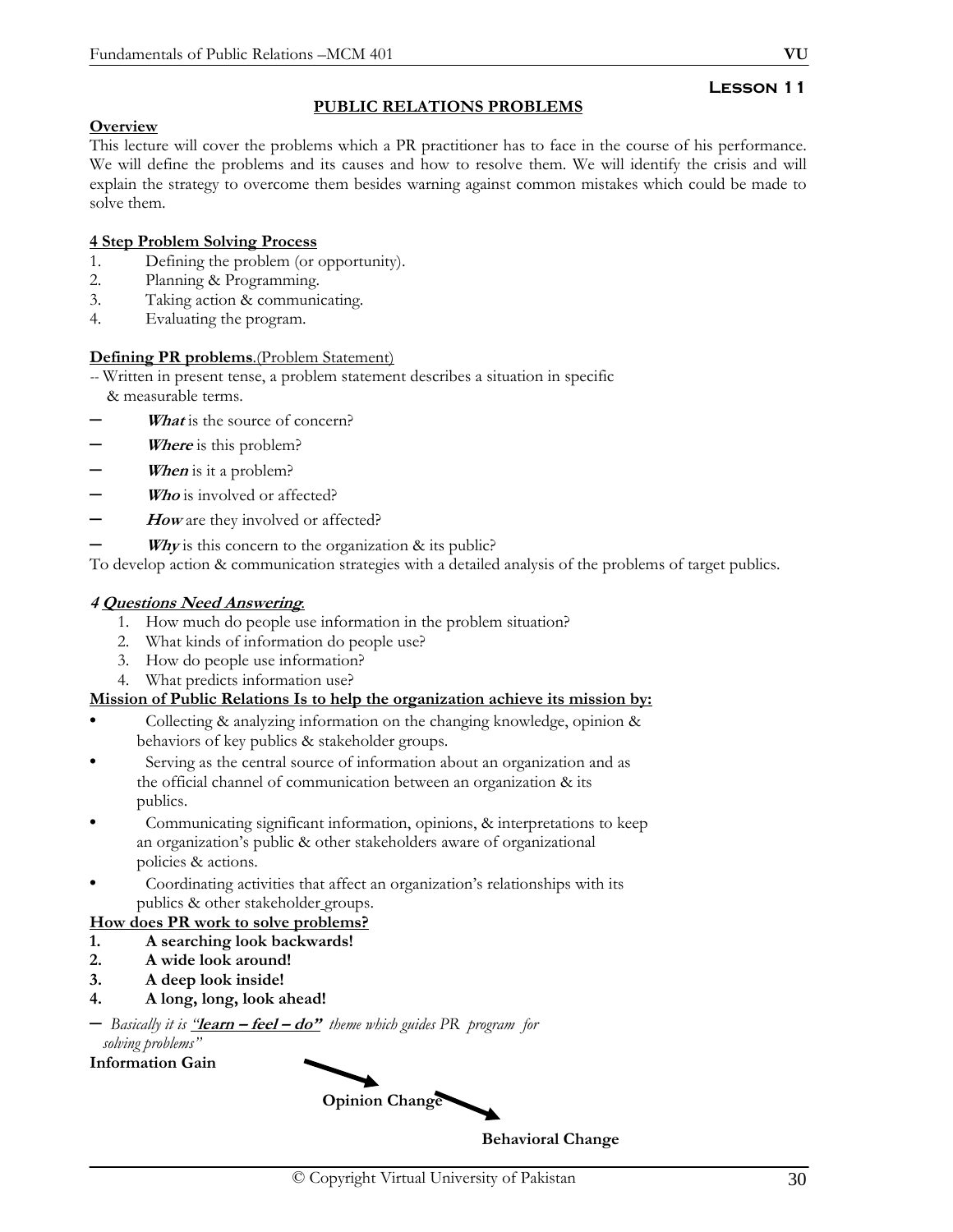## Lesson 11

### PUBLIC RELATIONS PROBLEMS

**Overview**

This lecture will cover the problems which a PR practitioner has to face in the course of his performance. We will define the problems and its causes and how to resolve them. We will identify the crisis and will explain the strategy to overcome them besides warning against common mistakes which could be made to solve them.

**4 Step Problem Solving Process**

1. Defining the problem (or opportunity).
2. Planning & Programming.
3. Taking action & communicating.
4. Evaluating the program.

**Defining PR problems**.(Problem Statement)

-- Written in present tense, a problem statement describes a situation in specific & measurable terms.

- ***What*** is the source of concern?
- ***Where*** is this problem?
- ***When*** is it a problem?
- ***Who*** is involved or affected?
- ***How*** are they involved or affected?
- ***Why*** is this concern to the organization & its public?

To develop action & communication strategies with a detailed analysis of the problems of target publics.

***4 Questions Need Answering***:

1. How much do people use information in the problem situation?
2. What kinds of information do people use?
3. How do people use information?
4. What predicts information use?

**Mission of Public Relations Is to help the organization achieve its mission by:**

- Collecting & analyzing information on the changing knowledge, opinion & behaviors of key publics & stakeholder groups.
- Serving as the central source of information about an organization and as the official channel of communication between an organization & its publics.
- Communicating significant information, opinions, & interpretations to keep an organization's public & other stakeholders aware of organizational policies & actions.
- Coordinating activities that affect an organization's relationships with its publics & other stakeholder groups.

**How does PR work to solve problems?**

1. **A searching look backwards!**
2. **A wide look around!**
3. **A deep look inside!**
4. **A long, long, look ahead!**

– *Basically it is "**learn – feel – do**" theme which guides PR program for solving problems"*

**Information Gain** → **Opinion Change** → **Behavioral Change**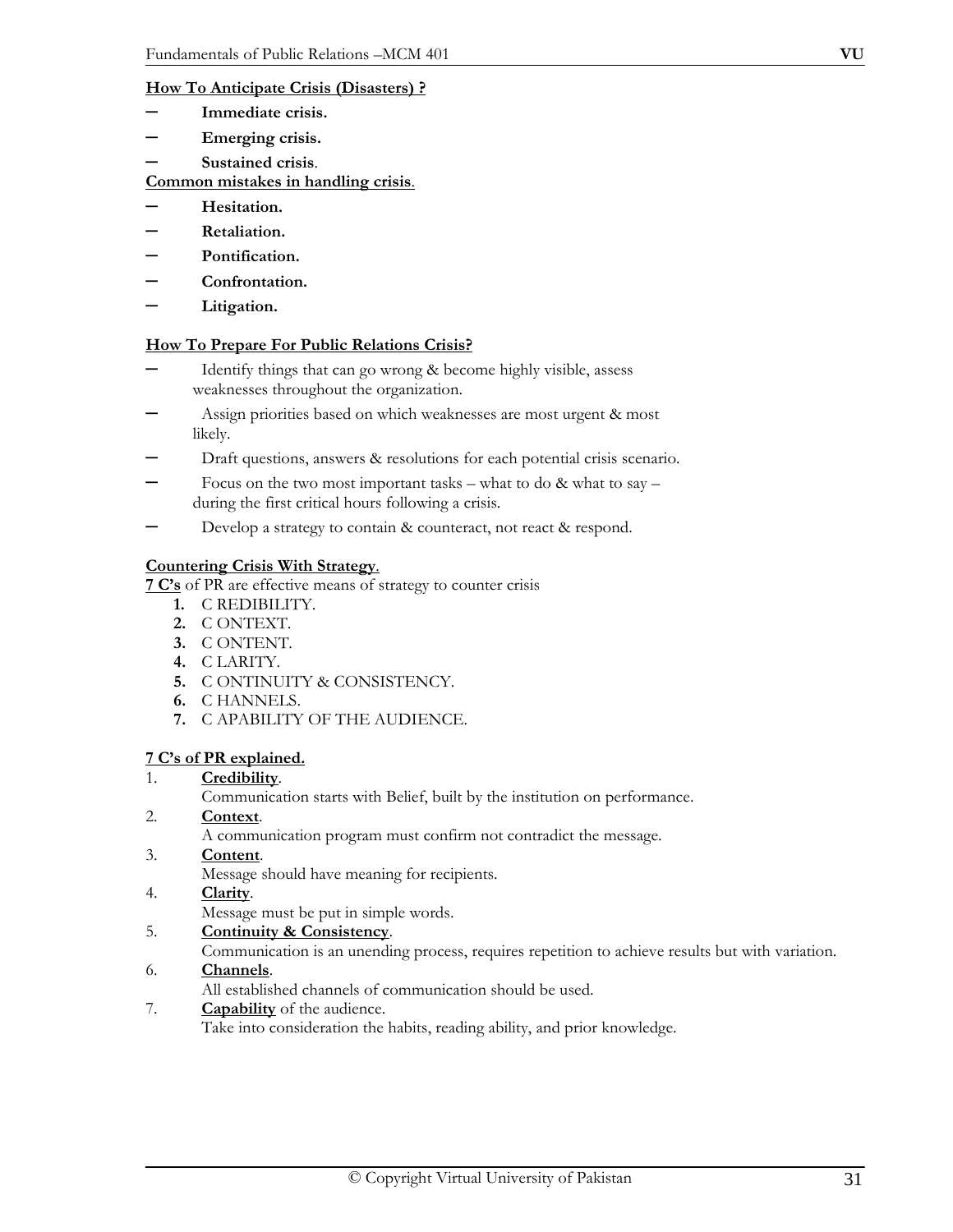**How To Anticipate Crisis (Disasters) ?**

- **Immediate crisis.**
- **Emerging crisis.**
- **Sustained crisis**.

**Common mistakes in handling crisis**.

- **Hesitation.**
- **Retaliation.**
- **Pontification.**
- **Confrontation.**
- **Litigation.**

**How To Prepare For Public Relations Crisis?**

- Identify things that can go wrong & become highly visible, assess weaknesses throughout the organization.
- Assign priorities based on which weaknesses are most urgent & most likely.
- Draft questions, answers & resolutions for each potential crisis scenario.
- Focus on the two most important tasks – what to do & what to say – during the first critical hours following a crisis.
- Develop a strategy to contain & counteract, not react & respond.

**Countering Crisis With Strategy**.

**7 C's** of PR are effective means of strategy to counter crisis

1. C REDIBILITY.
2. C ONTEXT.
3. C ONTENT.
4. C LARITY.
5. C ONTINUITY & CONSISTENCY.
6. C HANNELS.
7. C APABILITY OF THE AUDIENCE.

**7 C's of PR explained.**

1. **Credibility**.
   Communication starts with Belief, built by the institution on performance.
2. **Context**.
   A communication program must confirm not contradict the message.
3. **Content**.
   Message should have meaning for recipients.
4. **Clarity**.
   Message must be put in simple words.
5. **Continuity & Consistency**.
   Communication is an unending process, requires repetition to achieve results but with variation.
6. **Channels**.
   All established channels of communication should be used.
7. **Capability** of the audience.
   Take into consideration the habits, reading ability, and prior knowledge.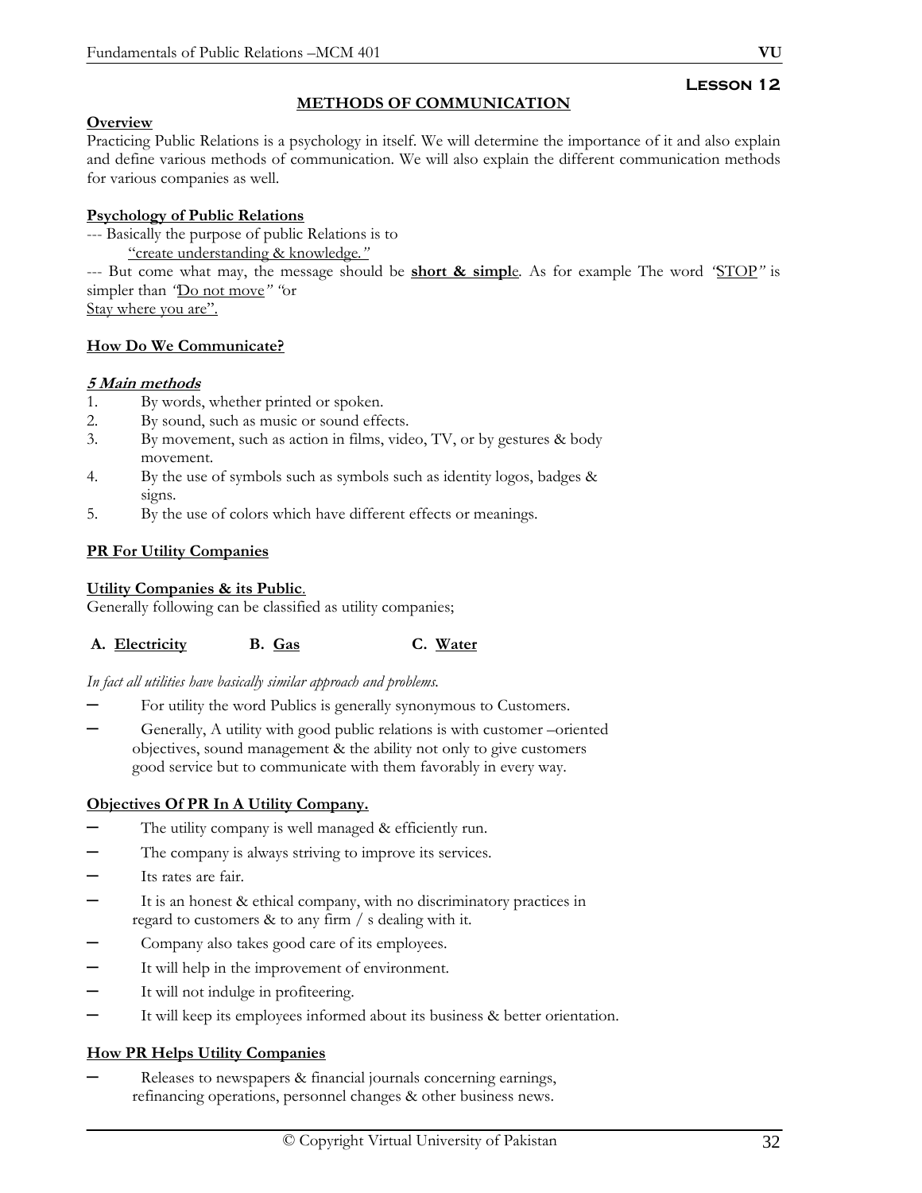# Lesson 12

## METHODS OF COMMUNICATION

**Overview**

Practicing Public Relations is a psychology in itself. We will determine the importance of it and also explain and define various methods of communication. We will also explain the different communication methods for various companies as well.

**Psychology of Public Relations**

--- Basically the purpose of public Relations is to

"create understanding & knowledge."

--- But come what may, the message should be **short & simpl**e. As for example The word *'*STOP*"* is simpler than *"*Do not move*" "*or Stay where you are".

**How Do We Communicate?**

***5 Main methods***

1. By words, whether printed or spoken.
2. By sound, such as music or sound effects.
3. By movement, such as action in films, video, TV, or by gestures & body movement.
4. By the use of symbols such as symbols such as identity logos, badges & signs.
5. By the use of colors which have different effects or meanings.

**PR For Utility Companies**

**Utility Companies & its Public**.

Generally following can be classified as utility companies;

**A. Electricity** **B. Gas** **C. Water**

*In fact all utilities have basically similar approach and problems.*

- For utility the word Publics is generally synonymous to Customers.
- Generally, A utility with good public relations is with customer –oriented objectives, sound management & the ability not only to give customers good service but to communicate with them favorably in every way.

**Objectives Of PR In A Utility Company.**

- The utility company is well managed & efficiently run.
- The company is always striving to improve its services.
- Its rates are fair.
- It is an honest & ethical company, with no discriminatory practices in regard to customers & to any firm / s dealing with it.
- Company also takes good care of its employees.
- It will help in the improvement of environment.
- It will not indulge in profiteering.
- It will keep its employees informed about its business & better orientation.

**How PR Helps Utility Companies**

- Releases to newspapers & financial journals concerning earnings, refinancing operations, personnel changes & other business news.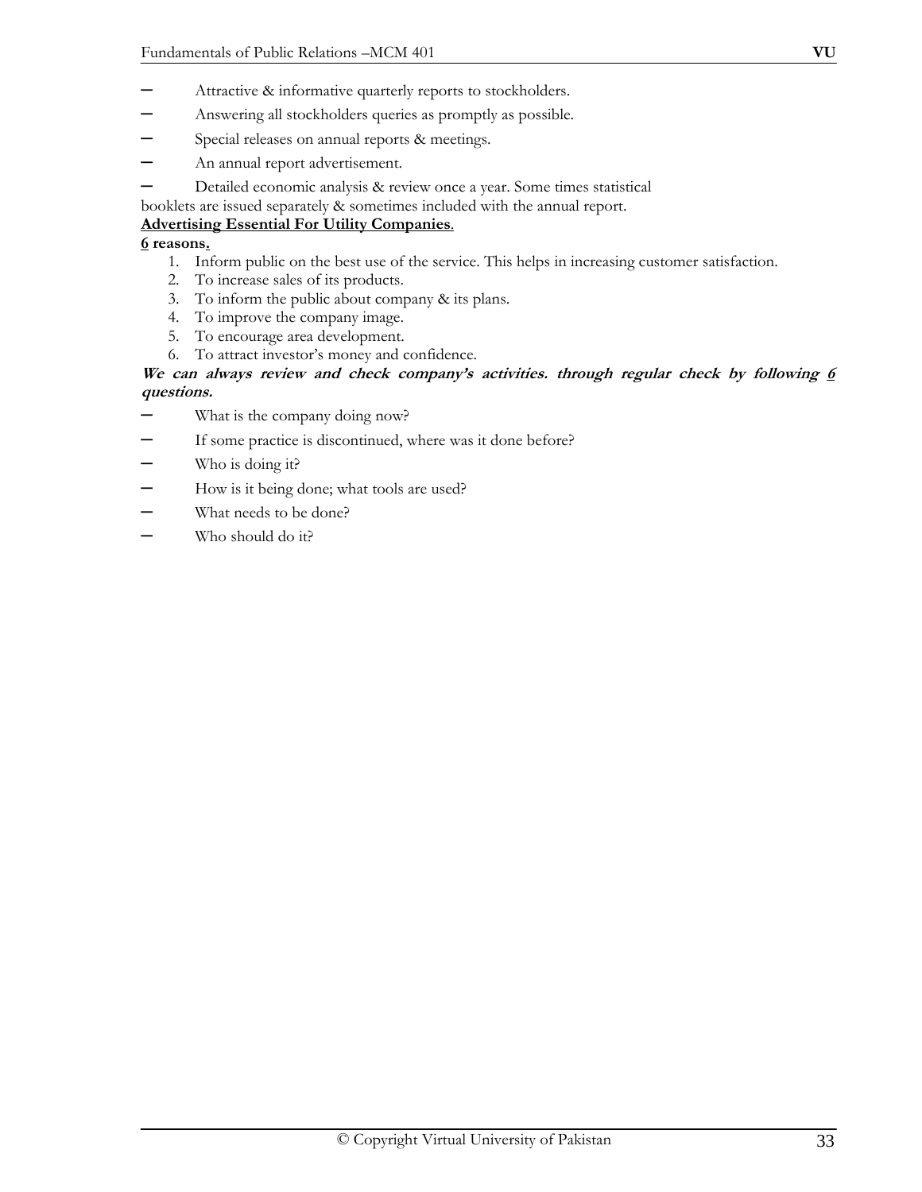- Attractive & informative quarterly reports to stockholders.
- Answering all stockholders queries as promptly as possible.
- Special releases on annual reports & meetings.
- An annual report advertisement.
- Detailed economic analysis & review once a year. Some times statistical booklets are issued separately & sometimes included with the annual report.

**<u>Advertising Essential For Utility Companies</u>**.

**<u>6</u> reasons<u>.</u>**

1. Inform public on the best use of the service. This helps in increasing customer satisfaction.
2. To increase sales of its products.
3. To inform the public about company & its plans.
4. To improve the company image.
5. To encourage area development.
6. To attract investor's money and confidence.

***We can always review and check company's activities. through regular check by following <u>6</u> questions.***

- What is the company doing now?
- If some practice is discontinued, where was it done before?
- Who is doing it?
- How is it being done; what tools are used?
- What needs to be done?
- Who should do it?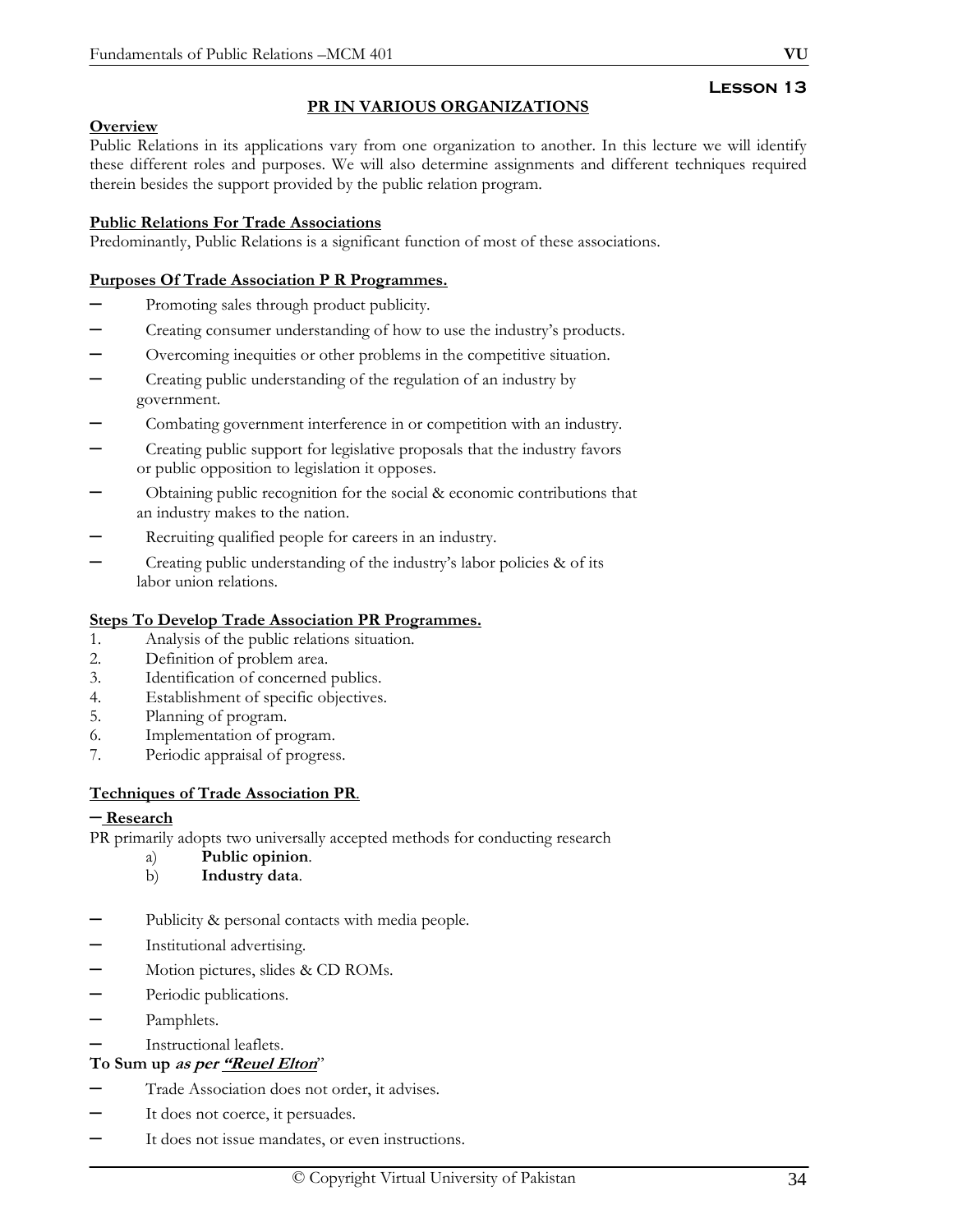**Lesson 13**

## PR IN VARIOUS ORGANIZATIONS

**Overview**

Public Relations in its applications vary from one organization to another. In this lecture we will identify these different roles and purposes. We will also determine assignments and different techniques required therein besides the support provided by the public relation program.

**Public Relations For Trade Associations**

Predominantly, Public Relations is a significant function of most of these associations.

**Purposes Of Trade Association P R Programmes.**

- Promoting sales through product publicity.
- Creating consumer understanding of how to use the industry's products.
- Overcoming inequities or other problems in the competitive situation.
- Creating public understanding of the regulation of an industry by government.
- Combating government interference in or competition with an industry.
- Creating public support for legislative proposals that the industry favors or public opposition to legislation it opposes.
- Obtaining public recognition for the social & economic contributions that an industry makes to the nation.
- Recruiting qualified people for careers in an industry.
- Creating public understanding of the industry's labor policies & of its labor union relations.

**Steps To Develop Trade Association PR Programmes.**

1. Analysis of the public relations situation.
2. Definition of problem area.
3. Identification of concerned publics.
4. Establishment of specific objectives.
5. Planning of program.
6. Implementation of program.
7. Periodic appraisal of progress.

**Techniques of Trade Association PR**.

- **Research**

PR primarily adopts two universally accepted methods for conducting research

a) **Public opinion**.
b) **Industry data**.

- Publicity & personal contacts with media people.
- Institutional advertising.
- Motion pictures, slides & CD ROMs.
- Periodic publications.
- Pamphlets.
- Instructional leaflets.

**To Sum up *as per "Reuel Elton*"**

- Trade Association does not order, it advises.
- It does not coerce, it persuades.
- It does not issue mandates, or even instructions.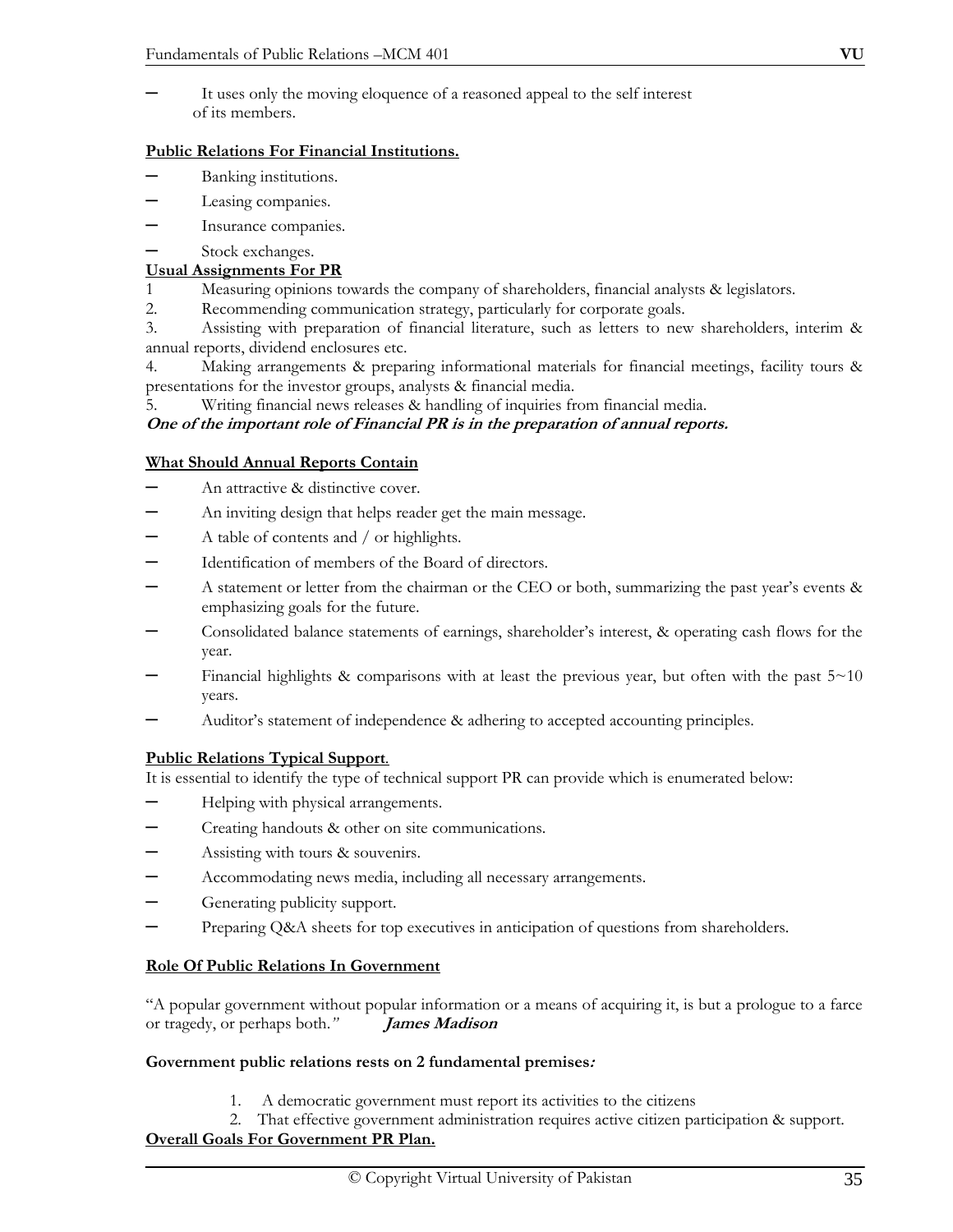- It uses only the moving eloquence of a reasoned appeal to the self interest of its members.

**Public Relations For Financial Institutions.**

- Banking institutions.
- Leasing companies.
- Insurance companies.
- Stock exchanges.

**Usual Assignments For PR**

1. Measuring opinions towards the company of shareholders, financial analysts & legislators.
2. Recommending communication strategy, particularly for corporate goals.
3. Assisting with preparation of financial literature, such as letters to new shareholders, interim & annual reports, dividend enclosures etc.
4. Making arrangements & preparing informational materials for financial meetings, facility tours & presentations for the investor groups, analysts & financial media.
5. Writing financial news releases & handling of inquiries from financial media.

***One of the important role of Financial PR is in the preparation of annual reports.***

**What Should Annual Reports Contain**

- An attractive & distinctive cover.
- An inviting design that helps reader get the main message.
- A table of contents and / or highlights.
- Identification of members of the Board of directors.
- A statement or letter from the chairman or the CEO or both, summarizing the past year's events & emphasizing goals for the future.
- Consolidated balance statements of earnings, shareholder's interest, & operating cash flows for the year.
- Financial highlights & comparisons with at least the previous year, but often with the past 5~10 years.
- Auditor's statement of independence & adhering to accepted accounting principles.

**Public Relations Typical Support**.

It is essential to identify the type of technical support PR can provide which is enumerated below:

- Helping with physical arrangements.
- Creating handouts & other on site communications.
- Assisting with tours & souvenirs.
- Accommodating news media, including all necessary arrangements.
- Generating publicity support.
- Preparing Q&A sheets for top executives in anticipation of questions from shareholders.

**Role Of Public Relations In Government**

"A popular government without popular information or a means of acquiring it, is but a prologue to a farce or tragedy, or perhaps both." ***James Madison***

**Government public relations rests on 2 fundamental premises:**

1. A democratic government must report its activities to the citizens
2. That effective government administration requires active citizen participation & support.

**Overall Goals For Government PR Plan.**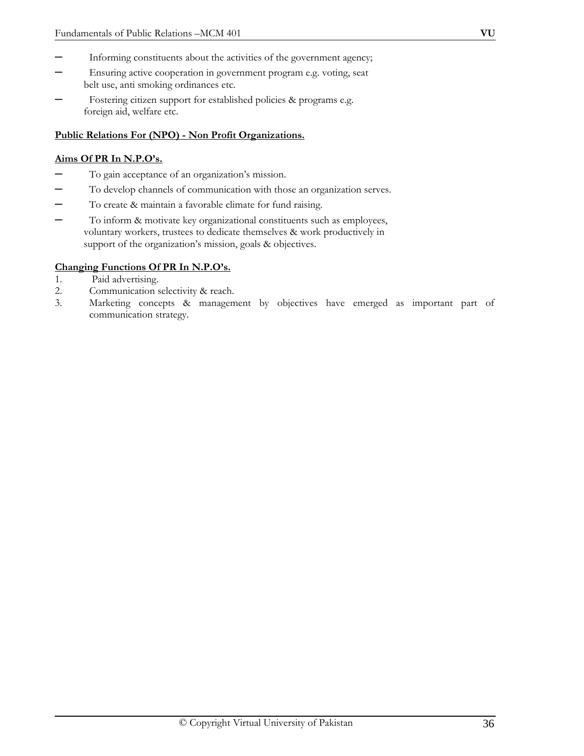- Informing constituents about the activities of the government agency;
- Ensuring active cooperation in government program e.g. voting, seat belt use, anti smoking ordinances etc.
- Fostering citizen support for established policies & programs e.g. foreign aid, welfare etc.

**<u>Public Relations For (NPO) - Non Profit Organizations.</u>**

**<u>Aims Of PR In N.P.O's.</u>**

- To gain acceptance of an organization's mission.
- To develop channels of communication with those an organization serves.
- To create & maintain a favorable climate for fund raising.
- To inform & motivate key organizational constituents such as employees, voluntary workers, trustees to dedicate themselves & work productively in support of the organization's mission, goals & objectives.

**<u>Changing Functions Of PR In N.P.O's.</u>**

1. Paid advertising.
2. Communication selectivity & reach.
3. Marketing concepts & management by objectives have emerged as important part of communication strategy.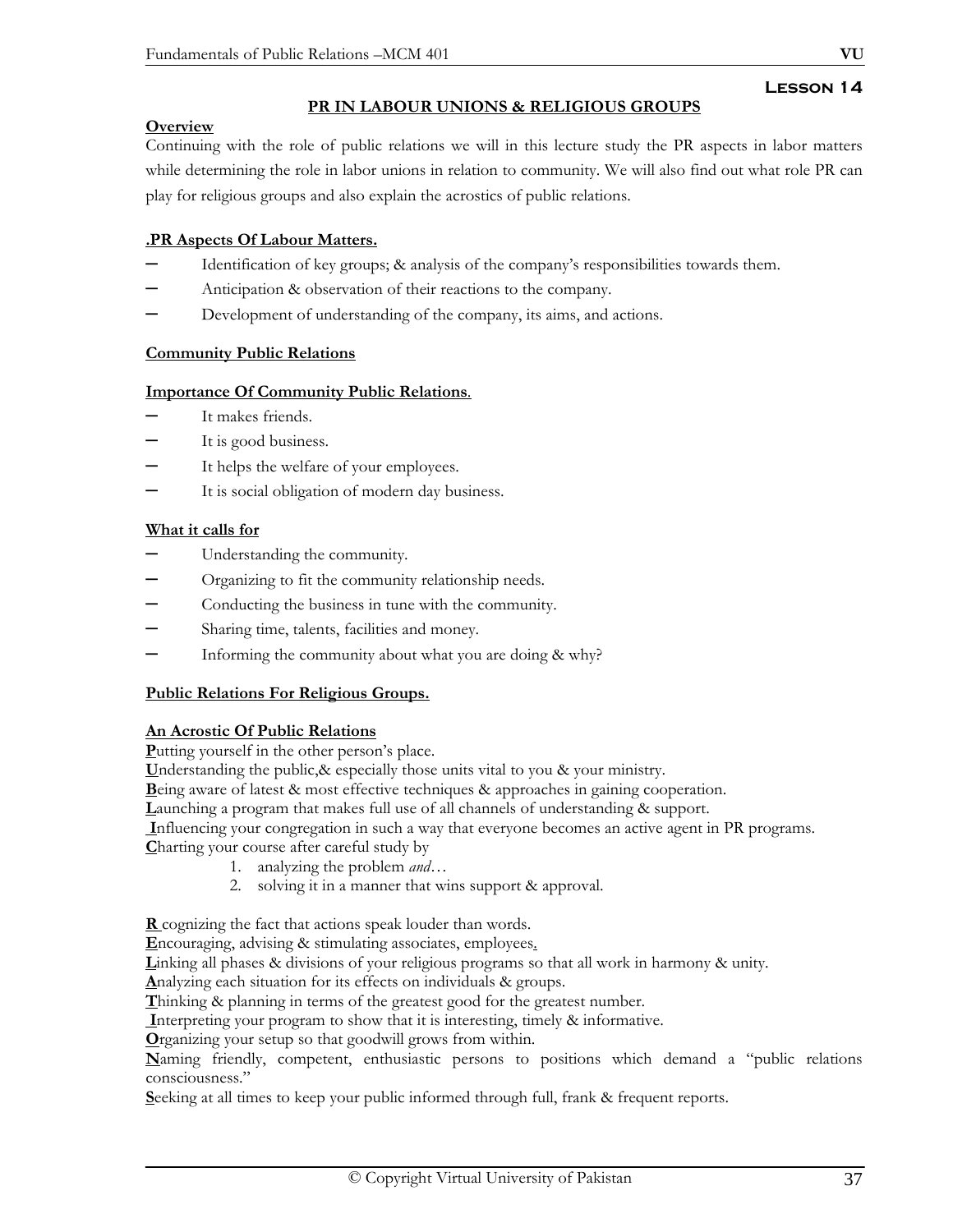# Lesson 14

## PR IN LABOUR UNIONS & RELIGIOUS GROUPS

**Overview**

Continuing with the role of public relations we will in this lecture study the PR aspects in labor matters while determining the role in labor unions in relation to community. We will also find out what role PR can play for religious groups and also explain the acrostics of public relations.

**.PR Aspects Of Labour Matters.**

- Identification of key groups; & analysis of the company's responsibilities towards them.
- Anticipation & observation of their reactions to the company.
- Development of understanding of the company, its aims, and actions.

**Community Public Relations**

**Importance Of Community Public Relations**.

- It makes friends.
- It is good business.
- It helps the welfare of your employees.
- It is social obligation of modern day business.

**What it calls for**

- Understanding the community.
- Organizing to fit the community relationship needs.
- Conducting the business in tune with the community.
- Sharing time, talents, facilities and money.
- Informing the community about what you are doing & why?

**Public Relations For Religious Groups.**

**An Acrostic Of Public Relations**

**P**utting yourself in the other person's place.
**U**nderstanding the public,& especially those units vital to you & your ministry.
**B**eing aware of latest & most effective techniques & approaches in gaining cooperation.
**L**aunching a program that makes full use of all channels of understanding & support.
**I**nfluencing your congregation in such a way that everyone becomes an active agent in PR programs.
**C**harting your course after careful study by

1. analyzing the problem *and*…
2. solving it in a manner that wins support & approval.

**R** cognizing the fact that actions speak louder than words.
**E**ncouraging, advising & stimulating associates, employees.
**L**inking all phases & divisions of your religious programs so that all work in harmony & unity.
**A**nalyzing each situation for its effects on individuals & groups.
**T**hinking & planning in terms of the greatest good for the greatest number.
**I**nterpreting your program to show that it is interesting, timely & informative.
**O**rganizing your setup so that goodwill grows from within.
**N**aming friendly, competent, enthusiastic persons to positions which demand a "public relations consciousness."
**S**eeking at all times to keep your public informed through full, frank & frequent reports.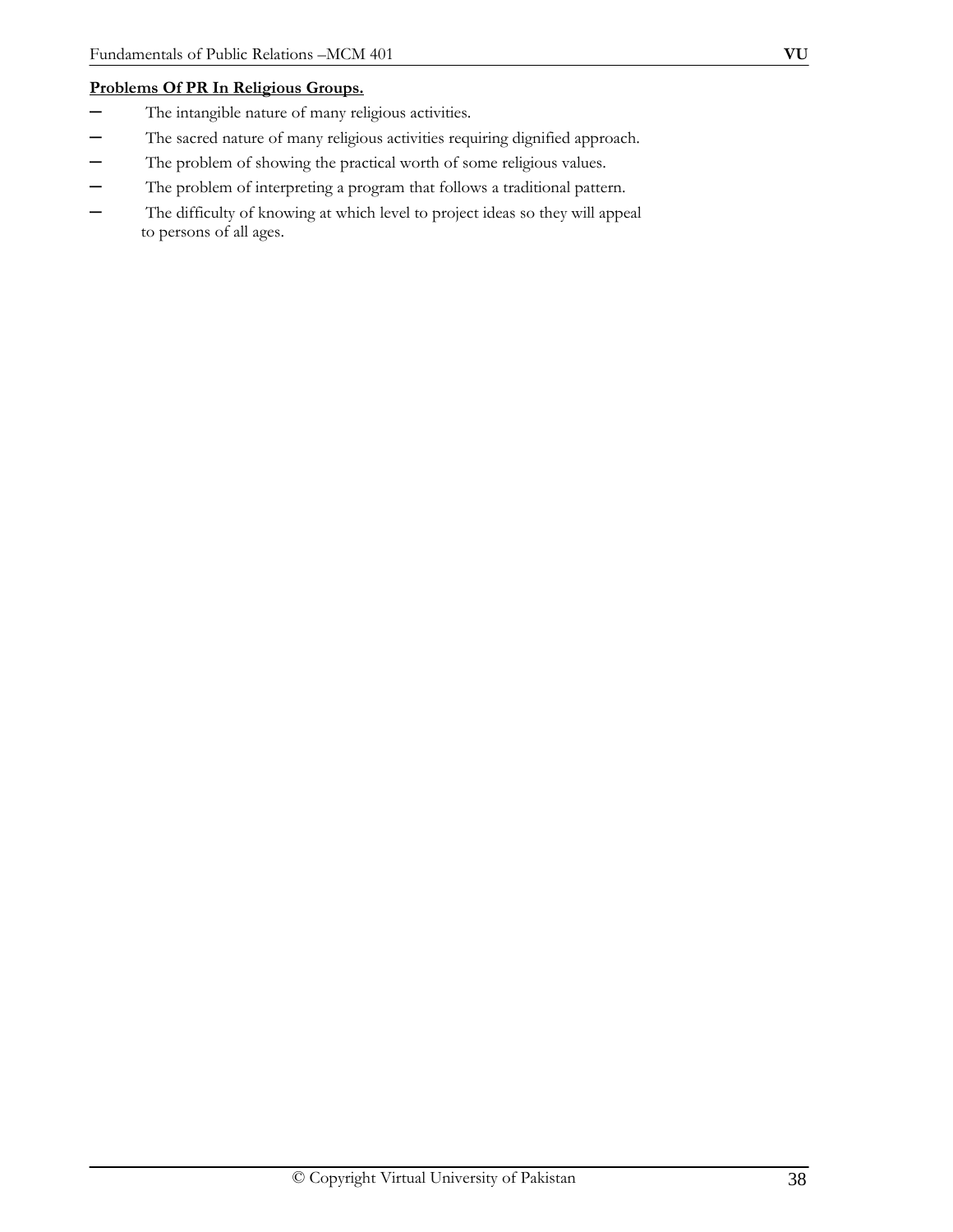**Problems Of PR In Religious Groups.**

- The intangible nature of many religious activities.
- The sacred nature of many religious activities requiring dignified approach.
- The problem of showing the practical worth of some religious values.
- The problem of interpreting a program that follows a traditional pattern.
- The difficulty of knowing at which level to project ideas so they will appeal to persons of all ages.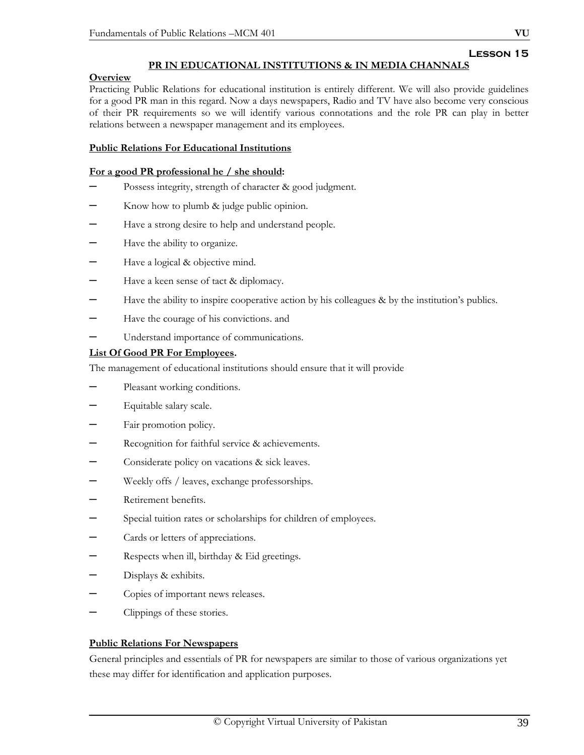**Lesson 15**

## PR IN EDUCATIONAL INSTITUTIONS & IN MEDIA CHANNALS

**Overview**

Practicing Public Relations for educational institution is entirely different. We will also provide guidelines for a good PR man in this regard. Now a days newspapers, Radio and TV have also become very conscious of their PR requirements so we will identify various connotations and the role PR can play in better relations between a newspaper management and its employees.

**Public Relations For Educational Institutions**

**For a good PR professional he / she should:**

- Possess integrity, strength of character & good judgment.
- Know how to plumb & judge public opinion.
- Have a strong desire to help and understand people.
- Have the ability to organize.
- Have a logical & objective mind.
- Have a keen sense of tact & diplomacy.
- Have the ability to inspire cooperative action by his colleagues & by the institution's publics.
- Have the courage of his convictions. and
- Understand importance of communications.

**List Of Good PR For Employees.**

The management of educational institutions should ensure that it will provide

- Pleasant working conditions.
- Equitable salary scale.
- Fair promotion policy.
- Recognition for faithful service & achievements.
- Considerate policy on vacations & sick leaves.
- Weekly offs / leaves, exchange professorships.
- Retirement benefits.
- Special tuition rates or scholarships for children of employees.
- Cards or letters of appreciations.
- Respects when ill, birthday & Eid greetings.
- Displays & exhibits.
- Copies of important news releases.
- Clippings of these stories.

**Public Relations For Newspapers**

General principles and essentials of PR for newspapers are similar to those of various organizations yet these may differ for identification and application purposes.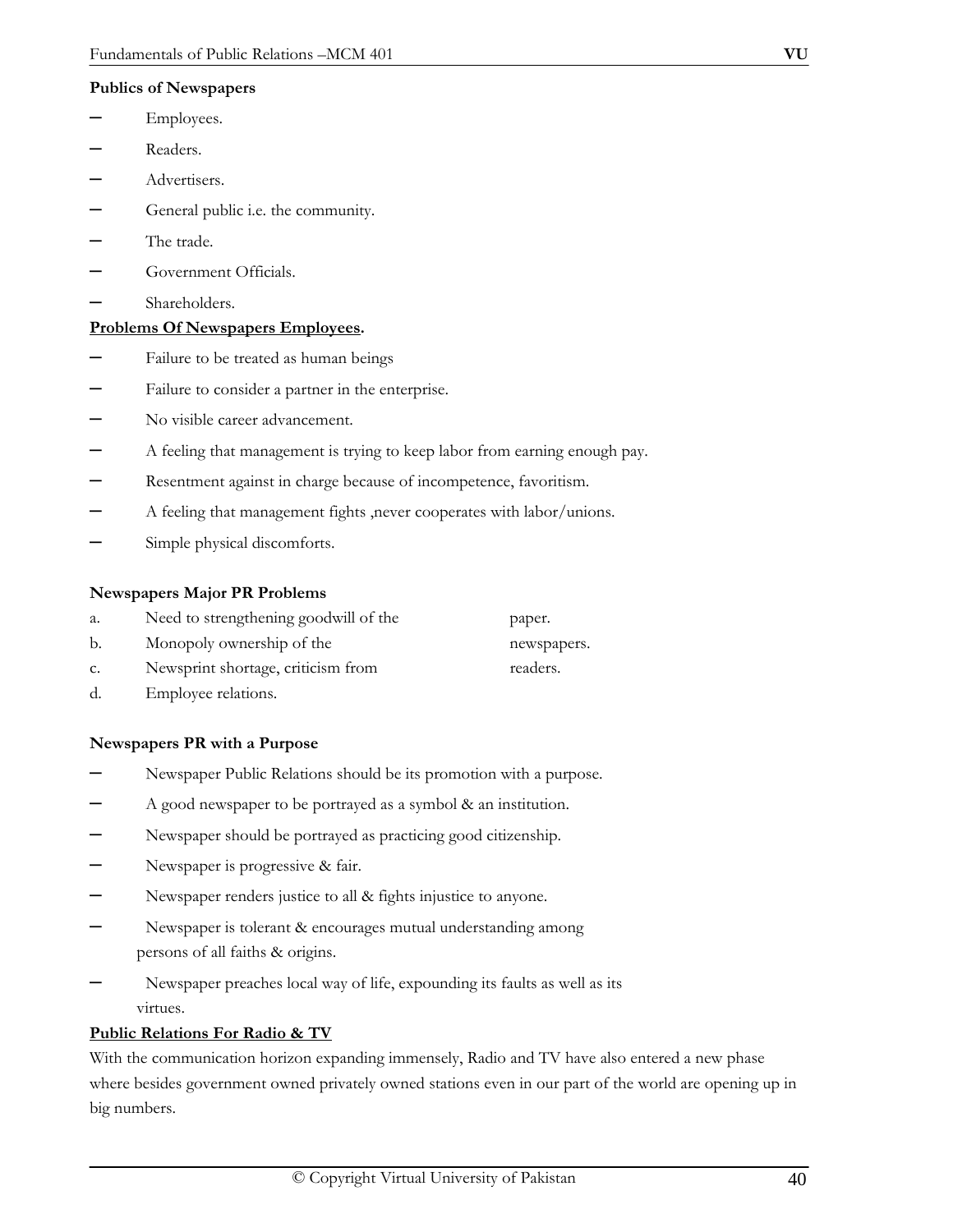**Publics of Newspapers**

- Employees.
- Readers.
- Advertisers.
- General public i.e. the community.
- The trade.
- Government Officials.
- Shareholders.

**Problems Of Newspapers Employees.**

- Failure to be treated as human beings
- Failure to consider a partner in the enterprise.
- No visible career advancement.
- A feeling that management is trying to keep labor from earning enough pay.
- Resentment against in charge because of incompetence, favoritism.
- A feeling that management fights ,never cooperates with labor/unions.
- Simple physical discomforts.

**Newspapers Major PR Problems**

a. Need to strengthening goodwill of the paper.
b. Monopoly ownership of the newspapers.
c. Newsprint shortage, criticism from readers.
d. Employee relations.

**Newspapers PR with a Purpose**

- Newspaper Public Relations should be its promotion with a purpose.
- A good newspaper to be portrayed as a symbol & an institution.
- Newspaper should be portrayed as practicing good citizenship.
- Newspaper is progressive & fair.
- Newspaper renders justice to all & fights injustice to anyone.
- Newspaper is tolerant & encourages mutual understanding among persons of all faiths & origins.
- Newspaper preaches local way of life, expounding its faults as well as its virtues.

**Public Relations For Radio & TV**

With the communication horizon expanding immensely, Radio and TV have also entered a new phase where besides government owned privately owned stations even in our part of the world are opening up in big numbers.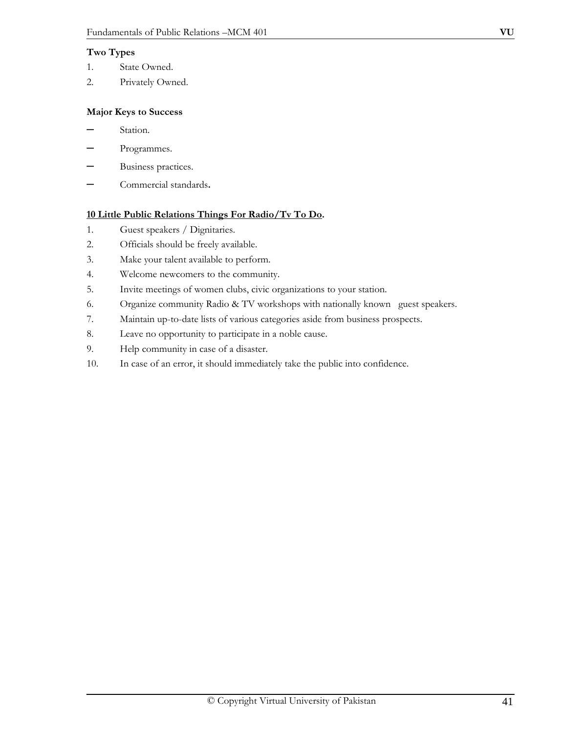**Two Types**

1. State Owned.
2. Privately Owned.

**Major Keys to Success**

- Station.
- Programmes.
- Business practices.
- Commercial standards**.**

**<u>10 Little Public Relations Things For Radio/Tv To Do</u>.**

1. Guest speakers / Dignitaries.
2. Officials should be freely available.
3. Make your talent available to perform.
4. Welcome newcomers to the community.
5. Invite meetings of women clubs, civic organizations to your station.
6. Organize community Radio & TV workshops with nationally known guest speakers.
7. Maintain up-to-date lists of various categories aside from business prospects.
8. Leave no opportunity to participate in a noble cause.
9. Help community in case of a disaster.
10. In case of an error, it should immediately take the public into confidence.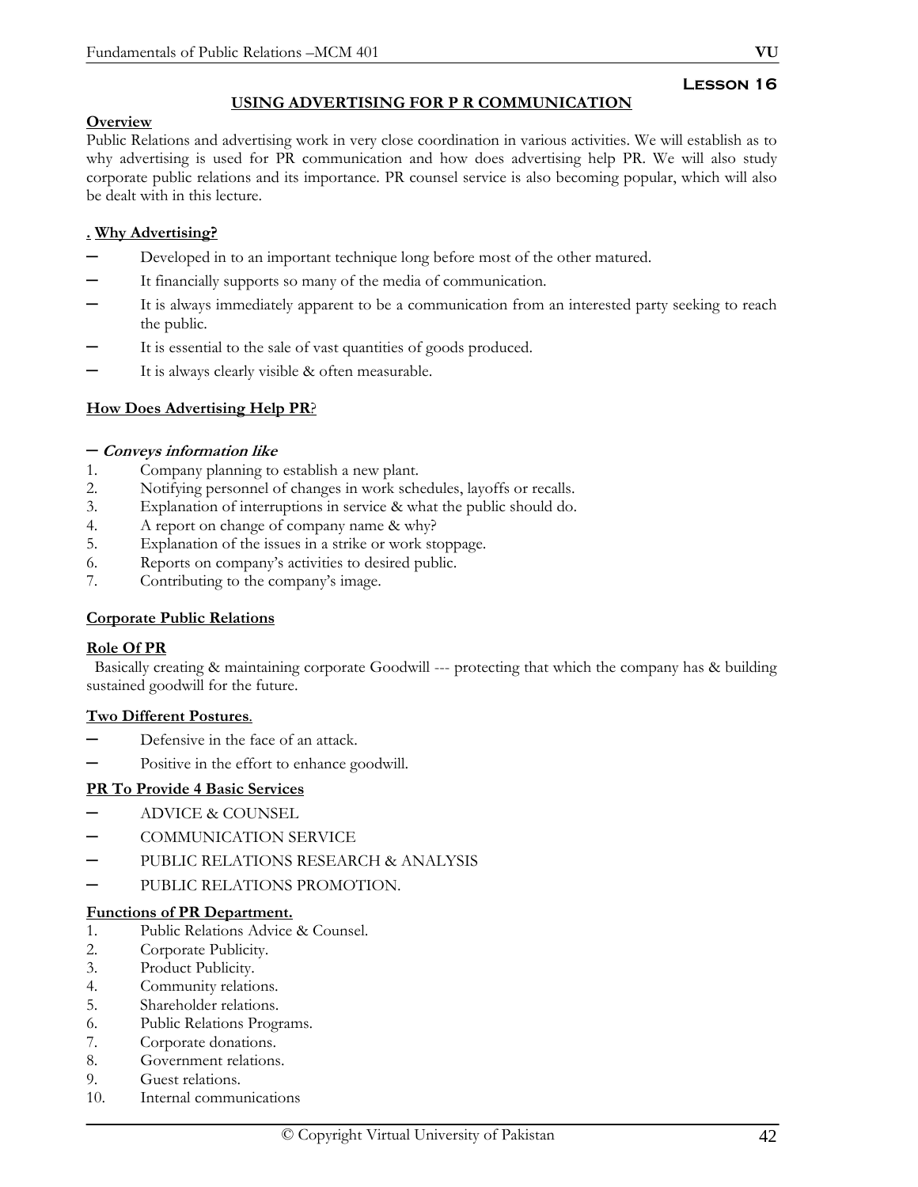## Lesson 16

### USING ADVERTISING FOR P R COMMUNICATION

**Overview**

Public Relations and advertising work in very close coordination in various activities. We will establish as to why advertising is used for PR communication and how does advertising help PR. We will also study corporate public relations and its importance. PR counsel service is also becoming popular, which will also be dealt with in this lecture.

**. Why Advertising?**

- Developed in to an important technique long before most of the other matured.
- It financially supports so many of the media of communication.
- It is always immediately apparent to be a communication from an interested party seeking to reach the public.
- It is essential to the sale of vast quantities of goods produced.
- It is always clearly visible & often measurable.

**How Does Advertising Help PR?**

– ***Conveys information like***

1. Company planning to establish a new plant.
2. Notifying personnel of changes in work schedules, layoffs or recalls.
3. Explanation of interruptions in service & what the public should do.
4. A report on change of company name & why?
5. Explanation of the issues in a strike or work stoppage.
6. Reports on company's activities to desired public.
7. Contributing to the company's image.

**Corporate Public Relations**

**Role Of PR**

Basically creating & maintaining corporate Goodwill --- protecting that which the company has & building sustained goodwill for the future.

**Two Different Postures.**

- Defensive in the face of an attack.
- Positive in the effort to enhance goodwill.

**PR To Provide 4 Basic Services**

- ADVICE & COUNSEL
- COMMUNICATION SERVICE
- PUBLIC RELATIONS RESEARCH & ANALYSIS
- PUBLIC RELATIONS PROMOTION.

**Functions of PR Department.**

1. Public Relations Advice & Counsel.
2. Corporate Publicity.
3. Product Publicity.
4. Community relations.
5. Shareholder relations.
6. Public Relations Programs.
7. Corporate donations.
8. Government relations.
9. Guest relations.
10. Internal communications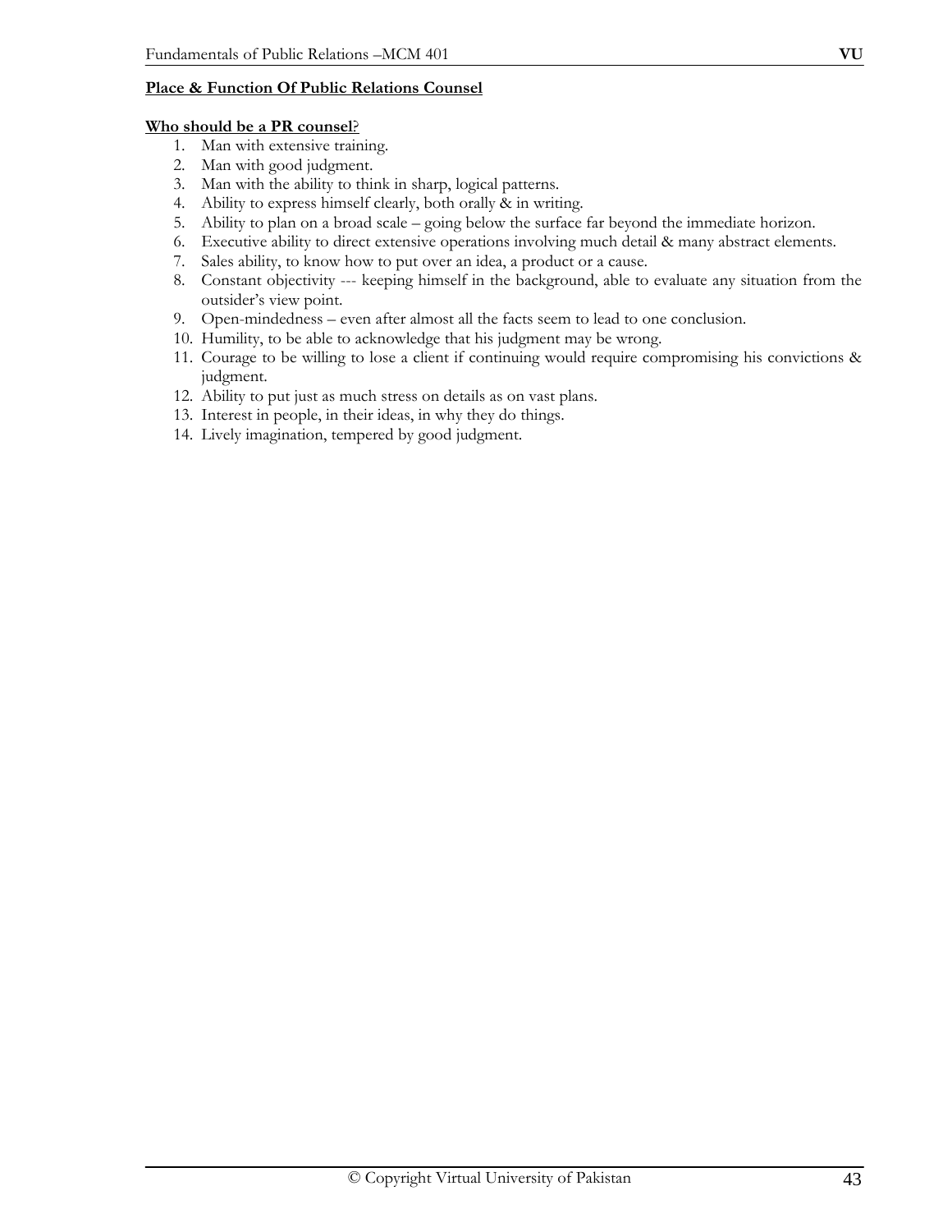**Place & Function Of Public Relations Counsel**

**Who should be a PR counsel**?

1. Man with extensive training.
2. Man with good judgment.
3. Man with the ability to think in sharp, logical patterns.
4. Ability to express himself clearly, both orally & in writing.
5. Ability to plan on a broad scale – going below the surface far beyond the immediate horizon.
6. Executive ability to direct extensive operations involving much detail & many abstract elements.
7. Sales ability, to know how to put over an idea, a product or a cause.
8. Constant objectivity --- keeping himself in the background, able to evaluate any situation from the outsider's view point.
9. Open-mindedness – even after almost all the facts seem to lead to one conclusion.
10. Humility, to be able to acknowledge that his judgment may be wrong.
11. Courage to be willing to lose a client if continuing would require compromising his convictions & judgment.
12. Ability to put just as much stress on details as on vast plans.
13. Interest in people, in their ideas, in why they do things.
14. Lively imagination, tempered by good judgment.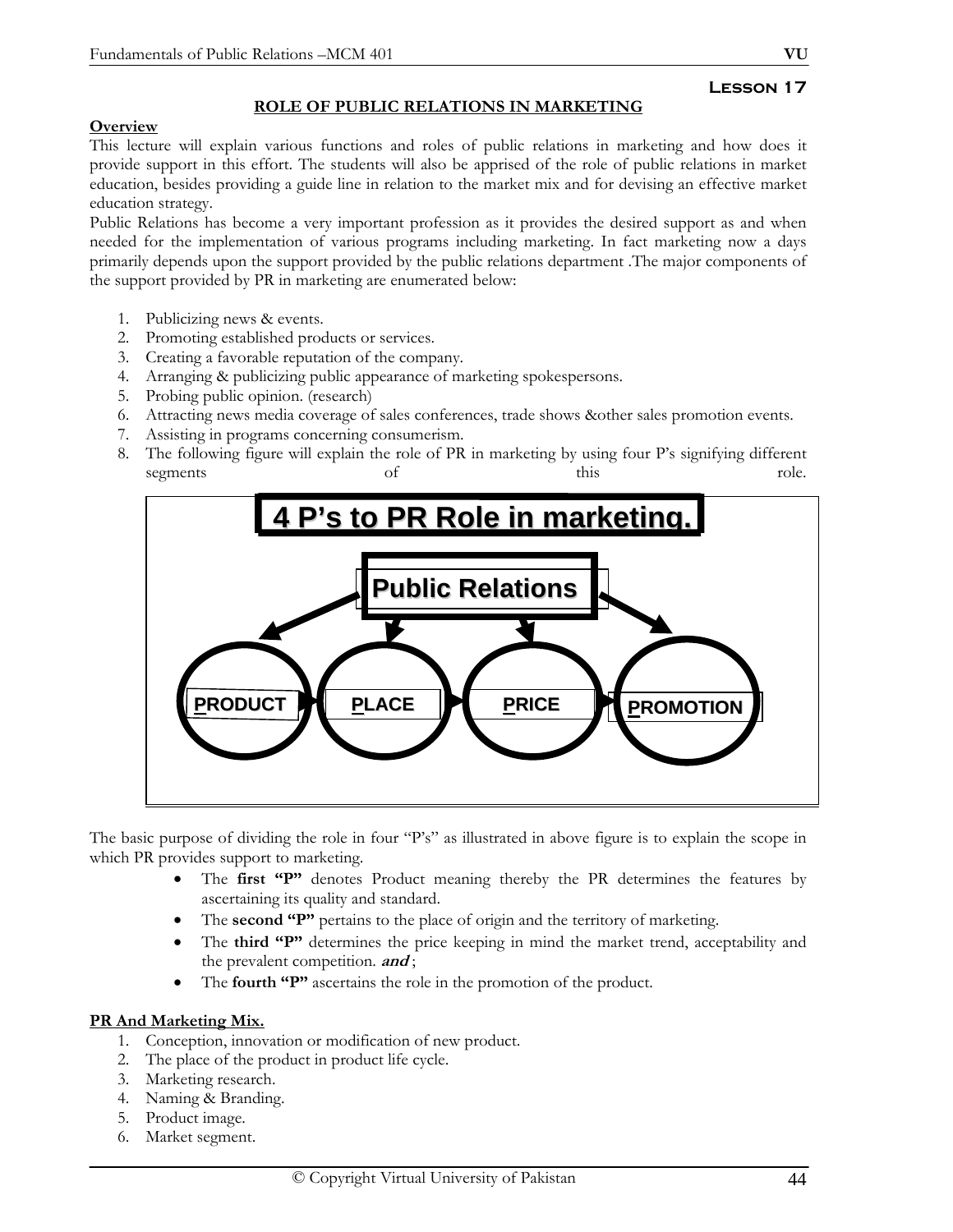**Lesson 17**

## ROLE OF PUBLIC RELATIONS IN MARKETING

**Overview**

This lecture will explain various functions and roles of public relations in marketing and how does it provide support in this effort. The students will also be apprised of the role of public relations in market education, besides providing a guide line in relation to the market mix and for devising an effective market education strategy.

Public Relations has become a very important profession as it provides the desired support as and when needed for the implementation of various programs including marketing. In fact marketing now a days primarily depends upon the support provided by the public relations department .The major components of the support provided by PR in marketing are enumerated below:

1. Publicizing news & events.
2. Promoting established products or services.
3. Creating a favorable reputation of the company.
4. Arranging & publicizing public appearance of marketing spokespersons.
5. Probing public opinion. (research)
6. Attracting news media coverage of sales conferences, trade shows &other sales promotion events.
7. Assisting in programs concerning consumerism.
8. The following figure will explain the role of PR in marketing by using four P's signifying different segments of this role.

**4 P's to PR Role in marketing.**

**Public Relations**

**PRODUCT** → **PLACE** → **PRICE** → **PROMOTION**

The basic purpose of dividing the role in four "P's" as illustrated in above figure is to explain the scope in which PR provides support to marketing.

- The **first "P"** denotes Product meaning thereby the PR determines the features by ascertaining its quality and standard.
- The **second "P"** pertains to the place of origin and the territory of marketing.
- The **third "P"** determines the price keeping in mind the market trend, acceptability and the prevalent competition. ***and*** ;
- The **fourth "P"** ascertains the role in the promotion of the product.

**PR And Marketing Mix.**

1. Conception, innovation or modification of new product.
2. The place of the product in product life cycle.
3. Marketing research.
4. Naming & Branding.
5. Product image.
6. Market segment.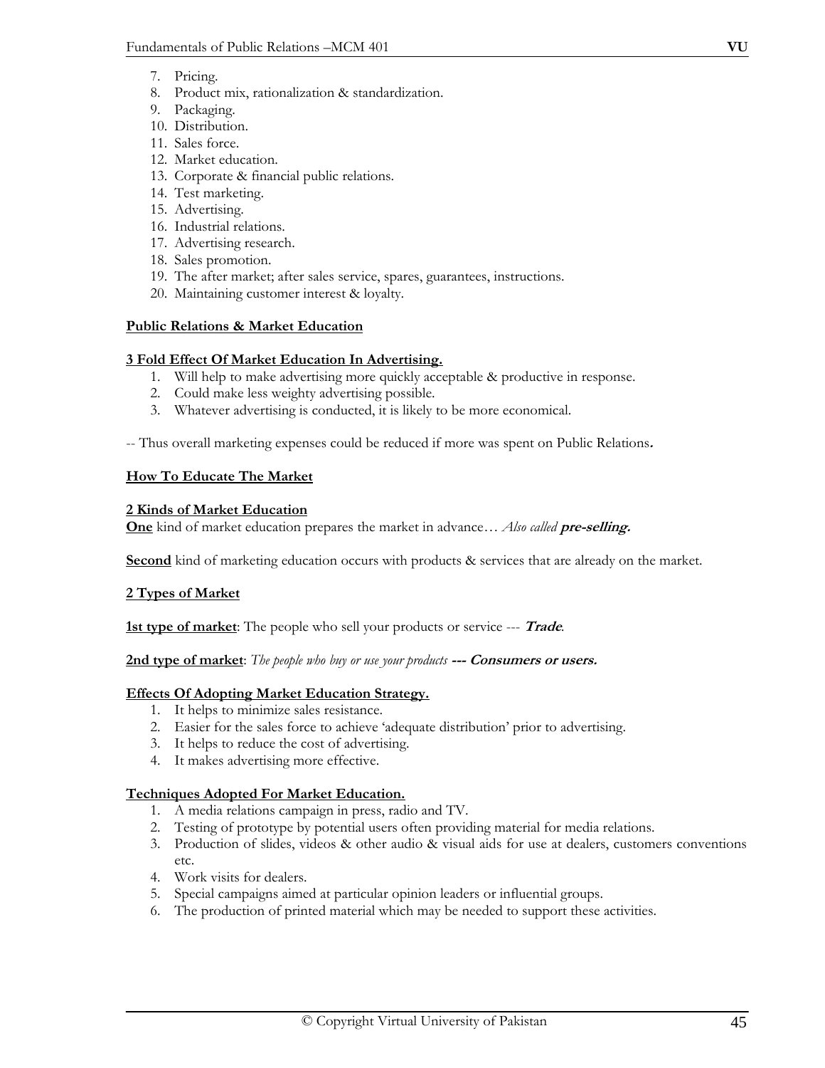7. Pricing.
8. Product mix, rationalization & standardization.
9. Packaging.
10. Distribution.
11. Sales force.
12. Market education.
13. Corporate & financial public relations.
14. Test marketing.
15. Advertising.
16. Industrial relations.
17. Advertising research.
18. Sales promotion.
19. The after market; after sales service, spares, guarantees, instructions.
20. Maintaining customer interest & loyalty.

**Public Relations & Market Education**

**3 Fold Effect Of Market Education In Advertising.**

1. Will help to make advertising more quickly acceptable & productive in response.
2. Could make less weighty advertising possible.
3. Whatever advertising is conducted, it is likely to be more economical.

-- Thus overall marketing expenses could be reduced if more was spent on Public Relations**.**

**How To Educate The Market**

**2 Kinds of Market Education**

**One** kind of market education prepares the market in advance… *Also called* ***pre-selling.***

**Second** kind of marketing education occurs with products & services that are already on the market.

**2 Types of Market**

**1st type of market**: The people who sell your products or service --- ***Trade***.

**2nd type of market**: *The people who buy or use your products* ***--- Consumers or users.***

**Effects Of Adopting Market Education Strategy.**

1. It helps to minimize sales resistance.
2. Easier for the sales force to achieve 'adequate distribution' prior to advertising.
3. It helps to reduce the cost of advertising.
4. It makes advertising more effective.

**Techniques Adopted For Market Education.**

1. A media relations campaign in press, radio and TV.
2. Testing of prototype by potential users often providing material for media relations.
3. Production of slides, videos & other audio & visual aids for use at dealers, customers conventions etc.
4. Work visits for dealers.
5. Special campaigns aimed at particular opinion leaders or influential groups.
6. The production of printed material which may be needed to support these activities.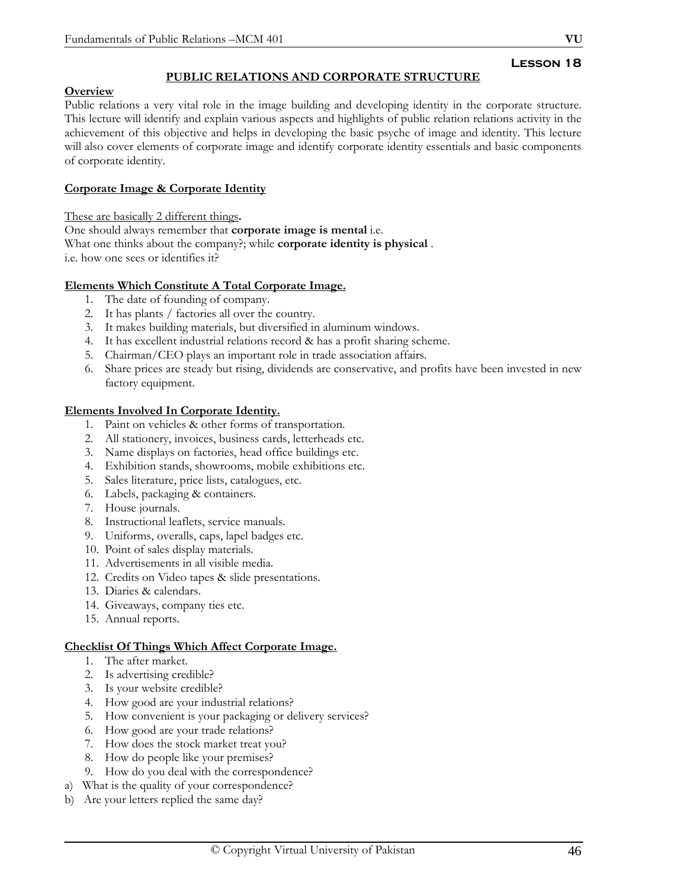## Lesson 18

### PUBLIC RELATIONS AND CORPORATE STRUCTURE

**Overview**

Public relations a very vital role in the image building and developing identity in the corporate structure. This lecture will identify and explain various aspects and highlights of public relation relations activity in the achievement of this objective and helps in developing the basic psyche of image and identity. This lecture will also cover elements of corporate image and identify corporate identity essentials and basic components of corporate identity.

**Corporate Image & Corporate Identity**

These are basically 2 different things**.**

One should always remember that **corporate image is mental** i.e.

What one thinks about the company?; while **corporate identity is physical** .

i.e. how one sees or identifies it?

**Elements Which Constitute A Total Corporate Image.**

1. The date of founding of company.
2. It has plants / factories all over the country.
3. It makes building materials, but diversified in aluminum windows.
4. It has excellent industrial relations record & has a profit sharing scheme.
5. Chairman/CEO plays an important role in trade association affairs.
6. Share prices are steady but rising, dividends are conservative, and profits have been invested in new factory equipment.

**Elements Involved In Corporate Identity.**

1. Paint on vehicles & other forms of transportation.
2. All stationery, invoices, business cards, letterheads etc.
3. Name displays on factories, head office buildings etc.
4. Exhibition stands, showrooms, mobile exhibitions etc.
5. Sales literature, price lists, catalogues, etc.
6. Labels, packaging & containers.
7. House journals.
8. Instructional leaflets, service manuals.
9. Uniforms, overalls, caps, lapel badges etc.
10. Point of sales display materials.
11. Advertisements in all visible media.
12. Credits on Video tapes & slide presentations.
13. Diaries & calendars.
14. Giveaways, company ties etc.
15. Annual reports.

**Checklist Of Things Which Affect Corporate Image.**

1. The after market.
2. Is advertising credible?
3. Is your website credible?
4. How good are your industrial relations?
5. How convenient is your packaging or delivery services?
6. How good are your trade relations?
7. How does the stock market treat you?
8. How do people like your premises?
9. How do you deal with the correspondence?

a) What is the quality of your correspondence?

b) Are your letters replied the same day?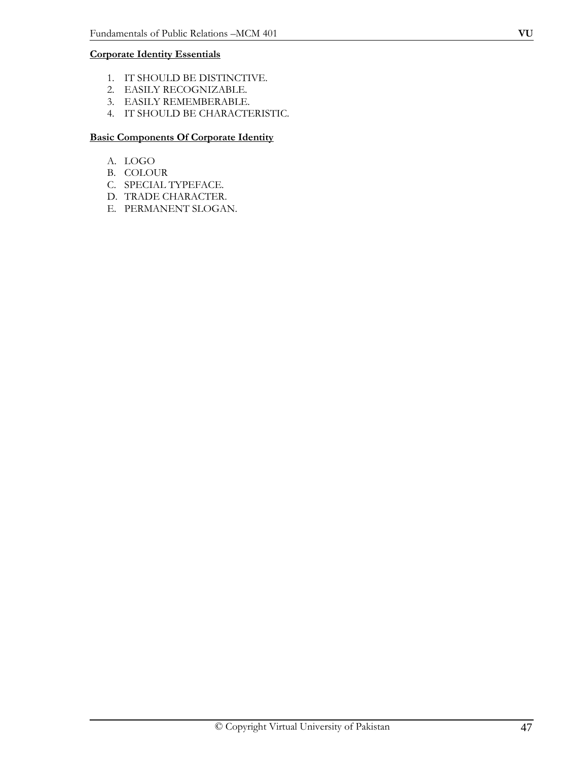**<u>Corporate Identity Essentials</u>**

1. IT SHOULD BE DISTINCTIVE.
2. EASILY RECOGNIZABLE.
3. EASILY REMEMBERABLE.
4. IT SHOULD BE CHARACTERISTIC.

**<u>Basic Components Of Corporate Identity</u>**

A. LOGO
B. COLOUR
C. SPECIAL TYPEFACE.
D. TRADE CHARACTER.
E. PERMANENT SLOGAN.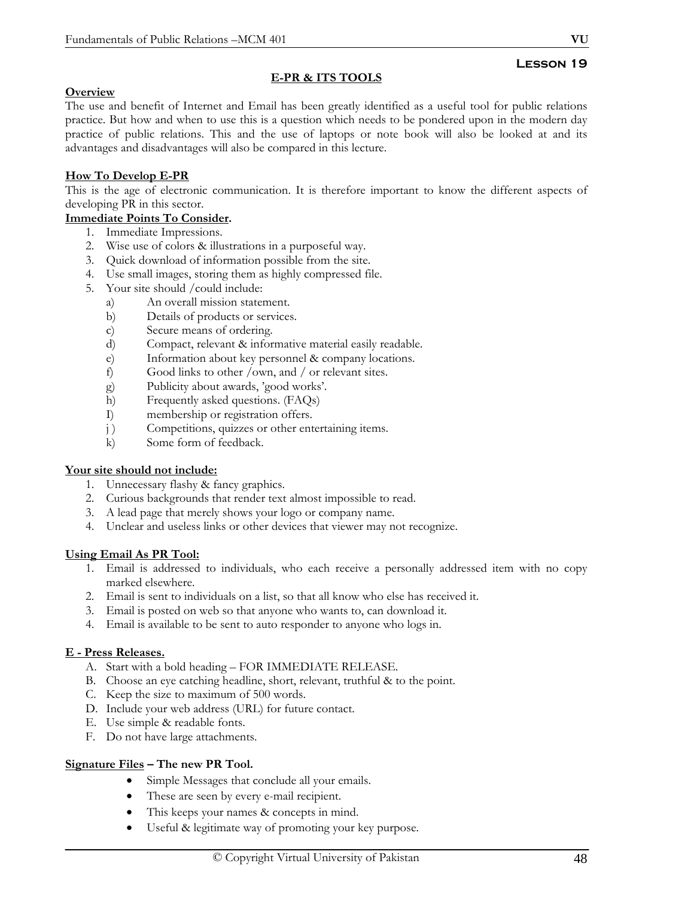## Lesson 19

### E-PR & ITS TOOLS

**Overview**

The use and benefit of Internet and Email has been greatly identified as a useful tool for public relations practice. But how and when to use this is a question which needs to be pondered upon in the modern day practice of public relations. This and the use of laptops or note book will also be looked at and its advantages and disadvantages will also be compared in this lecture.

**How To Develop E-PR**

This is the age of electronic communication. It is therefore important to know the different aspects of developing PR in this sector.

**Immediate Points To Consider.**

1. Immediate Impressions.
2. Wise use of colors & illustrations in a purposeful way.
3. Quick download of information possible from the site.
4. Use small images, storing them as highly compressed file.
5. Your site should /could include:
   a) An overall mission statement.
   b) Details of products or services.
   c) Secure means of ordering.
   d) Compact, relevant & informative material easily readable.
   e) Information about key personnel & company locations.
   f) Good links to other /own, and / or relevant sites.
   g) Publicity about awards, 'good works'.
   h) Frequently asked questions. (FAQs)
   I) membership or registration offers.
   j ) Competitions, quizzes or other entertaining items.
   k) Some form of feedback.

**Your site should not include:**

1. Unnecessary flashy & fancy graphics.
2. Curious backgrounds that render text almost impossible to read.
3. A lead page that merely shows your logo or company name.
4. Unclear and useless links or other devices that viewer may not recognize.

**Using Email As PR Tool:**

1. Email is addressed to individuals, who each receive a personally addressed item with no copy marked elsewhere.
2. Email is sent to individuals on a list, so that all know who else has received it.
3. Email is posted on web so that anyone who wants to, can download it.
4. Email is available to be sent to auto responder to anyone who logs in.

**E - Press Releases.**

A. Start with a bold heading – FOR IMMEDIATE RELEASE.
B. Choose an eye catching headline, short, relevant, truthful & to the point.
C. Keep the size to maximum of 500 words.
D. Include your web address (URL) for future contact.
E. Use simple & readable fonts.
F. Do not have large attachments.

**Signature Files – The new PR Tool.**

- Simple Messages that conclude all your emails.
- These are seen by every e-mail recipient.
- This keeps your names & concepts in mind.
- Useful & legitimate way of promoting your key purpose.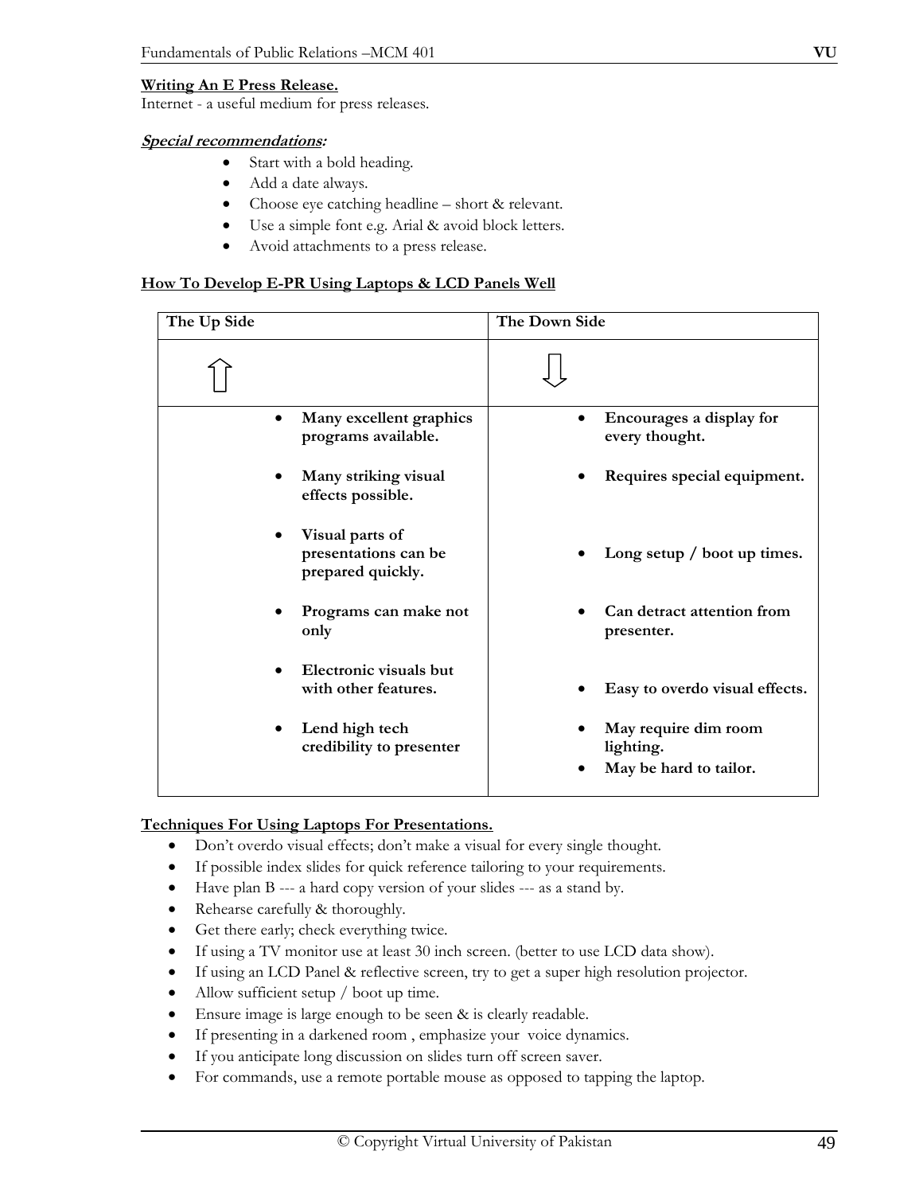**Writing An E Press Release.**
Internet - a useful medium for press releases.

***Special recommendations:***

- Start with a bold heading.
- Add a date always.
- Choose eye catching headline – short & relevant.
- Use a simple font e.g. Arial & avoid block letters.
- Avoid attachments to a press release.

**How To Develop E-PR Using Laptops & LCD Panels Well**

| The Up Side | The Down Side |
|---|---|
| ⇧ | ⇩ |
| • **Many excellent graphics programs available.**<br>• **Many striking visual effects possible.**<br>• **Visual parts of presentations can be prepared quickly.**<br>• **Programs can make not only**<br>• **Electronic visuals but with other features.**<br>• **Lend high tech credibility to presenter** | • **Encourages a display for every thought.**<br>• **Requires special equipment.**<br>• **Long setup / boot up times.**<br>• **Can detract attention from presenter.**<br>• **Easy to overdo visual effects.**<br>• **May require dim room lighting.**<br>• **May be hard to tailor.** |

**Techniques For Using Laptops For Presentations.**

- Don't overdo visual effects; don't make a visual for every single thought.
- If possible index slides for quick reference tailoring to your requirements.
- Have plan B --- a hard copy version of your slides --- as a stand by.
- Rehearse carefully & thoroughly.
- Get there early; check everything twice.
- If using a TV monitor use at least 30 inch screen. (better to use LCD data show).
- If using an LCD Panel & reflective screen, try to get a super high resolution projector.
- Allow sufficient setup / boot up time.
- Ensure image is large enough to be seen & is clearly readable.
- If presenting in a darkened room , emphasize your voice dynamics.
- If you anticipate long discussion on slides turn off screen saver.
- For commands, use a remote portable mouse as opposed to tapping the laptop.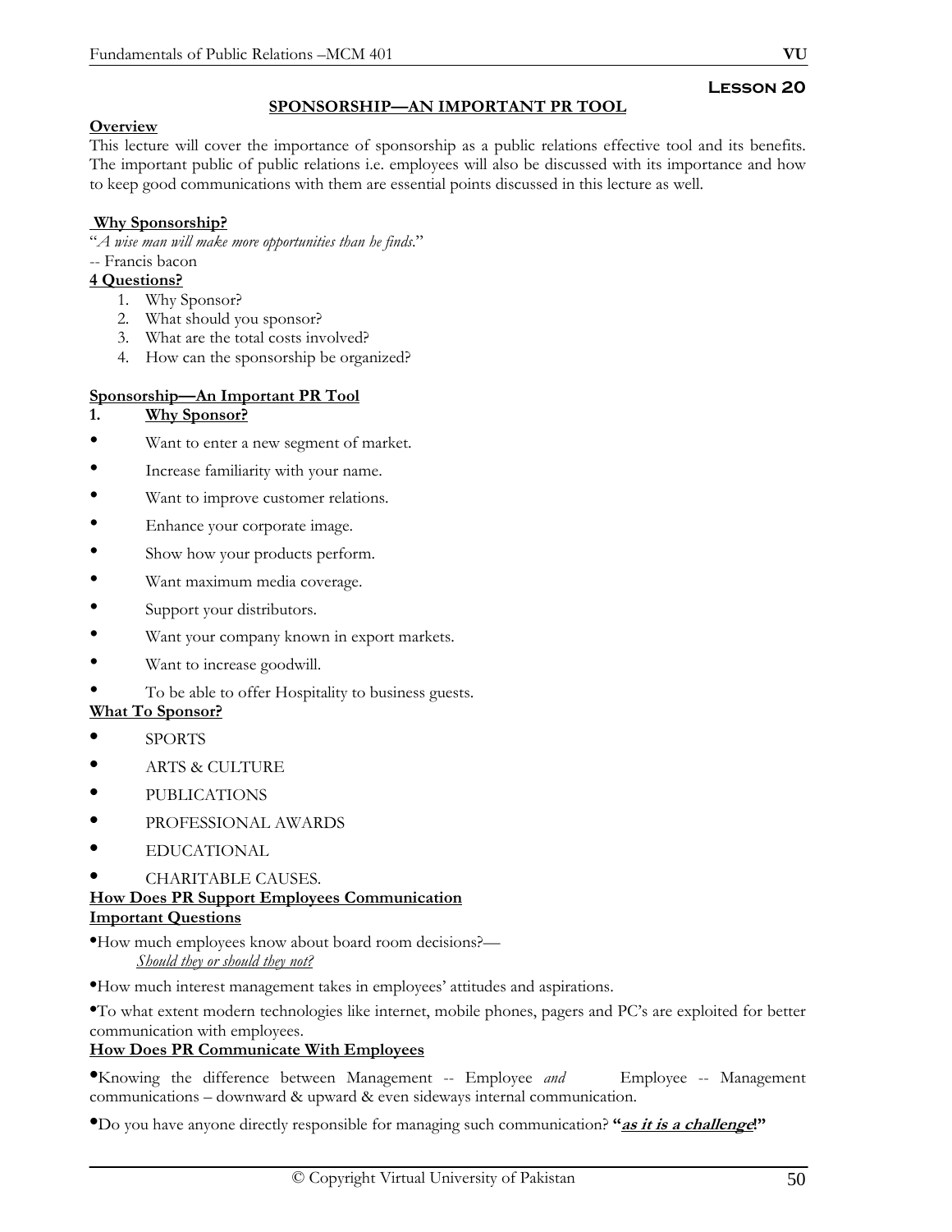## Lesson 20

### SPONSORSHIP—AN IMPORTANT PR TOOL

**Overview**

This lecture will cover the importance of sponsorship as a public relations effective tool and its benefits. The important public of public relations i.e. employees will also be discussed with its importance and how to keep good communications with them are essential points discussed in this lecture as well.

**Why Sponsorship?**

"*A wise man will make more opportunities than he finds.*"
-- Francis bacon

**4 Questions?**

1. Why Sponsor?
2. What should you sponsor?
3. What are the total costs involved?
4. How can the sponsorship be organized?

**Sponsorship—An Important PR Tool**

**1. Why Sponsor?**

- Want to enter a new segment of market.
- Increase familiarity with your name.
- Want to improve customer relations.
- Enhance your corporate image.
- Show how your products perform.
- Want maximum media coverage.
- Support your distributors.
- Want your company known in export markets.
- Want to increase goodwill.
- To be able to offer Hospitality to business guests.

**What To Sponsor?**

- SPORTS
- ARTS & CULTURE
- PUBLICATIONS
- PROFESSIONAL AWARDS
- EDUCATIONAL
- CHARITABLE CAUSES.

**How Does PR Support Employees Communication**

**Important Questions**

- How much employees know about board room decisions?—
  *Should they or should they not?*
- How much interest management takes in employees' attitudes and aspirations.
- To what extent modern technologies like internet, mobile phones, pagers and PC's are exploited for better communication with employees.

**How Does PR Communicate With Employees**

- Knowing the difference between Management -- Employee *and* Employee -- Management communications – downward & upward & even sideways internal communication.
- Do you have anyone directly responsible for managing such communication? **"*as it is a challenge*!"**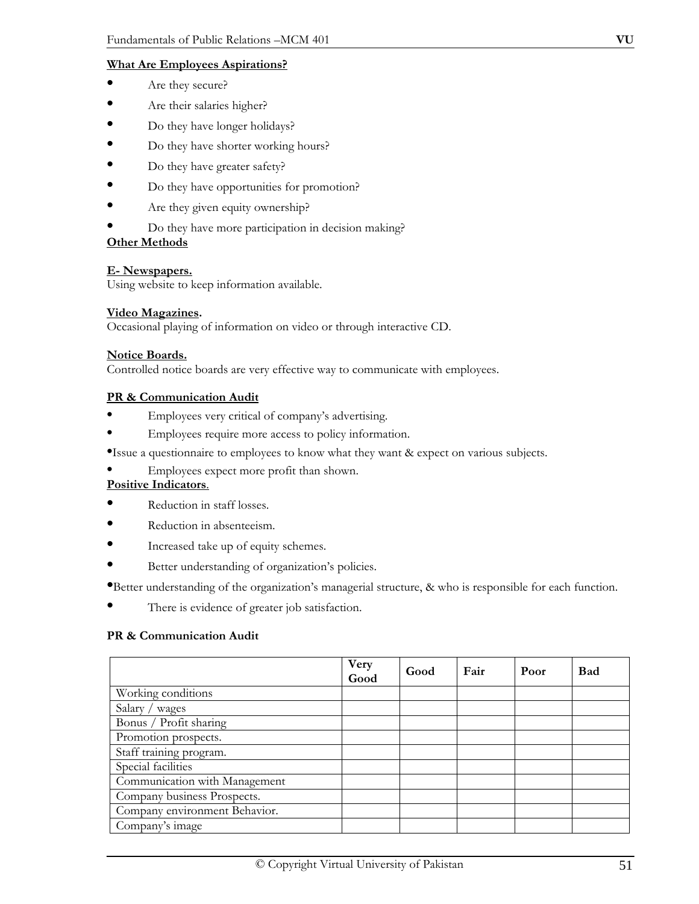**What Are Employees Aspirations?**

- Are they secure?
- Are their salaries higher?
- Do they have longer holidays?
- Do they have shorter working hours?
- Do they have greater safety?
- Do they have opportunities for promotion?
- Are they given equity ownership?
- Do they have more participation in decision making?

**Other Methods**

**E- Newspapers.**
Using website to keep information available.

**Video Magazines.**
Occasional playing of information on video or through interactive CD.

**Notice Boards.**
Controlled notice boards are very effective way to communicate with employees.

**PR & Communication Audit**

- Employees very critical of company's advertising.
- Employees require more access to policy information.
- Issue a questionnaire to employees to know what they want & expect on various subjects.
- Employees expect more profit than shown.

**Positive Indicators**.

- Reduction in staff losses.
- Reduction in absenteeism.
- Increased take up of equity schemes.
- Better understanding of organization's policies.
- Better understanding of the organization's managerial structure, & who is responsible for each function.
- There is evidence of greater job satisfaction.

**PR & Communication Audit**

| | Very Good | Good | Fair | Poor | Bad |
|---|---|---|---|---|---|
| Working conditions | | | | | |
| Salary / wages | | | | | |
| Bonus / Profit sharing | | | | | |
| Promotion prospects. | | | | | |
| Staff training program. | | | | | |
| Special facilities | | | | | |
| Communication with Management | | | | | |
| Company business Prospects. | | | | | |
| Company environment Behavior. | | | | | |
| Company's image | | | | | |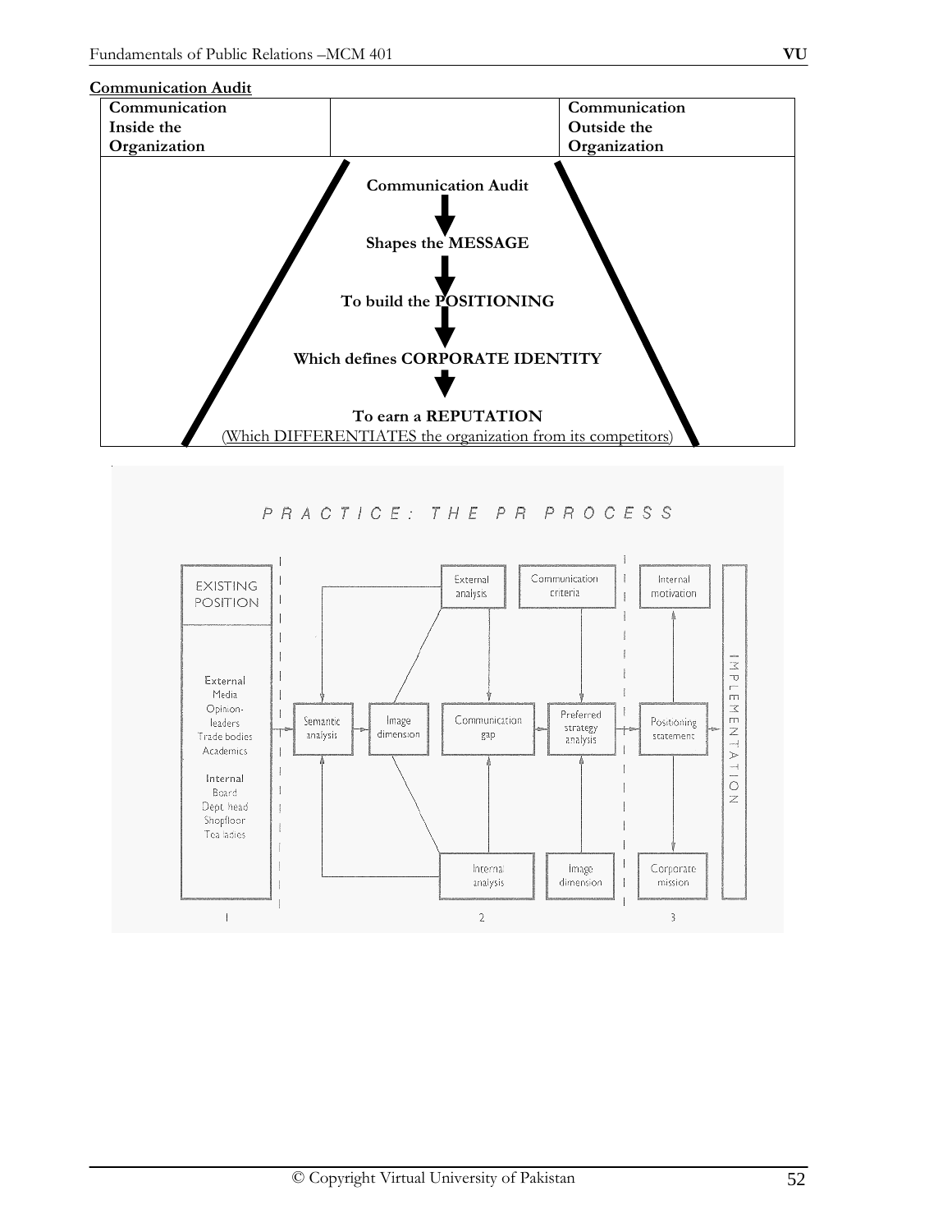**Communication Audit**

| Communication Inside the Organization | | Communication Outside the Organization |
|---|---|---|

**Communication Audit**

↓

**Shapes the MESSAGE**

↓

**To build the POSITIONING**

↓

**Which defines CORPORATE IDENTITY**

↓

**To earn a REPUTATION**

(Which DIFFERENTIATES the organization from its competitors)

PRACTICE: THE PR PROCESS

EXISTING POSITION

External
Media
Opinion-leaders
Trade bodies
Academics

Internal
Board
Dept head
Shopfloor
Tea ladies

Semantic analysis

Image dimension

External analysis

Communication criteria

Communication gap

Preferred strategy analysis

Internal analysis

Image dimension

Internal motivation

Positioning statement

Corporate mission

IMPLEMENTATION

1 2 3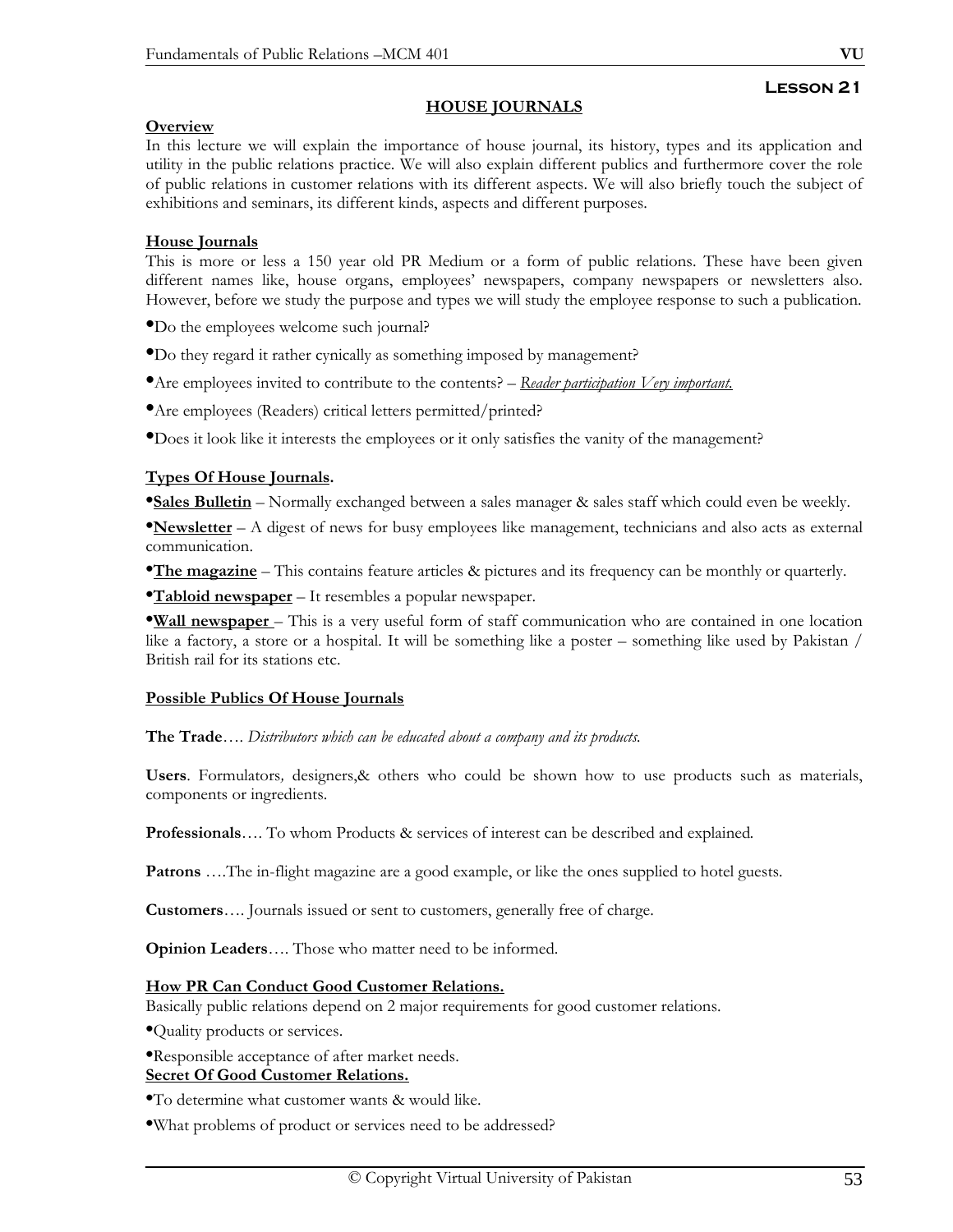**Lesson 21**

## HOUSE JOURNALS

**Overview**

In this lecture we will explain the importance of house journal, its history, types and its application and utility in the public relations practice. We will also explain different publics and furthermore cover the role of public relations in customer relations with its different aspects. We will also briefly touch the subject of exhibitions and seminars, its different kinds, aspects and different purposes.

**House Journals**

This is more or less a 150 year old PR Medium or a form of public relations. These have been given different names like, house organs, employees' newspapers, company newspapers or newsletters also. However, before we study the purpose and types we will study the employee response to such a publication.

- Do the employees welcome such journal?
- Do they regard it rather cynically as something imposed by management?
- Are employees invited to contribute to the contents? – *Reader participation Very important.*
- Are employees (Readers) critical letters permitted/printed?
- Does it look like it interests the employees or it only satisfies the vanity of the management?

**Types Of House Journals.**

- **Sales Bulletin** – Normally exchanged between a sales manager & sales staff which could even be weekly.
- **Newsletter** – A digest of news for busy employees like management, technicians and also acts as external communication.
- **The magazine** – This contains feature articles & pictures and its frequency can be monthly or quarterly.
- **Tabloid newspaper** – It resembles a popular newspaper.
- **Wall newspaper** – This is a very useful form of staff communication who are contained in one location like a factory, a store or a hospital. It will be something like a poster – something like used by Pakistan / British rail for its stations etc.

**Possible Publics Of House Journals**

**The Trade**…. *Distributors which can be educated about a company and its products.*

**Users**. Formulators, designers,& others who could be shown how to use products such as materials, components or ingredients.

**Professionals**…. To whom Products & services of interest can be described and explained.

**Patrons** ….The in-flight magazine are a good example, or like the ones supplied to hotel guests.

**Customers**…. Journals issued or sent to customers, generally free of charge.

**Opinion Leaders**…. Those who matter need to be informed.

**How PR Can Conduct Good Customer Relations.**

Basically public relations depend on 2 major requirements for good customer relations.

- Quality products or services.
- Responsible acceptance of after market needs.

**Secret Of Good Customer Relations.**

- To determine what customer wants & would like.
- What problems of product or services need to be addressed?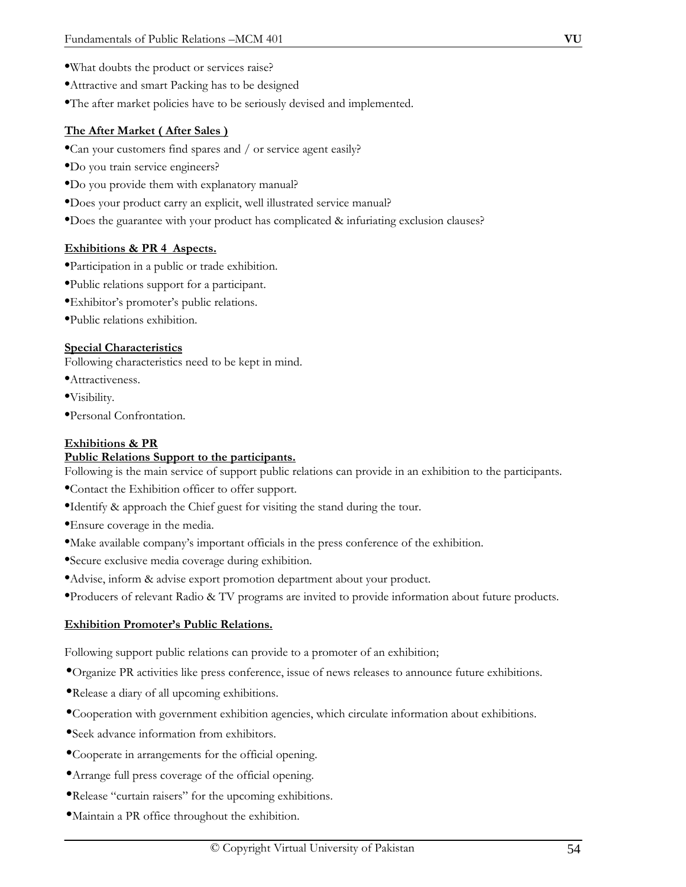- What doubts the product or services raise?
- Attractive and smart Packing has to be designed
- The after market policies have to be seriously devised and implemented.

**The After Market ( After Sales )**

- Can your customers find spares and / or service agent easily?
- Do you train service engineers?
- Do you provide them with explanatory manual?
- Does your product carry an explicit, well illustrated service manual?
- Does the guarantee with your product has complicated & infuriating exclusion clauses?

**Exhibitions & PR 4 Aspects.**

- Participation in a public or trade exhibition.
- Public relations support for a participant.
- Exhibitor's promoter's public relations.
- Public relations exhibition.

**Special Characteristics**

Following characteristics need to be kept in mind.

- Attractiveness.
- Visibility.
- Personal Confrontation.

**Exhibitions & PR**

**Public Relations Support to the participants.**

Following is the main service of support public relations can provide in an exhibition to the participants.

- Contact the Exhibition officer to offer support.
- Identify & approach the Chief guest for visiting the stand during the tour.
- Ensure coverage in the media.
- Make available company's important officials in the press conference of the exhibition.
- Secure exclusive media coverage during exhibition.
- Advise, inform & advise export promotion department about your product.
- Producers of relevant Radio & TV programs are invited to provide information about future products.

**Exhibition Promoter's Public Relations.**

Following support public relations can provide to a promoter of an exhibition;

- Organize PR activities like press conference, issue of news releases to announce future exhibitions.
- Release a diary of all upcoming exhibitions.
- Cooperation with government exhibition agencies, which circulate information about exhibitions.
- Seek advance information from exhibitors.
- Cooperate in arrangements for the official opening.
- Arrange full press coverage of the official opening.
- Release "curtain raisers" for the upcoming exhibitions.
- Maintain a PR office throughout the exhibition.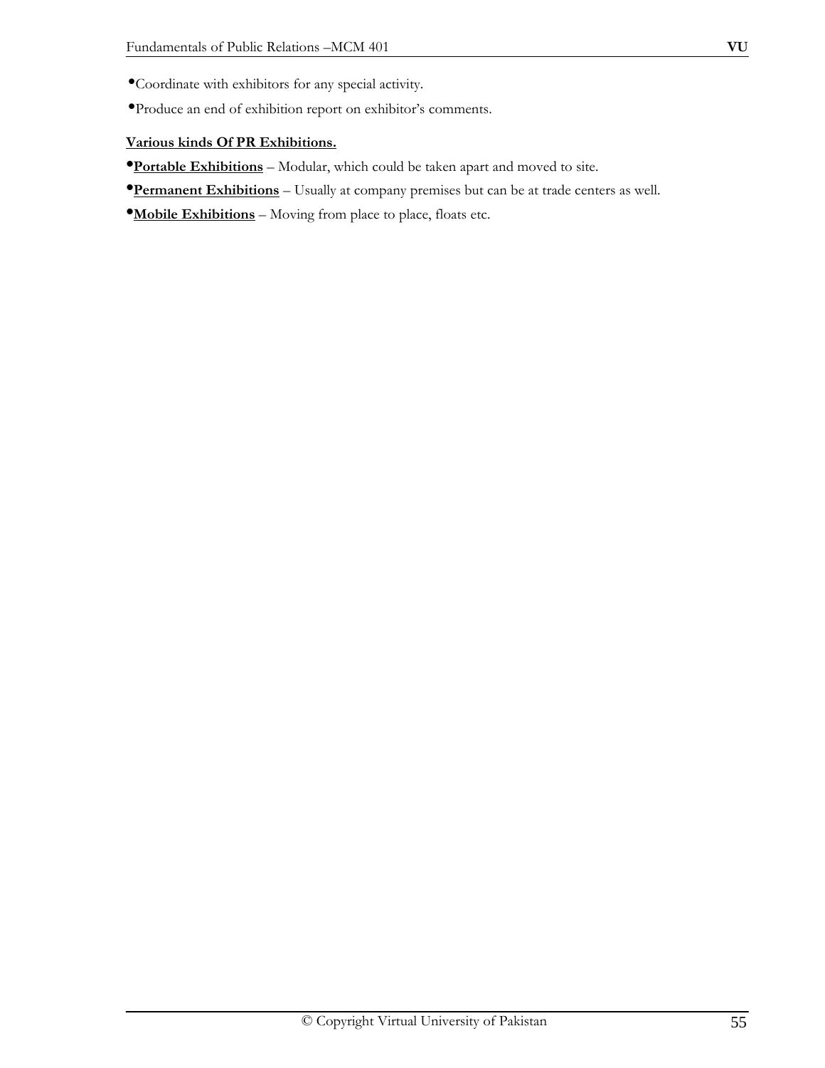- Coordinate with exhibitors for any special activity.
- Produce an end of exhibition report on exhibitor's comments.

**Various kinds Of PR Exhibitions.**

- **Portable Exhibitions** – Modular, which could be taken apart and moved to site.
- **Permanent Exhibitions** – Usually at company premises but can be at trade centers as well.
- **Mobile Exhibitions** – Moving from place to place, floats etc.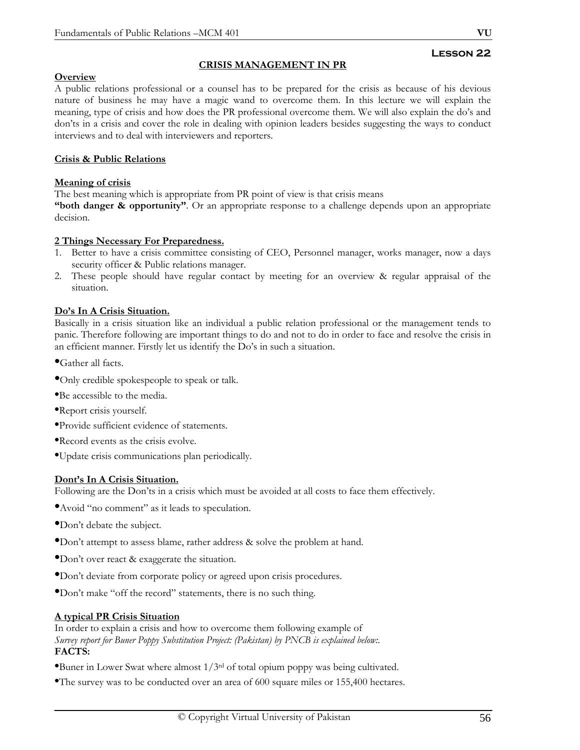## Lesson 22

### CRISIS MANAGEMENT IN PR

**Overview**

A public relations professional or a counsel has to be prepared for the crisis as because of his devious nature of business he may have a magic wand to overcome them. In this lecture we will explain the meaning, type of crisis and how does the PR professional overcome them. We will also explain the do's and don'ts in a crisis and cover the role in dealing with opinion leaders besides suggesting the ways to conduct interviews and to deal with interviewers and reporters.

**Crisis & Public Relations**

**Meaning of crisis**

The best meaning which is appropriate from PR point of view is that crisis means **"both danger & opportunity"**. Or an appropriate response to a challenge depends upon an appropriate decision.

**2 Things Necessary For Preparedness.**

1. Better to have a crisis committee consisting of CEO, Personnel manager, works manager, now a days security officer & Public relations manager.
2. These people should have regular contact by meeting for an overview & regular appraisal of the situation.

**Do's In A Crisis Situation.**

Basically in a crisis situation like an individual a public relation professional or the management tends to panic. Therefore following are important things to do and not to do in order to face and resolve the crisis in an efficient manner. Firstly let us identify the Do's in such a situation.

- Gather all facts.
- Only credible spokespeople to speak or talk.
- Be accessible to the media.
- Report crisis yourself.
- Provide sufficient evidence of statements.
- Record events as the crisis evolve.
- Update crisis communications plan periodically.

**Dont's In A Crisis Situation.**

Following are the Don'ts in a crisis which must be avoided at all costs to face them effectively.

- Avoid "no comment" as it leads to speculation.
- Don't debate the subject.
- Don't attempt to assess blame, rather address & solve the problem at hand.
- Don't over react & exaggerate the situation.
- Don't deviate from corporate policy or agreed upon crisis procedures.
- Don't make "off the record" statements, there is no such thing.

**A typical PR Crisis Situation**

In order to explain a crisis and how to overcome them following example of *Survey report for Buner Poppy Substitution Project: (Pakistan) by PNCB is explained below:.*

**FACTS:**

- Buner in Lower Swat where almost 1/3rd of total opium poppy was being cultivated.
- The survey was to be conducted over an area of 600 square miles or 155,400 hectares.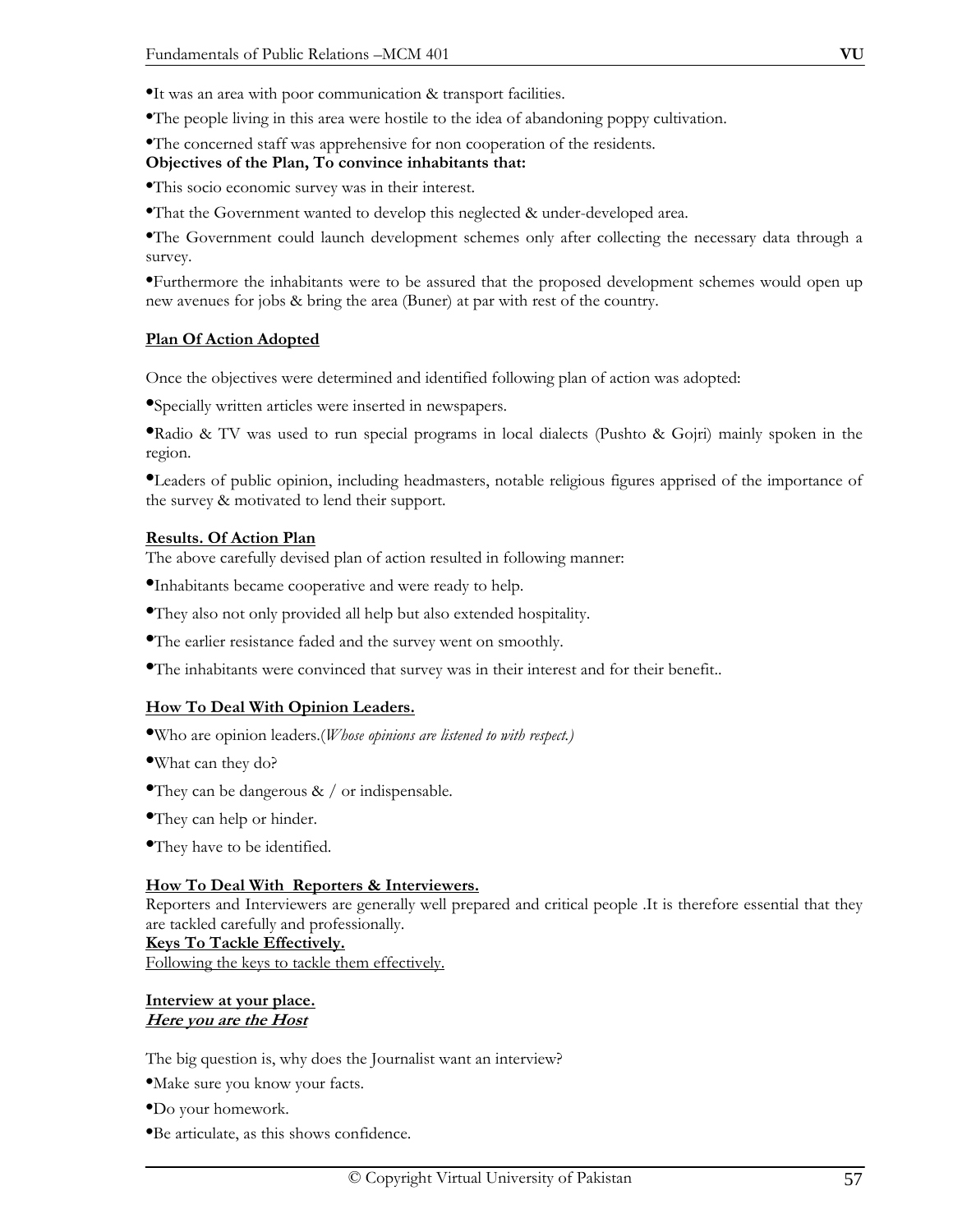- It was an area with poor communication & transport facilities.
- The people living in this area were hostile to the idea of abandoning poppy cultivation.
- The concerned staff was apprehensive for non cooperation of the residents.

**Objectives of the Plan, To convince inhabitants that:**

- This socio economic survey was in their interest.
- That the Government wanted to develop this neglected & under-developed area.
- The Government could launch development schemes only after collecting the necessary data through a survey.
- Furthermore the inhabitants were to be assured that the proposed development schemes would open up new avenues for jobs & bring the area (Buner) at par with rest of the country.

**<u>Plan Of Action Adopted</u>**

Once the objectives were determined and identified following plan of action was adopted:

- Specially written articles were inserted in newspapers.
- Radio & TV was used to run special programs in local dialects (Pushto & Gojri) mainly spoken in the region.
- Leaders of public opinion, including headmasters, notable religious figures apprised of the importance of the survey & motivated to lend their support.

**<u>Results. Of Action Plan</u>**

The above carefully devised plan of action resulted in following manner:

- Inhabitants became cooperative and were ready to help.
- They also not only provided all help but also extended hospitality.
- The earlier resistance faded and the survey went on smoothly.
- The inhabitants were convinced that survey was in their interest and for their benefit..

**<u>How To Deal With Opinion Leaders.</u>**

- Who are opinion leaders.(*Whose opinions are listened to with respect.)*
- What can they do?
- They can be dangerous & / or indispensable.
- They can help or hinder.
- They have to be identified.

**<u>How To Deal With Reporters & Interviewers.</u>**

Reporters and Interviewers are generally well prepared and critical people .It is therefore essential that they are tackled carefully and professionally.

**<u>Keys To Tackle Effectively.</u>**

<u>Following the keys to tackle them effectively.</u>

**<u>Interview at your place.</u>**
***<u>Here you are the Host</u>***

The big question is, why does the Journalist want an interview?

- Make sure you know your facts.
- Do your homework.
- Be articulate, as this shows confidence.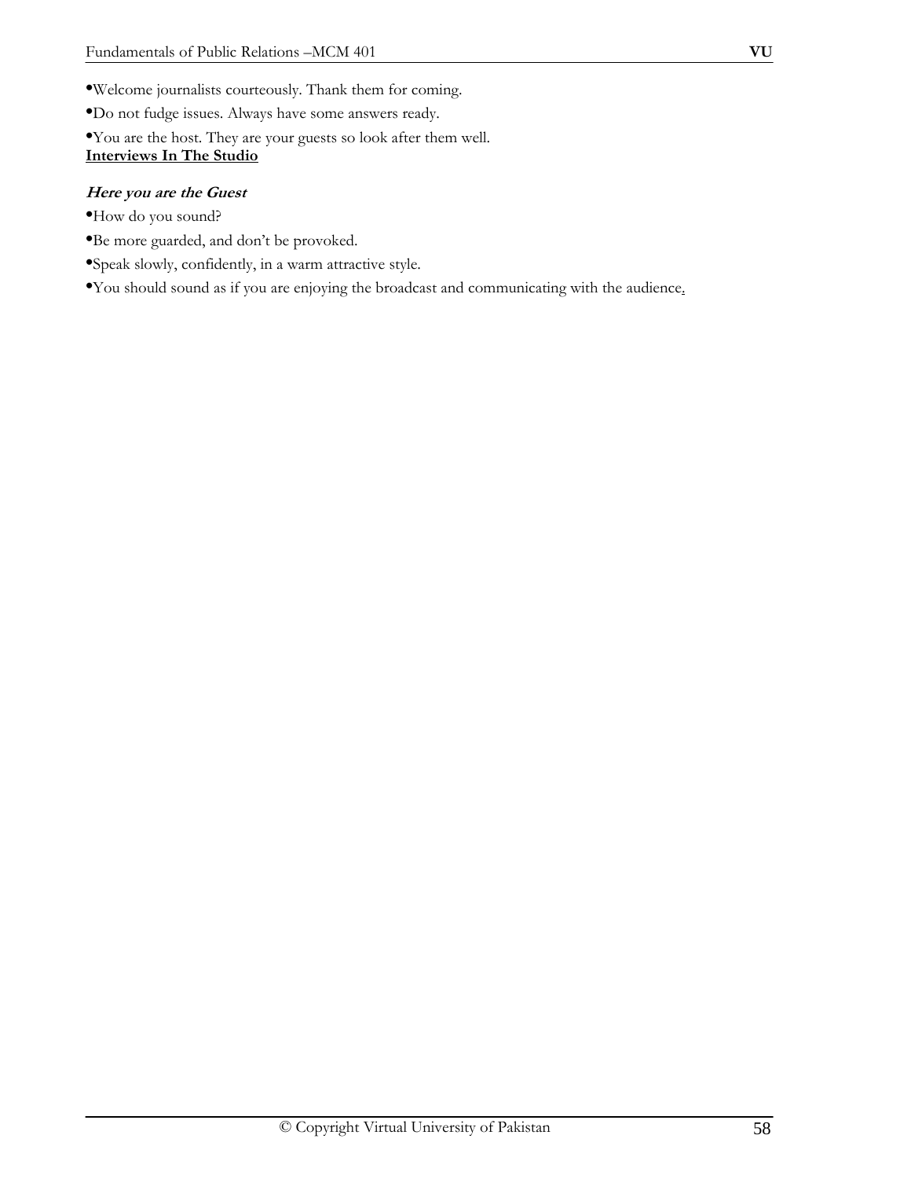- Welcome journalists courteously. Thank them for coming.
- Do not fudge issues. Always have some answers ready.
- You are the host. They are your guests so look after them well.

**Interviews In The Studio**

***Here you are the Guest***

- How do you sound?
- Be more guarded, and don't be provoked.
- Speak slowly, confidently, in a warm attractive style.
- You should sound as if you are enjoying the broadcast and communicating with the audience.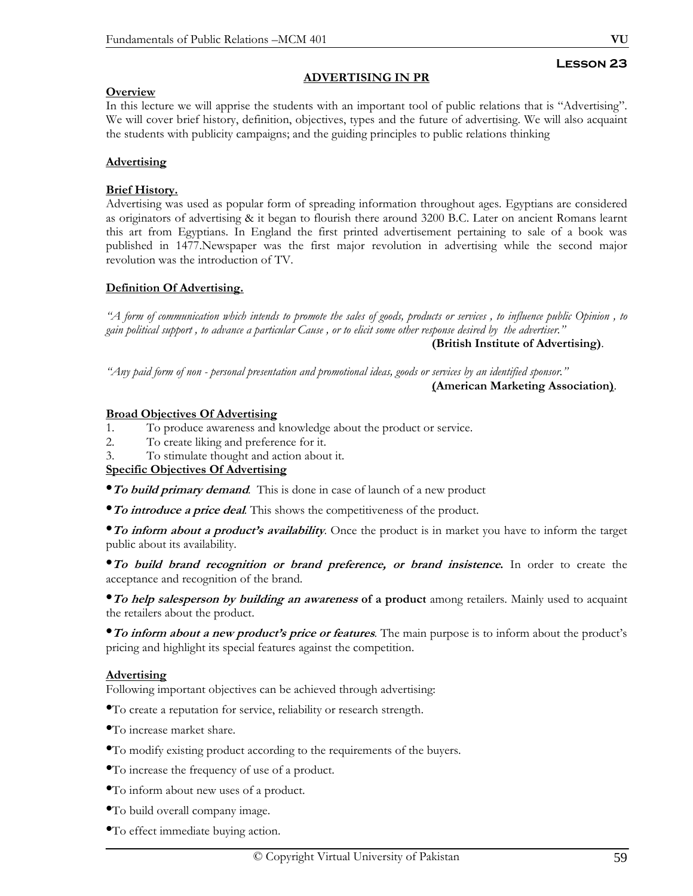## Lesson 23

### ADVERTISING IN PR

**Overview**

In this lecture we will apprise the students with an important tool of public relations that is "Advertising". We will cover brief history, definition, objectives, types and the future of advertising. We will also acquaint the students with publicity campaigns; and the guiding principles to public relations thinking

**Advertising**

**Brief History.**

Advertising was used as popular form of spreading information throughout ages. Egyptians are considered as originators of advertising & it began to flourish there around 3200 B.C. Later on ancient Romans learnt this art from Egyptians. In England the first printed advertisement pertaining to sale of a book was published in 1477.Newspaper was the first major revolution in advertising while the second major revolution was the introduction of TV.

**Definition Of Advertising.**

*"A form of communication which intends to promote the sales of goods, products or services , to influence public Opinion , to gain political support , to advance a particular Cause , or to elicit some other response desired by the advertiser."*

**(British Institute of Advertising)**.

*"Any paid form of non - personal presentation and promotional ideas, goods or services by an identified sponsor."*

**(American Marketing Association)**.

**Broad Objectives Of Advertising**

1. To produce awareness and knowledge about the product or service.
2. To create liking and preference for it.
3. To stimulate thought and action about it.

**Specific Objectives Of Advertising**

- ***To build primary demand***. This is done in case of launch of a new product
- ***To introduce a price deal***. This shows the competitiveness of the product.
- ***To inform about a product's availability***. Once the product is in market you have to inform the target public about its availability.
- ***To build brand recognition or brand preference, or brand insistence.*** In order to create the acceptance and recognition of the brand.
- ***To help salesperson by building an awareness* of a product** among retailers. Mainly used to acquaint the retailers about the product.
- ***To inform about a new product's price or features***. The main purpose is to inform about the product's pricing and highlight its special features against the competition.

**Advertising**

Following important objectives can be achieved through advertising:

- To create a reputation for service, reliability or research strength.
- To increase market share.
- To modify existing product according to the requirements of the buyers.
- To increase the frequency of use of a product.
- To inform about new uses of a product.
- To build overall company image.
- To effect immediate buying action.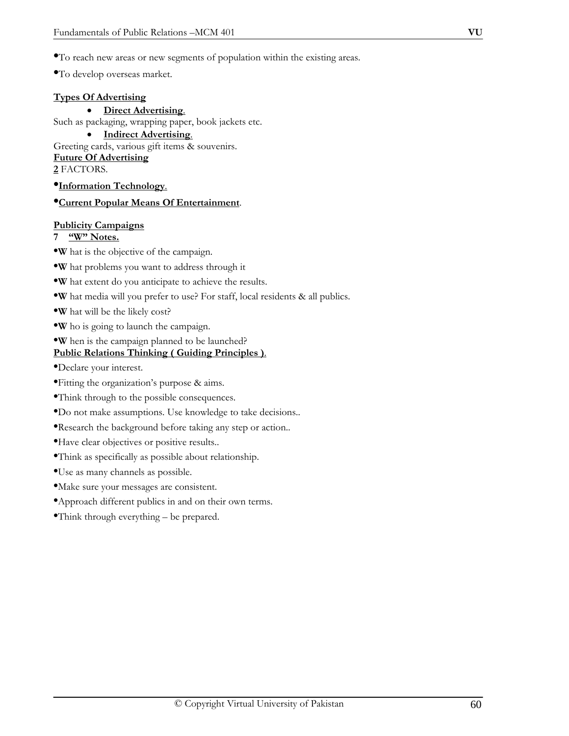- To reach new areas or new segments of population within the existing areas.
- To develop overseas market.

**Types Of Advertising**

- **Direct Advertising**.

Such as packaging, wrapping paper, book jackets etc.

- **Indirect Advertising**.

Greeting cards, various gift items & souvenirs.

**Future Of Advertising**

**2** FACTORS.

- **Information Technology**.
- **Current Popular Means Of Entertainment**.

**Publicity Campaigns**

**7 "W" Notes.**

- **W** hat is the objective of the campaign.
- **W** hat problems you want to address through it
- **W** hat extent do you anticipate to achieve the results.
- **W** hat media will you prefer to use? For staff, local residents & all publics.
- **W** hat will be the likely cost?
- **W** ho is going to launch the campaign.
- **W** hen is the campaign planned to be launched?

**Public Relations Thinking ( Guiding Principles )**.

- Declare your interest.
- Fitting the organization's purpose & aims.
- Think through to the possible consequences.
- Do not make assumptions. Use knowledge to take decisions..
- Research the background before taking any step or action..
- Have clear objectives or positive results..
- Think as specifically as possible about relationship.
- Use as many channels as possible.
- Make sure your messages are consistent.
- Approach different publics in and on their own terms.
- Think through everything – be prepared.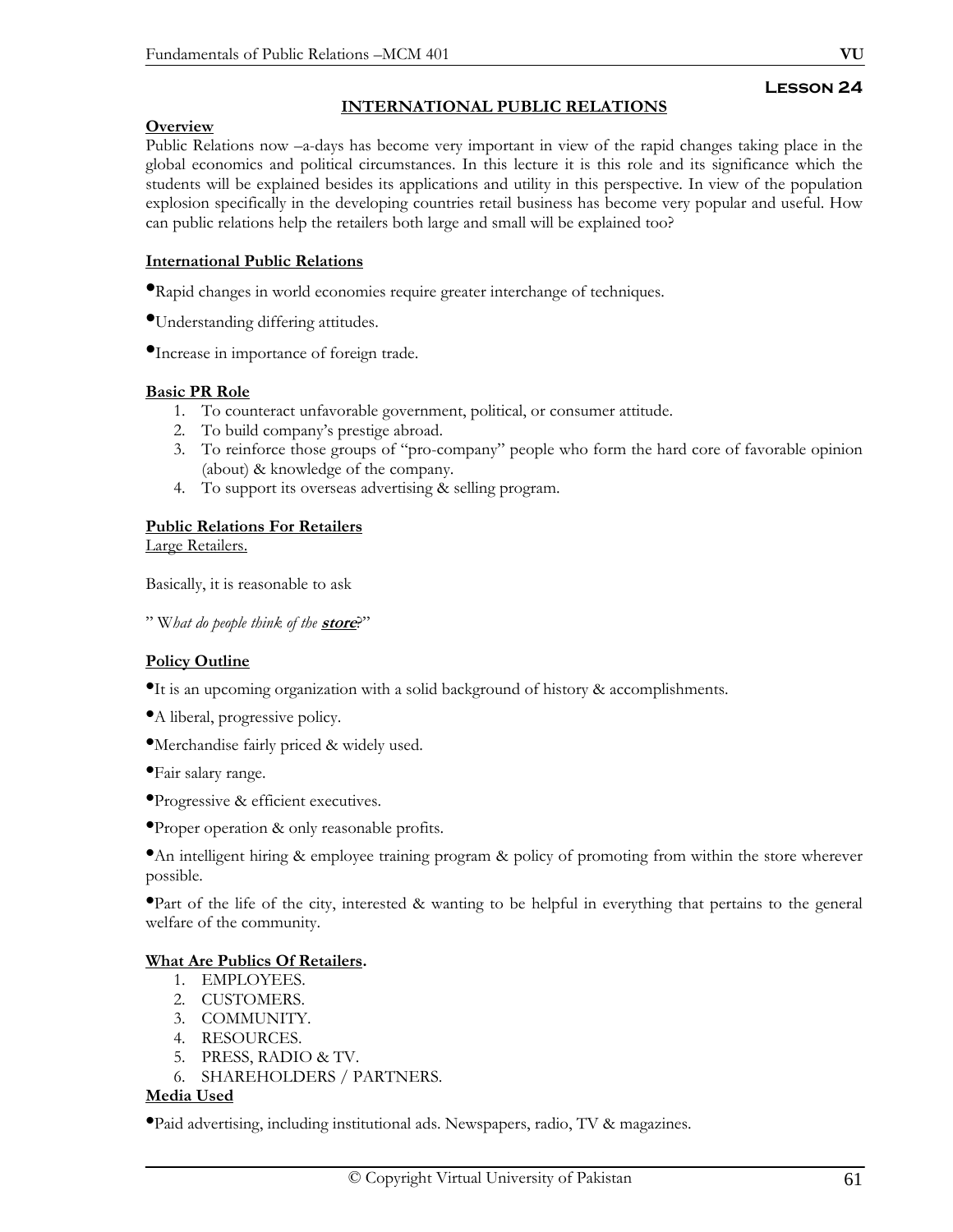## Lesson 24

### INTERNATIONAL PUBLIC RELATIONS

**Overview**

Public Relations now –a-days has become very important in view of the rapid changes taking place in the global economics and political circumstances. In this lecture it is this role and its significance which the students will be explained besides its applications and utility in this perspective. In view of the population explosion specifically in the developing countries retail business has become very popular and useful. How can public relations help the retailers both large and small will be explained too?

**International Public Relations**

- Rapid changes in world economies require greater interchange of techniques.
- Understanding differing attitudes.
- Increase in importance of foreign trade.

**Basic PR Role**

1. To counteract unfavorable government, political, or consumer attitude.
2. To build company's prestige abroad.
3. To reinforce those groups of "pro-company" people who form the hard core of favorable opinion (about) & knowledge of the company.
4. To support its overseas advertising & selling program.

**Public Relations For Retailers**

Large Retailers.

Basically, it is reasonable to ask

" *What do people think of the* ***store****?*"

**Policy Outline**

- It is an upcoming organization with a solid background of history & accomplishments.
- A liberal, progressive policy.
- Merchandise fairly priced & widely used.
- Fair salary range.
- Progressive & efficient executives.
- Proper operation & only reasonable profits.
- An intelligent hiring & employee training program & policy of promoting from within the store wherever possible.
- Part of the life of the city, interested & wanting to be helpful in everything that pertains to the general welfare of the community.

**What Are Publics Of Retailers.**

1. EMPLOYEES.
2. CUSTOMERS.
3. COMMUNITY.
4. RESOURCES.
5. PRESS, RADIO & TV.
6. SHAREHOLDERS / PARTNERS.

**Media Used**

- Paid advertising, including institutional ads. Newspapers, radio, TV & magazines.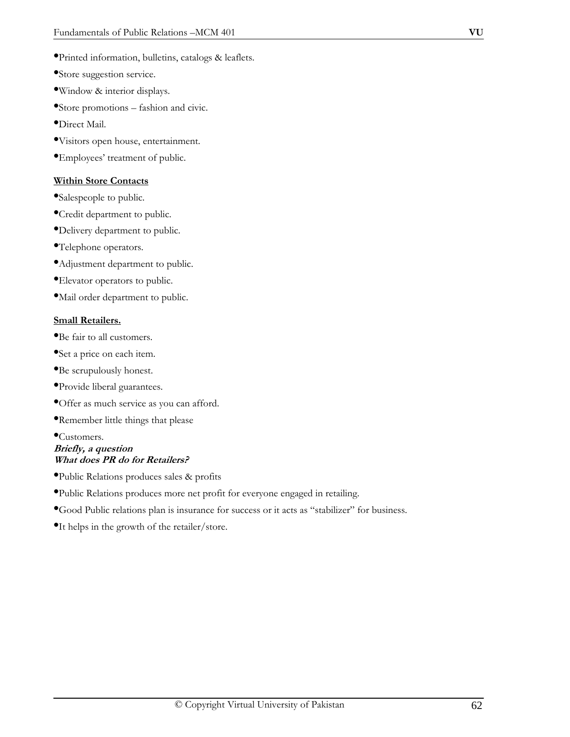- Printed information, bulletins, catalogs & leaflets.
- Store suggestion service.
- Window & interior displays.
- Store promotions – fashion and civic.
- Direct Mail.
- Visitors open house, entertainment.
- Employees' treatment of public.

**Within Store Contacts**

- Salespeople to public.
- Credit department to public.
- Delivery department to public.
- Telephone operators.
- Adjustment department to public.
- Elevator operators to public.
- Mail order department to public.

**Small Retailers.**

- Be fair to all customers.
- Set a price on each item.
- Be scrupulously honest.
- Provide liberal guarantees.
- Offer as much service as you can afford.
- Remember little things that please
- Customers.

***Briefly, a question***
***What does PR do for Retailers?***

- Public Relations produces sales & profits
- Public Relations produces more net profit for everyone engaged in retailing.
- Good Public relations plan is insurance for success or it acts as "stabilizer" for business.
- It helps in the growth of the retailer/store.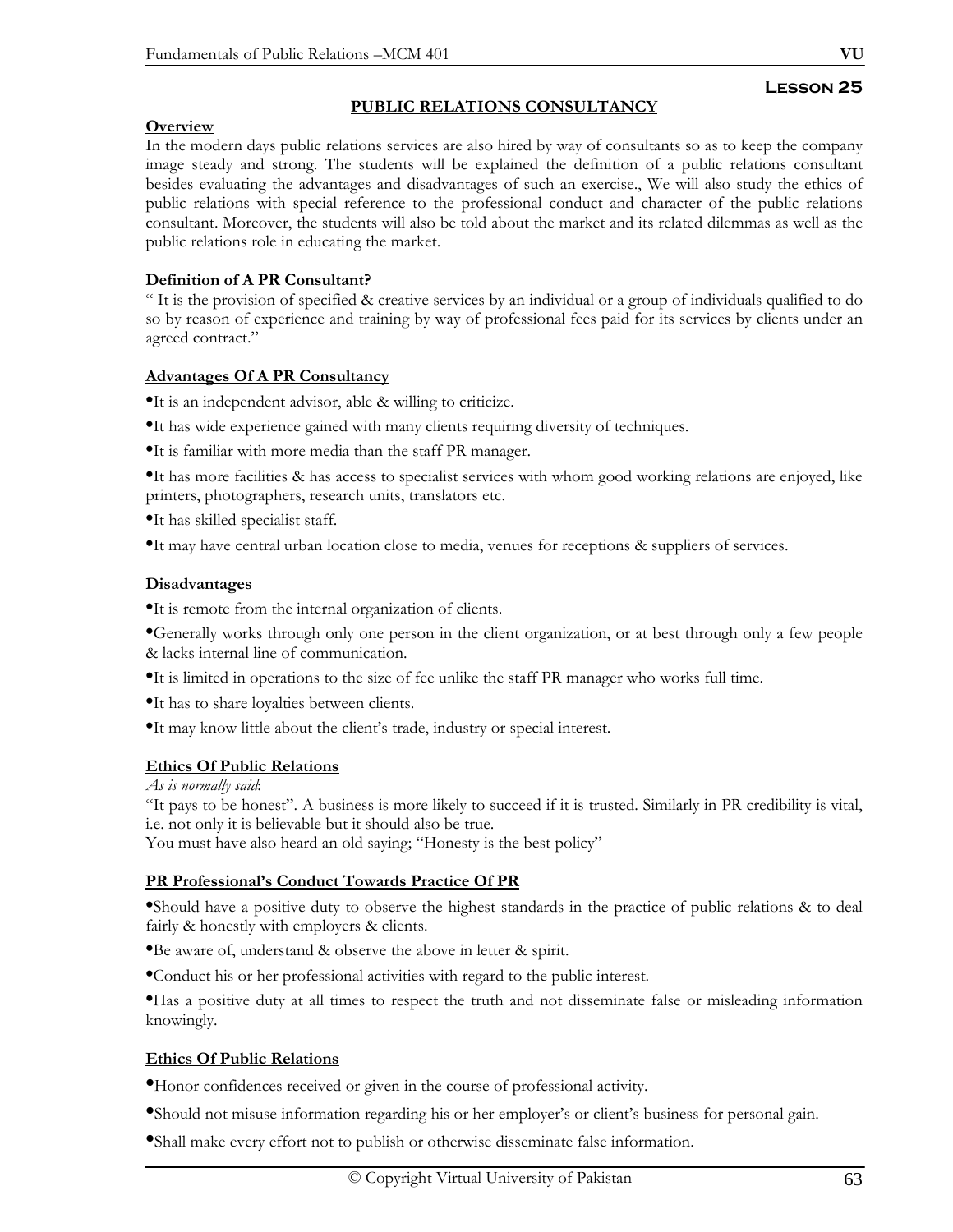## Lesson 25

# PUBLIC RELATIONS CONSULTANCY

### Overview

In the modern days public relations services are also hired by way of consultants so as to keep the company image steady and strong. The students will be explained the definition of a public relations consultant besides evaluating the advantages and disadvantages of such an exercise., We will also study the ethics of public relations with special reference to the professional conduct and character of the public relations consultant. Moreover, the students will also be told about the market and its related dilemmas as well as the public relations role in educating the market.

### Definition of A PR Consultant?

" It is the provision of specified & creative services by an individual or a group of individuals qualified to do so by reason of experience and training by way of professional fees paid for its services by clients under an agreed contract."

### Advantages Of A PR Consultancy

- It is an independent advisor, able & willing to criticize.
- It has wide experience gained with many clients requiring diversity of techniques.
- It is familiar with more media than the staff PR manager.
- It has more facilities & has access to specialist services with whom good working relations are enjoyed, like printers, photographers, research units, translators etc.
- It has skilled specialist staff.
- It may have central urban location close to media, venues for receptions & suppliers of services.

### Disadvantages

- It is remote from the internal organization of clients.
- Generally works through only one person in the client organization, or at best through only a few people & lacks internal line of communication.
- It is limited in operations to the size of fee unlike the staff PR manager who works full time.
- It has to share loyalties between clients.
- It may know little about the client's trade, industry or special interest.

### Ethics Of Public Relations

*As is normally said*:

"It pays to be honest". A business is more likely to succeed if it is trusted. Similarly in PR credibility is vital, i.e. not only it is believable but it should also be true.

You must have also heard an old saying; "Honesty is the best policy"

### PR Professional's Conduct Towards Practice Of PR

- Should have a positive duty to observe the highest standards in the practice of public relations & to deal fairly & honestly with employers & clients.
- Be aware of, understand & observe the above in letter & spirit.
- Conduct his or her professional activities with regard to the public interest.
- Has a positive duty at all times to respect the truth and not disseminate false or misleading information knowingly.

### Ethics Of Public Relations

- Honor confidences received or given in the course of professional activity.
- Should not misuse information regarding his or her employer's or client's business for personal gain.
- Shall make every effort not to publish or otherwise disseminate false information.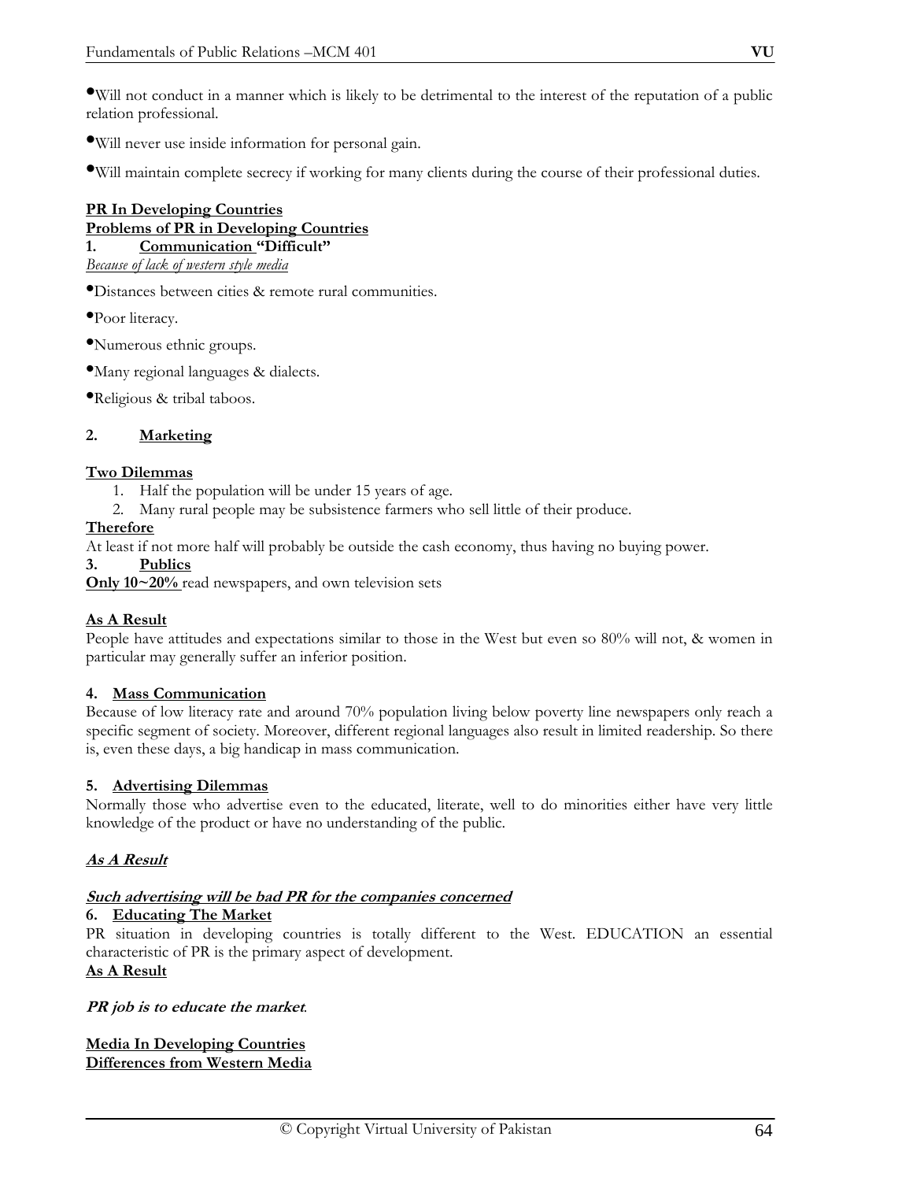- Will not conduct in a manner which is likely to be detrimental to the interest of the reputation of a public relation professional.
- Will never use inside information for personal gain.
- Will maintain complete secrecy if working for many clients during the course of their professional duties.

**PR In Developing Countries**

**Problems of PR in Developing Countries**

**1. Communication "Difficult"**

*Because of lack of western style media*

- Distances between cities & remote rural communities.
- Poor literacy.
- Numerous ethnic groups.
- Many regional languages & dialects.
- Religious & tribal taboos.

**2. Marketing**

**Two Dilemmas**

1. Half the population will be under 15 years of age.
2. Many rural people may be subsistence farmers who sell little of their produce.

**Therefore**

At least if not more half will probably be outside the cash economy, thus having no buying power.

**3. Publics**

**Only 10~20%** read newspapers, and own television sets

**As A Result**

People have attitudes and expectations similar to those in the West but even so 80% will not, & women in particular may generally suffer an inferior position.

**4. Mass Communication**

Because of low literacy rate and around 70% population living below poverty line newspapers only reach a specific segment of society. Moreover, different regional languages also result in limited readership. So there is, even these days, a big handicap in mass communication.

**5. Advertising Dilemmas**

Normally those who advertise even to the educated, literate, well to do minorities either have very little knowledge of the product or have no understanding of the public.

***As A Result***

***Such advertising will be bad PR for the companies concerned***

**6. Educating The Market**

PR situation in developing countries is totally different to the West. EDUCATION an essential characteristic of PR is the primary aspect of development.

**As A Result**

***PR job is to educate the market.***

**Media In Developing Countries**

**Differences from Western Media**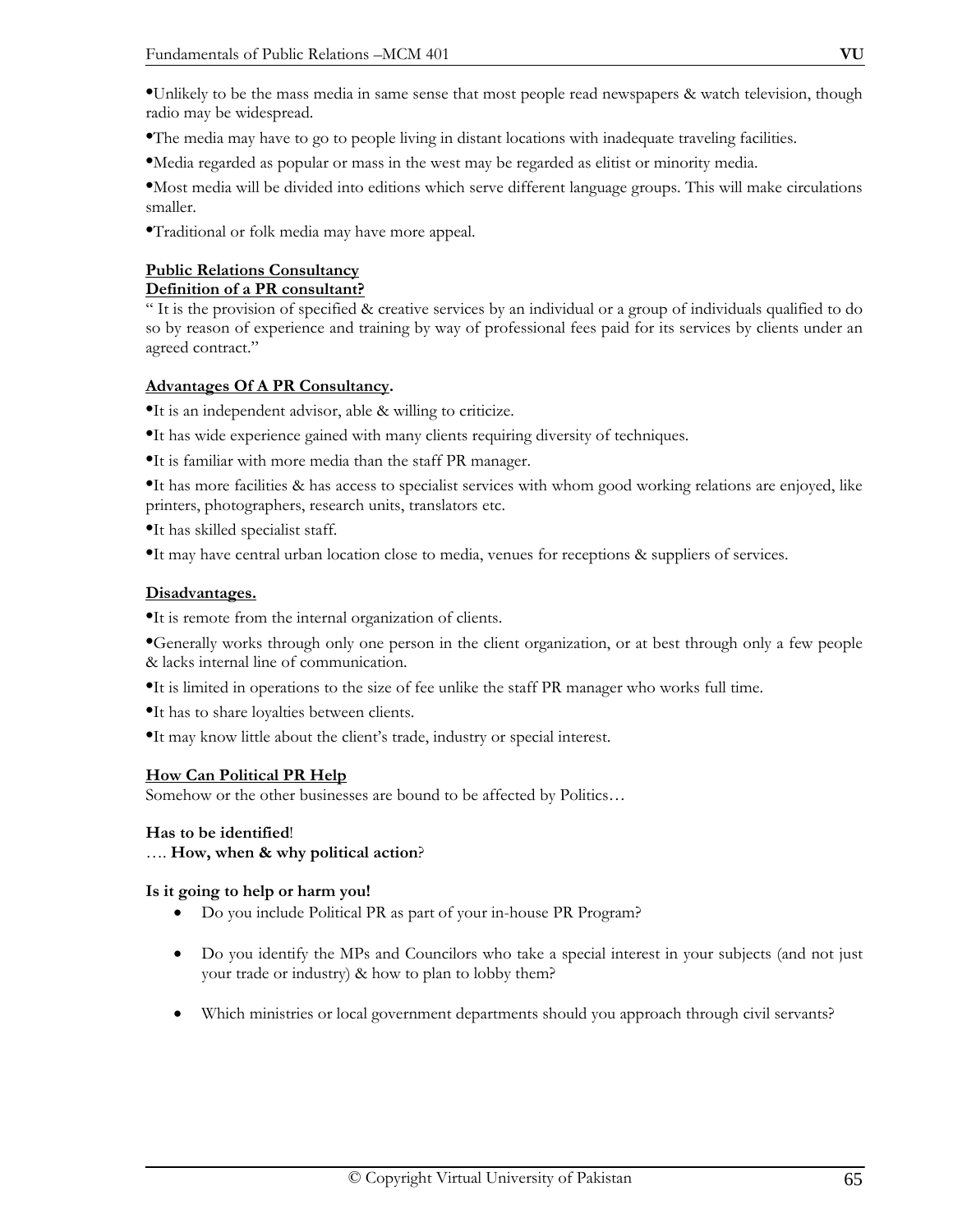- Unlikely to be the mass media in same sense that most people read newspapers & watch television, though radio may be widespread.
- The media may have to go to people living in distant locations with inadequate traveling facilities.
- Media regarded as popular or mass in the west may be regarded as elitist or minority media.
- Most media will be divided into editions which serve different language groups. This will make circulations smaller.
- Traditional or folk media may have more appeal.

## Public Relations Consultancy

### Definition of a PR consultant?

" It is the provision of specified & creative services by an individual or a group of individuals qualified to do so by reason of experience and training by way of professional fees paid for its services by clients under an agreed contract."

### Advantages Of A PR Consultancy.

- It is an independent advisor, able & willing to criticize.
- It has wide experience gained with many clients requiring diversity of techniques.
- It is familiar with more media than the staff PR manager.
- It has more facilities & has access to specialist services with whom good working relations are enjoyed, like printers, photographers, research units, translators etc.
- It has skilled specialist staff.
- It may have central urban location close to media, venues for receptions & suppliers of services.

### Disadvantages.

- It is remote from the internal organization of clients.
- Generally works through only one person in the client organization, or at best through only a few people & lacks internal line of communication.
- It is limited in operations to the size of fee unlike the staff PR manager who works full time.
- It has to share loyalties between clients.
- It may know little about the client's trade, industry or special interest.

## How Can Political PR Help

Somehow or the other businesses are bound to be affected by Politics…

**Has to be identified**!

…. **How, when & why political action**?

**Is it going to help or harm you!**

- Do you include Political PR as part of your in-house PR Program?
- Do you identify the MPs and Councilors who take a special interest in your subjects (and not just your trade or industry) & how to plan to lobby them?
- Which ministries or local government departments should you approach through civil servants?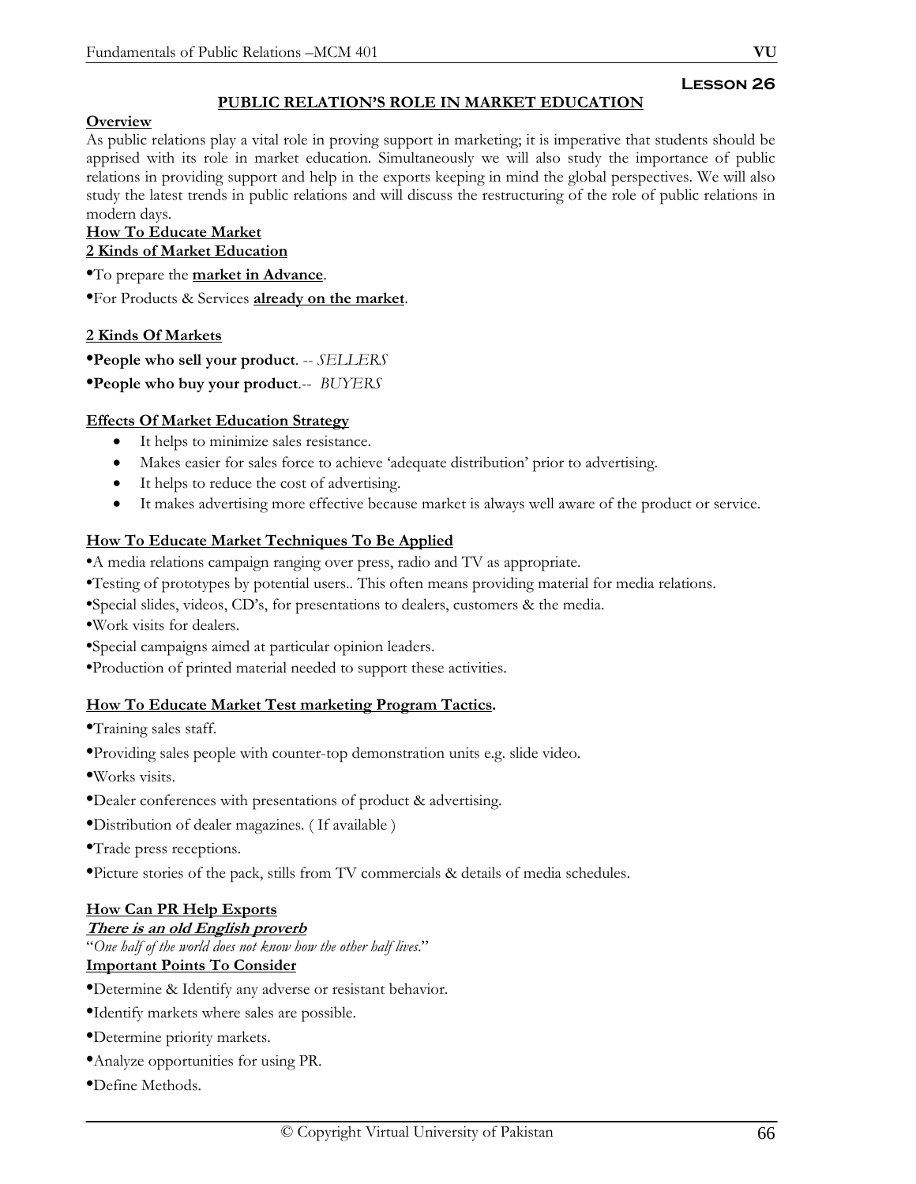## Lesson 26

### PUBLIC RELATION'S ROLE IN MARKET EDUCATION

**Overview**

As public relations play a vital role in proving support in marketing; it is imperative that students should be apprised with its role in market education. Simultaneously we will also study the importance of public relations in providing support and help in the exports keeping in mind the global perspectives. We will also study the latest trends in public relations and will discuss the restructuring of the role of public relations in modern days.

**How To Educate Market**

**2 Kinds of Market Education**

- To prepare the **market in Advance**.
- For Products & Services **already on the market**.

**2 Kinds Of Markets**

- **People who sell your product**. -- *SELLERS*
- **People who buy your product**.-- *BUYERS*

**Effects Of Market Education Strategy**

- It helps to minimize sales resistance.
- Makes easier for sales force to achieve 'adequate distribution' prior to advertising.
- It helps to reduce the cost of advertising.
- It makes advertising more effective because market is always well aware of the product or service.

**How To Educate Market Techniques To Be Applied**

- A media relations campaign ranging over press, radio and TV as appropriate.
- Testing of prototypes by potential users.. This often means providing material for media relations.
- Special slides, videos, CD's, for presentations to dealers, customers & the media.
- Work visits for dealers.
- Special campaigns aimed at particular opinion leaders.
- Production of printed material needed to support these activities.

**How To Educate Market Test marketing Program Tactics.**

- Training sales staff.
- Providing sales people with counter-top demonstration units e.g. slide video.
- Works visits.
- Dealer conferences with presentations of product & advertising.
- Distribution of dealer magazines. ( If available )
- Trade press receptions.
- Picture stories of the pack, stills from TV commercials & details of media schedules.

**How Can PR Help Exports**

***There is an old English proverb***

"*One half of the world does not know how the other half lives.*"

**Important Points To Consider**

- Determine & Identify any adverse or resistant behavior.
- Identify markets where sales are possible.
- Determine priority markets.
- Analyze opportunities for using PR.
- Define Methods.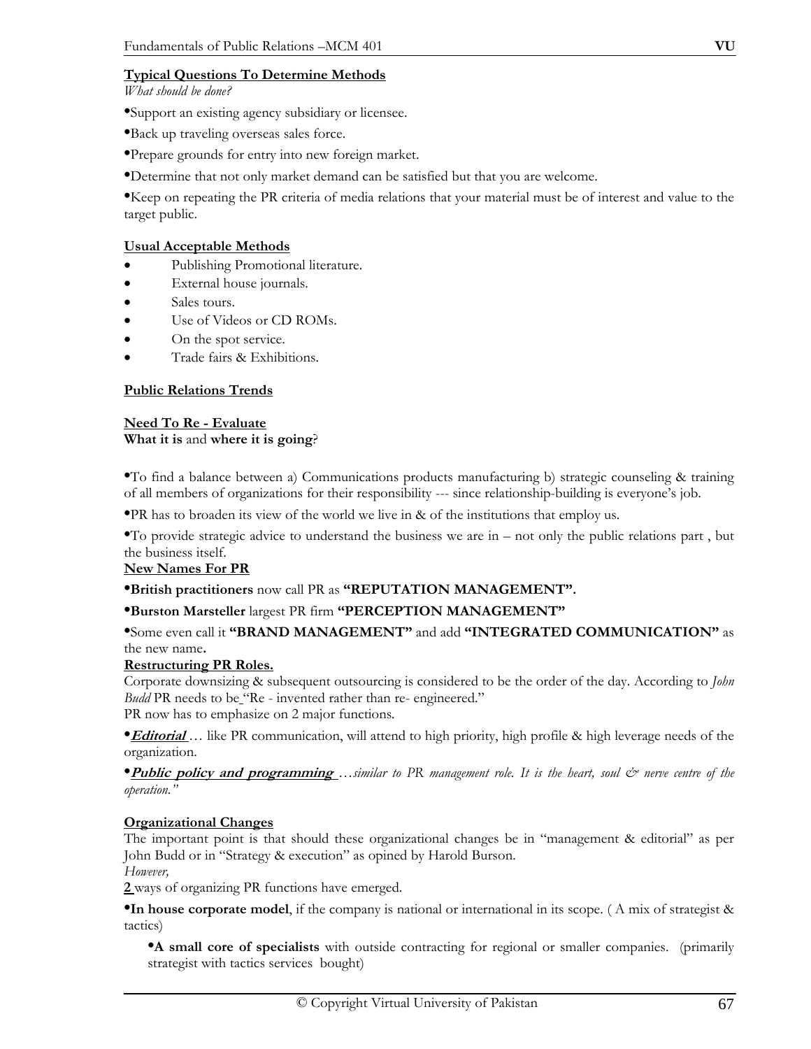**Typical Questions To Determine Methods**

*What should be done?*

- Support an existing agency subsidiary or licensee.
- Back up traveling overseas sales force.
- Prepare grounds for entry into new foreign market.
- Determine that not only market demand can be satisfied but that you are welcome.
- Keep on repeating the PR criteria of media relations that your material must be of interest and value to the target public.

**Usual Acceptable Methods**

- Publishing Promotional literature.
- External house journals.
- Sales tours.
- Use of Videos or CD ROMs.
- On the spot service.
- Trade fairs & Exhibitions.

**Public Relations Trends**

**Need To Re - Evaluate**

**What it is** and **where it is going**?

- To find a balance between a) Communications products manufacturing b) strategic counseling & training of all members of organizations for their responsibility --- since relationship-building is everyone's job.
- PR has to broaden its view of the world we live in & of the institutions that employ us.
- To provide strategic advice to understand the business we are in – not only the public relations part , but the business itself.

**New Names For PR**

- **British practitioners** now call PR as **"REPUTATION MANAGEMENT".**
- **Burston Marsteller** largest PR firm **"PERCEPTION MANAGEMENT"**
- Some even call it **"BRAND MANAGEMENT"** and add **"INTEGRATED COMMUNICATION"** as the new name**.**

**Restructuring PR Roles.**

Corporate downsizing & subsequent outsourcing is considered to be the order of the day. According to *John Budd* PR needs to be "Re - invented rather than re- engineered."

PR now has to emphasize on 2 major functions.

- ***Editorial*** … like PR communication, will attend to high priority, high profile & high leverage needs of the organization.
- ***Public policy and programming*** *…similar to PR management role. It is the heart, soul & nerve centre of the operation."*

**Organizational Changes**

The important point is that should these organizational changes be in "management & editorial" as per John Budd or in "Strategy & execution" as opined by Harold Burson.

*However,*

**2** ways of organizing PR functions have emerged.

- **In house corporate model**, if the company is national or international in its scope. ( A mix of strategist & tactics)
  - **A small core of specialists** with outside contracting for regional or smaller companies. (primarily strategist with tactics services bought)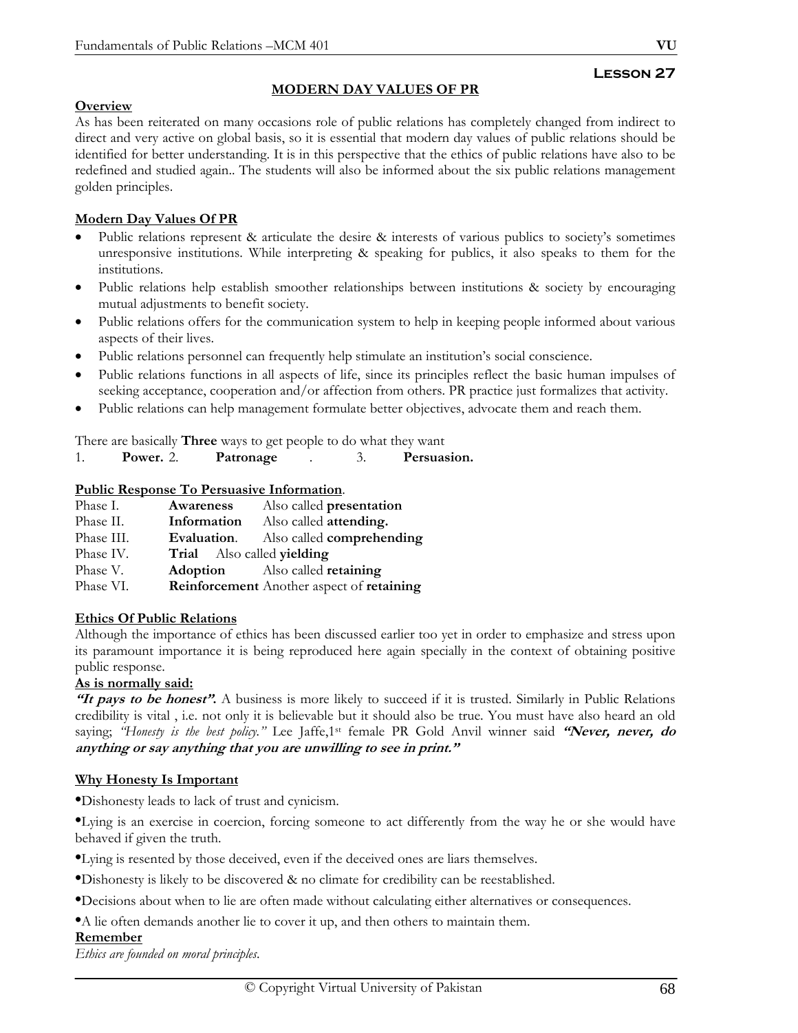# Lesson 27

## MODERN DAY VALUES OF PR

**Overview**

As has been reiterated on many occasions role of public relations has completely changed from indirect to direct and very active on global basis, so it is essential that modern day values of public relations should be identified for better understanding. It is in this perspective that the ethics of public relations have also to be redefined and studied again.. The students will also be informed about the six public relations management golden principles.

**Modern Day Values Of PR**

- Public relations represent & articulate the desire & interests of various publics to society's sometimes unresponsive institutions. While interpreting & speaking for publics, it also speaks to them for the institutions.
- Public relations help establish smoother relationships between institutions & society by encouraging mutual adjustments to benefit society.
- Public relations offers for the communication system to help in keeping people informed about various aspects of their lives.
- Public relations personnel can frequently help stimulate an institution's social conscience.
- Public relations functions in all aspects of life, since its principles reflect the basic human impulses of seeking acceptance, cooperation and/or affection from others. PR practice just formalizes that activity.
- Public relations can help management formulate better objectives, advocate them and reach them.

There are basically **Three** ways to get people to do what they want

1. **Power.** 2. **Patronage** . 3. **Persuasion.**

**Public Response To Persuasive Information**.

| | | |
|---|---|---|
| Phase I. | **Awareness** | Also called **presentation** |
| Phase II. | **Information** | Also called **attending.** |
| Phase III. | **Evaluation**. | Also called **comprehending** |
| Phase IV. | **Trial** | Also called **yielding** |
| Phase V. | **Adoption** | Also called **retaining** |
| Phase VI. | **Reinforcement** | Another aspect of **retaining** |

**Ethics Of Public Relations**

Although the importance of ethics has been discussed earlier too yet in order to emphasize and stress upon its paramount importance it is being reproduced here again specially in the context of obtaining positive public response.

**As is normally said:**

***"It pays to be honest".*** A business is more likely to succeed if it is trusted. Similarly in Public Relations credibility is vital , i.e. not only it is believable but it should also be true. You must have also heard an old saying; *"Honesty is the best policy."* Lee Jaffe,1st female PR Gold Anvil winner said ***"Never, never, do anything or say anything that you are unwilling to see in print."***

**Why Honesty Is Important**

- Dishonesty leads to lack of trust and cynicism.
- Lying is an exercise in coercion, forcing someone to act differently from the way he or she would have behaved if given the truth.
- Lying is resented by those deceived, even if the deceived ones are liars themselves.
- Dishonesty is likely to be discovered & no climate for credibility can be reestablished.
- Decisions about when to lie are often made without calculating either alternatives or consequences.
- A lie often demands another lie to cover it up, and then others to maintain them.

**Remember**

*Ethics are founded on moral principles.*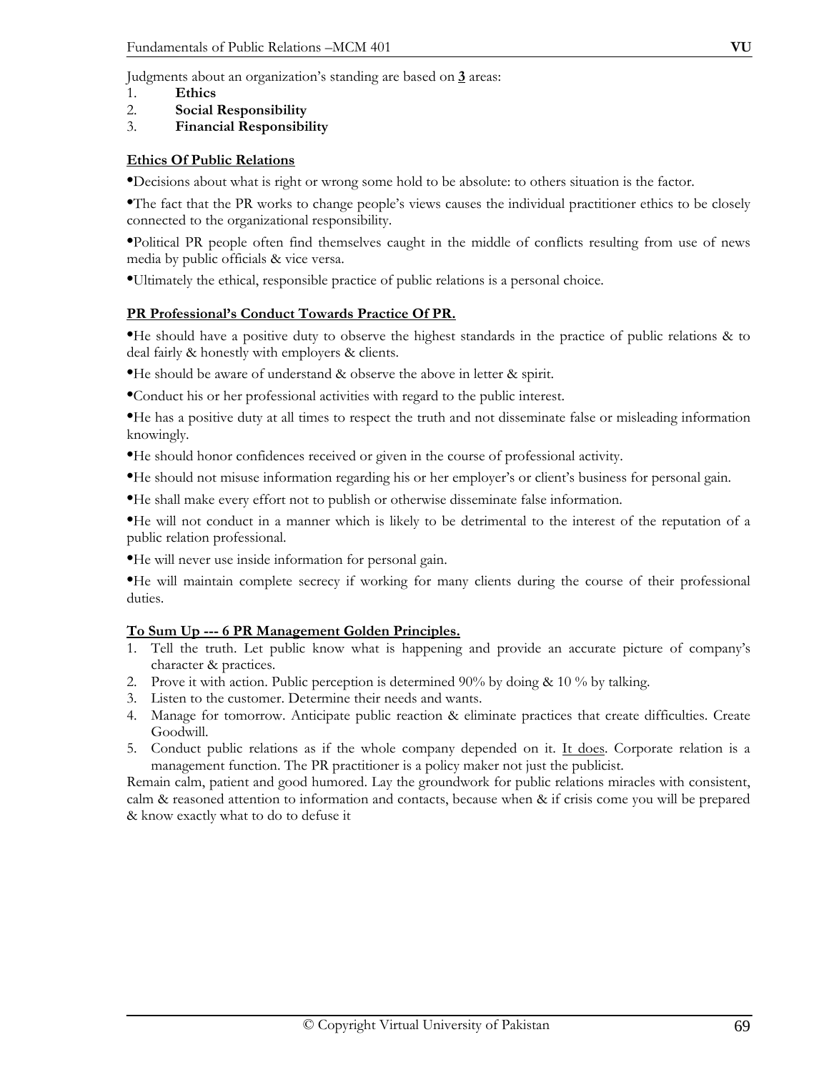Judgments about an organization's standing are based on **3** areas:

1. **Ethics**
2. **Social Responsibility**
3. **Financial Responsibility**

**Ethics Of Public Relations**

- Decisions about what is right or wrong some hold to be absolute: to others situation is the factor.
- The fact that the PR works to change people's views causes the individual practitioner ethics to be closely connected to the organizational responsibility.
- Political PR people often find themselves caught in the middle of conflicts resulting from use of news media by public officials & vice versa.
- Ultimately the ethical, responsible practice of public relations is a personal choice.

**PR Professional's Conduct Towards Practice Of PR.**

- He should have a positive duty to observe the highest standards in the practice of public relations & to deal fairly & honestly with employers & clients.
- He should be aware of understand & observe the above in letter & spirit.
- Conduct his or her professional activities with regard to the public interest.
- He has a positive duty at all times to respect the truth and not disseminate false or misleading information knowingly.
- He should honor confidences received or given in the course of professional activity.
- He should not misuse information regarding his or her employer's or client's business for personal gain.
- He shall make every effort not to publish or otherwise disseminate false information.
- He will not conduct in a manner which is likely to be detrimental to the interest of the reputation of a public relation professional.
- He will never use inside information for personal gain.
- He will maintain complete secrecy if working for many clients during the course of their professional duties.

**To Sum Up --- 6 PR Management Golden Principles.**

1. Tell the truth. Let public know what is happening and provide an accurate picture of company's character & practices.
2. Prove it with action. Public perception is determined 90% by doing & 10 % by talking.
3. Listen to the customer. Determine their needs and wants.
4. Manage for tomorrow. Anticipate public reaction & eliminate practices that create difficulties. Create Goodwill.
5. Conduct public relations as if the whole company depended on it. It does. Corporate relation is a management function. The PR practitioner is a policy maker not just the publicist.

Remain calm, patient and good humored. Lay the groundwork for public relations miracles with consistent, calm & reasoned attention to information and contacts, because when & if crisis come you will be prepared & know exactly what to do to defuse it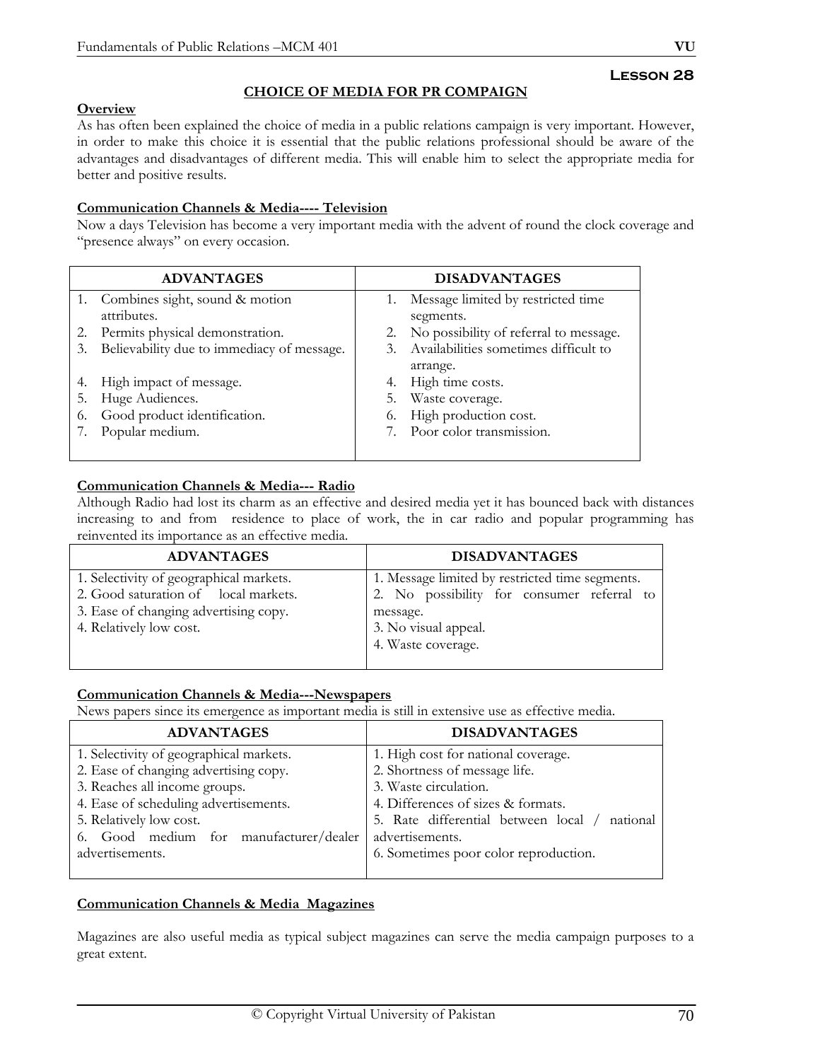## Lesson 28

### CHOICE OF MEDIA FOR PR COMPAIGN

**Overview**

As has often been explained the choice of media in a public relations campaign is very important. However, in order to make this choice it is essential that the public relations professional should be aware of the advantages and disadvantages of different media. This will enable him to select the appropriate media for better and positive results.

**Communication Channels & Media---- Television**

Now a days Television has become a very important media with the advent of round the clock coverage and "presence always" on every occasion.

| ADVANTAGES | DISADVANTAGES |
|---|---|
| 1. Combines sight, sound & motion attributes.<br>2. Permits physical demonstration.<br>3. Believability due to immediacy of message.<br>4. High impact of message.<br>5. Huge Audiences.<br>6. Good product identification.<br>7. Popular medium. | 1. Message limited by restricted time segments.<br>2. No possibility of referral to message.<br>3. Availabilities sometimes difficult to arrange.<br>4. High time costs.<br>5. Waste coverage.<br>6. High production cost.<br>7. Poor color transmission. |

**Communication Channels & Media--- Radio**

Although Radio had lost its charm as an effective and desired media yet it has bounced back with distances increasing to and from residence to place of work, the in car radio and popular programming has reinvented its importance as an effective media.

| ADVANTAGES | DISADVANTAGES |
|---|---|
| 1. Selectivity of geographical markets.<br>2. Good saturation of local markets.<br>3. Ease of changing advertising copy.<br>4. Relatively low cost. | 1. Message limited by restricted time segments.<br>2. No possibility for consumer referral to message.<br>3. No visual appeal.<br>4. Waste coverage. |

**Communication Channels & Media---Newspapers**

News papers since its emergence as important media is still in extensive use as effective media.

| ADVANTAGES | DISADVANTAGES |
|---|---|
| 1. Selectivity of geographical markets.<br>2. Ease of changing advertising copy.<br>3. Reaches all income groups.<br>4. Ease of scheduling advertisements.<br>5. Relatively low cost.<br>6. Good medium for manufacturer/dealer advertisements. | 1. High cost for national coverage.<br>2. Shortness of message life.<br>3. Waste circulation.<br>4. Differences of sizes & formats.<br>5. Rate differential between local / national advertisements.<br>6. Sometimes poor color reproduction. |

**Communication Channels & Media Magazines**

Magazines are also useful media as typical subject magazines can serve the media campaign purposes to a great extent.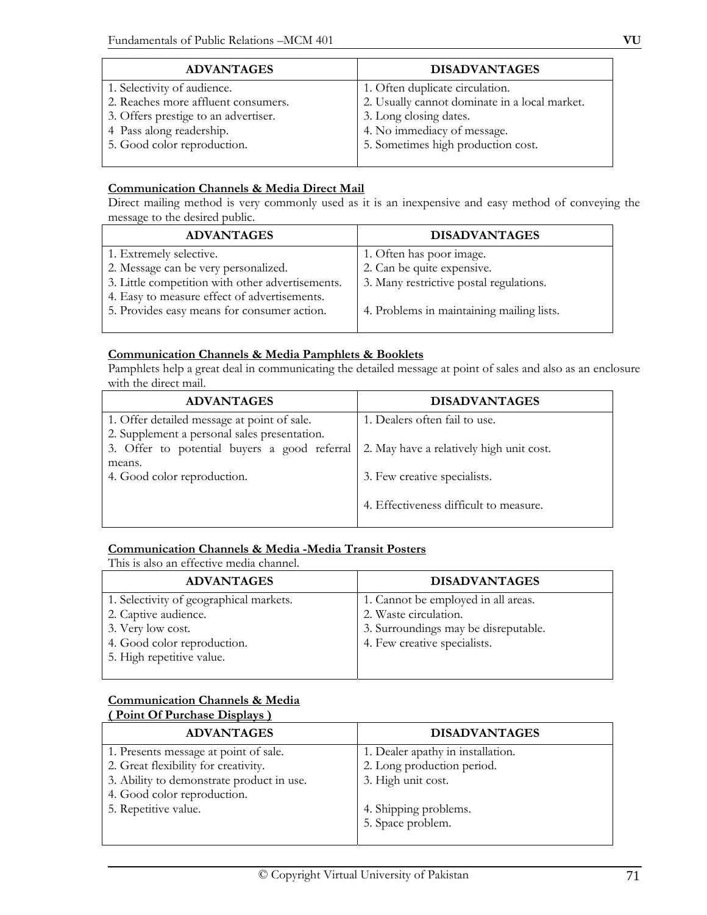| ADVANTAGES | DISADVANTAGES |
|---|---|
| 1. Selectivity of audience.<br>2. Reaches more affluent consumers.<br>3. Offers prestige to an advertiser.<br>4 Pass along readership.<br>5. Good color reproduction. | 1. Often duplicate circulation.<br>2. Usually cannot dominate in a local market.<br>3. Long closing dates.<br>4. No immediacy of message.<br>5. Sometimes high production cost. |

**Communication Channels & Media Direct Mail**

Direct mailing method is very commonly used as it is an inexpensive and easy method of conveying the message to the desired public.

| ADVANTAGES | DISADVANTAGES |
|---|---|
| 1. Extremely selective.<br>2. Message can be very personalized.<br>3. Little competition with other advertisements.<br>4. Easy to measure effect of advertisements.<br>5. Provides easy means for consumer action. | 1. Often has poor image.<br>2. Can be quite expensive.<br>3. Many restrictive postal regulations.<br>4. Problems in maintaining mailing lists. |

**Communication Channels & Media Pamphlets & Booklets**

Pamphlets help a great deal in communicating the detailed message at point of sales and also as an enclosure with the direct mail.

| ADVANTAGES | DISADVANTAGES |
|---|---|
| 1. Offer detailed message at point of sale.<br>2. Supplement a personal sales presentation.<br>3. Offer to potential buyers a good referral means.<br>4. Good color reproduction. | 1. Dealers often fail to use.<br>2. May have a relatively high unit cost.<br>3. Few creative specialists.<br>4. Effectiveness difficult to measure. |

**Communication Channels & Media -Media Transit Posters**

This is also an effective media channel.

| ADVANTAGES | DISADVANTAGES |
|---|---|
| 1. Selectivity of geographical markets.<br>2. Captive audience.<br>3. Very low cost.<br>4. Good color reproduction.<br>5. High repetitive value. | 1. Cannot be employed in all areas.<br>2. Waste circulation.<br>3. Surroundings may be disreputable.<br>4. Few creative specialists. |

**Communication Channels & Media**
**( Point Of Purchase Displays )**

| ADVANTAGES | DISADVANTAGES |
|---|---|
| 1. Presents message at point of sale.<br>2. Great flexibility for creativity.<br>3. Ability to demonstrate product in use.<br>4. Good color reproduction.<br>5. Repetitive value. | 1. Dealer apathy in installation.<br>2. Long production period.<br>3. High unit cost.<br>4. Shipping problems.<br>5. Space problem. |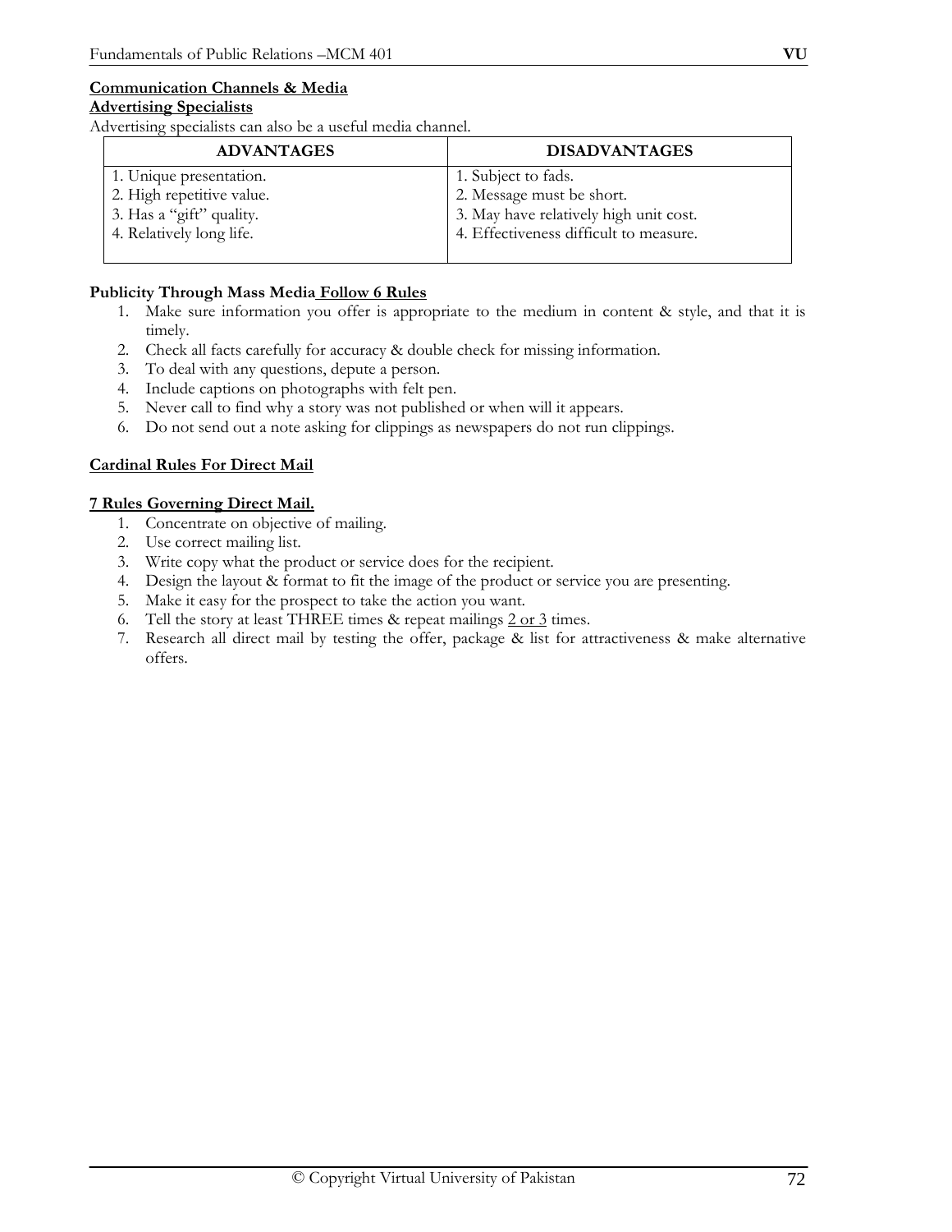**Communication Channels & Media**

**Advertising Specialists**

Advertising specialists can also be a useful media channel.

| ADVANTAGES | DISADVANTAGES |
|---|---|
| 1. Unique presentation.<br>2. High repetitive value.<br>3. Has a "gift" quality.<br>4. Relatively long life. | 1. Subject to fads.<br>2. Message must be short.<br>3. May have relatively high unit cost.<br>4. Effectiveness difficult to measure. |

**Publicity Through Mass Media Follow 6 Rules**

1. Make sure information you offer is appropriate to the medium in content & style, and that it is timely.
2. Check all facts carefully for accuracy & double check for missing information.
3. To deal with any questions, depute a person.
4. Include captions on photographs with felt pen.
5. Never call to find why a story was not published or when will it appears.
6. Do not send out a note asking for clippings as newspapers do not run clippings.

**Cardinal Rules For Direct Mail**

**7 Rules Governing Direct Mail.**

1. Concentrate on objective of mailing.
2. Use correct mailing list.
3. Write copy what the product or service does for the recipient.
4. Design the layout & format to fit the image of the product or service you are presenting.
5. Make it easy for the prospect to take the action you want.
6. Tell the story at least THREE times & repeat mailings 2 or 3 times.
7. Research all direct mail by testing the offer, package & list for attractiveness & make alternative offers.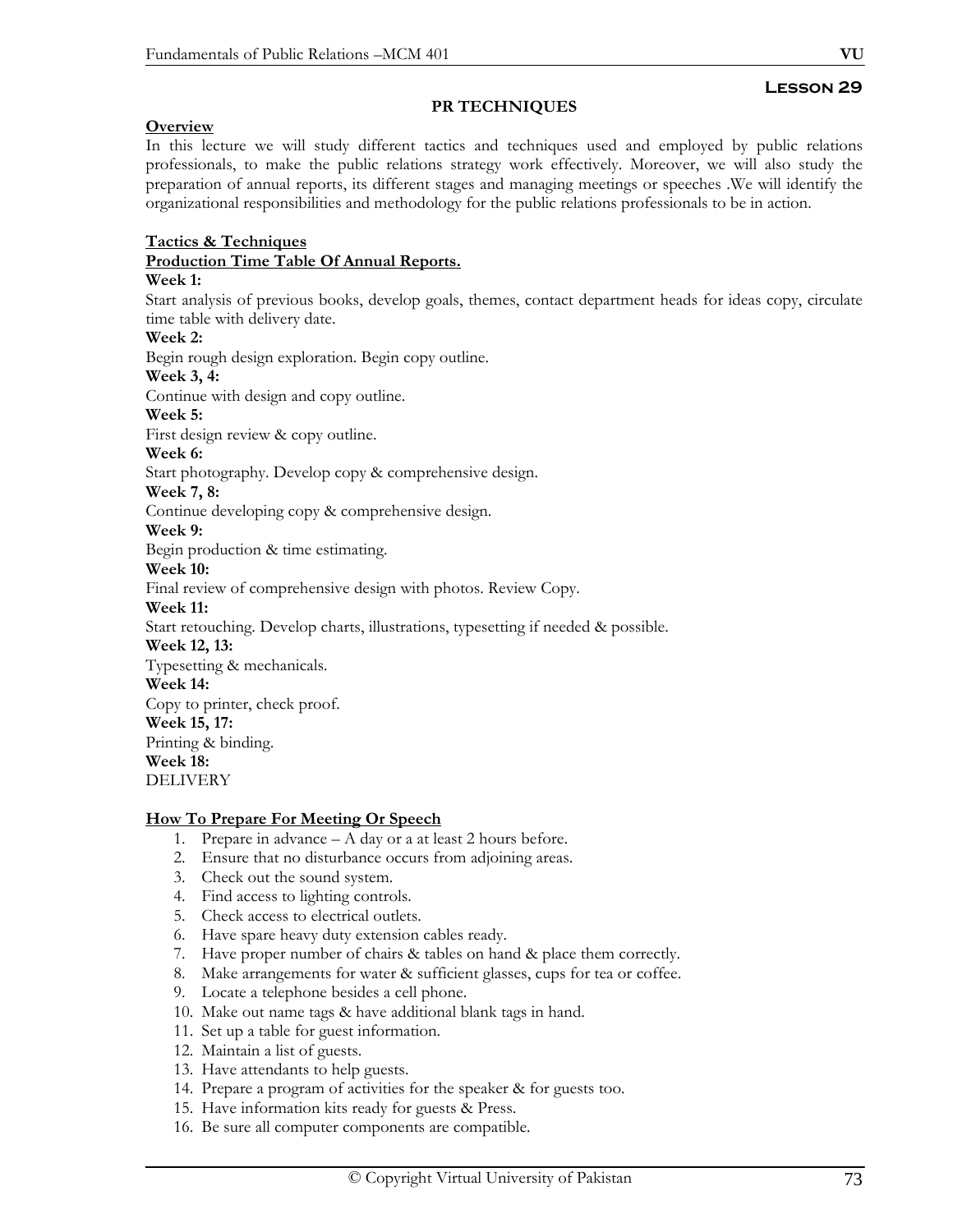## Lesson 29

### PR TECHNIQUES

**Overview**

In this lecture we will study different tactics and techniques used and employed by public relations professionals, to make the public relations strategy work effectively. Moreover, we will also study the preparation of annual reports, its different stages and managing meetings or speeches .We will identify the organizational responsibilities and methodology for the public relations professionals to be in action.

**Tactics & Techniques**

**Production Time Table Of Annual Reports.**

**Week 1:**
Start analysis of previous books, develop goals, themes, contact department heads for ideas copy, circulate time table with delivery date.

**Week 2:**
Begin rough design exploration. Begin copy outline.

**Week 3, 4:**
Continue with design and copy outline.

**Week 5:**
First design review & copy outline.

**Week 6:**
Start photography. Develop copy & comprehensive design.

**Week 7, 8:**
Continue developing copy & comprehensive design.

**Week 9:**
Begin production & time estimating.

**Week 10:**
Final review of comprehensive design with photos. Review Copy.

**Week 11:**
Start retouching. Develop charts, illustrations, typesetting if needed & possible.

**Week 12, 13:**
Typesetting & mechanicals.

**Week 14:**
Copy to printer, check proof.

**Week 15, 17:**
Printing & binding.

**Week 18:**
DELIVERY

**How To Prepare For Meeting Or Speech**

1. Prepare in advance – A day or a at least 2 hours before.
2. Ensure that no disturbance occurs from adjoining areas.
3. Check out the sound system.
4. Find access to lighting controls.
5. Check access to electrical outlets.
6. Have spare heavy duty extension cables ready.
7. Have proper number of chairs & tables on hand & place them correctly.
8. Make arrangements for water & sufficient glasses, cups for tea or coffee.
9. Locate a telephone besides a cell phone.
10. Make out name tags & have additional blank tags in hand.
11. Set up a table for guest information.
12. Maintain a list of guests.
13. Have attendants to help guests.
14. Prepare a program of activities for the speaker & for guests too.
15. Have information kits ready for guests & Press.
16. Be sure all computer components are compatible.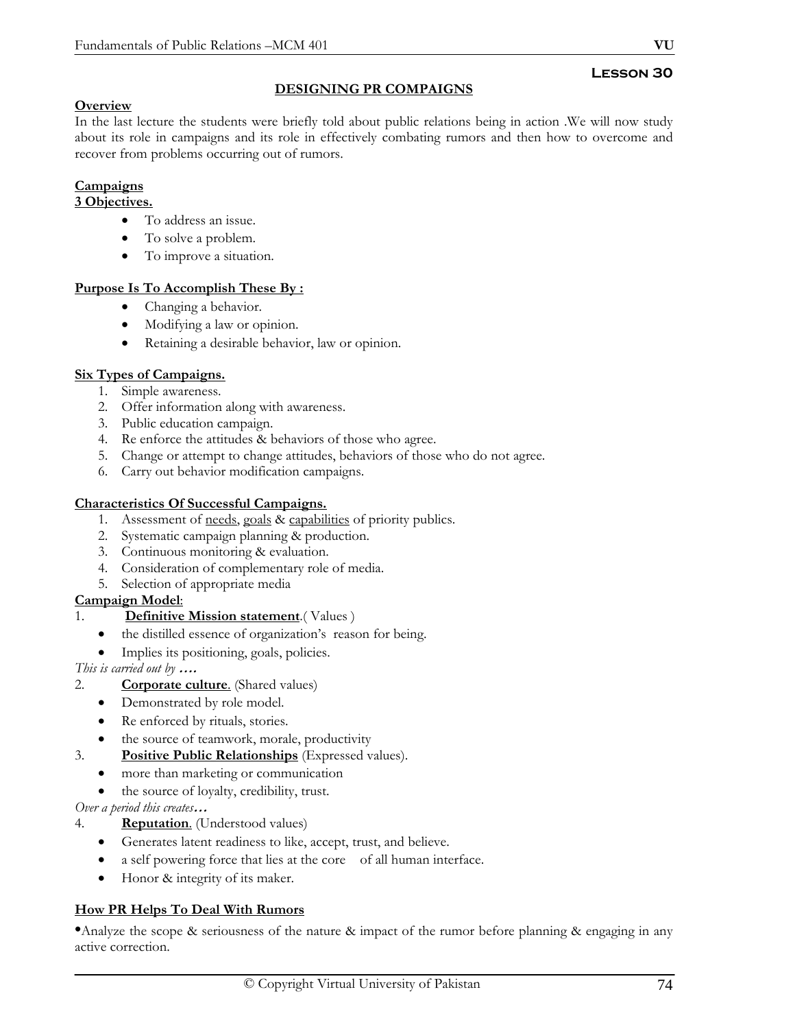## Lesson 30

### DESIGNING PR COMPAIGNS

**Overview**

In the last lecture the students were briefly told about public relations being in action .We will now study about its role in campaigns and its role in effectively combating rumors and then how to overcome and recover from problems occurring out of rumors.

**Campaigns**

**3 Objectives.**

- To address an issue.
- To solve a problem.
- To improve a situation.

**Purpose Is To Accomplish These By :**

- Changing a behavior.
- Modifying a law or opinion.
- Retaining a desirable behavior, law or opinion.

**Six Types of Campaigns.**

1. Simple awareness.
2. Offer information along with awareness.
3. Public education campaign.
4. Re enforce the attitudes & behaviors of those who agree.
5. Change or attempt to change attitudes, behaviors of those who do not agree.
6. Carry out behavior modification campaigns.

**Characteristics Of Successful Campaigns.**

1. Assessment of needs, goals & capabilities of priority publics.
2. Systematic campaign planning & production.
3. Continuous monitoring & evaluation.
4. Consideration of complementary role of media.
5. Selection of appropriate media

**Campaign Model**:

1. **Definitive Mission statement**.( Values )
   - the distilled essence of organization's reason for being.
   - Implies its positioning, goals, policies.

*This is carried out by ….*

2. **Corporate culture**. (Shared values)
   - Demonstrated by role model.
   - Re enforced by rituals, stories.
   - the source of teamwork, morale, productivity
3. **Positive Public Relationships** (Expressed values).
   - more than marketing or communication
   - the source of loyalty, credibility, trust.

*Over a period this creates…*

4. **Reputation**. (Understood values)
   - Generates latent readiness to like, accept, trust, and believe.
   - a self powering force that lies at the core of all human interface.
   - Honor & integrity of its maker.

**How PR Helps To Deal With Rumors**

- Analyze the scope & seriousness of the nature & impact of the rumor before planning & engaging in any active correction.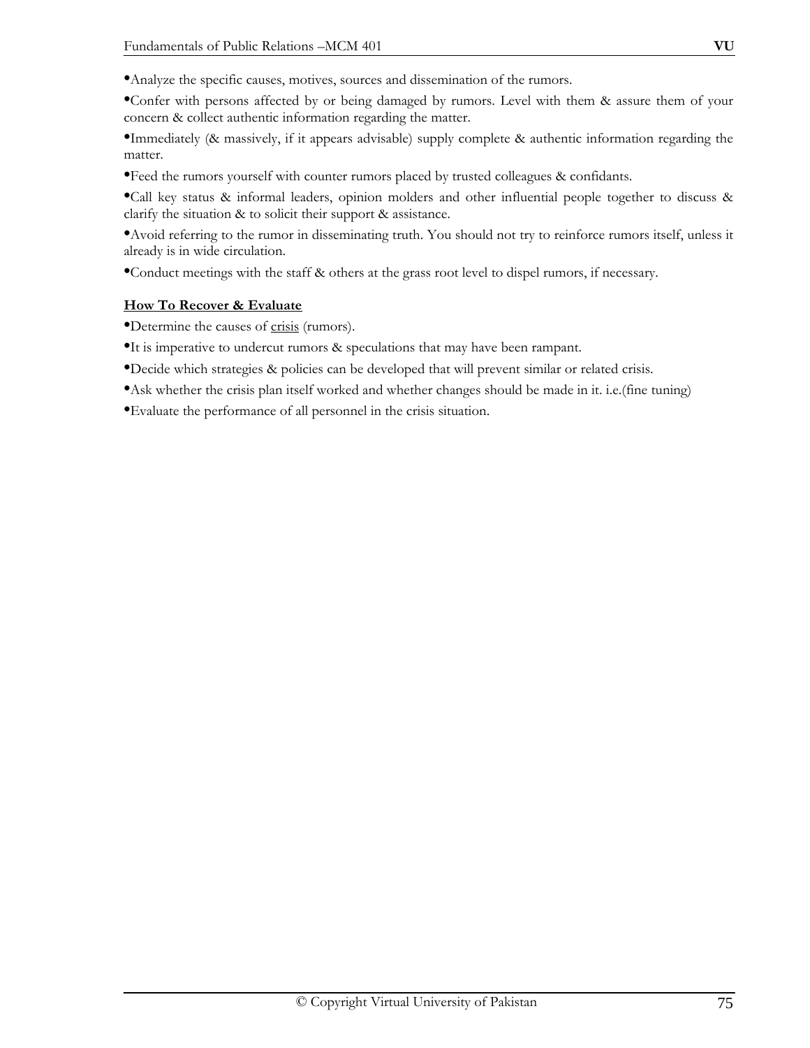- Analyze the specific causes, motives, sources and dissemination of the rumors.
- Confer with persons affected by or being damaged by rumors. Level with them & assure them of your concern & collect authentic information regarding the matter.
- Immediately (& massively, if it appears advisable) supply complete & authentic information regarding the matter.
- Feed the rumors yourself with counter rumors placed by trusted colleagues & confidants.
- Call key status & informal leaders, opinion molders and other influential people together to discuss & clarify the situation & to solicit their support & assistance.
- Avoid referring to the rumor in disseminating truth. You should not try to reinforce rumors itself, unless it already is in wide circulation.
- Conduct meetings with the staff & others at the grass root level to dispel rumors, if necessary.

**How To Recover & Evaluate**

- Determine the causes of crisis (rumors).
- It is imperative to undercut rumors & speculations that may have been rampant.
- Decide which strategies & policies can be developed that will prevent similar or related crisis.
- Ask whether the crisis plan itself worked and whether changes should be made in it. i.e.(fine tuning)
- Evaluate the performance of all personnel in the crisis situation.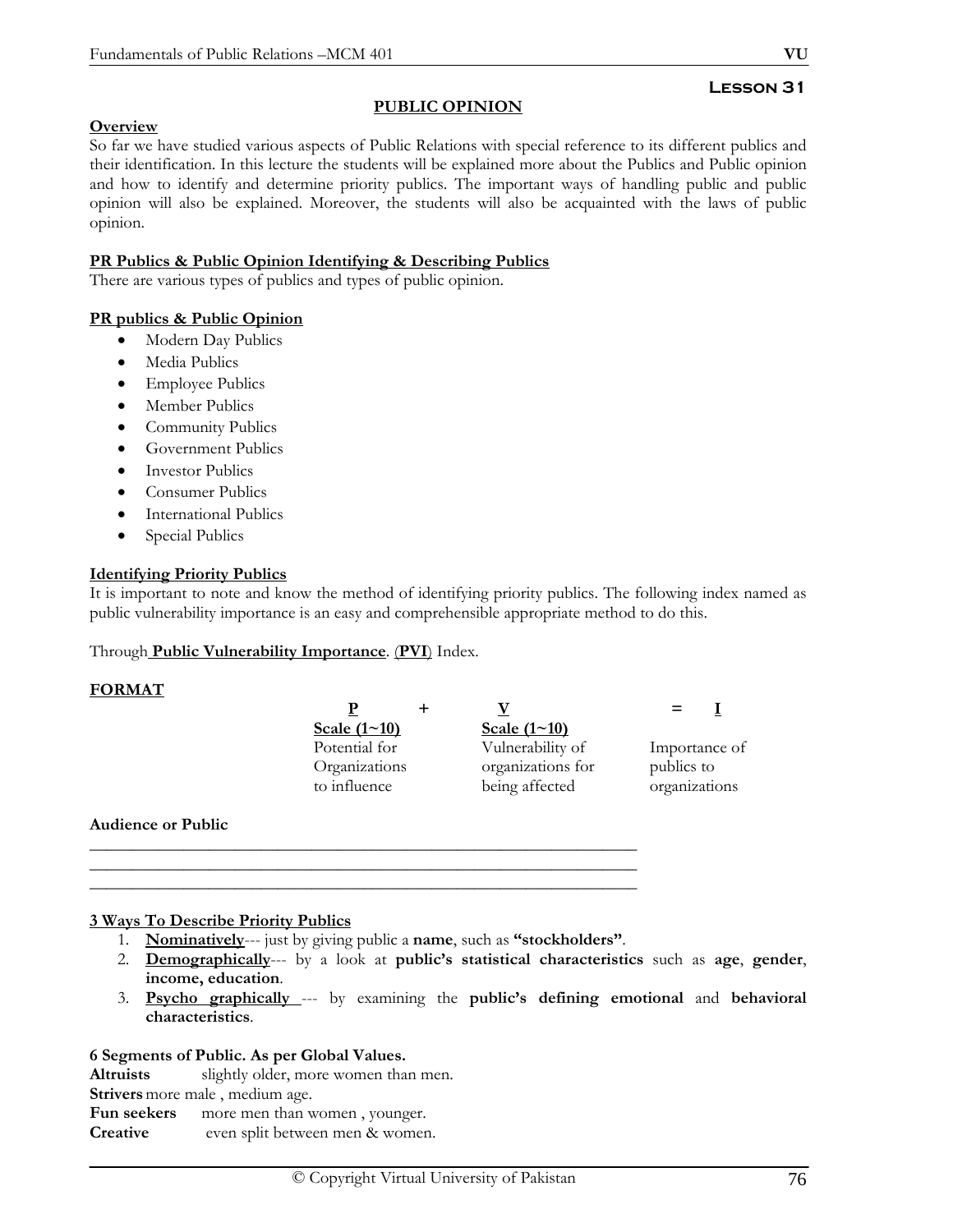**Lesson 31**

## PUBLIC OPINION

**Overview**

So far we have studied various aspects of Public Relations with special reference to its different publics and their identification. In this lecture the students will be explained more about the Publics and Public opinion and how to identify and determine priority publics. The important ways of handling public and public opinion will also be explained. Moreover, the students will also be acquainted with the laws of public opinion.

**PR Publics & Public Opinion Identifying & Describing Publics**

There are various types of publics and types of public opinion.

**PR publics & Public Opinion**

- Modern Day Publics
- Media Publics
- Employee Publics
- Member Publics
- Community Publics
- Government Publics
- Investor Publics
- Consumer Publics
- International Publics
- Special Publics

**Identifying Priority Publics**

It is important to note and know the method of identifying priority publics. The following index named as public vulnerability importance is an easy and comprehensible appropriate method to do this.

Through **Public Vulnerability Importance**. (**PVI**) Index.

**FORMAT**

| P | + | V | = | I |
|---|---|---|---|---|
| **Scale (1~10)** | | **Scale (1~10)** | | |
| Potential for Organizations to influence | | Vulnerability of organizations for being affected | | Importance of publics to organizations |

**Audience or Public**

______________________________________________________________

______________________________________________________________

______________________________________________________________

**3 Ways To Describe Priority Publics**

1. **Nominatively**--- just by giving public a **name**, such as **"stockholders"**.
2. **Demographically**--- by a look at **public's statistical characteristics** such as **age**, **gender**, **income, education**.
3. **Psycho graphically** --- by examining the **public's defining emotional** and **behavioral characteristics**.

**6 Segments of Public. As per Global Values.**

**Altruists** slightly older, more women than men.

**Strivers** more male , medium age.

**Fun seekers** more men than women , younger.

**Creative** even split between men & women.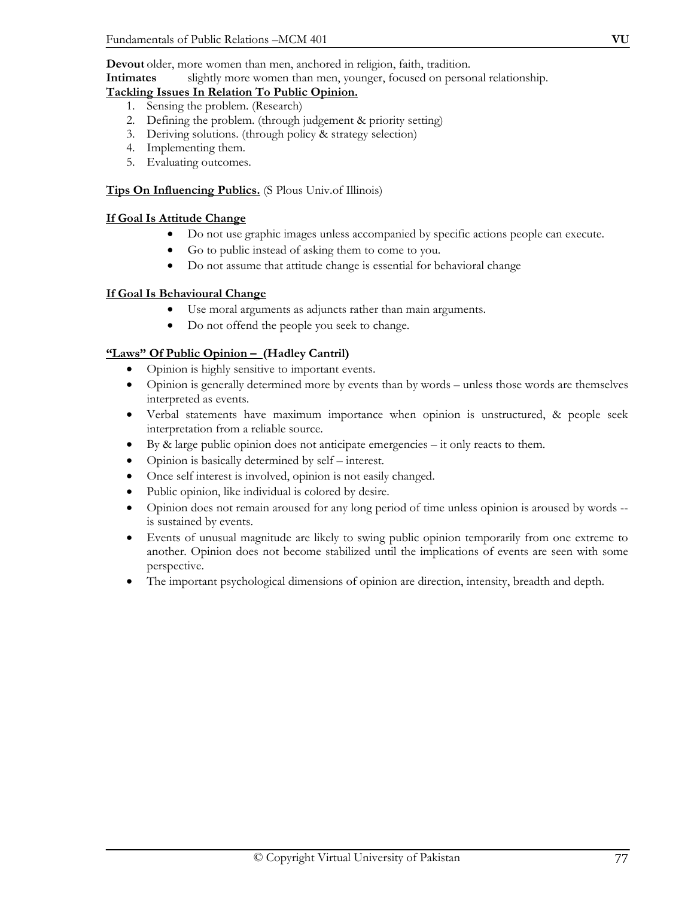**Devout** older, more women than men, anchored in religion, faith, tradition.
**Intimates** slightly more women than men, younger, focused on personal relationship.

**Tackling Issues In Relation To Public Opinion.**

1. Sensing the problem. (Research)
2. Defining the problem. (through judgement & priority setting)
3. Deriving solutions. (through policy & strategy selection)
4. Implementing them.
5. Evaluating outcomes.

**Tips On Influencing Publics.** (S Plous Univ.of Illinois)

**If Goal Is Attitude Change**

- Do not use graphic images unless accompanied by specific actions people can execute.
- Go to public instead of asking them to come to you.
- Do not assume that attitude change is essential for behavioral change

**If Goal Is Behavioural Change**

- Use moral arguments as adjuncts rather than main arguments.
- Do not offend the people you seek to change.

**"Laws" Of Public Opinion – (Hadley Cantril)**

- Opinion is highly sensitive to important events.
- Opinion is generally determined more by events than by words – unless those words are themselves interpreted as events.
- Verbal statements have maximum importance when opinion is unstructured, & people seek interpretation from a reliable source.
- By & large public opinion does not anticipate emergencies – it only reacts to them.
- Opinion is basically determined by self – interest.
- Once self interest is involved, opinion is not easily changed.
- Public opinion, like individual is colored by desire.
- Opinion does not remain aroused for any long period of time unless opinion is aroused by words -- is sustained by events.
- Events of unusual magnitude are likely to swing public opinion temporarily from one extreme to another. Opinion does not become stabilized until the implications of events are seen with some perspective.
- The important psychological dimensions of opinion are direction, intensity, breadth and depth.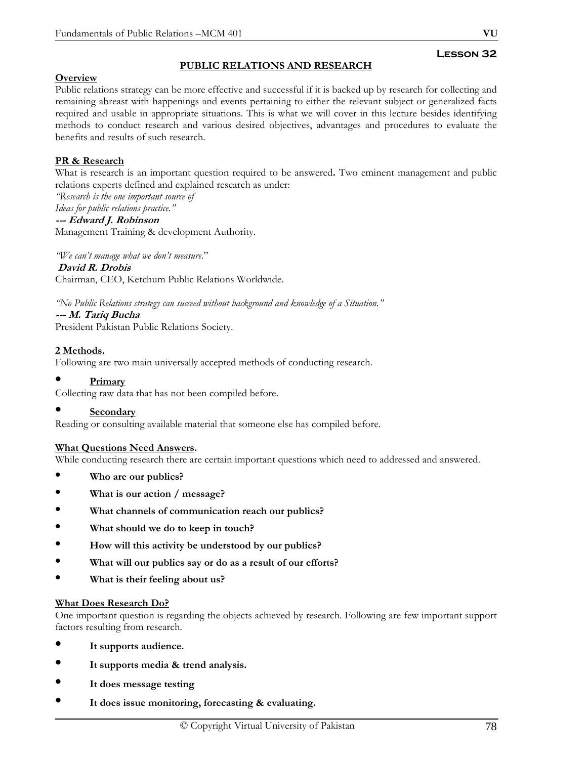## Lesson 32

### PUBLIC RELATIONS AND RESEARCH

**Overview**

Public relations strategy can be more effective and successful if it is backed up by research for collecting and remaining abreast with happenings and events pertaining to either the relevant subject or generalized facts required and usable in appropriate situations. This is what we will cover in this lecture besides identifying methods to conduct research and various desired objectives, advantages and procedures to evaluate the benefits and results of such research.

**PR & Research**

What is research is an important question required to be answered**.** Two eminent management and public relations experts defined and explained research as under:

*"Research is the one important source of*
*Ideas for public relations practice."*
***--- Edward J. Robinson***
Management Training & development Authority.

*"We can't manage what we don't measure.*"
***David R. Drobis***
Chairman, CEO, Ketchum Public Relations Worldwide.

*"No Public Relations strategy can succeed without background and knowledge of a Situation."*
***--- M. Tariq Bucha***
President Pakistan Public Relations Society.

**2 Methods.**

Following are two main universally accepted methods of conducting research.

- **Primary**

Collecting raw data that has not been compiled before.

- **Secondary**

Reading or consulting available material that someone else has compiled before.

**What Questions Need Answers.**

While conducting research there are certain important questions which need to addressed and answered.

- **Who are our publics?**
- **What is our action / message?**
- **What channels of communication reach our publics?**
- **What should we do to keep in touch?**
- **How will this activity be understood by our publics?**
- **What will our publics say or do as a result of our efforts?**
- **What is their feeling about us?**

**What Does Research Do?**

One important question is regarding the objects achieved by research. Following are few important support factors resulting from research.

- **It supports audience.**
- **It supports media & trend analysis.**
- **It does message testing**
- **It does issue monitoring, forecasting & evaluating.**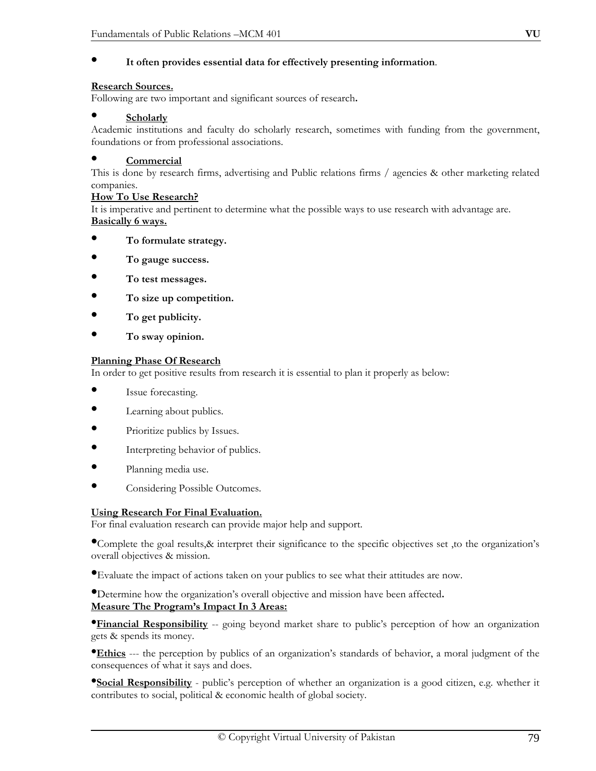- **It often provides essential data for effectively presenting information**.

**Research Sources.**

Following are two important and significant sources of research**.**

- **Scholarly**

Academic institutions and faculty do scholarly research, sometimes with funding from the government, foundations or from professional associations.

- **Commercial**

This is done by research firms, advertising and Public relations firms / agencies & other marketing related companies.

**How To Use Research?**

It is imperative and pertinent to determine what the possible ways to use research with advantage are.

**Basically 6 ways.**

- **To formulate strategy.**
- **To gauge success.**
- **To test messages.**
- **To size up competition.**
- **To get publicity.**
- **To sway opinion.**

**Planning Phase Of Research**

In order to get positive results from research it is essential to plan it properly as below:

- Issue forecasting.
- Learning about publics.
- Prioritize publics by Issues.
- Interpreting behavior of publics.
- Planning media use.
- Considering Possible Outcomes.

**Using Research For Final Evaluation.**

For final evaluation research can provide major help and support.

- Complete the goal results,& interpret their significance to the specific objectives set ,to the organization's overall objectives & mission.
- Evaluate the impact of actions taken on your publics to see what their attitudes are now.
- Determine how the organization's overall objective and mission have been affected**.**

**Measure The Program's Impact In 3 Areas:**

- **Financial Responsibility** -- going beyond market share to public's perception of how an organization gets & spends its money.
- **Ethics** --- the perception by publics of an organization's standards of behavior, a moral judgment of the consequences of what it says and does.
- **Social Responsibility** - public's perception of whether an organization is a good citizen, e.g. whether it contributes to social, political & economic health of global society.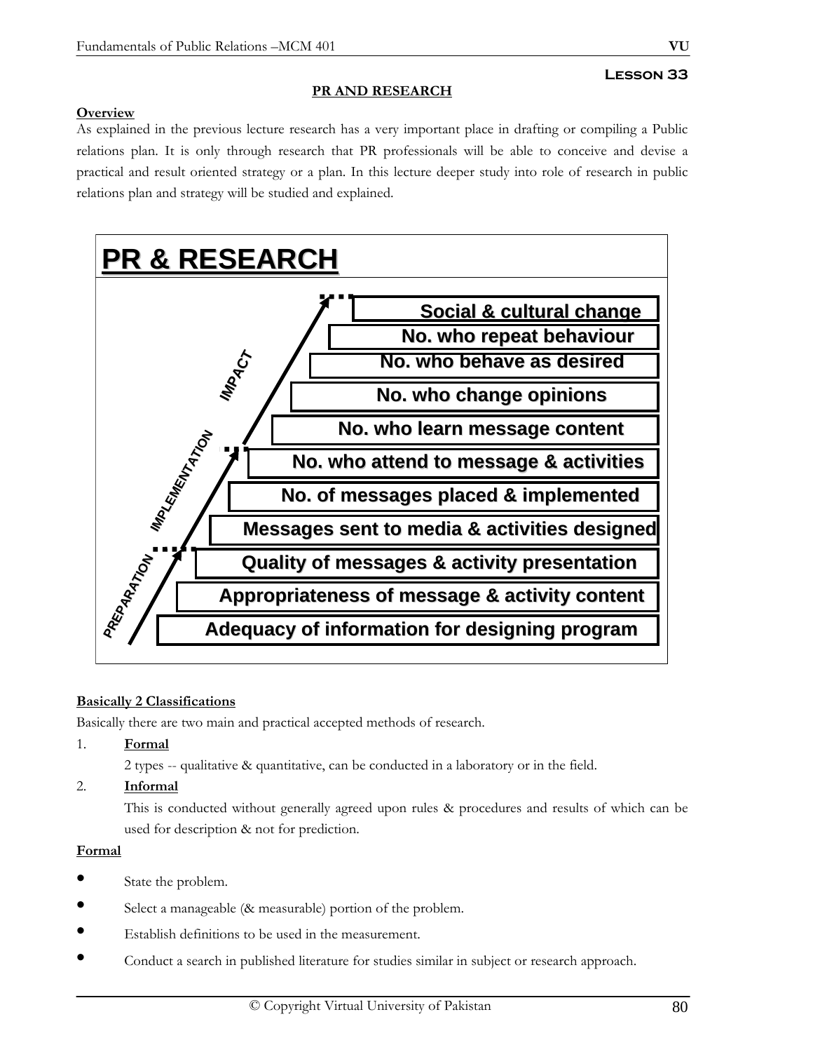## Lesson 33

### PR AND RESEARCH

**Overview**

As explained in the previous lecture research has a very important place in drafting or compiling a Public relations plan. It is only through research that PR professionals will be able to conceive and devise a practical and result oriented strategy or a plan. In this lecture deeper study into role of research in public relations plan and strategy will be studied and explained.

**PR & RESEARCH**

IMPACT
- Social & cultural change
- No. who repeat behaviour
- No. who behave as desired
- No. who change opinions
- No. who learn message content

IMPLEMENTATION
- No. who attend to message & activities
- No. of messages placed & implemented
- Messages sent to media & activities designed

PREPARATION
- Quality of messages & activity presentation
- Appropriateness of message & activity content
- Adequacy of information for designing program

**Basically 2 Classifications**

Basically there are two main and practical accepted methods of research.

1. **Formal**

   2 types -- qualitative & quantitative, can be conducted in a laboratory or in the field.

2. **Informal**

   This is conducted without generally agreed upon rules & procedures and results of which can be used for description & not for prediction.

**Formal**

- State the problem.
- Select a manageable (& measurable) portion of the problem.
- Establish definitions to be used in the measurement.
- Conduct a search in published literature for studies similar in subject or research approach.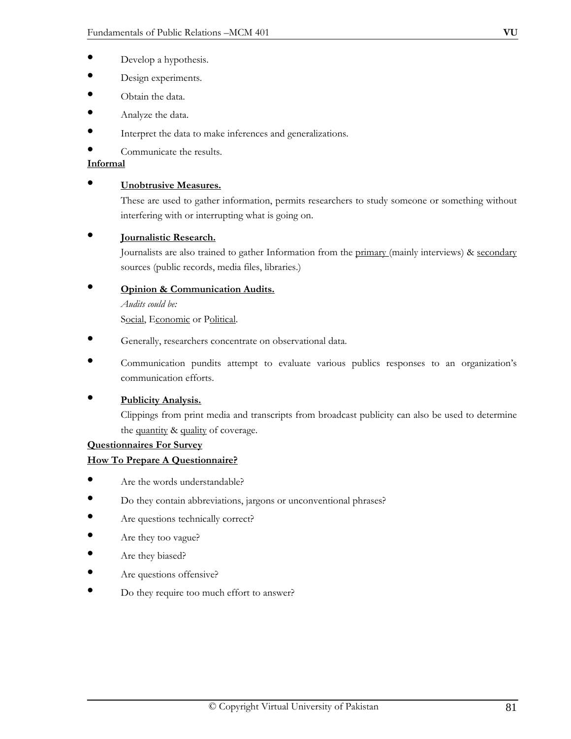- Develop a hypothesis.
- Design experiments.
- Obtain the data.
- Analyze the data.
- Interpret the data to make inferences and generalizations.
- Communicate the results.

**Informal**

- **Unobtrusive Measures.**

  These are used to gather information, permits researchers to study someone or something without interfering with or interrupting what is going on.

- **Journalistic Research.**

  Journalists are also trained to gather Information from the primary (mainly interviews) & secondary sources (public records, media files, libraries.)

- **Opinion & Communication Audits.**

  *Audits could be:*

  Social, Economic or Political.

- Generally, researchers concentrate on observational data.
- Communication pundits attempt to evaluate various publics responses to an organization's communication efforts.
- **Publicity Analysis.**

  Clippings from print media and transcripts from broadcast publicity can also be used to determine the quantity & quality of coverage.

**Questionnaires For Survey**

**How To Prepare A Questionnaire?**

- Are the words understandable?
- Do they contain abbreviations, jargons or unconventional phrases?
- Are questions technically correct?
- Are they too vague?
- Are they biased?
- Are questions offensive?
- Do they require too much effort to answer?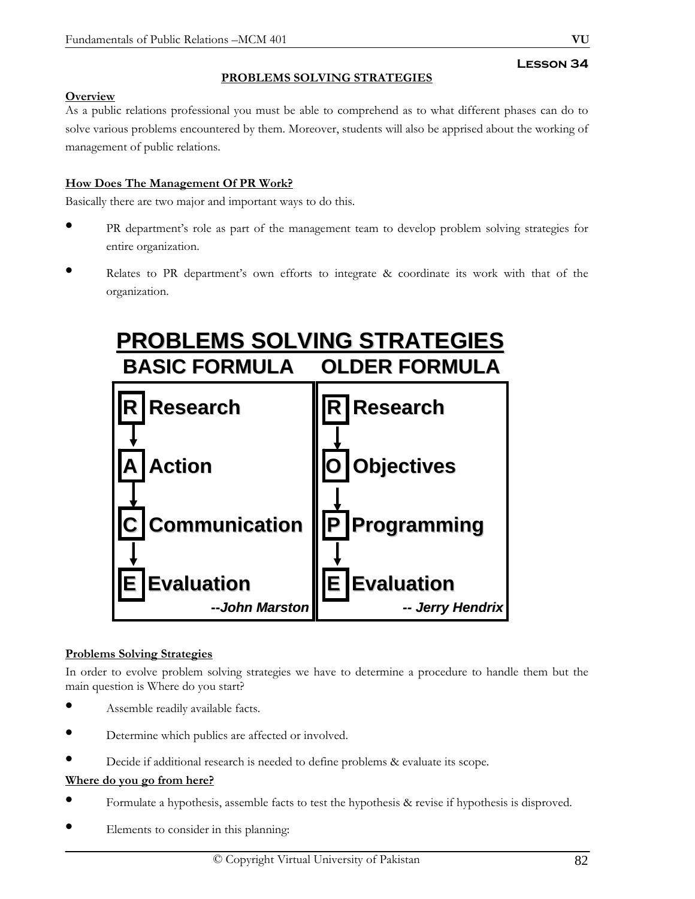## Lesson 34

### PROBLEMS SOLVING STRATEGIES

**Overview**

As a public relations professional you must be able to comprehend as to what different phases can do to solve various problems encountered by them. Moreover, students will also be apprised about the working of management of public relations.

**How Does The Management Of PR Work?**

Basically there are two major and important ways to do this.

- PR department's role as part of the management team to develop problem solving strategies for entire organization.
- Relates to PR department's own efforts to integrate & coordinate its work with that of the organization.

**PROBLEMS SOLVING STRATEGIES**

| BASIC FORMULA | OLDER FORMULA |
|---|---|
| R Research | R Research |
| A Action | O Objectives |
| C Communication | P Programming |
| E Evaluation | E Evaluation |
| *--John Marston* | *-- Jerry Hendrix* |

**Problems Solving Strategies**

In order to evolve problem solving strategies we have to determine a procedure to handle them but the main question is Where do you start?

- Assemble readily available facts.
- Determine which publics are affected or involved.
- Decide if additional research is needed to define problems & evaluate its scope.

**Where do you go from here?**

- Formulate a hypothesis, assemble facts to test the hypothesis & revise if hypothesis is disproved.
- Elements to consider in this planning: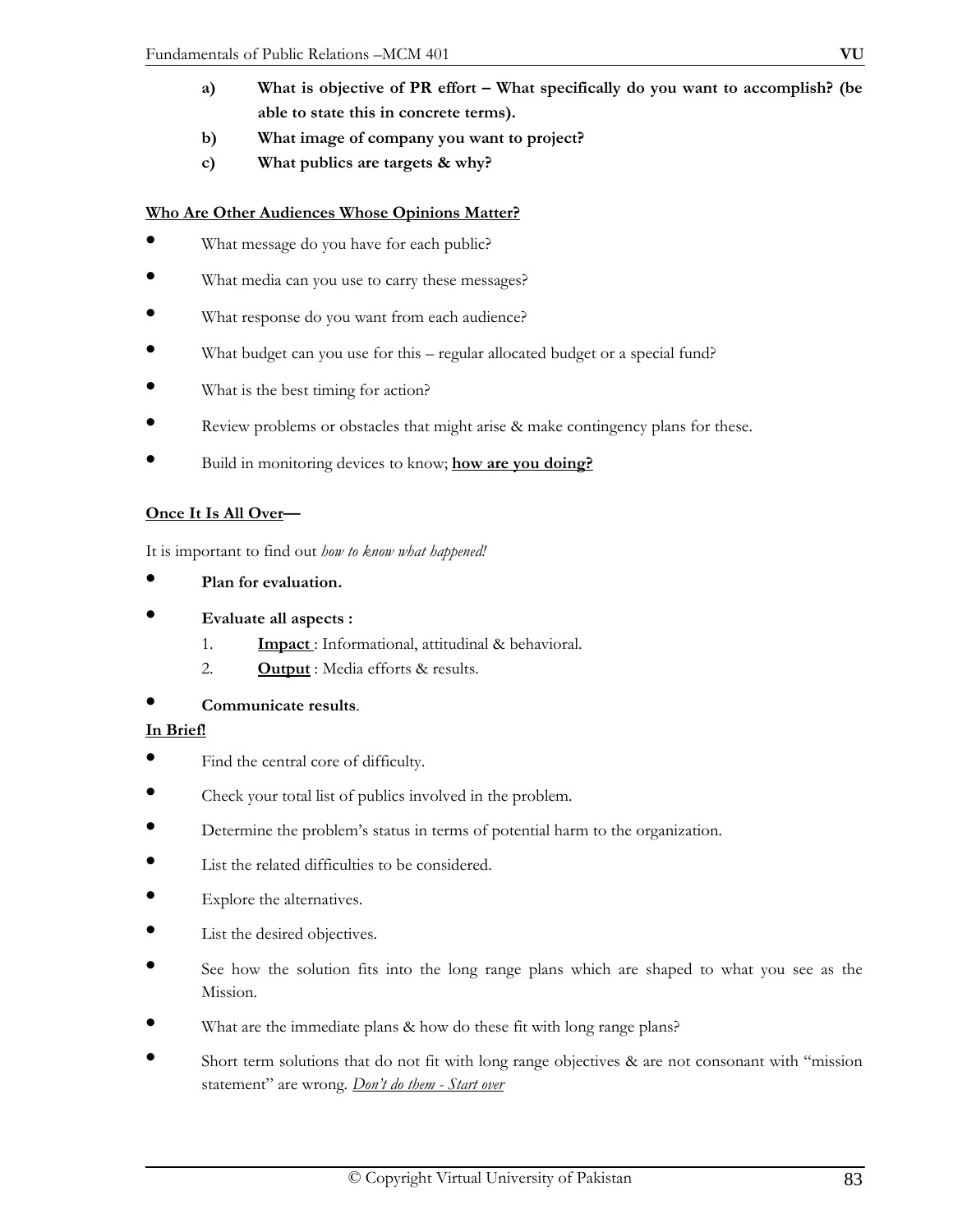a) **What is objective of PR effort – What specifically do you want to accomplish? (be able to state this in concrete terms).**

b) **What image of company you want to project?**

c) **What publics are targets & why?**

**Who Are Other Audiences Whose Opinions Matter?**

- What message do you have for each public?
- What media can you use to carry these messages?
- What response do you want from each audience?
- What budget can you use for this – regular allocated budget or a special fund?
- What is the best timing for action?
- Review problems or obstacles that might arise & make contingency plans for these.
- Build in monitoring devices to know; **how are you doing?**

**Once It Is All Over—**

It is important to find out *how to know what happened!*

- **Plan for evaluation.**
- **Evaluate all aspects :**
    1. **Impact** : Informational, attitudinal & behavioral.
    2. **Output** : Media efforts & results.
- **Communicate results**.

**In Brief!**

- Find the central core of difficulty.
- Check your total list of publics involved in the problem.
- Determine the problem's status in terms of potential harm to the organization.
- List the related difficulties to be considered.
- Explore the alternatives.
- List the desired objectives.
- See how the solution fits into the long range plans which are shaped to what you see as the Mission.
- What are the immediate plans & how do these fit with long range plans?
- Short term solutions that do not fit with long range objectives & are not consonant with "mission statement" are wrong. *Don't do them - Start over*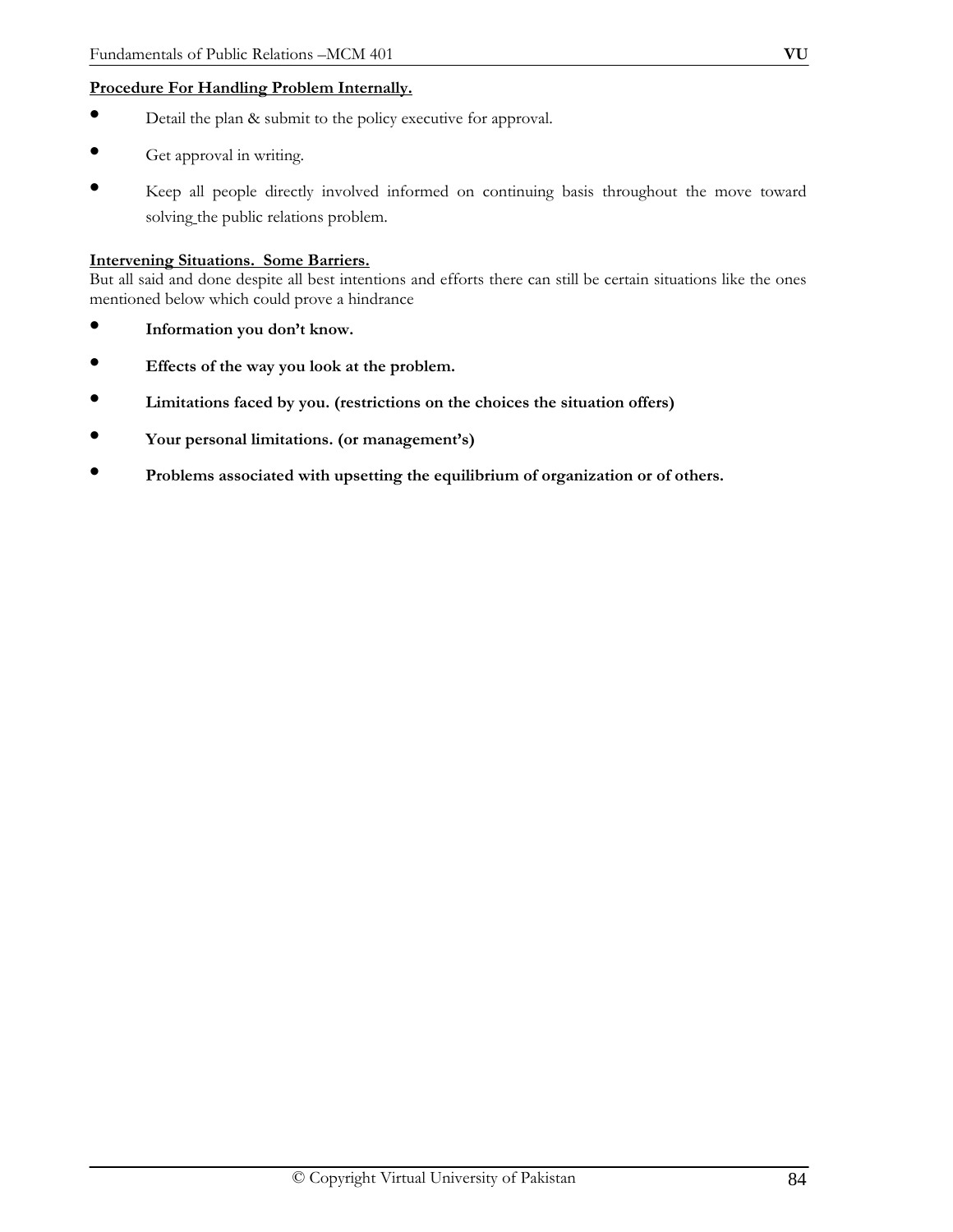**Procedure For Handling Problem Internally.**

- Detail the plan & submit to the policy executive for approval.
- Get approval in writing.
- Keep all people directly involved informed on continuing basis throughout the move toward solving the public relations problem.

**Intervening Situations. Some Barriers.**

But all said and done despite all best intentions and efforts there can still be certain situations like the ones mentioned below which could prove a hindrance

- **Information you don't know.**
- **Effects of the way you look at the problem.**
- **Limitations faced by you. (restrictions on the choices the situation offers)**
- **Your personal limitations. (or management's)**
- **Problems associated with upsetting the equilibrium of organization or of others.**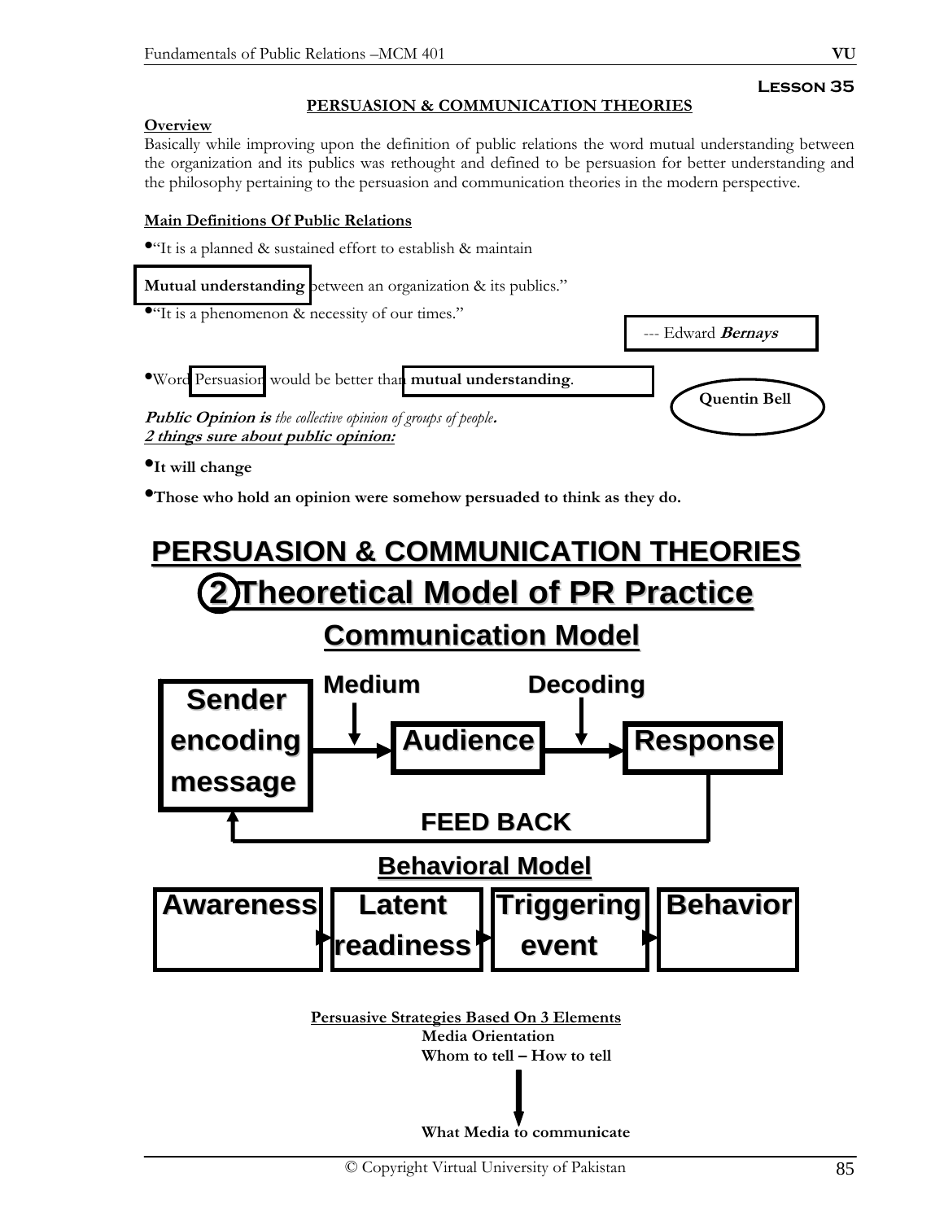**Lesson 35**

## PERSUASION & COMMUNICATION THEORIES

**Overview**

Basically while improving upon the definition of public relations the word mutual understanding between the organization and its publics was rethought and defined to be persuasion for better understanding and the philosophy pertaining to the persuasion and communication theories in the modern perspective.

**Main Definitions Of Public Relations**

- "It is a planned & sustained effort to establish & maintain **Mutual understanding** between an organization & its publics."
- "It is a phenomenon & necessity of our times."

--- Edward ***Bernays***

- Word Persuasion would be better than **mutual understanding**.

**Quentin Bell**

***Public Opinion is*** *the collective opinion of groups of people.*

***2 things sure about public opinion:***

- **It will change**
- **Those who hold an opinion were somehow persuaded to think as they do.**

# PERSUASION & COMMUNICATION THEORIES

## 2 Theoretical Model of PR Practice

### Communication Model

Sender encoding message → (Medium) → Audience → (Decoding) → Response

FEED BACK (Response → Sender)

### Behavioral Model

Awareness → Latent readiness → Triggering event → Behavior

**Persuasive Strategies Based On 3 Elements**

**Media Orientation**

**Whom to tell – How to tell**

↓

**What Media to communicate**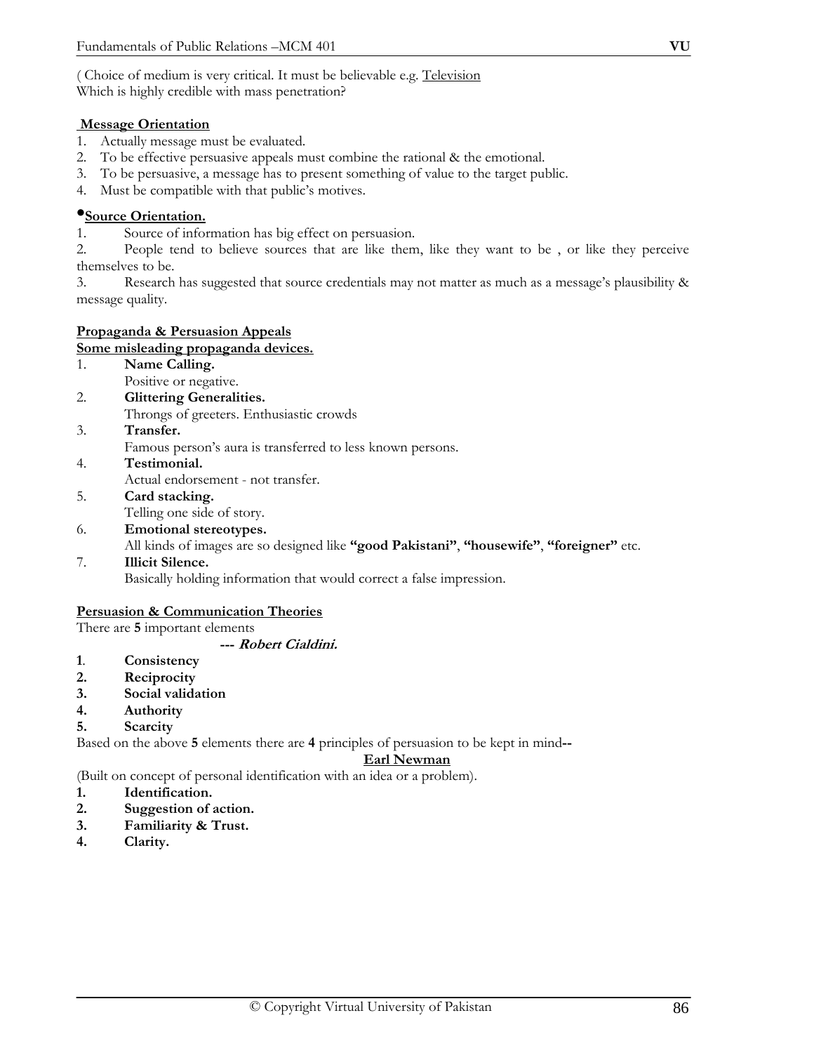( Choice of medium is very critical. It must be believable e.g. Television
Which is highly credible with mass penetration?

**Message Orientation**

1. Actually message must be evaluated.
2. To be effective persuasive appeals must combine the rational & the emotional.
3. To be persuasive, a message has to present something of value to the target public.
4. Must be compatible with that public's motives.

**•Source Orientation.**

1. Source of information has big effect on persuasion.
2. People tend to believe sources that are like them, like they want to be , or like they perceive themselves to be.
3. Research has suggested that source credentials may not matter as much as a message's plausibility & message quality.

**Propaganda & Persuasion Appeals**

**Some misleading propaganda devices.**

1. **Name Calling.**
   Positive or negative.
2. **Glittering Generalities.**
   Throngs of greeters. Enthusiastic crowds
3. **Transfer.**
   Famous person's aura is transferred to less known persons.
4. **Testimonial.**
   Actual endorsement - not transfer.
5. **Card stacking.**
   Telling one side of story.
6. **Emotional stereotypes.**
   All kinds of images are so designed like **"good Pakistani"**, **"housewife"**, **"foreigner"** etc.
7. **Illicit Silence.**
   Basically holding information that would correct a false impression.

**Persuasion & Communication Theories**

There are **5** important elements

***--- Robert Cialdini.***

1. **Consistency**
2. **Reciprocity**
3. **Social validation**
4. **Authority**
5. **Scarcity**

Based on the above **5** elements there are **4** principles of persuasion to be kept in mind**--**

**Earl Newman**

(Built on concept of personal identification with an idea or a problem).

1. **Identification.**
2. **Suggestion of action.**
3. **Familiarity & Trust.**
4. **Clarity.**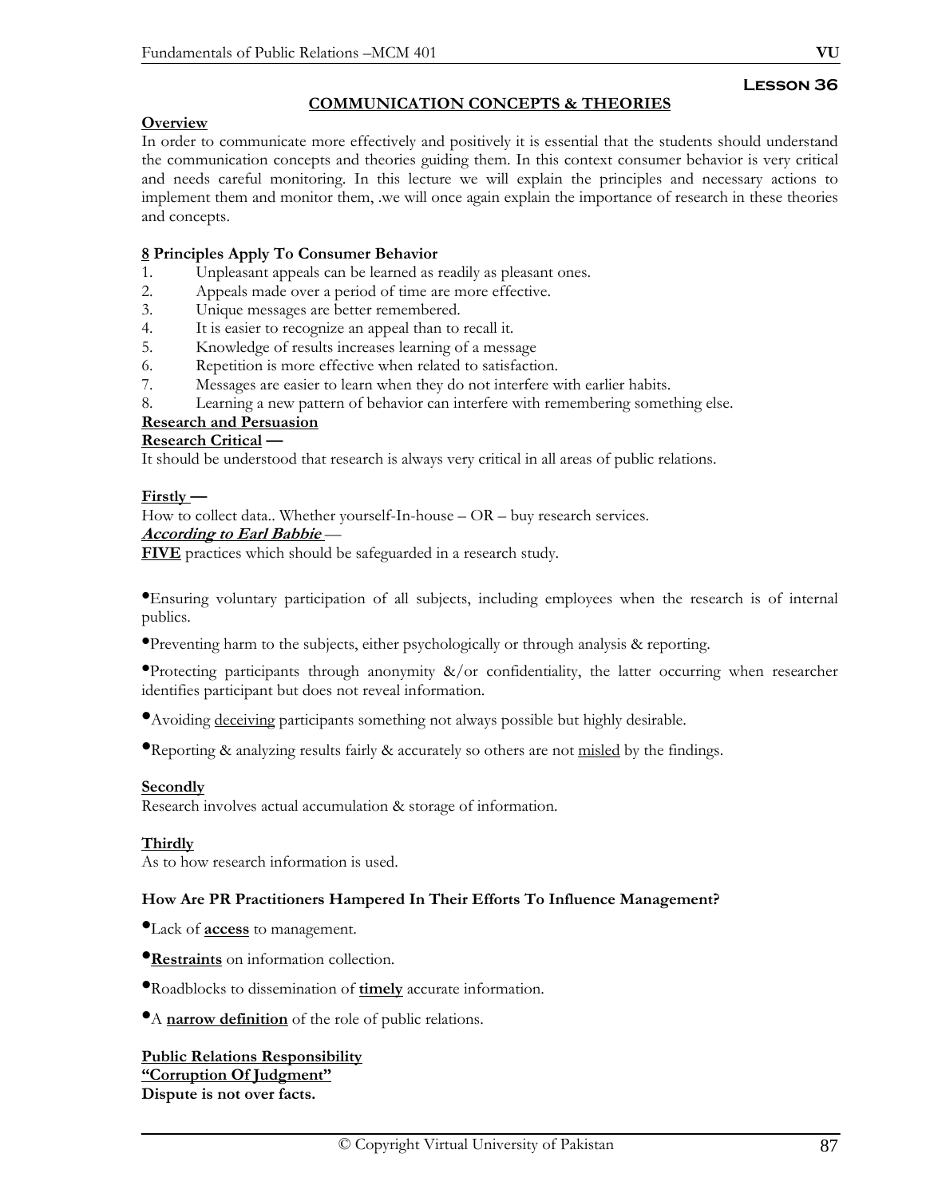## Lesson 36

### COMMUNICATION CONCEPTS & THEORIES

**Overview**

In order to communicate more effectively and positively it is essential that the students should understand the communication concepts and theories guiding them. In this context consumer behavior is very critical and needs careful monitoring. In this lecture we will explain the principles and necessary actions to implement them and monitor them, .we will once again explain the importance of research in these theories and concepts.

**8 Principles Apply To Consumer Behavior**

1. Unpleasant appeals can be learned as readily as pleasant ones.
2. Appeals made over a period of time are more effective.
3. Unique messages are better remembered.
4. It is easier to recognize an appeal than to recall it.
5. Knowledge of results increases learning of a message
6. Repetition is more effective when related to satisfaction.
7. Messages are easier to learn when they do not interfere with earlier habits.
8. Learning a new pattern of behavior can interfere with remembering something else.

**Research and Persuasion**

**Research Critical —**

It should be understood that research is always very critical in all areas of public relations.

**Firstly —**

How to collect data.. Whether yourself-In-house – OR – buy research services.

***According to Earl Babbie*** —

**FIVE** practices which should be safeguarded in a research study.

- Ensuring voluntary participation of all subjects, including employees when the research is of internal publics.
- Preventing harm to the subjects, either psychologically or through analysis & reporting.
- Protecting participants through anonymity &/or confidentiality, the latter occurring when researcher identifies participant but does not reveal information.
- Avoiding deceiving participants something not always possible but highly desirable.
- Reporting & analyzing results fairly & accurately so others are not misled by the findings.

**Secondly**

Research involves actual accumulation & storage of information.

**Thirdly**

As to how research information is used.

**How Are PR Practitioners Hampered In Their Efforts To Influence Management?**

- Lack of **access** to management.
- **Restraints** on information collection.
- Roadblocks to dissemination of **timely** accurate information.
- A **narrow definition** of the role of public relations.

**Public Relations Responsibility**

**"Corruption Of Judgment"**

**Dispute is not over facts.**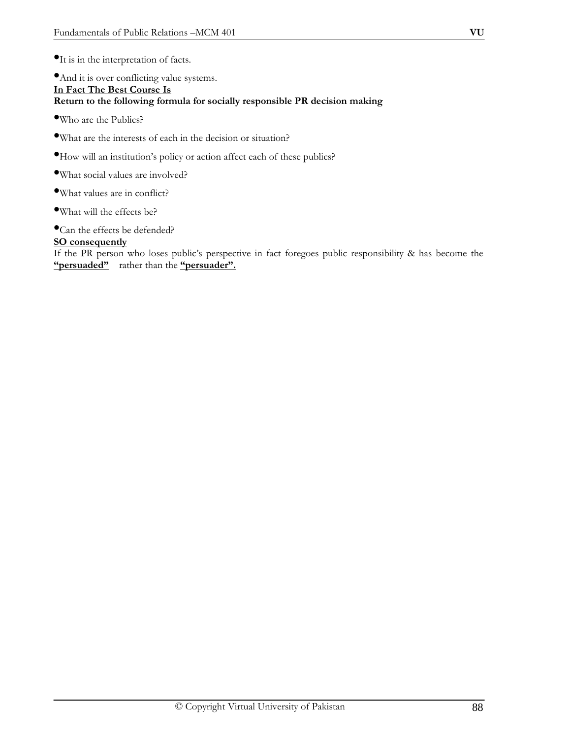- It is in the interpretation of facts.
- And it is over conflicting value systems.

**<u>In Fact The Best Course Is</u>**

**Return to the following formula for socially responsible PR decision making**

- Who are the Publics?
- What are the interests of each in the decision or situation?
- How will an institution's policy or action affect each of these publics?
- What social values are involved?
- What values are in conflict?
- What will the effects be?
- Can the effects be defended?

**<u>SO consequently</u>**

If the PR person who loses public's perspective in fact foregoes public responsibility & has become the **<u>"persuaded"</u>** rather than the **<u>"persuader".</u>**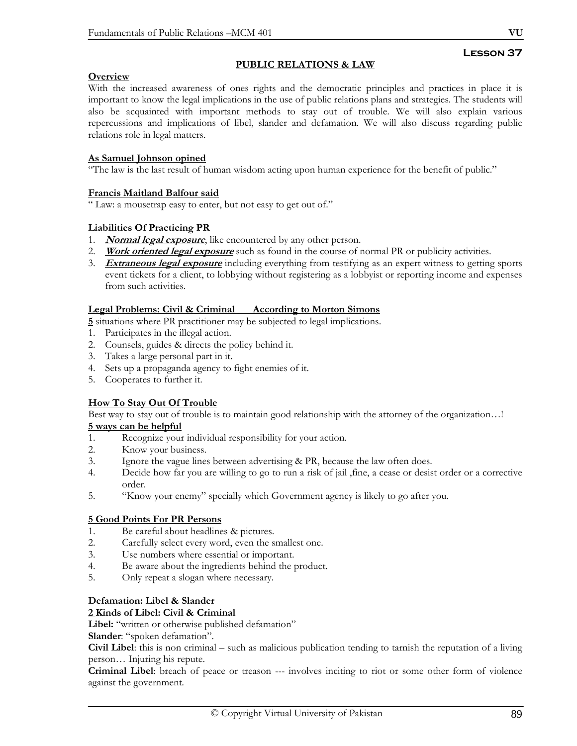## Lesson 37

### PUBLIC RELATIONS & LAW

**Overview**

With the increased awareness of ones rights and the democratic principles and practices in place it is important to know the legal implications in the use of public relations plans and strategies. The students will also be acquainted with important methods to stay out of trouble. We will also explain various repercussions and implications of libel, slander and defamation. We will also discuss regarding public relations role in legal matters.

**As Samuel Johnson opined**

"The law is the last result of human wisdom acting upon human experience for the benefit of public."

**Francis Maitland Balfour said**

" Law: a mousetrap easy to enter, but not easy to get out of."

**Liabilities Of Practicing PR**

1. ***Normal legal exposure***, like encountered by any other person.
2. ***Work oriented legal exposure*** such as found in the course of normal PR or publicity activities.
3. ***Extraneous legal exposure*** including everything from testifying as an expert witness to getting sports event tickets for a client, to lobbying without registering as a lobbyist or reporting income and expenses from such activities.

**Legal Problems: Civil & Criminal According to Morton Simons**

**5** situations where PR practitioner may be subjected to legal implications.

1. Participates in the illegal action.
2. Counsels, guides & directs the policy behind it.
3. Takes a large personal part in it.
4. Sets up a propaganda agency to fight enemies of it.
5. Cooperates to further it.

**How To Stay Out Of Trouble**

Best way to stay out of trouble is to maintain good relationship with the attorney of the organization…!

**5 ways can be helpful**

1. Recognize your individual responsibility for your action.
2. Know your business.
3. Ignore the vague lines between advertising & PR, because the law often does.
4. Decide how far you are willing to go to run a risk of jail ,fine, a cease or desist order or a corrective order.
5. "Know your enemy" specially which Government agency is likely to go after you.

**5 Good Points For PR Persons**

1. Be careful about headlines & pictures.
2. Carefully select every word, even the smallest one.
3. Use numbers where essential or important.
4. Be aware about the ingredients behind the product.
5. Only repeat a slogan where necessary.

**Defamation: Libel & Slander**

**2 Kinds of Libel: Civil & Criminal**

**Libel:** "written or otherwise published defamation"

**Slander**: "spoken defamation".

**Civil Libel**: this is non criminal – such as malicious publication tending to tarnish the reputation of a living person… Injuring his repute.

**Criminal Libel**: breach of peace or treason --- involves inciting to riot or some other form of violence against the government.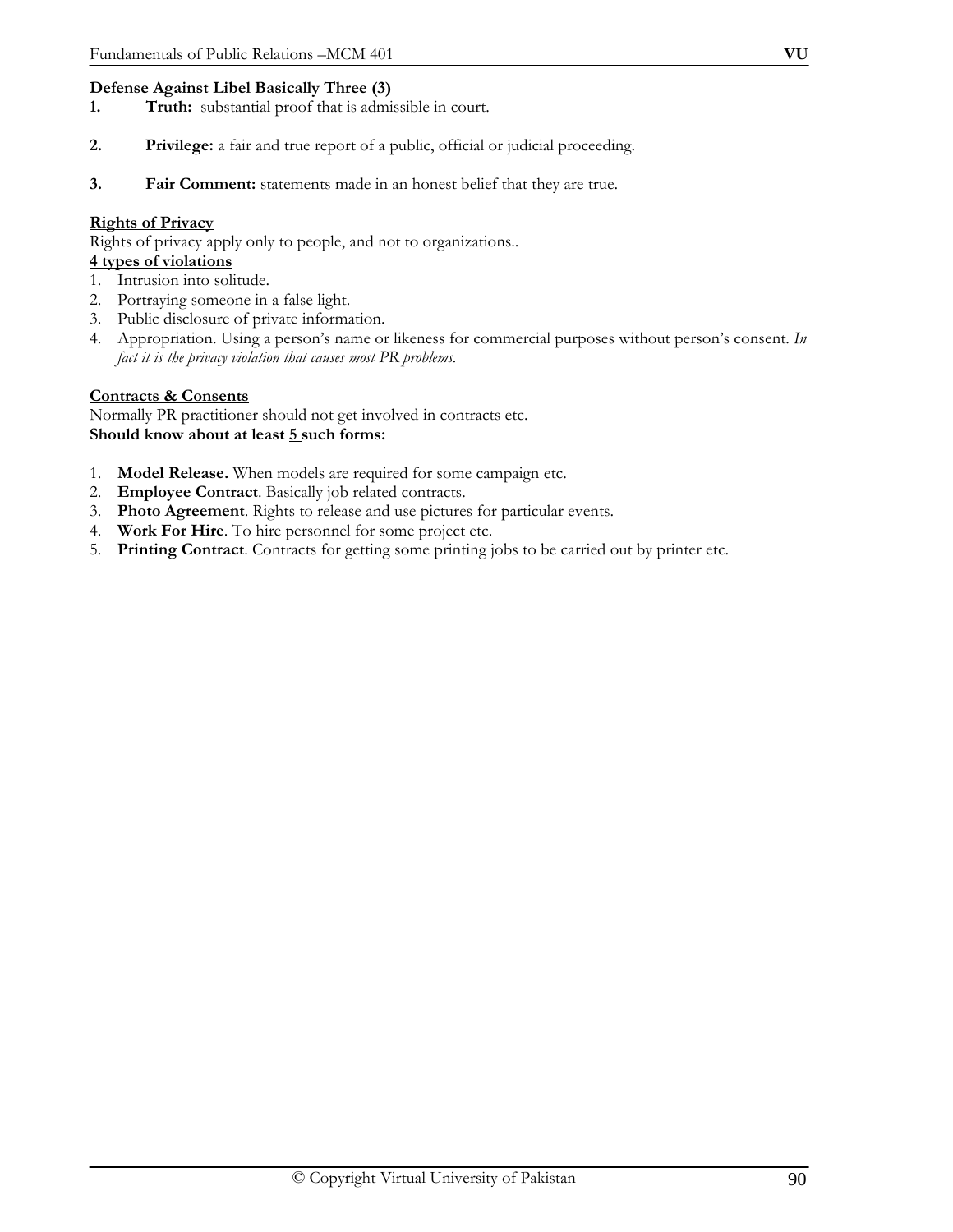**Defense Against Libel Basically Three (3)**

1. **Truth:** substantial proof that is admissible in court.

2. **Privilege:** a fair and true report of a public, official or judicial proceeding.

3. **Fair Comment:** statements made in an honest belief that they are true.

**<u>Rights of Privacy</u>**

Rights of privacy apply only to people, and not to organizations..

**<u>4 types of violations</u>**

1. Intrusion into solitude.
2. Portraying someone in a false light.
3. Public disclosure of private information.
4. Appropriation. Using a person's name or likeness for commercial purposes without person's consent. *In fact it is the privacy violation that causes most PR problems.*

**<u>Contracts & Consents</u>**

Normally PR practitioner should not get involved in contracts etc.

**Should know about at least <u>5</u> such forms:**

1. **Model Release.** When models are required for some campaign etc.
2. **Employee Contract**. Basically job related contracts.
3. **Photo Agreement**. Rights to release and use pictures for particular events.
4. **Work For Hire**. To hire personnel for some project etc.
5. **Printing Contract**. Contracts for getting some printing jobs to be carried out by printer etc.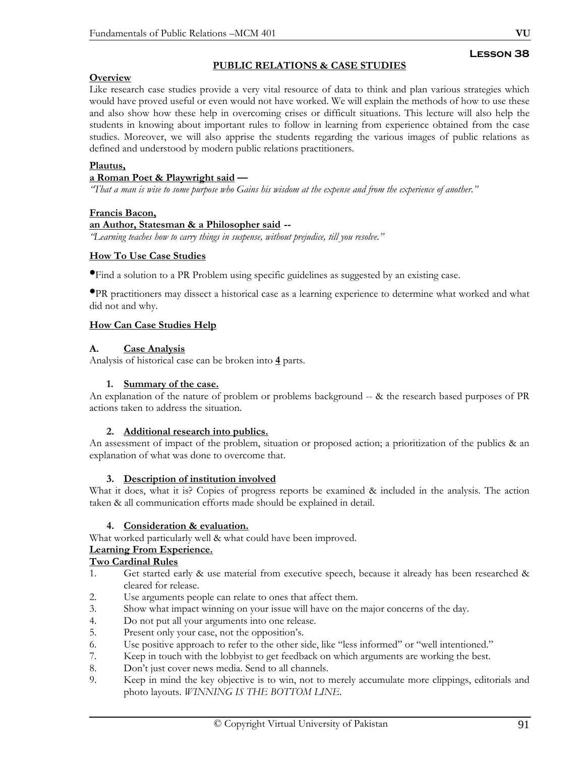**Lesson 38**

## PUBLIC RELATIONS & CASE STUDIES

**Overview**

Like research case studies provide a very vital resource of data to think and plan various strategies which would have proved useful or even would not have worked. We will explain the methods of how to use these and also show how these help in overcoming crises or difficult situations. This lecture will also help the students in knowing about important rules to follow in learning from experience obtained from the case studies. Moreover, we will also apprise the students regarding the various images of public relations as defined and understood by modern public relations practitioners.

**Plautus,**
**a Roman Poet & Playwright said —**

*"That a man is wise to some purpose who Gains his wisdom at the expense and from the experience of another."*

**Francis Bacon,**
**an Author, Statesman & a Philosopher said --**

*"Learning teaches how to carry things in suspense, without prejudice, till you resolve."*

**How To Use Case Studies**

- Find a solution to a PR Problem using specific guidelines as suggested by an existing case.
- PR practitioners may dissect a historical case as a learning experience to determine what worked and what did not and why.

**How Can Case Studies Help**

**A. Case Analysis**

Analysis of historical case can be broken into **4** parts.

**1. Summary of the case.**

An explanation of the nature of problem or problems background -- & the research based purposes of PR actions taken to address the situation.

**2. Additional research into publics.**

An assessment of impact of the problem, situation or proposed action; a prioritization of the publics & an explanation of what was done to overcome that.

**3. Description of institution involved**

What it does, what it is? Copies of progress reports be examined & included in the analysis. The action taken & all communication efforts made should be explained in detail.

**4. Consideration & evaluation.**

What worked particularly well & what could have been improved.

**Learning From Experience.**

**Two Cardinal Rules**

1. Get started early & use material from executive speech, because it already has been researched & cleared for release.
2. Use arguments people can relate to ones that affect them.
3. Show what impact winning on your issue will have on the major concerns of the day.
4. Do not put all your arguments into one release.
5. Present only your case, not the opposition's.
6. Use positive approach to refer to the other side, like "less informed" or "well intentioned."
7. Keep in touch with the lobbyist to get feedback on which arguments are working the best.
8. Don't just cover news media. Send to all channels.
9. Keep in mind the key objective is to win, not to merely accumulate more clippings, editorials and photo layouts. *WINNING IS THE BOTTOM LINE.*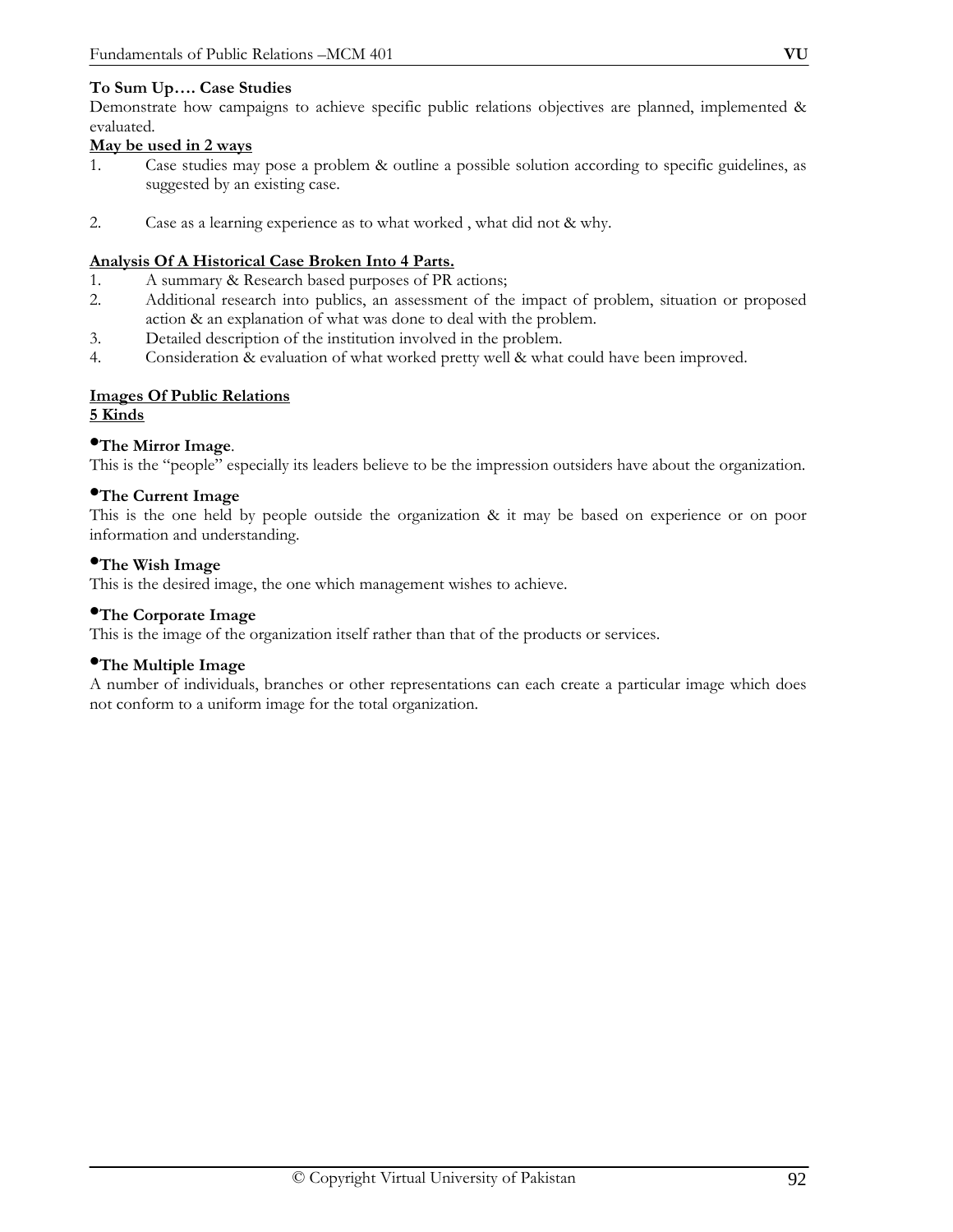**To Sum Up…. Case Studies**

Demonstrate how campaigns to achieve specific public relations objectives are planned, implemented & evaluated.

**May be used in 2 ways**

1. Case studies may pose a problem & outline a possible solution according to specific guidelines, as suggested by an existing case.

2. Case as a learning experience as to what worked , what did not & why.

**Analysis Of A Historical Case Broken Into 4 Parts.**

1. A summary & Research based purposes of PR actions;
2. Additional research into publics, an assessment of the impact of problem, situation or proposed action & an explanation of what was done to deal with the problem.
3. Detailed description of the institution involved in the problem.
4. Consideration & evaluation of what worked pretty well & what could have been improved.

**Images Of Public Relations**
**5 Kinds**

- **The Mirror Image**.

This is the "people" especially its leaders believe to be the impression outsiders have about the organization.

- **The Current Image**

This is the one held by people outside the organization & it may be based on experience or on poor information and understanding.

- **The Wish Image**

This is the desired image, the one which management wishes to achieve.

- **The Corporate Image**

This is the image of the organization itself rather than that of the products or services.

- **The Multiple Image**

A number of individuals, branches or other representations can each create a particular image which does not conform to a uniform image for the total organization.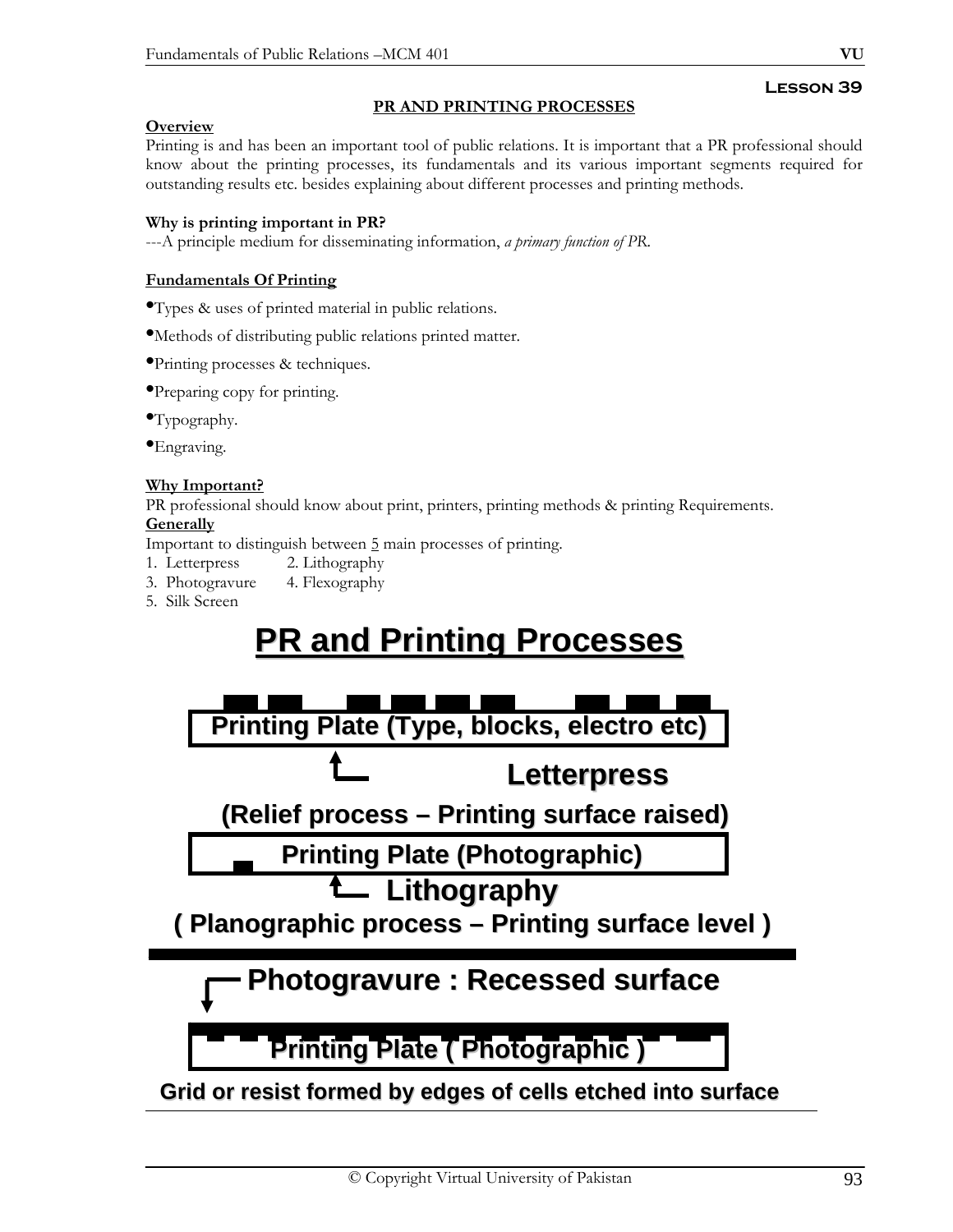**Lesson 39**

## PR AND PRINTING PROCESSES

**Overview**

Printing is and has been an important tool of public relations. It is important that a PR professional should know about the printing processes, its fundamentals and its various important segments required for outstanding results etc. besides explaining about different processes and printing methods.

**Why is printing important in PR?**

---A principle medium for disseminating information, *a primary function of PR.*

**Fundamentals Of Printing**

- Types & uses of printed material in public relations.
- Methods of distributing public relations printed matter.
- Printing processes & techniques.
- Preparing copy for printing.
- Typography.
- Engraving.

**Why Important?**

PR professional should know about print, printers, printing methods & printing Requirements.

**Generally**

Important to distinguish between 5 main processes of printing.

1. Letterpress
2. Lithography
3. Photogravure
4. Flexography
5. Silk Screen

## PR and Printing Processes

**Printing Plate (Type, blocks, electro etc)**

**Letterpress**

**(Relief process – Printing surface raised)**

**Printing Plate (Photographic)**

**Lithography**

**( Planographic process – Printing surface level )**

**Photogravure : Recessed surface**

**Printing Plate ( Photographic )**

**Grid or resist formed by edges of cells etched into surface**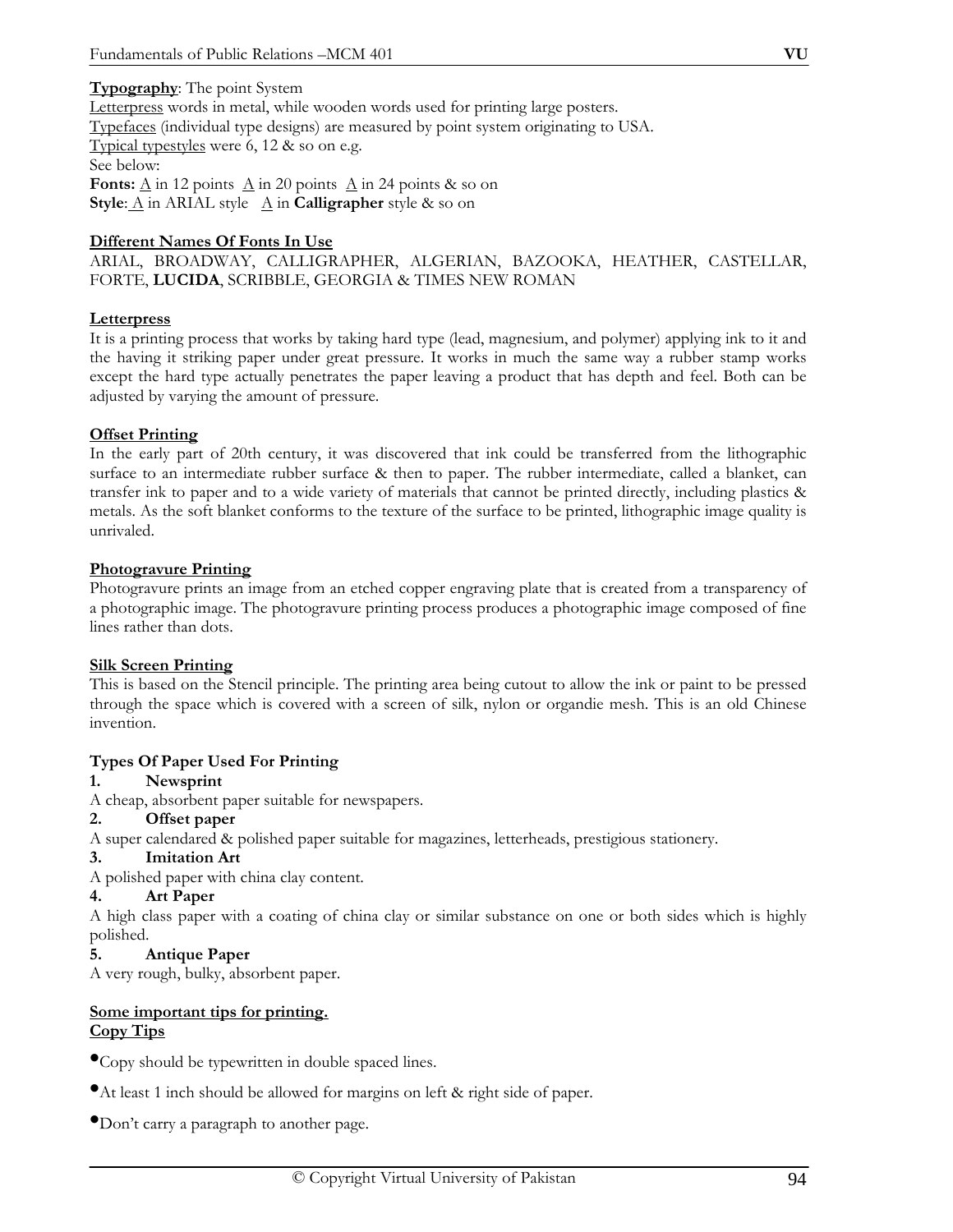**Typography**: The point System

Letterpress words in metal, while wooden words used for printing large posters.

Typefaces (individual type designs) are measured by point system originating to USA.

Typical typestyles were 6, 12 & so on e.g.

See below:

**Fonts:** A in 12 points  A in 20 points  A in 24 points & so on

**Style**: A in ARIAL style  A in **Calligrapher** style & so on

## Different Names Of Fonts In Use

ARIAL, BROADWAY, CALLIGRAPHER, ALGERIAN, BAZOOKA, HEATHER, CASTELLAR, FORTE, **LUCIDA**, SCRIBBLE, GEORGIA & TIMES NEW ROMAN

## Letterpress

It is a printing process that works by taking hard type (lead, magnesium, and polymer) applying ink to it and the having it striking paper under great pressure. It works in much the same way a rubber stamp works except the hard type actually penetrates the paper leaving a product that has depth and feel. Both can be adjusted by varying the amount of pressure.

## Offset Printing

In the early part of 20th century, it was discovered that ink could be transferred from the lithographic surface to an intermediate rubber surface & then to paper. The rubber intermediate, called a blanket, can transfer ink to paper and to a wide variety of materials that cannot be printed directly, including plastics & metals. As the soft blanket conforms to the texture of the surface to be printed, lithographic image quality is unrivaled.

## Photogravure Printing

Photogravure prints an image from an etched copper engraving plate that is created from a transparency of a photographic image. The photogravure printing process produces a photographic image composed of fine lines rather than dots.

## Silk Screen Printing

This is based on the Stencil principle. The printing area being cutout to allow the ink or paint to be pressed through the space which is covered with a screen of silk, nylon or organdie mesh. This is an old Chinese invention.

## Types Of Paper Used For Printing

**1. Newsprint**

A cheap, absorbent paper suitable for newspapers.

**2. Offset paper**

A super calendared & polished paper suitable for magazines, letterheads, prestigious stationery.

**3. Imitation Art**

A polished paper with china clay content.

**4. Art Paper**

A high class paper with a coating of china clay or similar substance on one or both sides which is highly polished.

**5. Antique Paper**

A very rough, bulky, absorbent paper.

## Some important tips for printing.

### Copy Tips

- Copy should be typewritten in double spaced lines.
- At least 1 inch should be allowed for margins on left & right side of paper.
- Don't carry a paragraph to another page.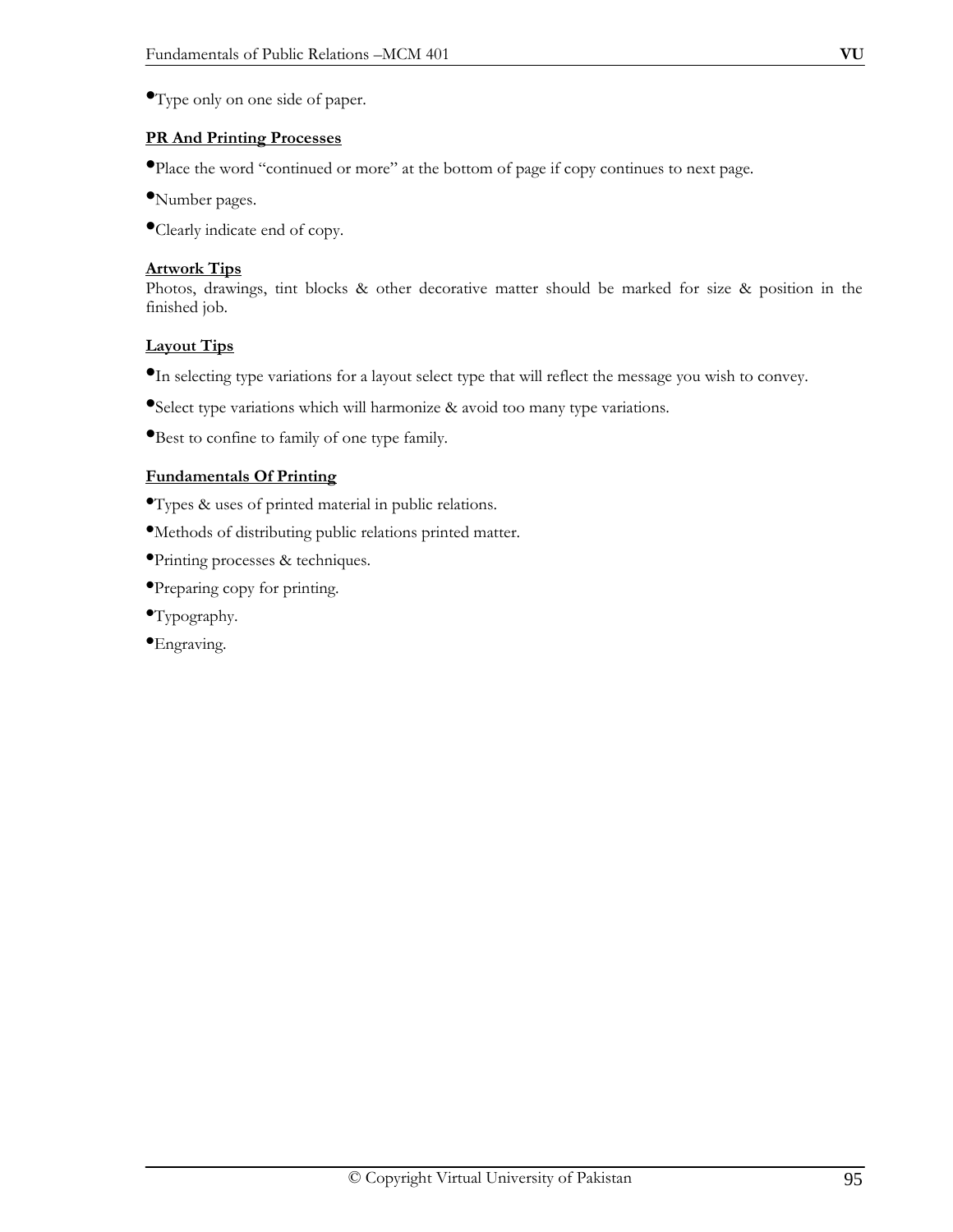- Type only on one side of paper.

**PR And Printing Processes**

- Place the word "continued or more" at the bottom of page if copy continues to next page.
- Number pages.
- Clearly indicate end of copy.

**Artwork Tips**

Photos, drawings, tint blocks & other decorative matter should be marked for size & position in the finished job.

**Layout Tips**

- In selecting type variations for a layout select type that will reflect the message you wish to convey.
- Select type variations which will harmonize & avoid too many type variations.
- Best to confine to family of one type family.

**Fundamentals Of Printing**

- Types & uses of printed material in public relations.
- Methods of distributing public relations printed matter.
- Printing processes & techniques.
- Preparing copy for printing.
- Typography.
- Engraving.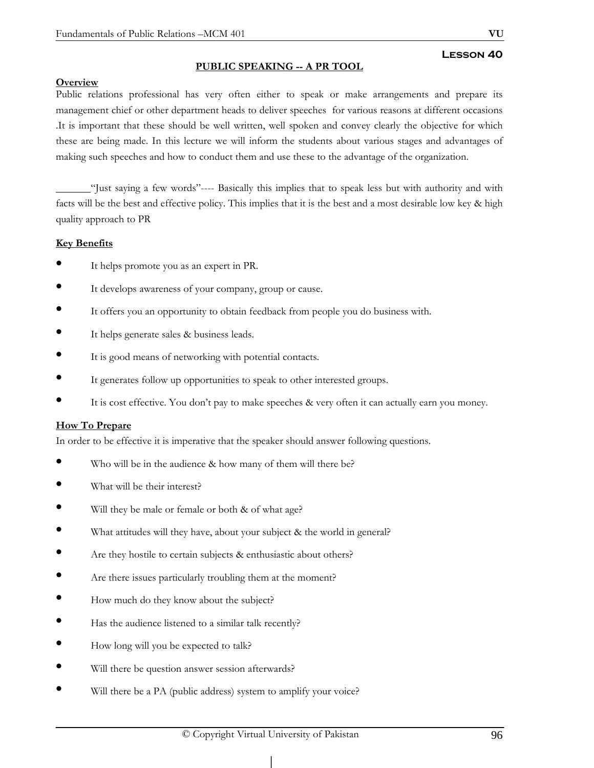## Lesson 40

### PUBLIC SPEAKING -- A PR TOOL

**Overview**

Public relations professional has very often either to speak or make arrangements and prepare its management chief or other department heads to deliver speeches for various reasons at different occasions .It is important that these should be well written, well spoken and convey clearly the objective for which these are being made. In this lecture we will inform the students about various stages and advantages of making such speeches and how to conduct them and use these to the advantage of the organization.

"Just saying a few words"---- Basically this implies that to speak less but with authority and with facts will be the best and effective policy. This implies that it is the best and a most desirable low key & high quality approach to PR

**Key Benefits**

- It helps promote you as an expert in PR.
- It develops awareness of your company, group or cause.
- It offers you an opportunity to obtain feedback from people you do business with.
- It helps generate sales & business leads.
- It is good means of networking with potential contacts.
- It generates follow up opportunities to speak to other interested groups.
- It is cost effective. You don't pay to make speeches & very often it can actually earn you money.

**How To Prepare**

In order to be effective it is imperative that the speaker should answer following questions.

- Who will be in the audience & how many of them will there be?
- What will be their interest?
- Will they be male or female or both & of what age?
- What attitudes will they have, about your subject & the world in general?
- Are they hostile to certain subjects & enthusiastic about others?
- Are there issues particularly troubling them at the moment?
- How much do they know about the subject?
- Has the audience listened to a similar talk recently?
- How long will you be expected to talk?
- Will there be question answer session afterwards?
- Will there be a PA (public address) system to amplify your voice?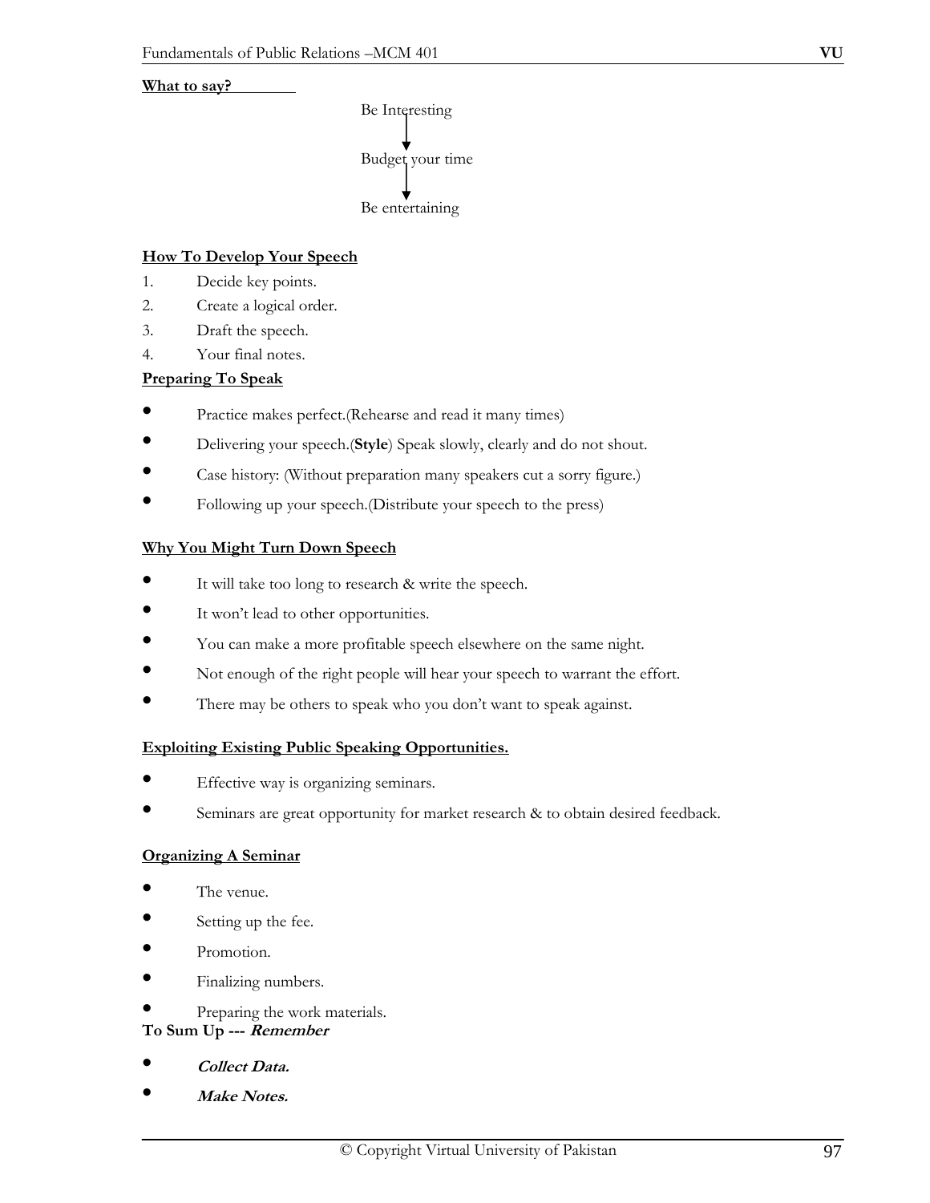**What to say?**

Be Interesting

↓

Budget your time

↓

Be entertaining

**How To Develop Your Speech**

1. Decide key points.
2. Create a logical order.
3. Draft the speech.
4. Your final notes.

**Preparing To Speak**

- Practice makes perfect.(Rehearse and read it many times)
- Delivering your speech.(**Style**) Speak slowly, clearly and do not shout.
- Case history: (Without preparation many speakers cut a sorry figure.)
- Following up your speech.(Distribute your speech to the press)

**Why You Might Turn Down Speech**

- It will take too long to research & write the speech.
- It won't lead to other opportunities.
- You can make a more profitable speech elsewhere on the same night.
- Not enough of the right people will hear your speech to warrant the effort.
- There may be others to speak who you don't want to speak against.

**Exploiting Existing Public Speaking Opportunities.**

- Effective way is organizing seminars.
- Seminars are great opportunity for market research & to obtain desired feedback.

**Organizing A Seminar**

- The venue.
- Setting up the fee.
- Promotion.
- Finalizing numbers.
- Preparing the work materials.

**To Sum Up --- *Remember***

- ***Collect Data.***
- ***Make Notes.***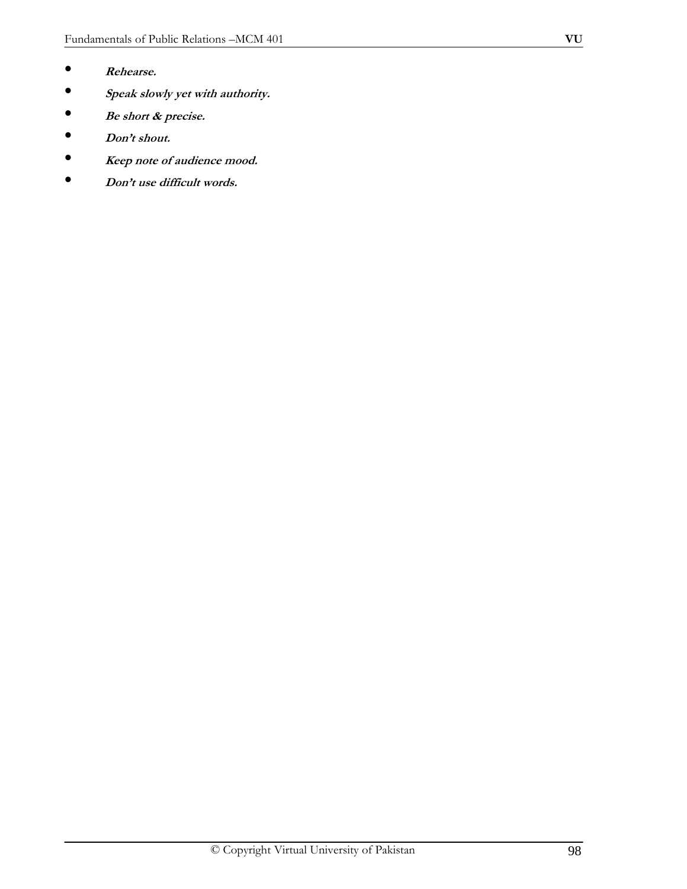- ***Rehearse.***
- ***Speak slowly yet with authority.***
- ***Be short & precise.***
- ***Don't shout.***
- ***Keep note of audience mood.***
- ***Don't use difficult words.***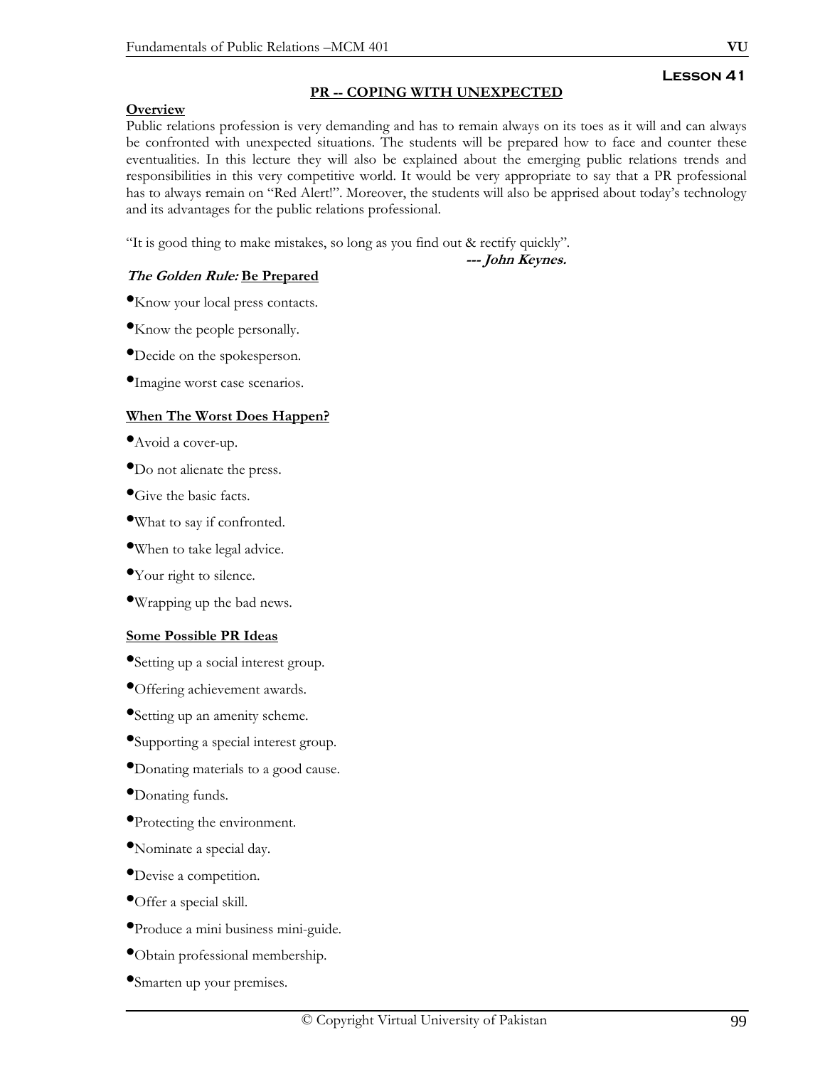## Lesson 41

### PR -- COPING WITH UNEXPECTED

**Overview**

Public relations profession is very demanding and has to remain always on its toes as it will and can always be confronted with unexpected situations. The students will be prepared how to face and counter these eventualities. In this lecture they will also be explained about the emerging public relations trends and responsibilities in this very competitive world. It would be very appropriate to say that a PR professional has to always remain on "Red Alert!". Moreover, the students will also be apprised about today's technology and its advantages for the public relations professional.

"It is good thing to make mistakes, so long as you find out & rectify quickly".

***--- John Keynes.***

***The Golden Rule:*** **Be Prepared**

- Know your local press contacts.
- Know the people personally.
- Decide on the spokesperson.
- Imagine worst case scenarios.

**When The Worst Does Happen?**

- Avoid a cover-up.
- Do not alienate the press.
- Give the basic facts.
- What to say if confronted.
- When to take legal advice.
- Your right to silence.
- Wrapping up the bad news.

**Some Possible PR Ideas**

- Setting up a social interest group.
- Offering achievement awards.
- Setting up an amenity scheme.
- Supporting a special interest group.
- Donating materials to a good cause.
- Donating funds.
- Protecting the environment.
- Nominate a special day.
- Devise a competition.
- Offer a special skill.
- Produce a mini business mini-guide.
- Obtain professional membership.
- Smarten up your premises.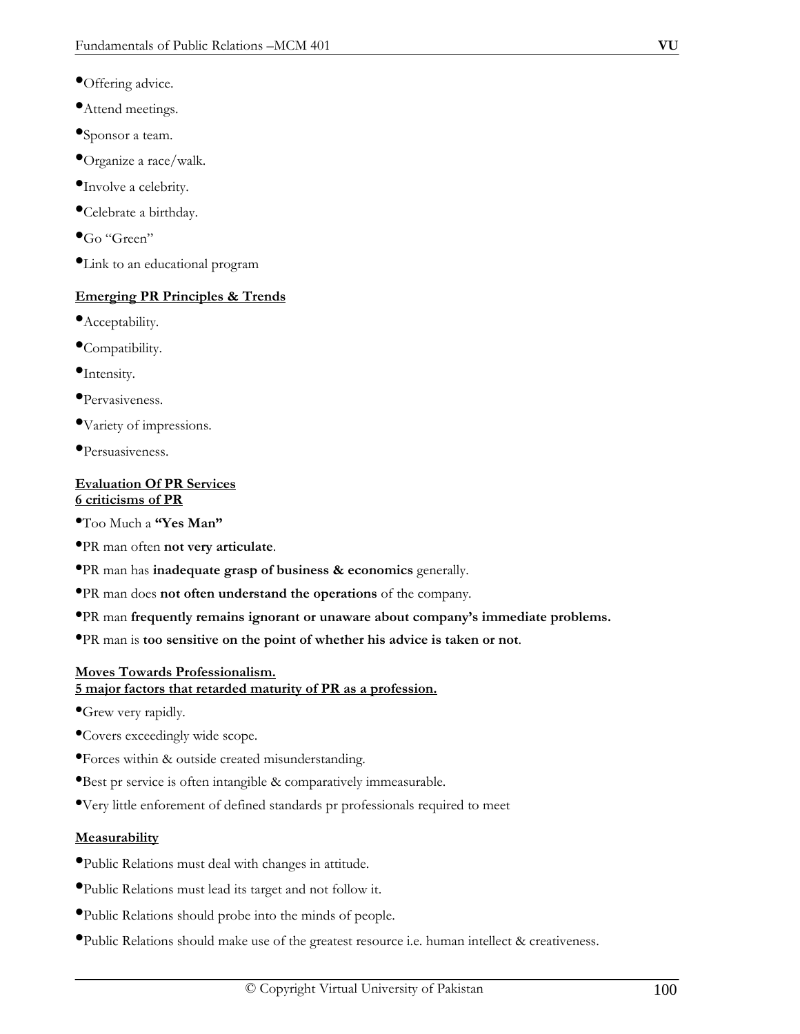- Offering advice.
- Attend meetings.
- Sponsor a team.
- Organize a race/walk.
- Involve a celebrity.
- Celebrate a birthday.
- Go "Green"
- Link to an educational program

**Emerging PR Principles & Trends**

- Acceptability.
- Compatibility.
- Intensity.
- Pervasiveness.
- Variety of impressions.
- Persuasiveness.

**Evaluation Of PR Services**
**6 criticisms of PR**

- Too Much a **"Yes Man"**
- PR man often **not very articulate**.
- PR man has **inadequate grasp of business & economics** generally.
- PR man does **not often understand the operations** of the company.
- PR man **frequently remains ignorant or unaware about company's immediate problems.**
- PR man is **too sensitive on the point of whether his advice is taken or not**.

**Moves Towards Professionalism.**
**5 major factors that retarded maturity of PR as a profession.**

- Grew very rapidly.
- Covers exceedingly wide scope.
- Forces within & outside created misunderstanding.
- Best pr service is often intangible & comparatively immeasurable.
- Very little enforement of defined standards pr professionals required to meet

**Measurability**

- Public Relations must deal with changes in attitude.
- Public Relations must lead its target and not follow it.
- Public Relations should probe into the minds of people.
- Public Relations should make use of the greatest resource i.e. human intellect & creativeness.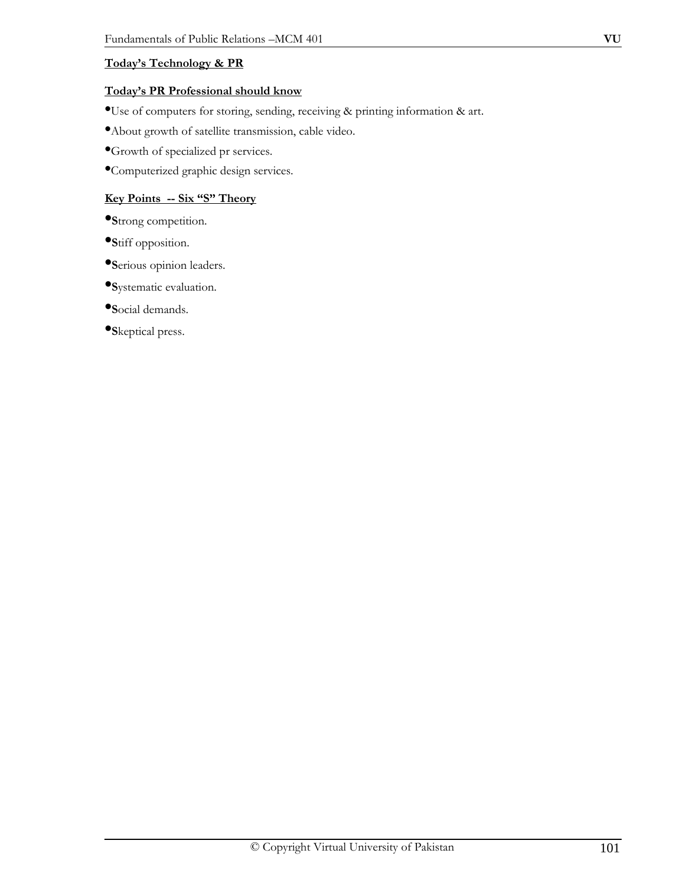**Today's Technology & PR**

**Today's PR Professional should know**

- Use of computers for storing, sending, receiving & printing information & art.
- About growth of satellite transmission, cable video.
- Growth of specialized pr services.
- Computerized graphic design services.

**Key Points -- Six "S" Theory**

- **S**trong competition.
- **S**tiff opposition.
- **S**erious opinion leaders.
- **S**ystematic evaluation.
- **S**ocial demands.
- **S**keptical press.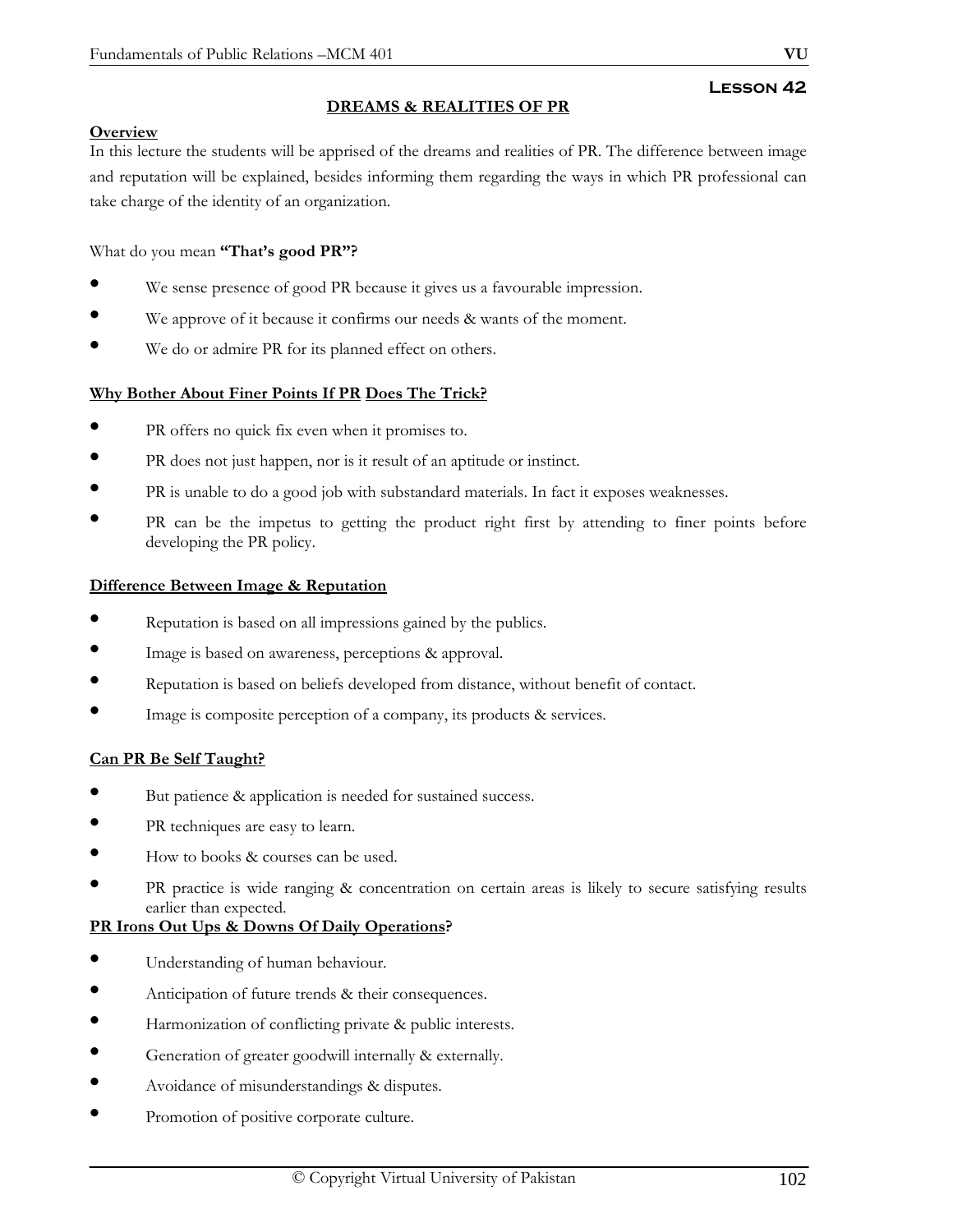## Lesson 42

### DREAMS & REALITIES OF PR

**Overview**

In this lecture the students will be apprised of the dreams and realities of PR. The difference between image and reputation will be explained, besides informing them regarding the ways in which PR professional can take charge of the identity of an organization.

What do you mean **"That's good PR"?**

- We sense presence of good PR because it gives us a favourable impression.
- We approve of it because it confirms our needs & wants of the moment.
- We do or admire PR for its planned effect on others.

**Why Bother About Finer Points If PR Does The Trick?**

- PR offers no quick fix even when it promises to.
- PR does not just happen, nor is it result of an aptitude or instinct.
- PR is unable to do a good job with substandard materials. In fact it exposes weaknesses.
- PR can be the impetus to getting the product right first by attending to finer points before developing the PR policy.

**Difference Between Image & Reputation**

- Reputation is based on all impressions gained by the publics.
- Image is based on awareness, perceptions & approval.
- Reputation is based on beliefs developed from distance, without benefit of contact.
- Image is composite perception of a company, its products & services.

**Can PR Be Self Taught?**

- But patience & application is needed for sustained success.
- PR techniques are easy to learn.
- How to books & courses can be used.
- PR practice is wide ranging & concentration on certain areas is likely to secure satisfying results earlier than expected.

**PR Irons Out Ups & Downs Of Daily Operations?**

- Understanding of human behaviour.
- Anticipation of future trends & their consequences.
- Harmonization of conflicting private & public interests.
- Generation of greater goodwill internally & externally.
- Avoidance of misunderstandings & disputes.
- Promotion of positive corporate culture.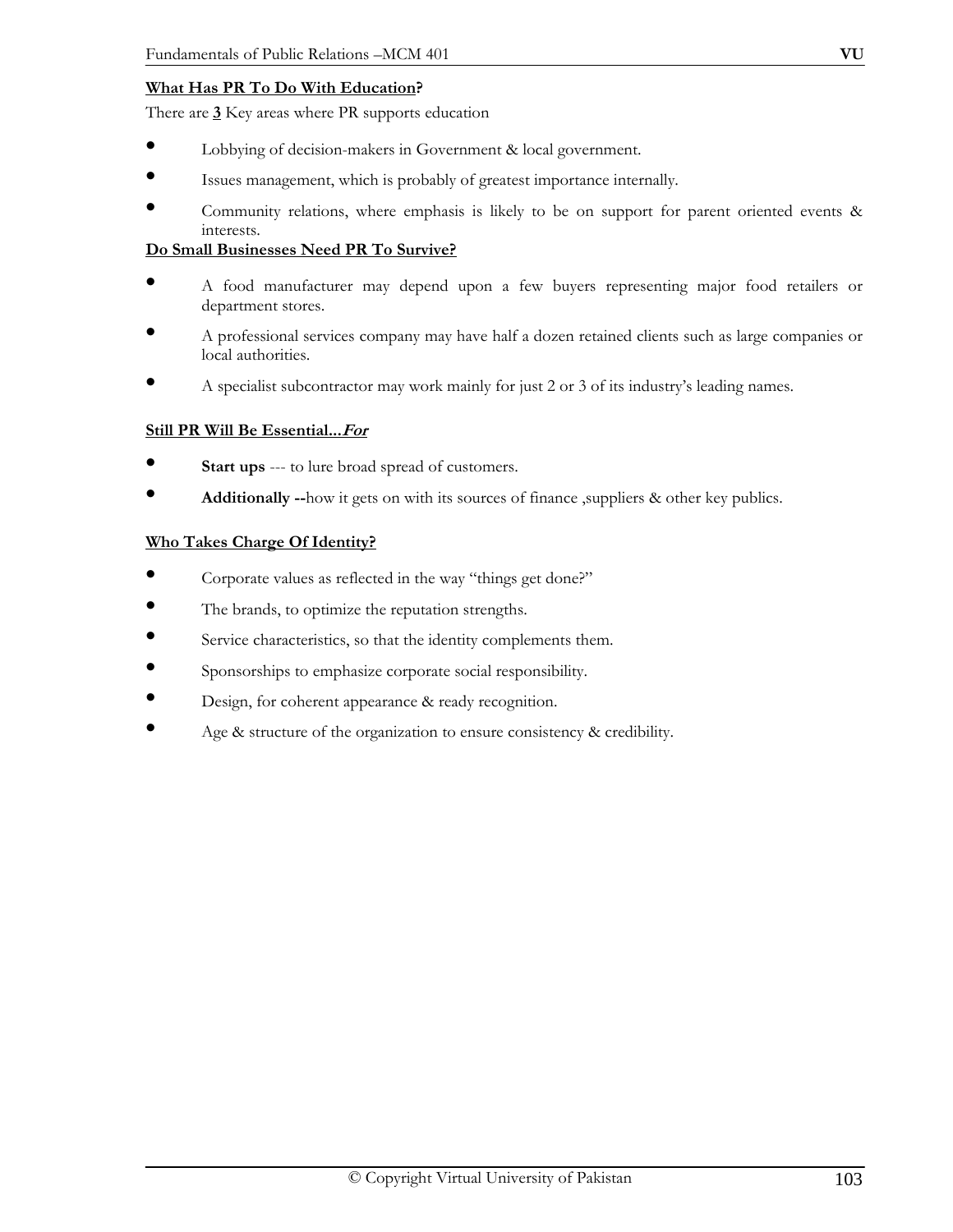**<u>What Has PR To Do With Education</u>?**

There are **<u>3</u>** Key areas where PR supports education

- Lobbying of decision-makers in Government & local government.
- Issues management, which is probably of greatest importance internally.
- Community relations, where emphasis is likely to be on support for parent oriented events & interests.

**<u>Do Small Businesses Need PR To Survive?</u>**

- A food manufacturer may depend upon a few buyers representing major food retailers or department stores.
- A professional services company may have half a dozen retained clients such as large companies or local authorities.
- A specialist subcontractor may work mainly for just 2 or 3 of its industry's leading names.

**<u>Still PR Will Be Essential...*For*</u>**

- **Start ups** --- to lure broad spread of customers.
- **Additionally --**how it gets on with its sources of finance ,suppliers & other key publics.

**<u>Who Takes Charge Of Identity?</u>**

- Corporate values as reflected in the way "things get done?"
- The brands, to optimize the reputation strengths.
- Service characteristics, so that the identity complements them.
- Sponsorships to emphasize corporate social responsibility.
- Design, for coherent appearance & ready recognition.
- Age & structure of the organization to ensure consistency & credibility.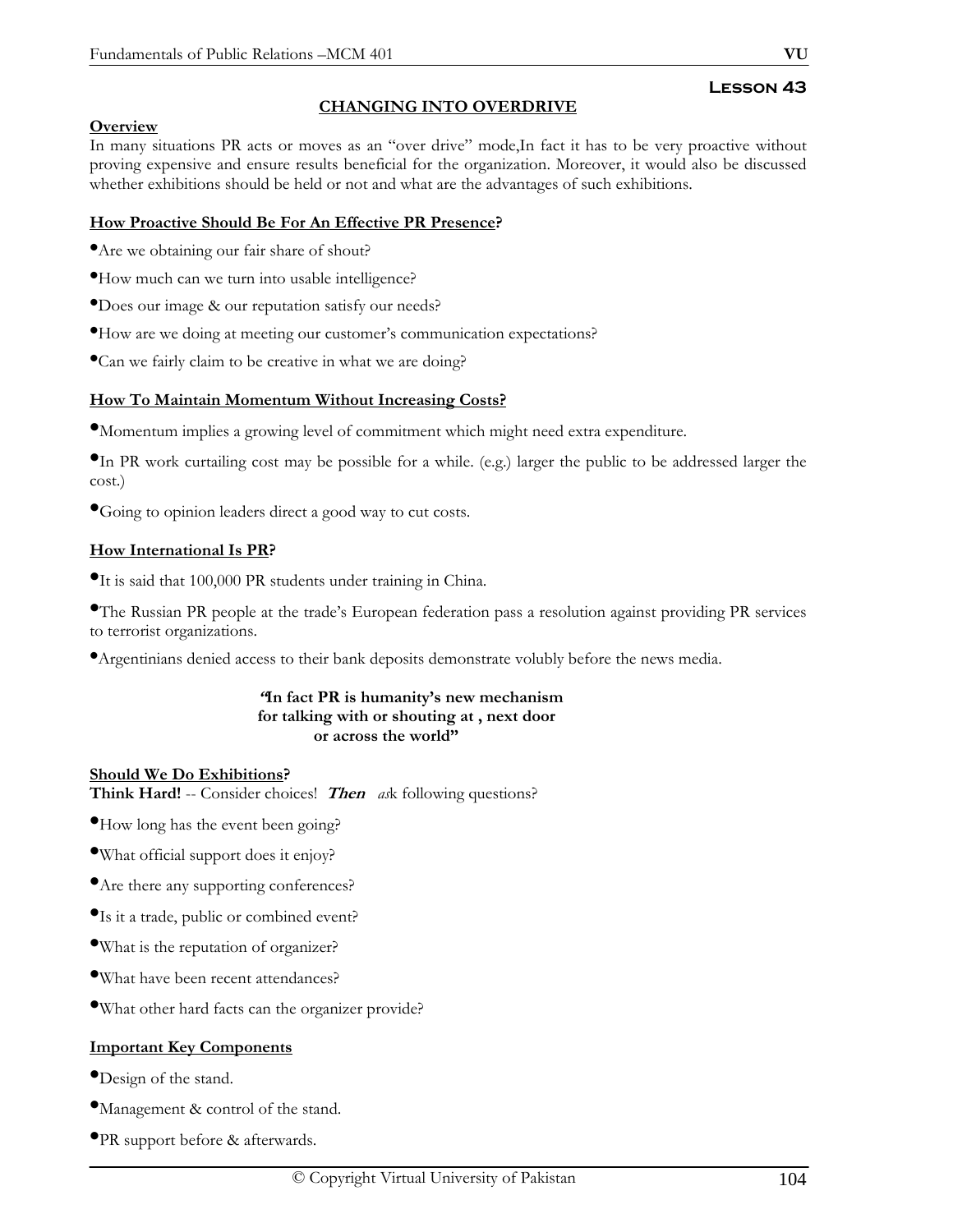# Lesson 43

## CHANGING INTO OVERDRIVE

**Overview**

In many situations PR acts or moves as an "over drive" mode,In fact it has to be very proactive without proving expensive and ensure results beneficial for the organization. Moreover, it would also be discussed whether exhibitions should be held or not and what are the advantages of such exhibitions.

**How Proactive Should Be For An Effective PR Presence?**

- Are we obtaining our fair share of shout?
- How much can we turn into usable intelligence?
- Does our image & our reputation satisfy our needs?
- How are we doing at meeting our customer's communication expectations?
- Can we fairly claim to be creative in what we are doing?

**How To Maintain Momentum Without Increasing Costs?**

- Momentum implies a growing level of commitment which might need extra expenditure.
- In PR work curtailing cost may be possible for a while. (e.g.) larger the public to be addressed larger the cost.)
- Going to opinion leaders direct a good way to cut costs.

**How International Is PR?**

- It is said that 100,000 PR students under training in China.
- The Russian PR people at the trade's European federation pass a resolution against providing PR services to terrorist organizations.
- Argentinians denied access to their bank deposits demonstrate volubly before the news media.

**"In fact PR is humanity's new mechanism for talking with or shouting at , next door or across the world"**

**Should We Do Exhibitions?**

**Think Hard!** -- Consider choices! ***Then*** *as*k following questions?

- How long has the event been going?
- What official support does it enjoy?
- Are there any supporting conferences?
- Is it a trade, public or combined event?
- What is the reputation of organizer?
- What have been recent attendances?
- What other hard facts can the organizer provide?

**Important Key Components**

- Design of the stand.
- Management & control of the stand.
- PR support before & afterwards.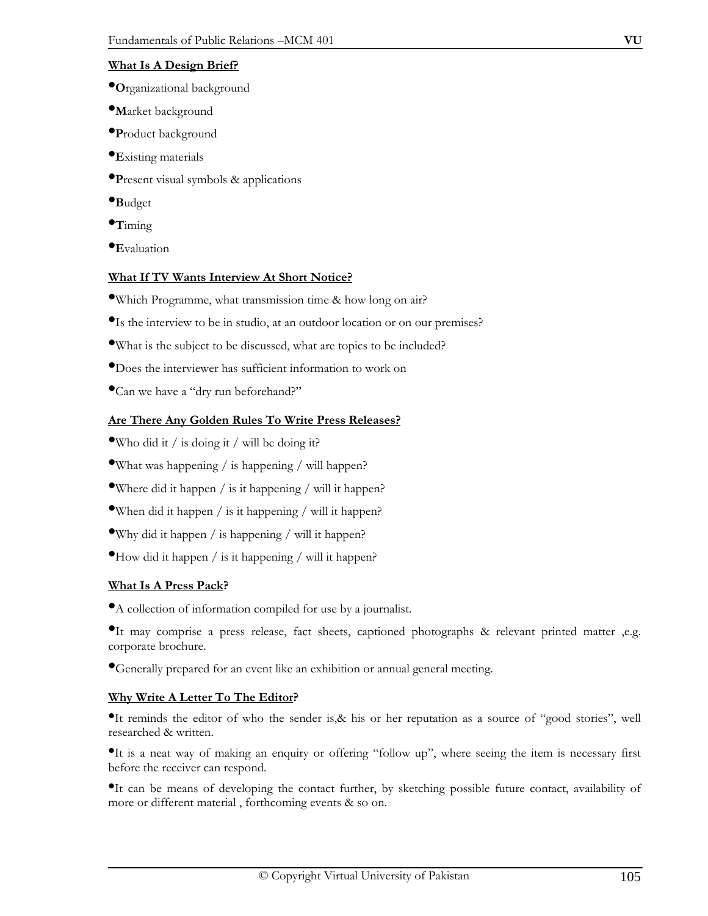### What Is A Design Brief?

- **O**rganizational background
- **M**arket background
- **P**roduct background
- **E**xisting materials
- **P**resent visual symbols & applications
- **B**udget
- **T**iming
- **E**valuation

### What If TV Wants Interview At Short Notice?

- Which Programme, what transmission time & how long on air?
- Is the interview to be in studio, at an outdoor location or on our premises?
- What is the subject to be discussed, what are topics to be included?
- Does the interviewer has sufficient information to work on
- Can we have a "dry run beforehand?"

### Are There Any Golden Rules To Write Press Releases?

- Who did it / is doing it / will be doing it?
- What was happening / is happening / will happen?
- Where did it happen / is it happening / will it happen?
- When did it happen / is it happening / will it happen?
- Why did it happen / is happening / will it happen?
- How did it happen / is it happening / will it happen?

### What Is A Press Pack?

- A collection of information compiled for use by a journalist.
- It may comprise a press release, fact sheets, captioned photographs & relevant printed matter ,e.g. corporate brochure.
- Generally prepared for an event like an exhibition or annual general meeting.

### Why Write A Letter To The Editor?

- It reminds the editor of who the sender is,& his or her reputation as a source of "good stories", well researched & written.
- It is a neat way of making an enquiry or offering "follow up", where seeing the item is necessary first before the receiver can respond.
- It can be means of developing the contact further, by sketching possible future contact, availability of more or different material , forthcoming events & so on.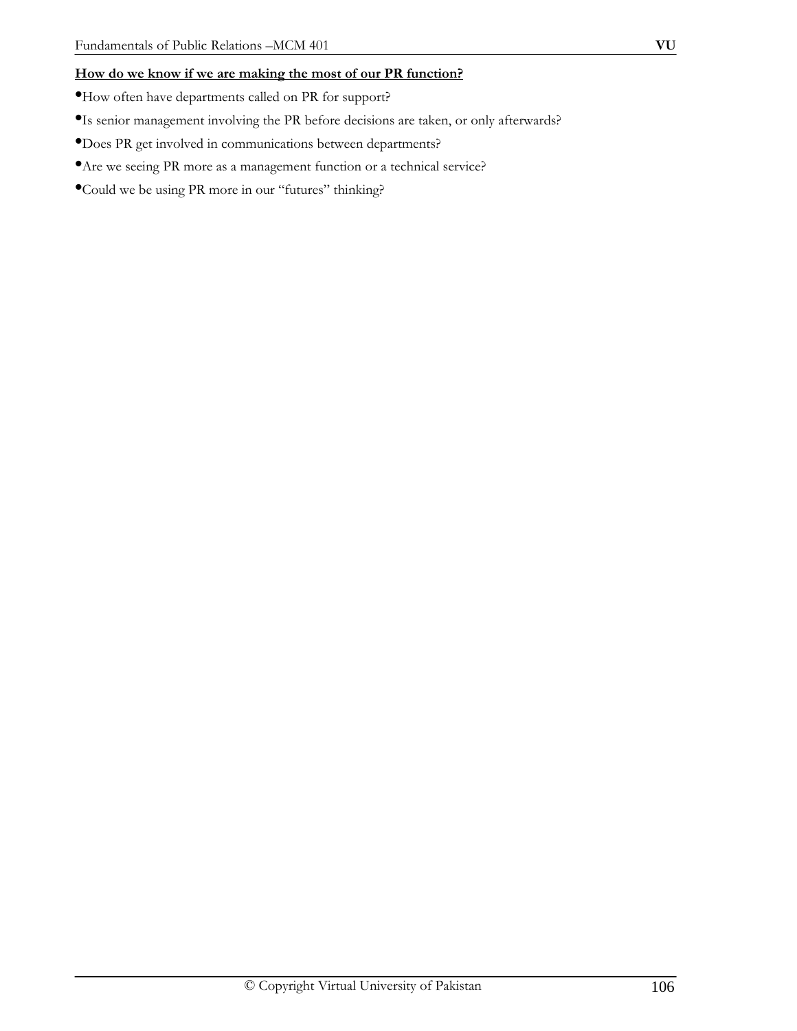**How do we know if we are making the most of our PR function?**

- How often have departments called on PR for support?
- Is senior management involving the PR before decisions are taken, or only afterwards?
- Does PR get involved in communications between departments?
- Are we seeing PR more as a management function or a technical service?
- Could we be using PR more in our "futures" thinking?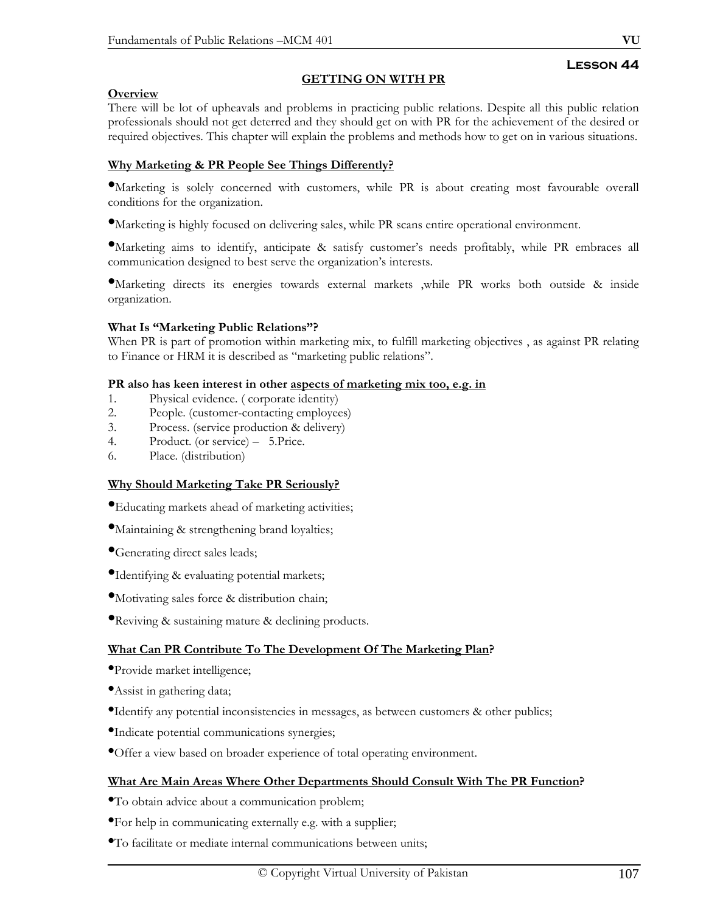## Lesson 44

### GETTING ON WITH PR

**Overview**

There will be lot of upheavals and problems in practicing public relations. Despite all this public relation professionals should not get deterred and they should get on with PR for the achievement of the desired or required objectives. This chapter will explain the problems and methods how to get on in various situations.

**Why Marketing & PR People See Things Differently?**

- Marketing is solely concerned with customers, while PR is about creating most favourable overall conditions for the organization.
- Marketing is highly focused on delivering sales, while PR scans entire operational environment.
- Marketing aims to identify, anticipate & satisfy customer's needs profitably, while PR embraces all communication designed to best serve the organization's interests.
- Marketing directs its energies towards external markets ,while PR works both outside & inside organization.

**What Is "Marketing Public Relations"?**

When PR is part of promotion within marketing mix, to fulfill marketing objectives , as against PR relating to Finance or HRM it is described as "marketing public relations".

**PR also has keen interest in other aspects of marketing mix too, e.g. in**

1. Physical evidence. ( corporate identity)
2. People. (customer-contacting employees)
3. Process. (service production & delivery)
4. Product. (or service) – 5.Price.
6. Place. (distribution)

**Why Should Marketing Take PR Seriously?**

- Educating markets ahead of marketing activities;
- Maintaining & strengthening brand loyalties;
- Generating direct sales leads;
- Identifying & evaluating potential markets;
- Motivating sales force & distribution chain;
- Reviving & sustaining mature & declining products.

**What Can PR Contribute To The Development Of The Marketing Plan?**

- Provide market intelligence;
- Assist in gathering data;
- Identify any potential inconsistencies in messages, as between customers & other publics;
- Indicate potential communications synergies;
- Offer a view based on broader experience of total operating environment.

**What Are Main Areas Where Other Departments Should Consult With The PR Function?**

- To obtain advice about a communication problem;
- For help in communicating externally e.g. with a supplier;
- To facilitate or mediate internal communications between units;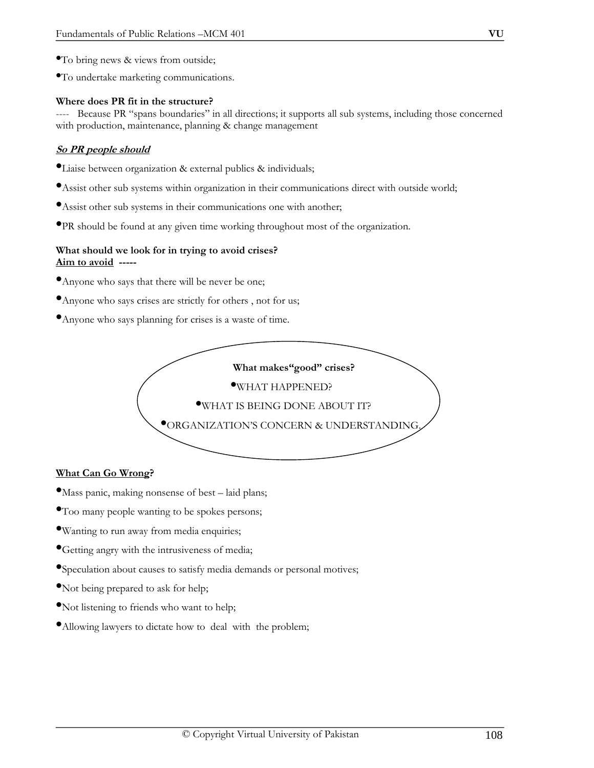- To bring news & views from outside;
- To undertake marketing communications.

**Where does PR fit in the structure?**
---- Because PR "spans boundaries" in all directions; it supports all sub systems, including those concerned with production, maintenance, planning & change management

***So PR people should***

- Liaise between organization & external publics & individuals;
- Assist other sub systems within organization in their communications direct with outside world;
- Assist other sub systems in their communications one with another;
- PR should be found at any given time working throughout most of the organization.

**What should we look for in trying to avoid crises?**
**Aim to avoid -----**

- Anyone who says that there will be never be one;
- Anyone who says crises are strictly for others , not for us;
- Anyone who says planning for crises is a waste of time.

**What makes"good" crises?**

- WHAT HAPPENED?
- WHAT IS BEING DONE ABOUT IT?
- ORGANIZATION'S CONCERN & UNDERSTANDING.

**What Can Go Wrong?**

- Mass panic, making nonsense of best – laid plans;
- Too many people wanting to be spokes persons;
- Wanting to run away from media enquiries;
- Getting angry with the intrusiveness of media;
- Speculation about causes to satisfy media demands or personal motives;
- Not being prepared to ask for help;
- Not listening to friends who want to help;
- Allowing lawyers to dictate how to deal with the problem;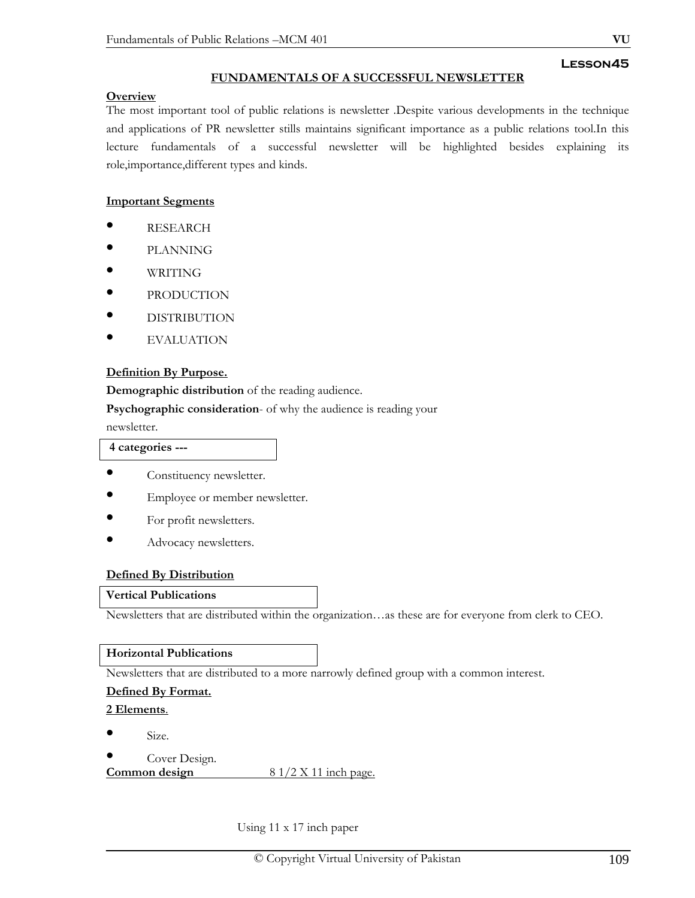## Lesson45

### FUNDAMENTALS OF A SUCCESSFUL NEWSLETTER

**Overview**

The most important tool of public relations is newsletter .Despite various developments in the technique and applications of PR newsletter stills maintains significant importance as a public relations tool.In this lecture fundamentals of a successful newsletter will be highlighted besides explaining its role,importance,different types and kinds.

**Important Segments**

- RESEARCH
- PLANNING
- WRITING
- PRODUCTION
- DISTRIBUTION
- EVALUATION

**Definition By Purpose.**

**Demographic distribution** of the reading audience.

**Psychographic consideration**- of why the audience is reading your newsletter.

**4 categories ---**

- Constituency newsletter.
- Employee or member newsletter.
- For profit newsletters.
- Advocacy newsletters.

**Defined By Distribution**

**Vertical Publications**

Newsletters that are distributed within the organization…as these are for everyone from clerk to CEO.

**Horizontal Publications**

Newsletters that are distributed to a more narrowly defined group with a common interest.

**Defined By Format.**

**2 Elements**.

- Size.
- Cover Design.

**Common design** 8 1/2 X 11 inch page.

Using 11 x 17 inch paper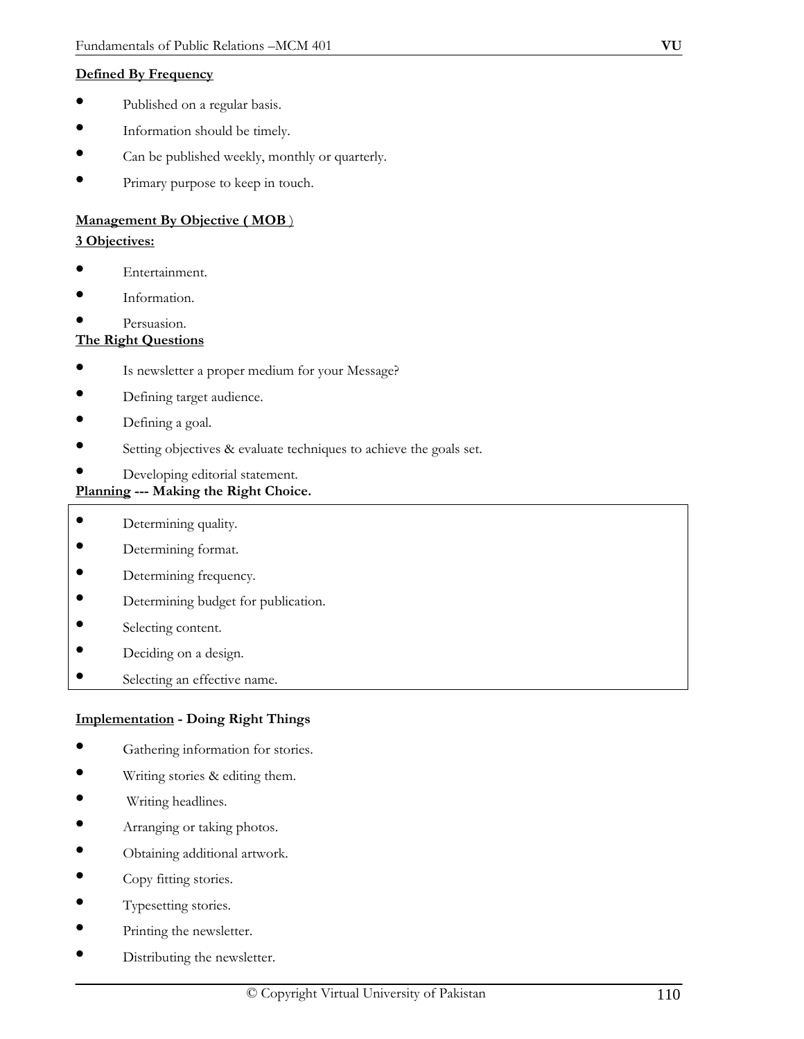**Defined By Frequency**

- Published on a regular basis.
- Information should be timely.
- Can be published weekly, monthly or quarterly.
- Primary purpose to keep in touch.

**Management By Objective ( MOB )**

**3 Objectives:**

- Entertainment.
- Information.
- Persuasion.

**The Right Questions**

- Is newsletter a proper medium for your Message?
- Defining target audience.
- Defining a goal.
- Setting objectives & evaluate techniques to achieve the goals set.
- Developing editorial statement.

**Planning --- Making the Right Choice.**

- Determining quality.
- Determining format.
- Determining frequency.
- Determining budget for publication.
- Selecting content.
- Deciding on a design.
- Selecting an effective name.

**Implementation - Doing Right Things**

- Gathering information for stories.
- Writing stories & editing them.
- Writing headlines.
- Arranging or taking photos.
- Obtaining additional artwork.
- Copy fitting stories.
- Typesetting stories.
- Printing the newsletter.
- Distributing the newsletter.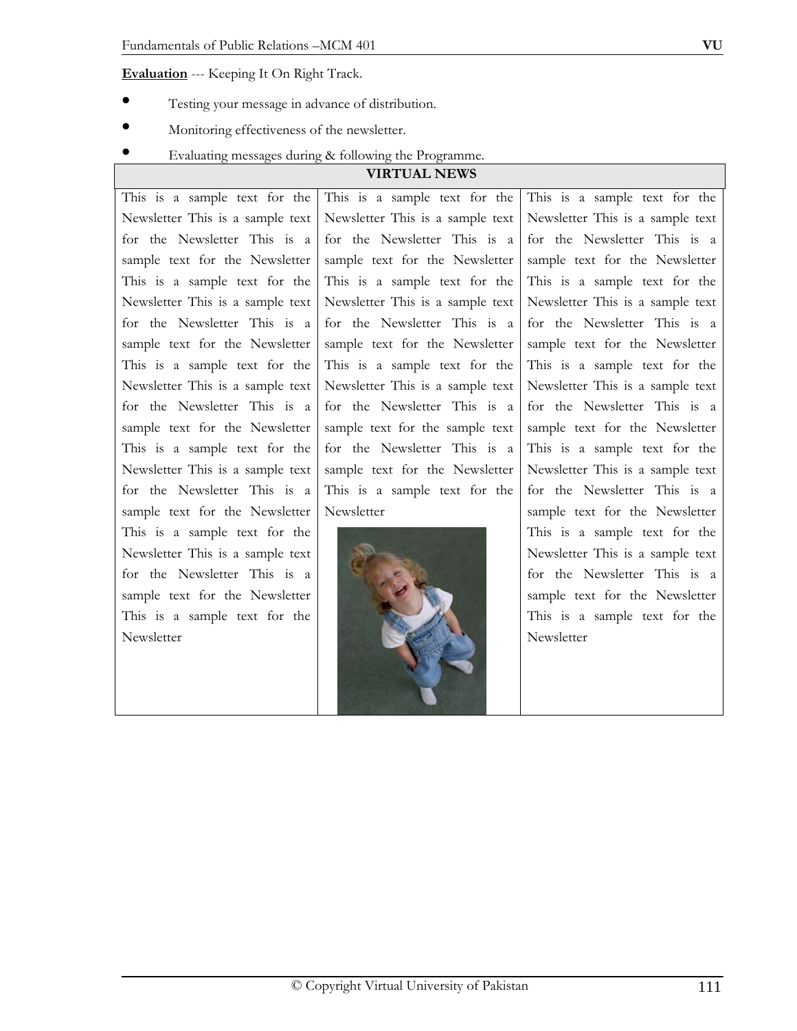**Evaluation** --- Keeping It On Right Track.

- Testing your message in advance of distribution.
- Monitoring effectiveness of the newsletter.
- Evaluating messages during & following the Programme.

| VIRTUAL NEWS | | |
|---|---|---|
| This is a sample text for the Newsletter This is a sample text for the Newsletter This is a sample text for the Newsletter This is a sample text for the Newsletter This is a sample text for the Newsletter This is a sample text for the Newsletter This is a sample text for the Newsletter This is a sample text for the Newsletter This is a sample text for the Newsletter This is a sample text for the Newsletter This is a sample text for the Newsletter This is a sample text for the Newsletter This is a sample text for the Newsletter This is a sample text for the Newsletter This is a sample text for the Newsletter This is a sample text for the Newsletter This is a sample text for the Newsletter This is a sample text for the Newsletter This is a sample text for the Newsletter This is a sample text for the Newsletter This is a sample text for the Newsletter | This is a sample text for the Newsletter This is a sample text for the Newsletter This is a sample text for the Newsletter This is a sample text for the Newsletter This is a sample text for the Newsletter This is a sample text for the Newsletter This is a sample text for the Newsletter This is a sample text for the Newsletter This is a sample text for the sample text for the Newsletter This is a sample text for the Newsletter This is a sample text for the Newsletter | This is a sample text for the Newsletter This is a sample text for the Newsletter This is a sample text for the Newsletter This is a sample text for the Newsletter This is a sample text for the Newsletter This is a sample text for the Newsletter This is a sample text for the Newsletter This is a sample text for the Newsletter This is a sample text for the Newsletter This is a sample text for the Newsletter This is a sample text for the Newsletter This is a sample text for the Newsletter This is a sample text for the Newsletter This is a sample text for the Newsletter This is a sample text for the Newsletter This is a sample text for the Newsletter This is a sample text for the Newsletter This is a sample text for the Newsletter This is a sample text for the Newsletter This is a sample text for the Newsletter This is a sample text for the Newsletter |